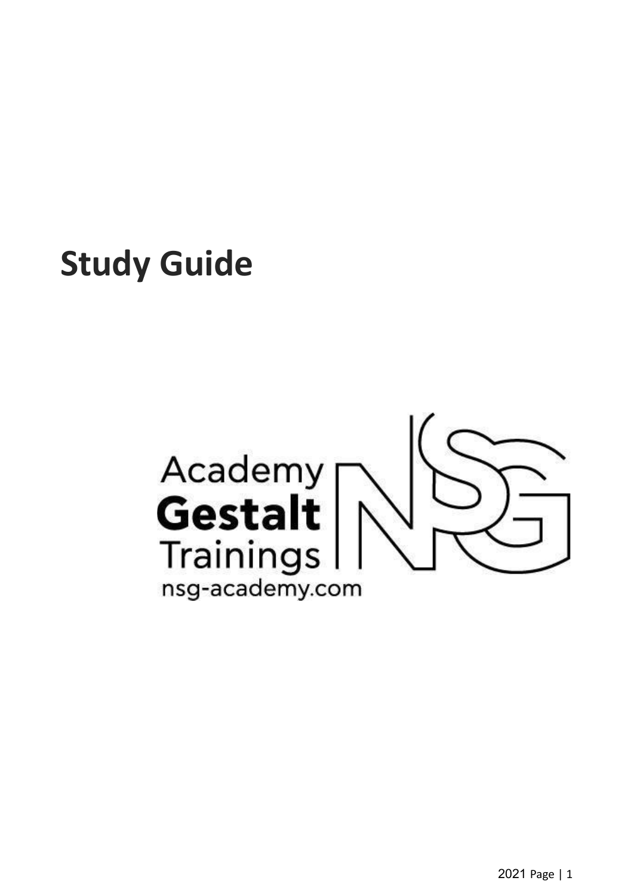# Study Guide

Academy
**Gestalt**
Trainings
nsg-academy.com

2021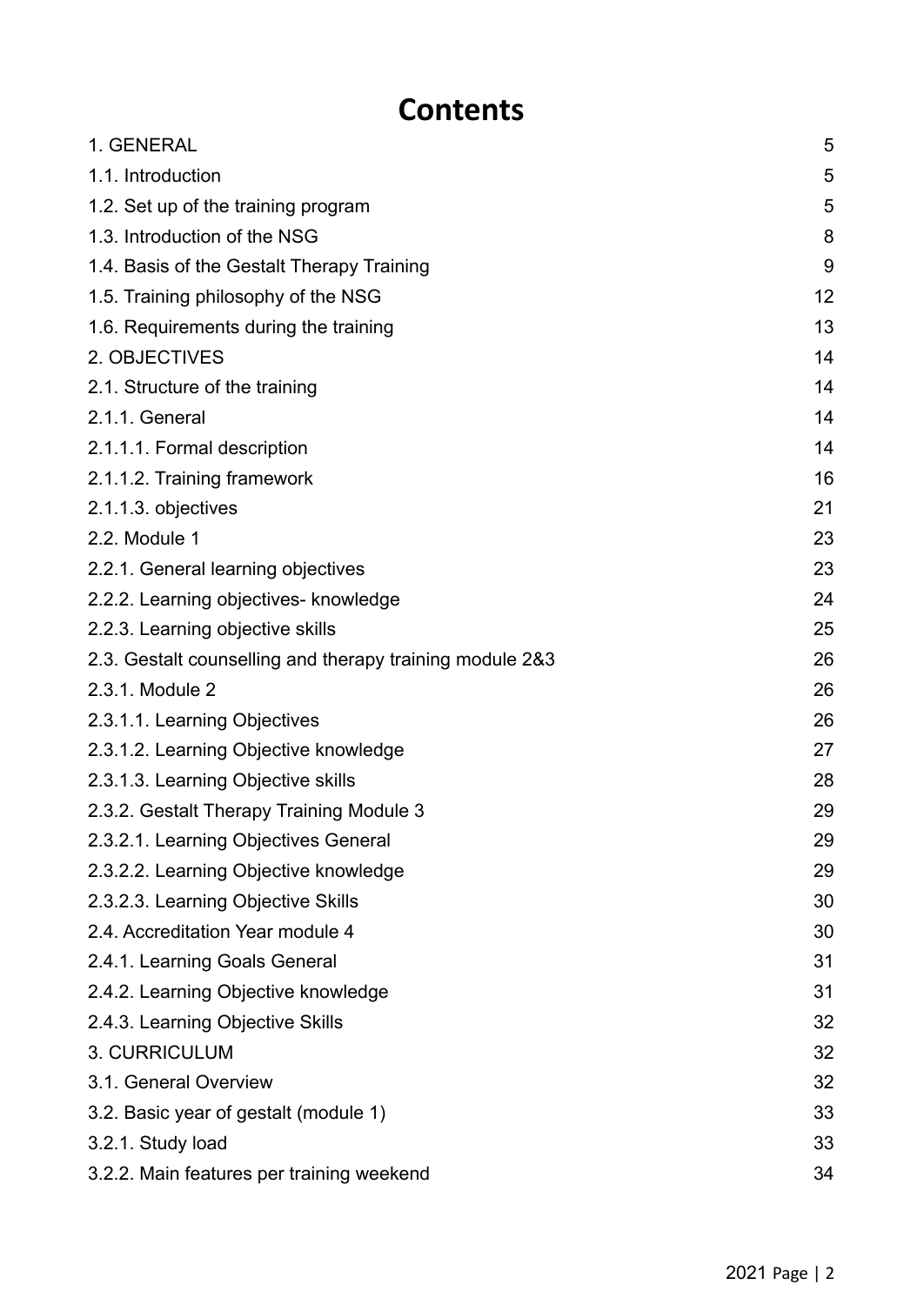# Contents

| | |
|---|---|
| 1. GENERAL | 5 |
| 1.1. Introduction | 5 |
| 1.2. Set up of the training program | 5 |
| 1.3. Introduction of the NSG | 8 |
| 1.4. Basis of the Gestalt Therapy Training | 9 |
| 1.5. Training philosophy of the NSG | 12 |
| 1.6. Requirements during the training | 13 |
| 2. OBJECTIVES | 14 |
| 2.1. Structure of the training | 14 |
| 2.1.1. General | 14 |
| 2.1.1.1. Formal description | 14 |
| 2.1.1.2. Training framework | 16 |
| 2.1.1.3. objectives | 21 |
| 2.2. Module 1 | 23 |
| 2.2.1. General learning objectives | 23 |
| 2.2.2. Learning objectives- knowledge | 24 |
| 2.2.3. Learning objective skills | 25 |
| 2.3. Gestalt counselling and therapy training module 2&3 | 26 |
| 2.3.1. Module 2 | 26 |
| 2.3.1.1. Learning Objectives | 26 |
| 2.3.1.2. Learning Objective knowledge | 27 |
| 2.3.1.3. Learning Objective skills | 28 |
| 2.3.2. Gestalt Therapy Training Module 3 | 29 |
| 2.3.2.1. Learning Objectives General | 29 |
| 2.3.2.2. Learning Objective knowledge | 29 |
| 2.3.2.3. Learning Objective Skills | 30 |
| 2.4. Accreditation Year module 4 | 30 |
| 2.4.1. Learning Goals General | 31 |
| 2.4.2. Learning Objective knowledge | 31 |
| 2.4.3. Learning Objective Skills | 32 |
| 3. CURRICULUM | 32 |
| 3.1. General Overview | 32 |
| 3.2. Basic year of gestalt (module 1) | 33 |
| 3.2.1. Study load | 33 |
| 3.2.2. Main features per training weekend | 34 |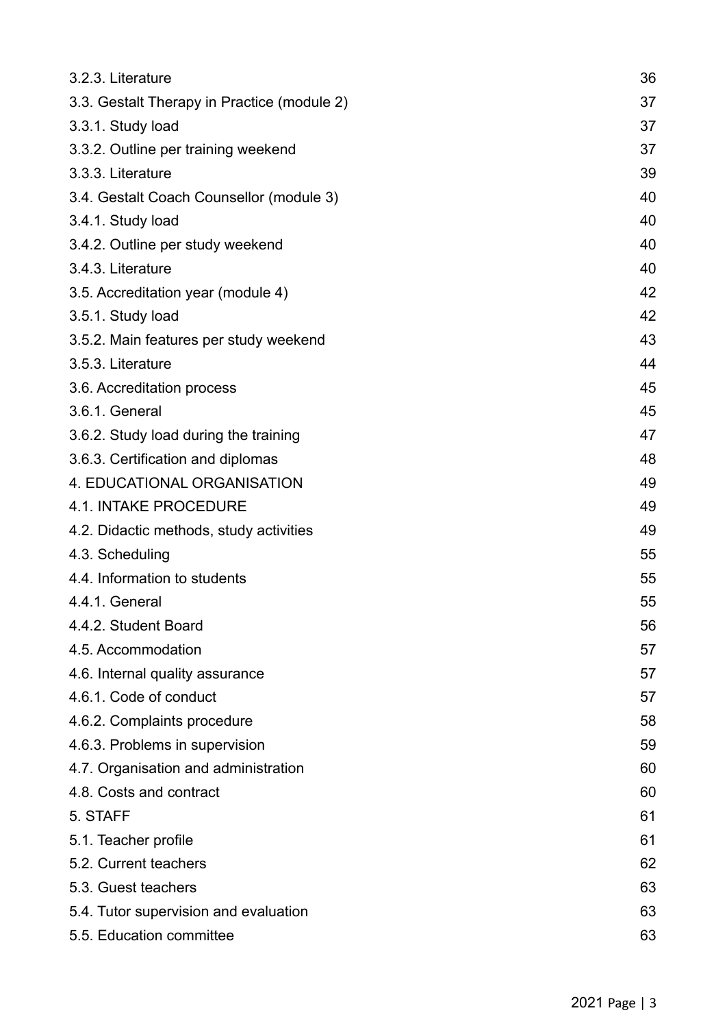| | |
|---|---|
| 3.2.3. Literature | 36 |
| 3.3. Gestalt Therapy in Practice (module 2) | 37 |
| 3.3.1. Study load | 37 |
| 3.3.2. Outline per training weekend | 37 |
| 3.3.3. Literature | 39 |
| 3.4. Gestalt Coach Counsellor (module 3) | 40 |
| 3.4.1. Study load | 40 |
| 3.4.2. Outline per study weekend | 40 |
| 3.4.3. Literature | 40 |
| 3.5. Accreditation year (module 4) | 42 |
| 3.5.1. Study load | 42 |
| 3.5.2. Main features per study weekend | 43 |
| 3.5.3. Literature | 44 |
| 3.6. Accreditation process | 45 |
| 3.6.1. General | 45 |
| 3.6.2. Study load during the training | 47 |
| 3.6.3. Certification and diplomas | 48 |
| 4. EDUCATIONAL ORGANISATION | 49 |
| 4.1. INTAKE PROCEDURE | 49 |
| 4.2. Didactic methods, study activities | 49 |
| 4.3. Scheduling | 55 |
| 4.4. Information to students | 55 |
| 4.4.1. General | 55 |
| 4.4.2. Student Board | 56 |
| 4.5. Accommodation | 57 |
| 4.6. Internal quality assurance | 57 |
| 4.6.1. Code of conduct | 57 |
| 4.6.2. Complaints procedure | 58 |
| 4.6.3. Problems in supervision | 59 |
| 4.7. Organisation and administration | 60 |
| 4.8. Costs and contract | 60 |
| 5. STAFF | 61 |
| 5.1. Teacher profile | 61 |
| 5.2. Current teachers | 62 |
| 5.3. Guest teachers | 63 |
| 5.4. Tutor supervision and evaluation | 63 |
| 5.5. Education committee | 63 |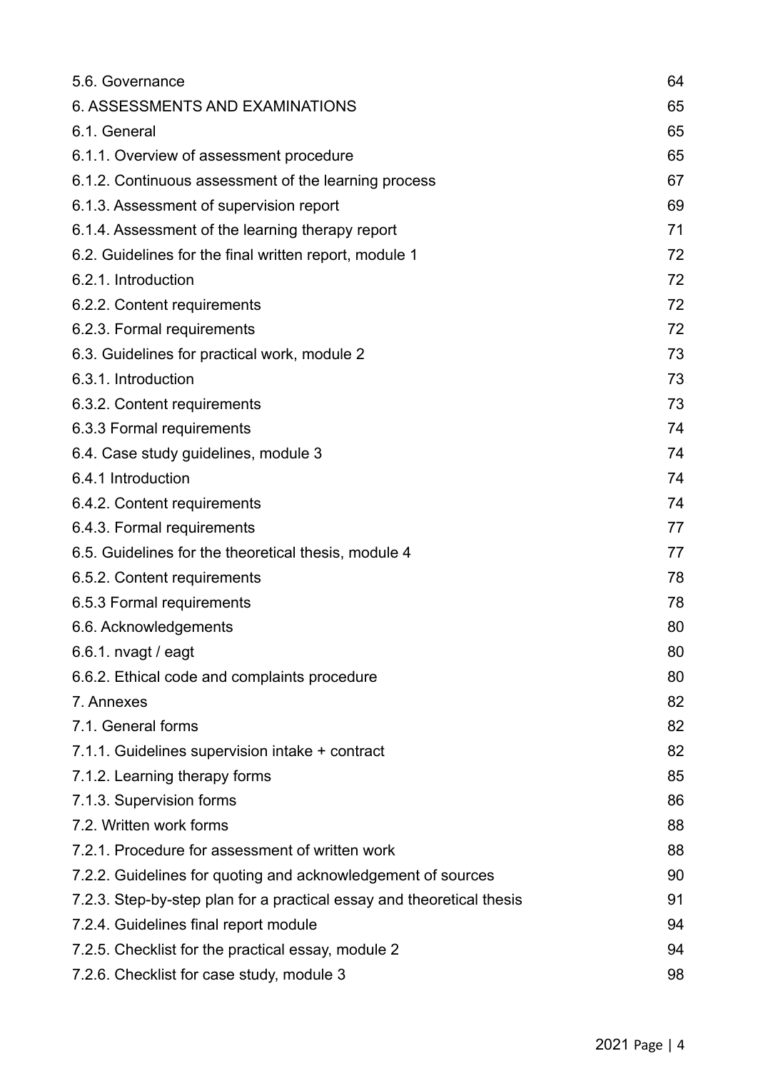| | |
|---|---|
| 5.6. Governance | 64 |
| 6. ASSESSMENTS AND EXAMINATIONS | 65 |
| 6.1. General | 65 |
| 6.1.1. Overview of assessment procedure | 65 |
| 6.1.2. Continuous assessment of the learning process | 67 |
| 6.1.3. Assessment of supervision report | 69 |
| 6.1.4. Assessment of the learning therapy report | 71 |
| 6.2. Guidelines for the final written report, module 1 | 72 |
| 6.2.1. Introduction | 72 |
| 6.2.2. Content requirements | 72 |
| 6.2.3. Formal requirements | 72 |
| 6.3. Guidelines for practical work, module 2 | 73 |
| 6.3.1. Introduction | 73 |
| 6.3.2. Content requirements | 73 |
| 6.3.3 Formal requirements | 74 |
| 6.4. Case study guidelines, module 3 | 74 |
| 6.4.1 Introduction | 74 |
| 6.4.2. Content requirements | 74 |
| 6.4.3. Formal requirements | 77 |
| 6.5. Guidelines for the theoretical thesis, module 4 | 77 |
| 6.5.2. Content requirements | 78 |
| 6.5.3 Formal requirements | 78 |
| 6.6. Acknowledgements | 80 |
| 6.6.1. nvagt / eagt | 80 |
| 6.6.2. Ethical code and complaints procedure | 80 |
| 7. Annexes | 82 |
| 7.1. General forms | 82 |
| 7.1.1. Guidelines supervision intake + contract | 82 |
| 7.1.2. Learning therapy forms | 85 |
| 7.1.3. Supervision forms | 86 |
| 7.2. Written work forms | 88 |
| 7.2.1. Procedure for assessment of written work | 88 |
| 7.2.2. Guidelines for quoting and acknowledgement of sources | 90 |
| 7.2.3. Step-by-step plan for a practical essay and theoretical thesis | 91 |
| 7.2.4. Guidelines final report module | 94 |
| 7.2.5. Checklist for the practical essay, module 2 | 94 |
| 7.2.6. Checklist for case study, module 3 | 98 |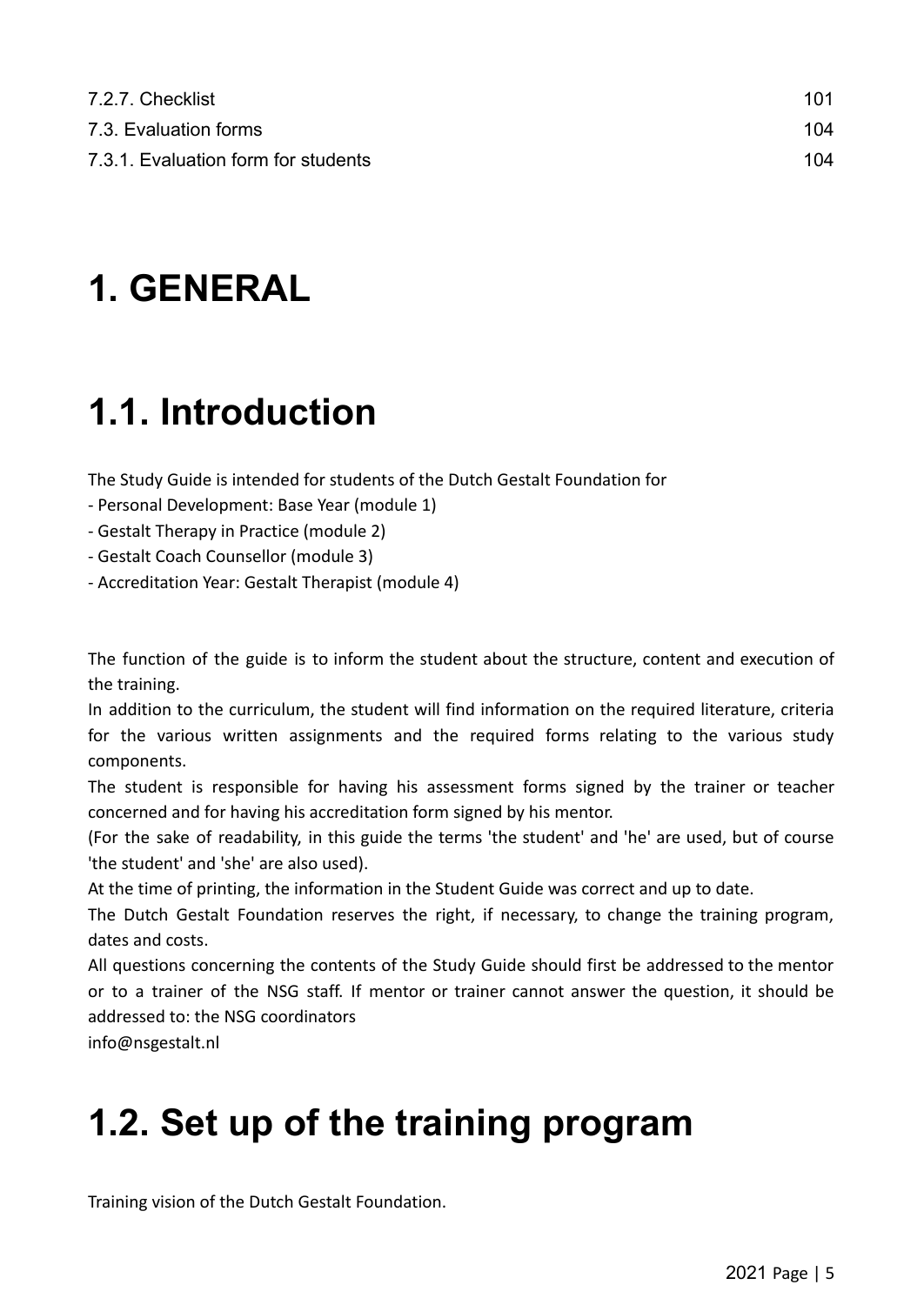| | |
|---|---|
| 7.2.7. Checklist | 101 |
| 7.3. Evaluation forms | 104 |
| 7.3.1. Evaluation form for students | 104 |

# 1. GENERAL

# 1.1. Introduction

The Study Guide is intended for students of the Dutch Gestalt Foundation for
- Personal Development: Base Year (module 1)
- Gestalt Therapy in Practice (module 2)
- Gestalt Coach Counsellor (module 3)
- Accreditation Year: Gestalt Therapist (module 4)

The function of the guide is to inform the student about the structure, content and execution of the training.
In addition to the curriculum, the student will find information on the required literature, criteria for the various written assignments and the required forms relating to the various study components.
The student is responsible for having his assessment forms signed by the trainer or teacher concerned and for having his accreditation form signed by his mentor.
(For the sake of readability, in this guide the terms 'the student' and 'he' are used, but of course 'the student' and 'she' are also used).
At the time of printing, the information in the Student Guide was correct and up to date.
The Dutch Gestalt Foundation reserves the right, if necessary, to change the training program, dates and costs.
All questions concerning the contents of the Study Guide should first be addressed to the mentor or to a trainer of the NSG staff. If mentor or trainer cannot answer the question, it should be addressed to: the NSG coordinators
info@nsgestalt.nl

# 1.2. Set up of the training program

Training vision of the Dutch Gestalt Foundation.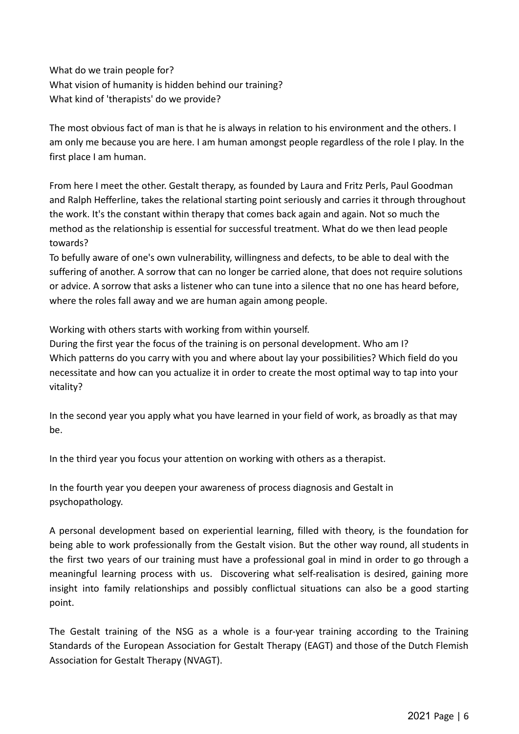What do we train people for?
What vision of humanity is hidden behind our training?
What kind of 'therapists' do we provide?

The most obvious fact of man is that he is always in relation to his environment and the others. I am only me because you are here. I am human amongst people regardless of the role I play. In the first place I am human.

From here I meet the other. Gestalt therapy, as founded by Laura and Fritz Perls, Paul Goodman and Ralph Hefferline, takes the relational starting point seriously and carries it through throughout the work. It's the constant within therapy that comes back again and again. Not so much the method as the relationship is essential for successful treatment. What do we then lead people towards?
To befully aware of one's own vulnerability, willingness and defects, to be able to deal with the suffering of another. A sorrow that can no longer be carried alone, that does not require solutions or advice. A sorrow that asks a listener who can tune into a silence that no one has heard before, where the roles fall away and we are human again among people.

Working with others starts with working from within yourself.
During the first year the focus of the training is on personal development. Who am I?
Which patterns do you carry with you and where about lay your possibilities? Which field do you necessitate and how can you actualize it in order to create the most optimal way to tap into your vitality?

In the second year you apply what you have learned in your field of work, as broadly as that may be.

In the third year you focus your attention on working with others as a therapist.

In the fourth year you deepen your awareness of process diagnosis and Gestalt in psychopathology.

A personal development based on experiential learning, filled with theory, is the foundation for being able to work professionally from the Gestalt vision. But the other way round, all students in the first two years of our training must have a professional goal in mind in order to go through a meaningful learning process with us. Discovering what self-realisation is desired, gaining more insight into family relationships and possibly conflictual situations can also be a good starting point.

The Gestalt training of the NSG as a whole is a four-year training according to the Training Standards of the European Association for Gestalt Therapy (EAGT) and those of the Dutch Flemish Association for Gestalt Therapy (NVAGT).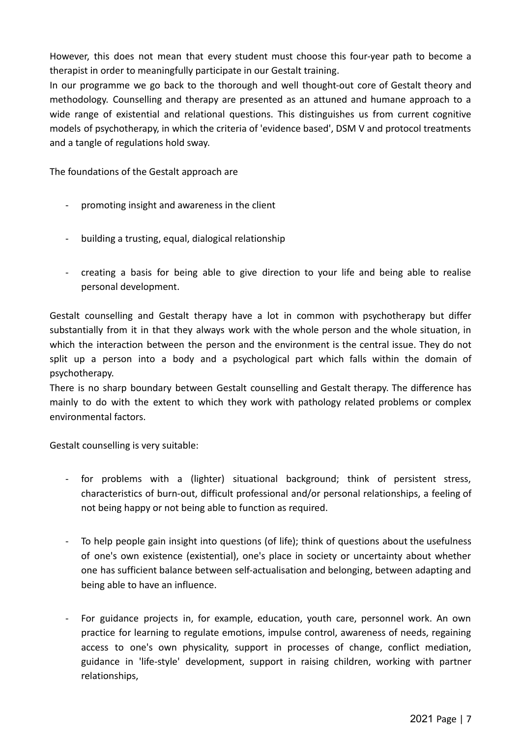However, this does not mean that every student must choose this four-year path to become a therapist in order to meaningfully participate in our Gestalt training.
In our programme we go back to the thorough and well thought-out core of Gestalt theory and methodology. Counselling and therapy are presented as an attuned and humane approach to a wide range of existential and relational questions. This distinguishes us from current cognitive models of psychotherapy, in which the criteria of 'evidence based', DSM V and protocol treatments and a tangle of regulations hold sway.

The foundations of the Gestalt approach are

- promoting insight and awareness in the client
- building a trusting, equal, dialogical relationship
- creating a basis for being able to give direction to your life and being able to realise personal development.

Gestalt counselling and Gestalt therapy have a lot in common with psychotherapy but differ substantially from it in that they always work with the whole person and the whole situation, in which the interaction between the person and the environment is the central issue. They do not split up a person into a body and a psychological part which falls within the domain of psychotherapy.
There is no sharp boundary between Gestalt counselling and Gestalt therapy. The difference has mainly to do with the extent to which they work with pathology related problems or complex environmental factors.

Gestalt counselling is very suitable:

- for problems with a (lighter) situational background; think of persistent stress, characteristics of burn-out, difficult professional and/or personal relationships, a feeling of not being happy or not being able to function as required.
- To help people gain insight into questions (of life); think of questions about the usefulness of one's own existence (existential), one's place in society or uncertainty about whether one has sufficient balance between self-actualisation and belonging, between adapting and being able to have an influence.
- For guidance projects in, for example, education, youth care, personnel work. An own practice for learning to regulate emotions, impulse control, awareness of needs, regaining access to one's own physicality, support in processes of change, conflict mediation, guidance in 'life-style' development, support in raising children, working with partner relationships,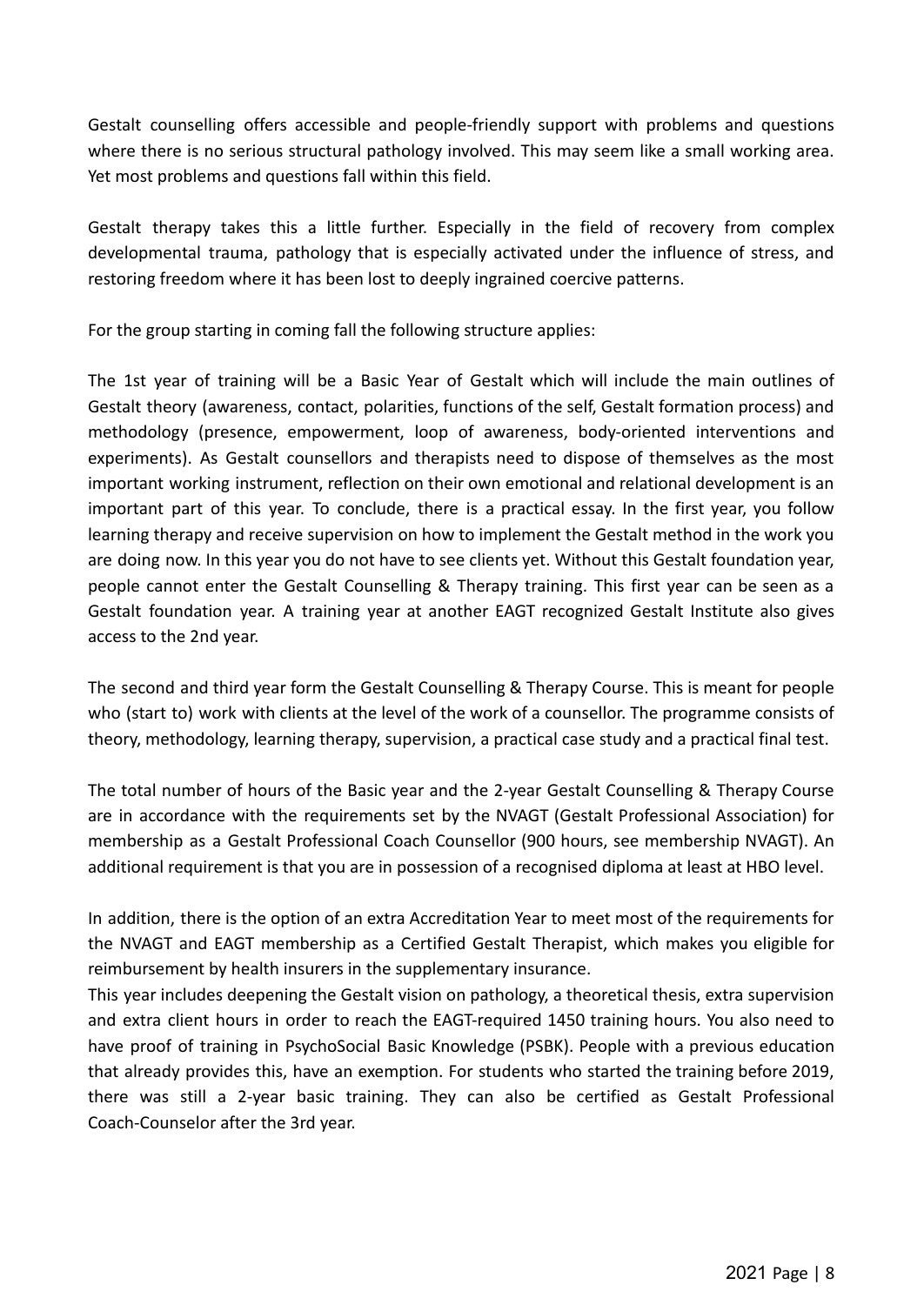Gestalt counselling offers accessible and people-friendly support with problems and questions where there is no serious structural pathology involved. This may seem like a small working area. Yet most problems and questions fall within this field.

Gestalt therapy takes this a little further. Especially in the field of recovery from complex developmental trauma, pathology that is especially activated under the influence of stress, and restoring freedom where it has been lost to deeply ingrained coercive patterns.

For the group starting in coming fall the following structure applies:

The 1st year of training will be a Basic Year of Gestalt which will include the main outlines of Gestalt theory (awareness, contact, polarities, functions of the self, Gestalt formation process) and methodology (presence, empowerment, loop of awareness, body-oriented interventions and experiments). As Gestalt counsellors and therapists need to dispose of themselves as the most important working instrument, reflection on their own emotional and relational development is an important part of this year. To conclude, there is a practical essay. In the first year, you follow learning therapy and receive supervision on how to implement the Gestalt method in the work you are doing now. In this year you do not have to see clients yet. Without this Gestalt foundation year, people cannot enter the Gestalt Counselling & Therapy training. This first year can be seen as a Gestalt foundation year. A training year at another EAGT recognized Gestalt Institute also gives access to the 2nd year.

The second and third year form the Gestalt Counselling & Therapy Course. This is meant for people who (start to) work with clients at the level of the work of a counsellor. The programme consists of theory, methodology, learning therapy, supervision, a practical case study and a practical final test.

The total number of hours of the Basic year and the 2-year Gestalt Counselling & Therapy Course are in accordance with the requirements set by the NVAGT (Gestalt Professional Association) for membership as a Gestalt Professional Coach Counsellor (900 hours, see membership NVAGT). An additional requirement is that you are in possession of a recognised diploma at least at HBO level.

In addition, there is the option of an extra Accreditation Year to meet most of the requirements for the NVAGT and EAGT membership as a Certified Gestalt Therapist, which makes you eligible for reimbursement by health insurers in the supplementary insurance.
This year includes deepening the Gestalt vision on pathology, a theoretical thesis, extra supervision and extra client hours in order to reach the EAGT-required 1450 training hours. You also need to have proof of training in PsychoSocial Basic Knowledge (PSBK). People with a previous education that already provides this, have an exemption. For students who started the training before 2019, there was still a 2-year basic training. They can also be certified as Gestalt Professional Coach-Counselor after the 3rd year.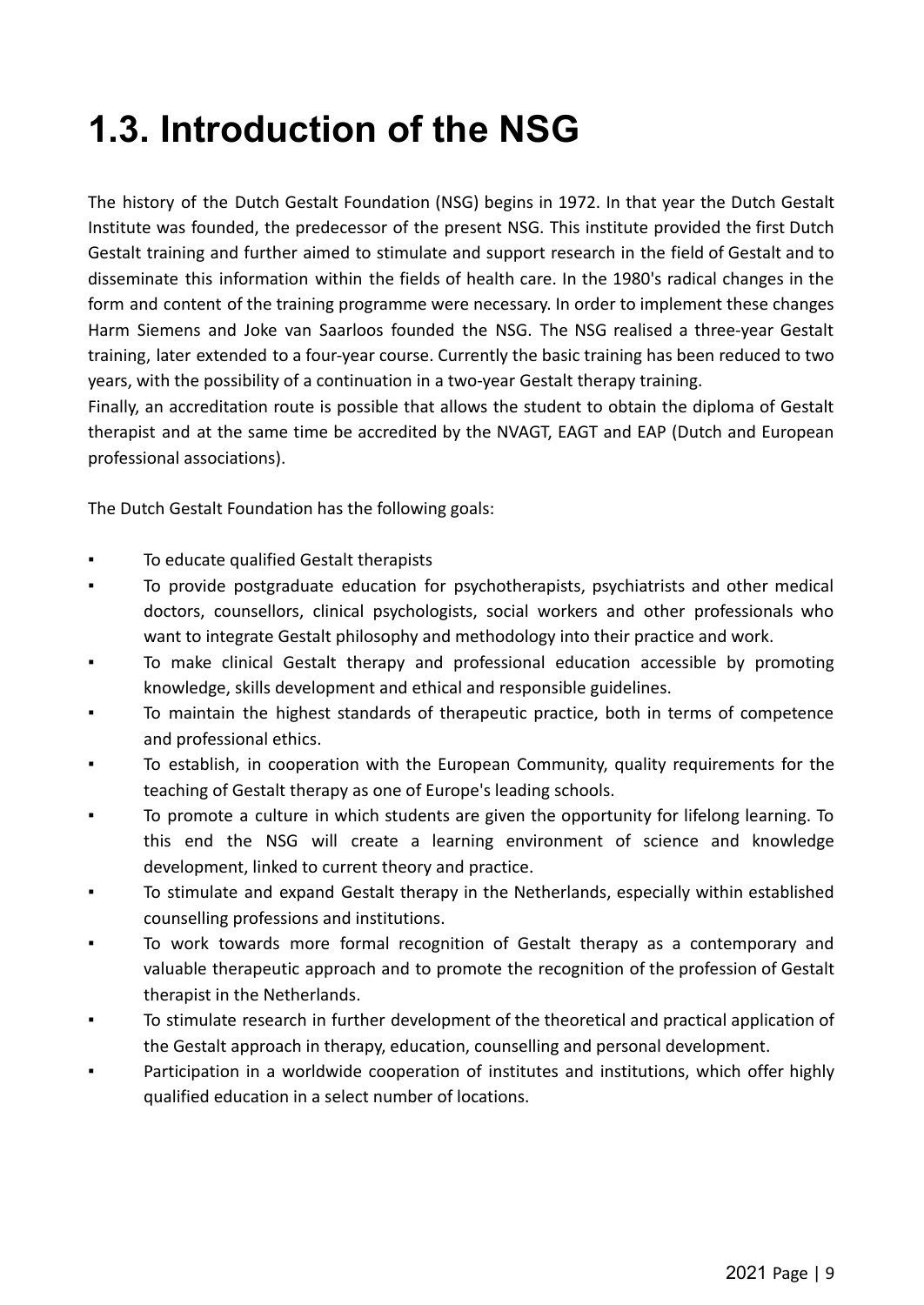# 1.3. Introduction of the NSG

The history of the Dutch Gestalt Foundation (NSG) begins in 1972. In that year the Dutch Gestalt Institute was founded, the predecessor of the present NSG. This institute provided the first Dutch Gestalt training and further aimed to stimulate and support research in the field of Gestalt and to disseminate this information within the fields of health care. In the 1980's radical changes in the form and content of the training programme were necessary. In order to implement these changes Harm Siemens and Joke van Saarloos founded the NSG. The NSG realised a three-year Gestalt training, later extended to a four-year course. Currently the basic training has been reduced to two years, with the possibility of a continuation in a two-year Gestalt therapy training.
Finally, an accreditation route is possible that allows the student to obtain the diploma of Gestalt therapist and at the same time be accredited by the NVAGT, EAGT and EAP (Dutch and European professional associations).

The Dutch Gestalt Foundation has the following goals:

- To educate qualified Gestalt therapists
- To provide postgraduate education for psychotherapists, psychiatrists and other medical doctors, counsellors, clinical psychologists, social workers and other professionals who want to integrate Gestalt philosophy and methodology into their practice and work.
- To make clinical Gestalt therapy and professional education accessible by promoting knowledge, skills development and ethical and responsible guidelines.
- To maintain the highest standards of therapeutic practice, both in terms of competence and professional ethics.
- To establish, in cooperation with the European Community, quality requirements for the teaching of Gestalt therapy as one of Europe's leading schools.
- To promote a culture in which students are given the opportunity for lifelong learning. To this end the NSG will create a learning environment of science and knowledge development, linked to current theory and practice.
- To stimulate and expand Gestalt therapy in the Netherlands, especially within established counselling professions and institutions.
- To work towards more formal recognition of Gestalt therapy as a contemporary and valuable therapeutic approach and to promote the recognition of the profession of Gestalt therapist in the Netherlands.
- To stimulate research in further development of the theoretical and practical application of the Gestalt approach in therapy, education, counselling and personal development.
- Participation in a worldwide cooperation of institutes and institutions, which offer highly qualified education in a select number of locations.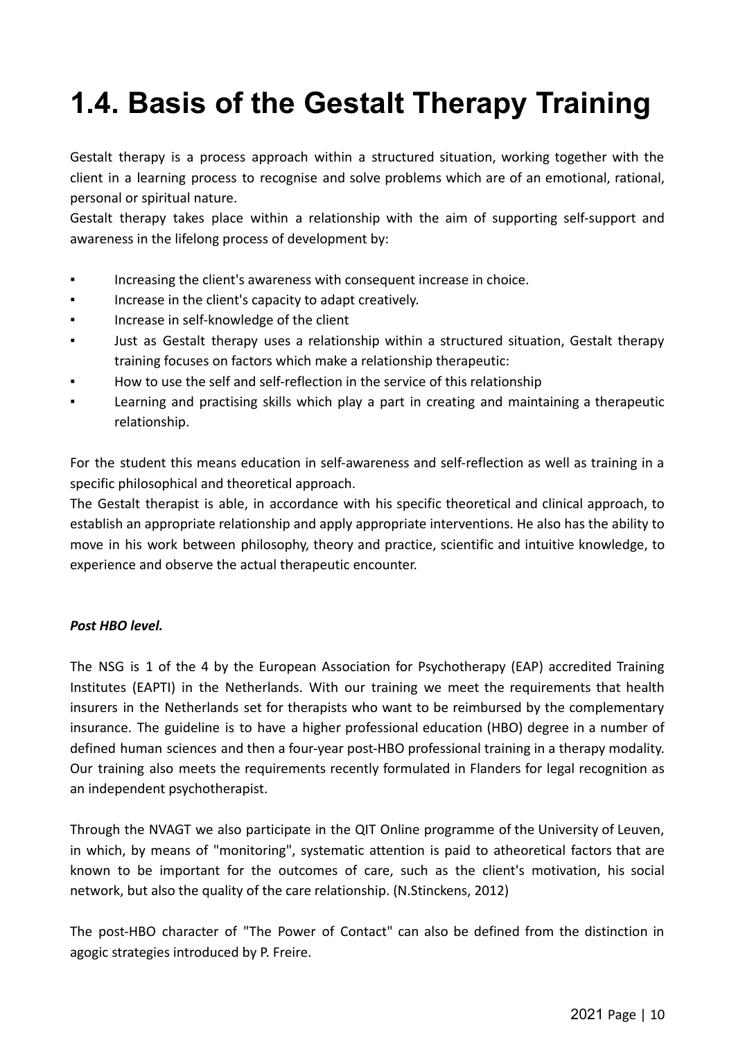# 1.4. Basis of the Gestalt Therapy Training

Gestalt therapy is a process approach within a structured situation, working together with the client in a learning process to recognise and solve problems which are of an emotional, rational, personal or spiritual nature.
Gestalt therapy takes place within a relationship with the aim of supporting self-support and awareness in the lifelong process of development by:

- Increasing the client's awareness with consequent increase in choice.
- Increase in the client's capacity to adapt creatively.
- Increase in self-knowledge of the client
- Just as Gestalt therapy uses a relationship within a structured situation, Gestalt therapy training focuses on factors which make a relationship therapeutic:
- How to use the self and self-reflection in the service of this relationship
- Learning and practising skills which play a part in creating and maintaining a therapeutic relationship.

For the student this means education in self-awareness and self-reflection as well as training in a specific philosophical and theoretical approach.
The Gestalt therapist is able, in accordance with his specific theoretical and clinical approach, to establish an appropriate relationship and apply appropriate interventions. He also has the ability to move in his work between philosophy, theory and practice, scientific and intuitive knowledge, to experience and observe the actual therapeutic encounter.

***Post HBO level.***

The NSG is 1 of the 4 by the European Association for Psychotherapy (EAP) accredited Training Institutes (EAPTI) in the Netherlands. With our training we meet the requirements that health insurers in the Netherlands set for therapists who want to be reimbursed by the complementary insurance. The guideline is to have a higher professional education (HBO) degree in a number of defined human sciences and then a four-year post-HBO professional training in a therapy modality. Our training also meets the requirements recently formulated in Flanders for legal recognition as an independent psychotherapist.

Through the NVAGT we also participate in the QIT Online programme of the University of Leuven, in which, by means of "monitoring", systematic attention is paid to atheoretical factors that are known to be important for the outcomes of care, such as the client's motivation, his social network, but also the quality of the care relationship. (N.Stinckens, 2012)

The post-HBO character of "The Power of Contact" can also be defined from the distinction in agogic strategies introduced by P. Freire.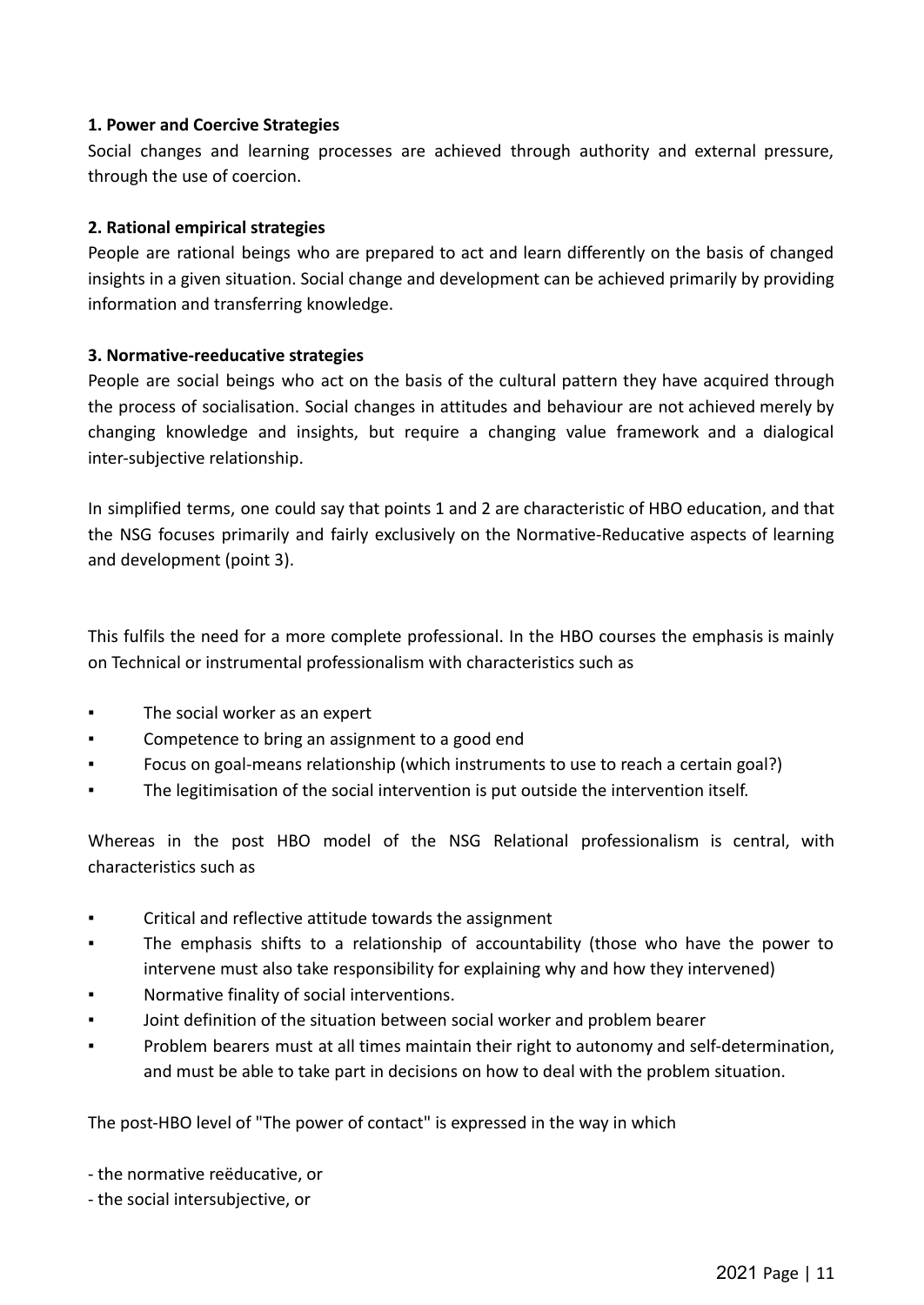**1. Power and Coercive Strategies**
Social changes and learning processes are achieved through authority and external pressure, through the use of coercion.

**2. Rational empirical strategies**
People are rational beings who are prepared to act and learn differently on the basis of changed insights in a given situation. Social change and development can be achieved primarily by providing information and transferring knowledge.

**3. Normative-reeducative strategies**
People are social beings who act on the basis of the cultural pattern they have acquired through the process of socialisation. Social changes in attitudes and behaviour are not achieved merely by changing knowledge and insights, but require a changing value framework and a dialogical inter-subjective relationship.

In simplified terms, one could say that points 1 and 2 are characteristic of HBO education, and that the NSG focuses primarily and fairly exclusively on the Normative-Reducative aspects of learning and development (point 3).

This fulfils the need for a more complete professional. In the HBO courses the emphasis is mainly on Technical or instrumental professionalism with characteristics such as

- The social worker as an expert
- Competence to bring an assignment to a good end
- Focus on goal-means relationship (which instruments to use to reach a certain goal?)
- The legitimisation of the social intervention is put outside the intervention itself.

Whereas in the post HBO model of the NSG Relational professionalism is central, with characteristics such as

- Critical and reflective attitude towards the assignment
- The emphasis shifts to a relationship of accountability (those who have the power to intervene must also take responsibility for explaining why and how they intervened)
- Normative finality of social interventions.
- Joint definition of the situation between social worker and problem bearer
- Problem bearers must at all times maintain their right to autonomy and self-determination, and must be able to take part in decisions on how to deal with the problem situation.

The post-HBO level of "The power of contact" is expressed in the way in which

- the normative reëducative, or
- the social intersubjective, or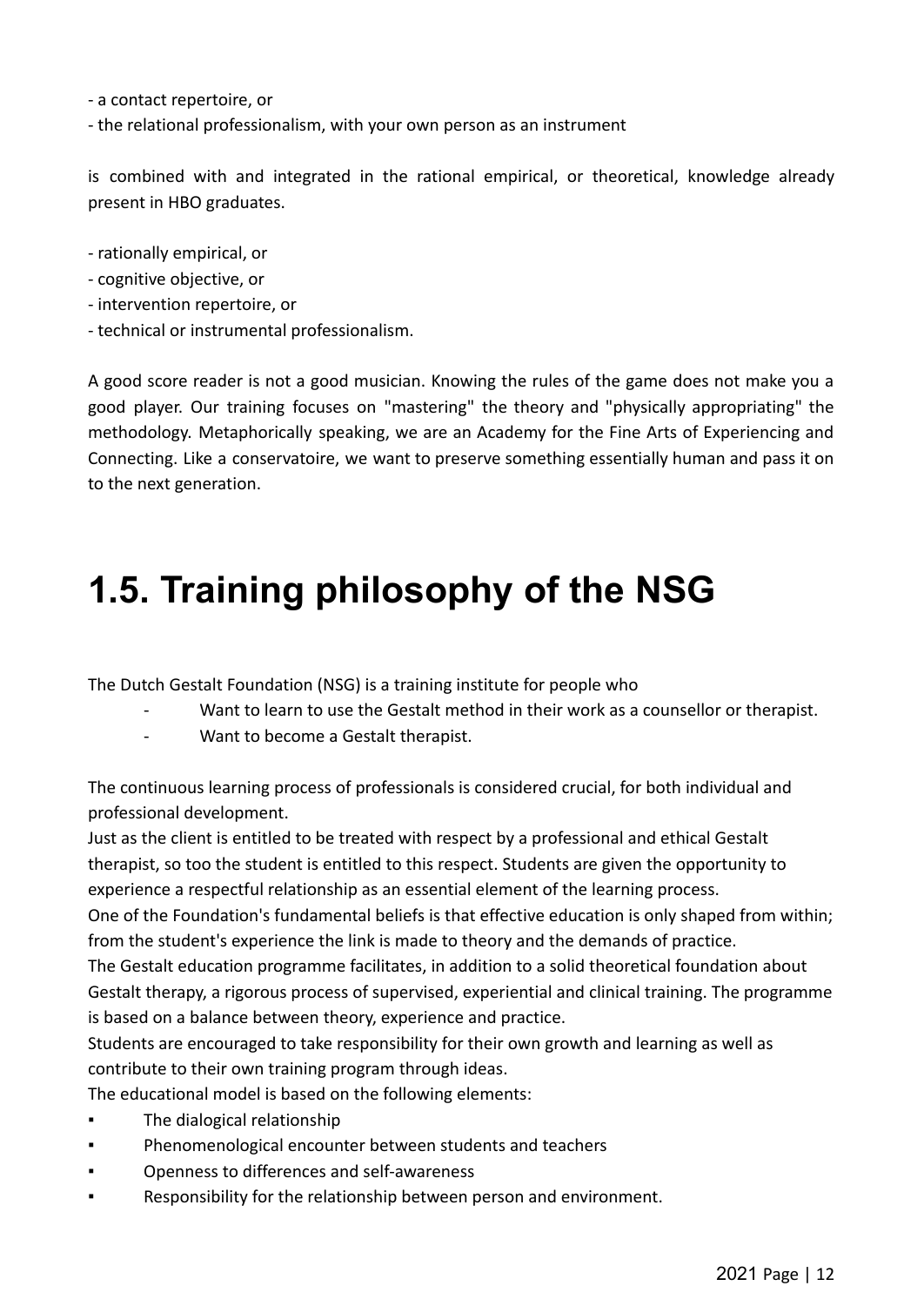- a contact repertoire, or
- the relational professionalism, with your own person as an instrument

is combined with and integrated in the rational empirical, or theoretical, knowledge already present in HBO graduates.

- rationally empirical, or
- cognitive objective, or
- intervention repertoire, or
- technical or instrumental professionalism.

A good score reader is not a good musician. Knowing the rules of the game does not make you a good player. Our training focuses on "mastering" the theory and "physically appropriating" the methodology. Metaphorically speaking, we are an Academy for the Fine Arts of Experiencing and Connecting. Like a conservatoire, we want to preserve something essentially human and pass it on to the next generation.

# 1.5. Training philosophy of the NSG

The Dutch Gestalt Foundation (NSG) is a training institute for people who

- Want to learn to use the Gestalt method in their work as a counsellor or therapist.
- Want to become a Gestalt therapist.

The continuous learning process of professionals is considered crucial, for both individual and professional development.

Just as the client is entitled to be treated with respect by a professional and ethical Gestalt therapist, so too the student is entitled to this respect. Students are given the opportunity to experience a respectful relationship as an essential element of the learning process.

One of the Foundation's fundamental beliefs is that effective education is only shaped from within; from the student's experience the link is made to theory and the demands of practice.

The Gestalt education programme facilitates, in addition to a solid theoretical foundation about Gestalt therapy, a rigorous process of supervised, experiential and clinical training. The programme is based on a balance between theory, experience and practice.

Students are encouraged to take responsibility for their own growth and learning as well as contribute to their own training program through ideas.

The educational model is based on the following elements:

- The dialogical relationship
- Phenomenological encounter between students and teachers
- Openness to differences and self-awareness
- Responsibility for the relationship between person and environment.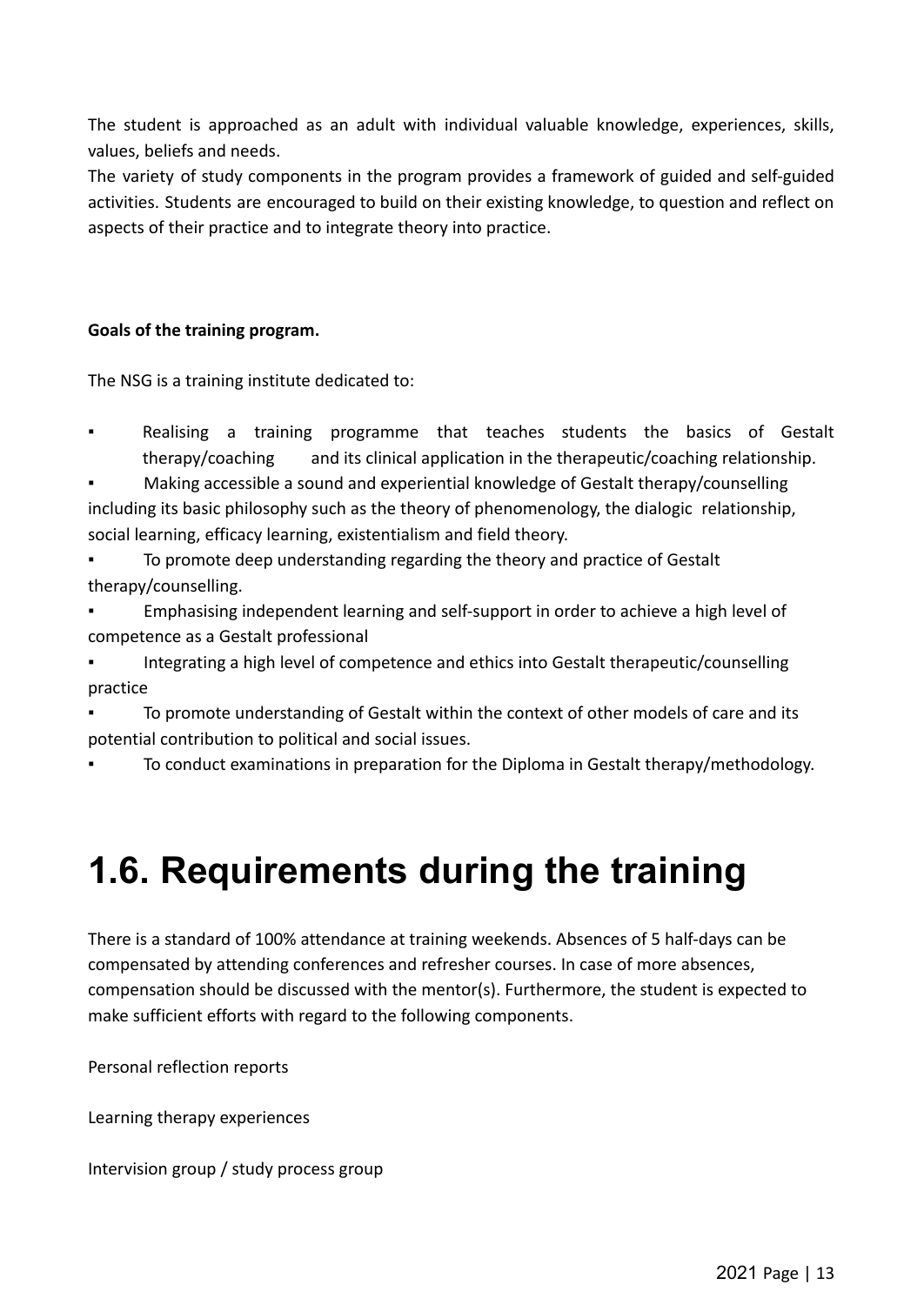The student is approached as an adult with individual valuable knowledge, experiences, skills, values, beliefs and needs.
The variety of study components in the program provides a framework of guided and self-guided activities. Students are encouraged to build on their existing knowledge, to question and reflect on aspects of their practice and to integrate theory into practice.

**Goals of the training program.**

The NSG is a training institute dedicated to:

- Realising a training programme that teaches students the basics of Gestalt therapy/coaching and its clinical application in the therapeutic/coaching relationship.
- Making accessible a sound and experiential knowledge of Gestalt therapy/counselling including its basic philosophy such as the theory of phenomenology, the dialogic relationship, social learning, efficacy learning, existentialism and field theory.
- To promote deep understanding regarding the theory and practice of Gestalt therapy/counselling.
- Emphasising independent learning and self-support in order to achieve a high level of competence as a Gestalt professional
- Integrating a high level of competence and ethics into Gestalt therapeutic/counselling practice
- To promote understanding of Gestalt within the context of other models of care and its potential contribution to political and social issues.
- To conduct examinations in preparation for the Diploma in Gestalt therapy/methodology.

# 1.6. Requirements during the training

There is a standard of 100% attendance at training weekends. Absences of 5 half-days can be compensated by attending conferences and refresher courses. In case of more absences, compensation should be discussed with the mentor(s). Furthermore, the student is expected to make sufficient efforts with regard to the following components.

Personal reflection reports

Learning therapy experiences

Intervision group / study process group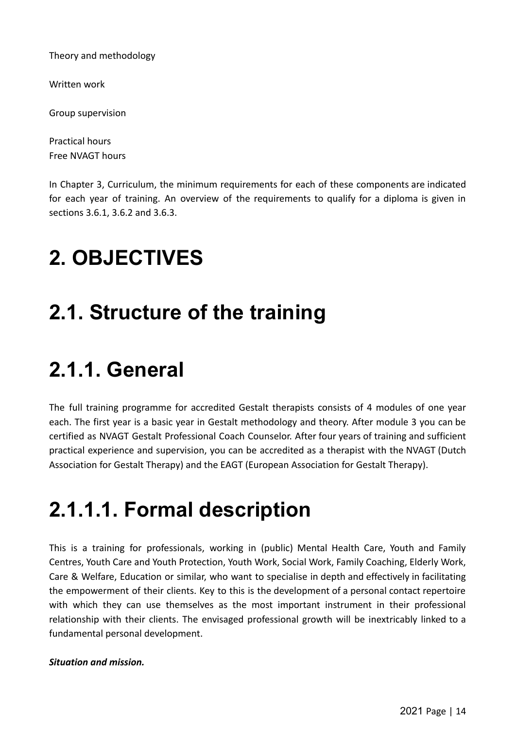Theory and methodology

Written work

Group supervision

Practical hours
Free NVAGT hours

In Chapter 3, Curriculum, the minimum requirements for each of these components are indicated for each year of training. An overview of the requirements to qualify for a diploma is given in sections 3.6.1, 3.6.2 and 3.6.3.

# 2. OBJECTIVES

## 2.1. Structure of the training

### 2.1.1. General

The full training programme for accredited Gestalt therapists consists of 4 modules of one year each. The first year is a basic year in Gestalt methodology and theory. After module 3 you can be certified as NVAGT Gestalt Professional Coach Counselor. After four years of training and sufficient practical experience and supervision, you can be accredited as a therapist with the NVAGT (Dutch Association for Gestalt Therapy) and the EAGT (European Association for Gestalt Therapy).

#### 2.1.1.1. Formal description

This is a training for professionals, working in (public) Mental Health Care, Youth and Family Centres, Youth Care and Youth Protection, Youth Work, Social Work, Family Coaching, Elderly Work, Care & Welfare, Education or similar, who want to specialise in depth and effectively in facilitating the empowerment of their clients. Key to this is the development of a personal contact repertoire with which they can use themselves as the most important instrument in their professional relationship with their clients. The envisaged professional growth will be inextricably linked to a fundamental personal development.

***Situation and mission.***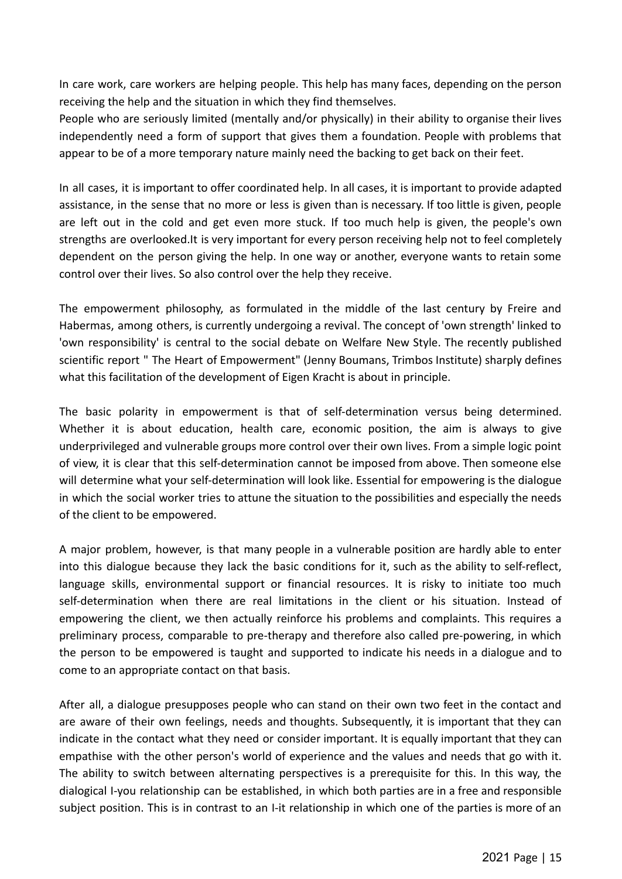In care work, care workers are helping people. This help has many faces, depending on the person receiving the help and the situation in which they find themselves.
People who are seriously limited (mentally and/or physically) in their ability to organise their lives independently need a form of support that gives them a foundation. People with problems that appear to be of a more temporary nature mainly need the backing to get back on their feet.

In all cases, it is important to offer coordinated help. In all cases, it is important to provide adapted assistance, in the sense that no more or less is given than is necessary. If too little is given, people are left out in the cold and get even more stuck. If too much help is given, the people's own strengths are overlooked.It is very important for every person receiving help not to feel completely dependent on the person giving the help. In one way or another, everyone wants to retain some control over their lives. So also control over the help they receive.

The empowerment philosophy, as formulated in the middle of the last century by Freire and Habermas, among others, is currently undergoing a revival. The concept of 'own strength' linked to 'own responsibility' is central to the social debate on Welfare New Style. The recently published scientific report " The Heart of Empowerment" (Jenny Boumans, Trimbos Institute) sharply defines what this facilitation of the development of Eigen Kracht is about in principle.

The basic polarity in empowerment is that of self-determination versus being determined. Whether it is about education, health care, economic position, the aim is always to give underprivileged and vulnerable groups more control over their own lives. From a simple logic point of view, it is clear that this self-determination cannot be imposed from above. Then someone else will determine what your self-determination will look like. Essential for empowering is the dialogue in which the social worker tries to attune the situation to the possibilities and especially the needs of the client to be empowered.

A major problem, however, is that many people in a vulnerable position are hardly able to enter into this dialogue because they lack the basic conditions for it, such as the ability to self-reflect, language skills, environmental support or financial resources. It is risky to initiate too much self-determination when there are real limitations in the client or his situation. Instead of empowering the client, we then actually reinforce his problems and complaints. This requires a preliminary process, comparable to pre-therapy and therefore also called pre-powering, in which the person to be empowered is taught and supported to indicate his needs in a dialogue and to come to an appropriate contact on that basis.

After all, a dialogue presupposes people who can stand on their own two feet in the contact and are aware of their own feelings, needs and thoughts. Subsequently, it is important that they can indicate in the contact what they need or consider important. It is equally important that they can empathise with the other person's world of experience and the values and needs that go with it. The ability to switch between alternating perspectives is a prerequisite for this. In this way, the dialogical I-you relationship can be established, in which both parties are in a free and responsible subject position. This is in contrast to an I-it relationship in which one of the parties is more of an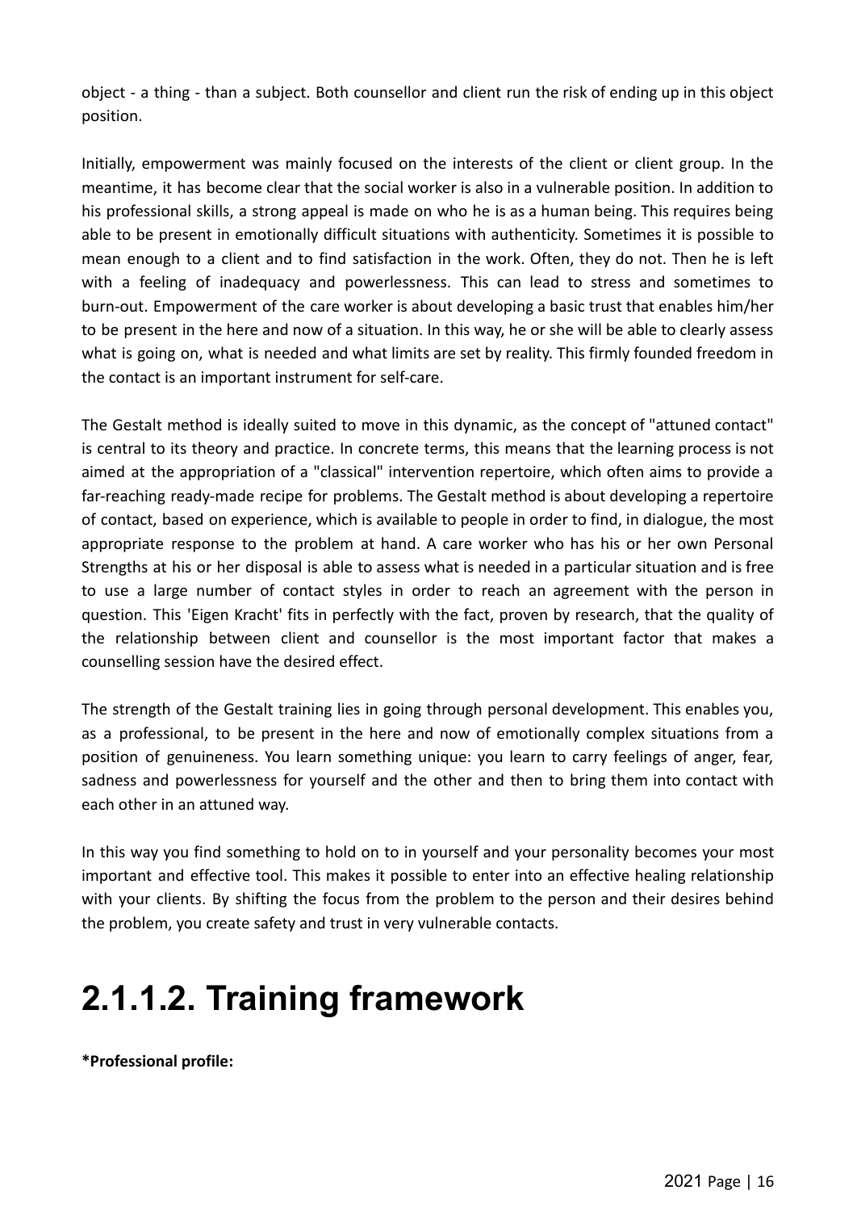object - a thing - than a subject. Both counsellor and client run the risk of ending up in this object position.

Initially, empowerment was mainly focused on the interests of the client or client group. In the meantime, it has become clear that the social worker is also in a vulnerable position. In addition to his professional skills, a strong appeal is made on who he is as a human being. This requires being able to be present in emotionally difficult situations with authenticity. Sometimes it is possible to mean enough to a client and to find satisfaction in the work. Often, they do not. Then he is left with a feeling of inadequacy and powerlessness. This can lead to stress and sometimes to burn-out. Empowerment of the care worker is about developing a basic trust that enables him/her to be present in the here and now of a situation. In this way, he or she will be able to clearly assess what is going on, what is needed and what limits are set by reality. This firmly founded freedom in the contact is an important instrument for self-care.

The Gestalt method is ideally suited to move in this dynamic, as the concept of "attuned contact" is central to its theory and practice. In concrete terms, this means that the learning process is not aimed at the appropriation of a "classical" intervention repertoire, which often aims to provide a far-reaching ready-made recipe for problems. The Gestalt method is about developing a repertoire of contact, based on experience, which is available to people in order to find, in dialogue, the most appropriate response to the problem at hand. A care worker who has his or her own Personal Strengths at his or her disposal is able to assess what is needed in a particular situation and is free to use a large number of contact styles in order to reach an agreement with the person in question. This 'Eigen Kracht' fits in perfectly with the fact, proven by research, that the quality of the relationship between client and counsellor is the most important factor that makes a counselling session have the desired effect.

The strength of the Gestalt training lies in going through personal development. This enables you, as a professional, to be present in the here and now of emotionally complex situations from a position of genuineness. You learn something unique: you learn to carry feelings of anger, fear, sadness and powerlessness for yourself and the other and then to bring them into contact with each other in an attuned way.

In this way you find something to hold on to in yourself and your personality becomes your most important and effective tool. This makes it possible to enter into an effective healing relationship with your clients. By shifting the focus from the problem to the person and their desires behind the problem, you create safety and trust in very vulnerable contacts.

# 2.1.1.2. Training framework

**\*Professional profile:**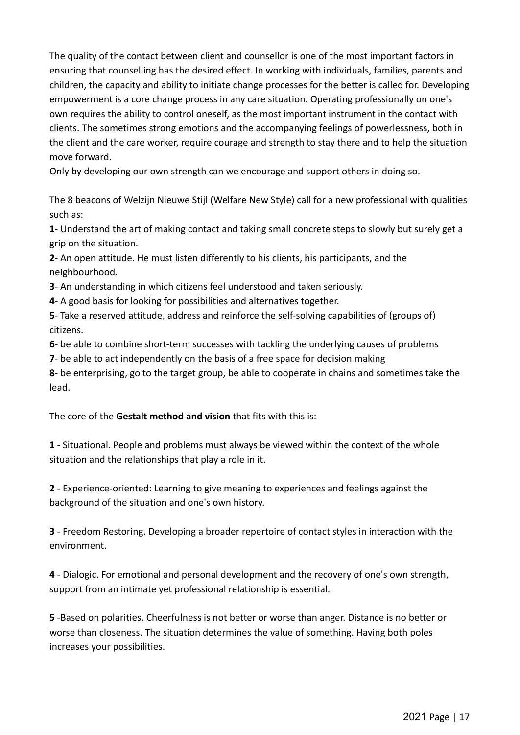The quality of the contact between client and counsellor is one of the most important factors in ensuring that counselling has the desired effect. In working with individuals, families, parents and children, the capacity and ability to initiate change processes for the better is called for. Developing empowerment is a core change process in any care situation. Operating professionally on one's own requires the ability to control oneself, as the most important instrument in the contact with clients. The sometimes strong emotions and the accompanying feelings of powerlessness, both in the client and the care worker, require courage and strength to stay there and to help the situation move forward.
Only by developing our own strength can we encourage and support others in doing so.

The 8 beacons of Welzijn Nieuwe Stijl (Welfare New Style) call for a new professional with qualities such as:

**1**- Understand the art of making contact and taking small concrete steps to slowly but surely get a grip on the situation.
**2**- An open attitude. He must listen differently to his clients, his participants, and the neighbourhood.
**3**- An understanding in which citizens feel understood and taken seriously.
**4**- A good basis for looking for possibilities and alternatives together.
**5**- Take a reserved attitude, address and reinforce the self-solving capabilities of (groups of) citizens.
**6**- be able to combine short-term successes with tackling the underlying causes of problems
**7**- be able to act independently on the basis of a free space for decision making
**8**- be enterprising, go to the target group, be able to cooperate in chains and sometimes take the lead.

The core of the **Gestalt method and vision** that fits with this is:

**1** - Situational. People and problems must always be viewed within the context of the whole situation and the relationships that play a role in it.

**2** - Experience-oriented: Learning to give meaning to experiences and feelings against the background of the situation and one's own history.

**3** - Freedom Restoring. Developing a broader repertoire of contact styles in interaction with the environment.

**4** - Dialogic. For emotional and personal development and the recovery of one's own strength, support from an intimate yet professional relationship is essential.

**5** -Based on polarities. Cheerfulness is not better or worse than anger. Distance is no better or worse than closeness. The situation determines the value of something. Having both poles increases your possibilities.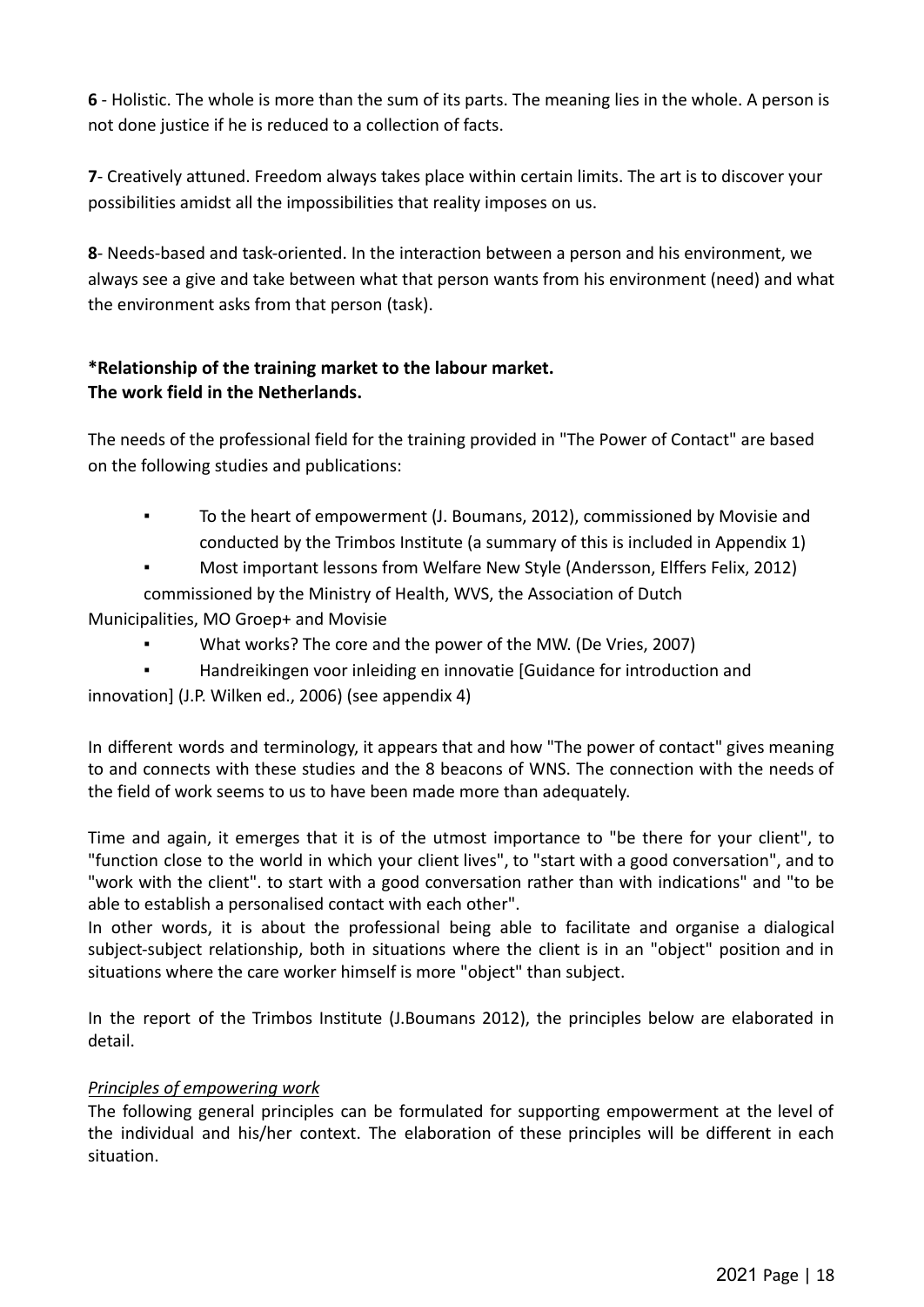**6** - Holistic. The whole is more than the sum of its parts. The meaning lies in the whole. A person is not done justice if he is reduced to a collection of facts.

**7**- Creatively attuned. Freedom always takes place within certain limits. The art is to discover your possibilities amidst all the impossibilities that reality imposes on us.

**8**- Needs-based and task-oriented. In the interaction between a person and his environment, we always see a give and take between what that person wants from his environment (need) and what the environment asks from that person (task).

**\*Relationship of the training market to the labour market.**
**The work field in the Netherlands.**

The needs of the professional field for the training provided in "The Power of Contact" are based on the following studies and publications:

- To the heart of empowerment (J. Boumans, 2012), commissioned by Movisie and conducted by the Trimbos Institute (a summary of this is included in Appendix 1)
- Most important lessons from Welfare New Style (Andersson, Elffers Felix, 2012) commissioned by the Ministry of Health, WVS, the Association of Dutch Municipalities, MO Groep+ and Movisie
- What works? The core and the power of the MW. (De Vries, 2007)
- Handreikingen voor inleiding en innovatie [Guidance for introduction and innovation] (J.P. Wilken ed., 2006) (see appendix 4)

In different words and terminology, it appears that and how "The power of contact" gives meaning to and connects with these studies and the 8 beacons of WNS. The connection with the needs of the field of work seems to us to have been made more than adequately.

Time and again, it emerges that it is of the utmost importance to "be there for your client", to "function close to the world in which your client lives", to "start with a good conversation", and to "work with the client". to start with a good conversation rather than with indications" and "to be able to establish a personalised contact with each other".
In other words, it is about the professional being able to facilitate and organise a dialogical subject-subject relationship, both in situations where the client is in an "object" position and in situations where the care worker himself is more "object" than subject.

In the report of the Trimbos Institute (J.Boumans 2012), the principles below are elaborated in detail.

*Principles of empowering work*
The following general principles can be formulated for supporting empowerment at the level of the individual and his/her context. The elaboration of these principles will be different in each situation.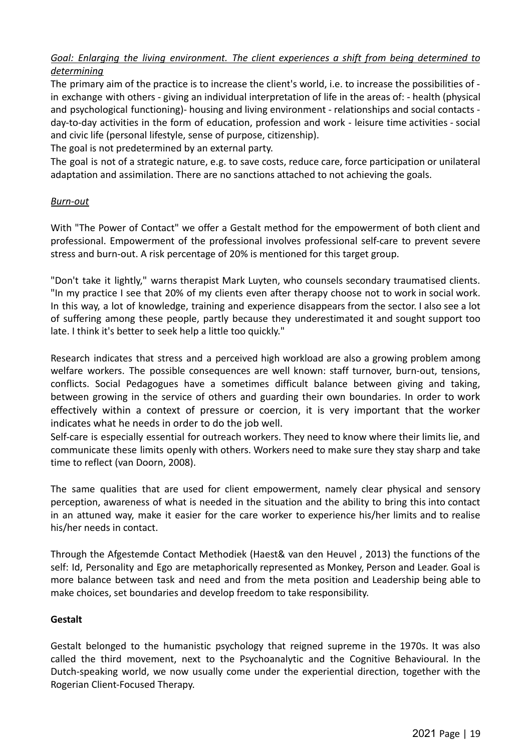*Goal: Enlarging the living environment. The client experiences a shift from being determined to determining*

The primary aim of the practice is to increase the client's world, i.e. to increase the possibilities of - in exchange with others - giving an individual interpretation of life in the areas of: - health (physical and psychological functioning)- housing and living environment - relationships and social contacts - day-to-day activities in the form of education, profession and work - leisure time activities - social and civic life (personal lifestyle, sense of purpose, citizenship).

The goal is not predetermined by an external party.

The goal is not of a strategic nature, e.g. to save costs, reduce care, force participation or unilateral adaptation and assimilation. There are no sanctions attached to not achieving the goals.

*Burn-out*

With "The Power of Contact" we offer a Gestalt method for the empowerment of both client and professional. Empowerment of the professional involves professional self-care to prevent severe stress and burn-out. A risk percentage of 20% is mentioned for this target group.

"Don't take it lightly," warns therapist Mark Luyten, who counsels secondary traumatised clients. "In my practice I see that 20% of my clients even after therapy choose not to work in social work. In this way, a lot of knowledge, training and experience disappears from the sector. I also see a lot of suffering among these people, partly because they underestimated it and sought support too late. I think it's better to seek help a little too quickly."

Research indicates that stress and a perceived high workload are also a growing problem among welfare workers. The possible consequences are well known: staff turnover, burn-out, tensions, conflicts. Social Pedagogues have a sometimes difficult balance between giving and taking, between growing in the service of others and guarding their own boundaries. In order to work effectively within a context of pressure or coercion, it is very important that the worker indicates what he needs in order to do the job well.

Self-care is especially essential for outreach workers. They need to know where their limits lie, and communicate these limits openly with others. Workers need to make sure they stay sharp and take time to reflect (van Doorn, 2008).

The same qualities that are used for client empowerment, namely clear physical and sensory perception, awareness of what is needed in the situation and the ability to bring this into contact in an attuned way, make it easier for the care worker to experience his/her limits and to realise his/her needs in contact.

Through the Afgestemde Contact Methodiek (Haest& van den Heuvel , 2013) the functions of the self: Id, Personality and Ego are metaphorically represented as Monkey, Person and Leader. Goal is more balance between task and need and from the meta position and Leadership being able to make choices, set boundaries and develop freedom to take responsibility.

**Gestalt**

Gestalt belonged to the humanistic psychology that reigned supreme in the 1970s. It was also called the third movement, next to the Psychoanalytic and the Cognitive Behavioural. In the Dutch-speaking world, we now usually come under the experiential direction, together with the Rogerian Client-Focused Therapy.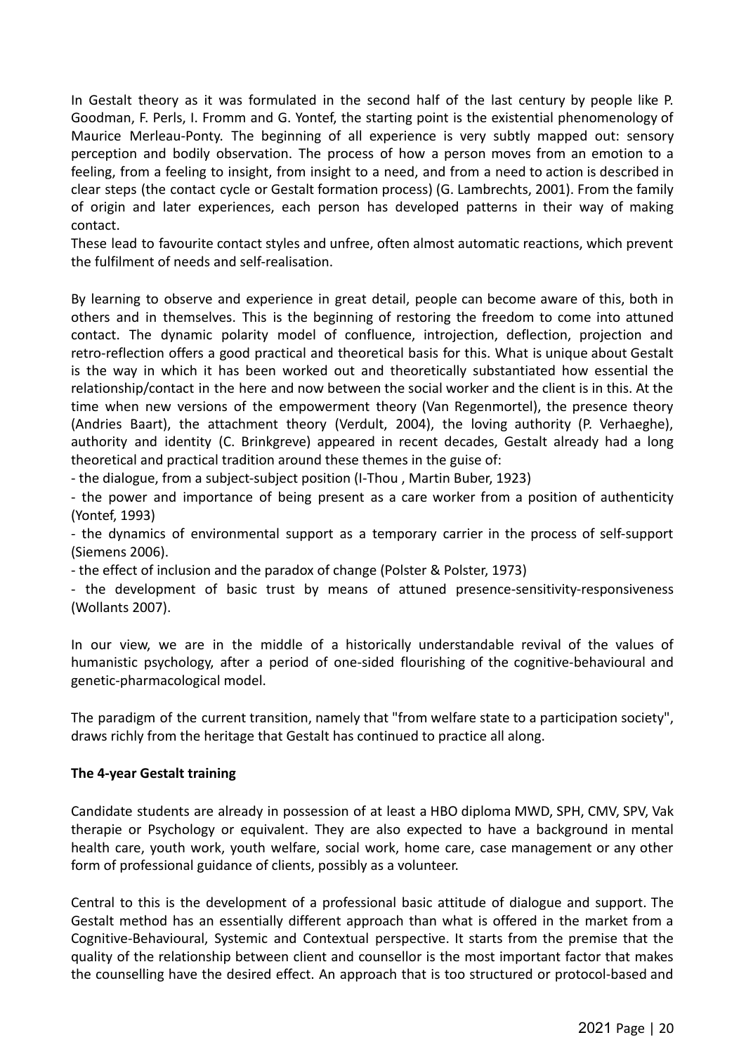In Gestalt theory as it was formulated in the second half of the last century by people like P. Goodman, F. Perls, I. Fromm and G. Yontef, the starting point is the existential phenomenology of Maurice Merleau-Ponty. The beginning of all experience is very subtly mapped out: sensory perception and bodily observation. The process of how a person moves from an emotion to a feeling, from a feeling to insight, from insight to a need, and from a need to action is described in clear steps (the contact cycle or Gestalt formation process) (G. Lambrechts, 2001). From the family of origin and later experiences, each person has developed patterns in their way of making contact.
These lead to favourite contact styles and unfree, often almost automatic reactions, which prevent the fulfilment of needs and self-realisation.

By learning to observe and experience in great detail, people can become aware of this, both in others and in themselves. This is the beginning of restoring the freedom to come into attuned contact. The dynamic polarity model of confluence, introjection, deflection, projection and retro-reflection offers a good practical and theoretical basis for this. What is unique about Gestalt is the way in which it has been worked out and theoretically substantiated how essential the relationship/contact in the here and now between the social worker and the client is in this. At the time when new versions of the empowerment theory (Van Regenmortel), the presence theory (Andries Baart), the attachment theory (Verdult, 2004), the loving authority (P. Verhaeghe), authority and identity (C. Brinkgreve) appeared in recent decades, Gestalt already had a long theoretical and practical tradition around these themes in the guise of:

- the dialogue, from a subject-subject position (I-Thou , Martin Buber, 1923)
- the power and importance of being present as a care worker from a position of authenticity (Yontef, 1993)
- the dynamics of environmental support as a temporary carrier in the process of self-support (Siemens 2006).
- the effect of inclusion and the paradox of change (Polster & Polster, 1973)
- the development of basic trust by means of attuned presence-sensitivity-responsiveness (Wollants 2007).

In our view, we are in the middle of a historically understandable revival of the values of humanistic psychology, after a period of one-sided flourishing of the cognitive-behavioural and genetic-pharmacological model.

The paradigm of the current transition, namely that "from welfare state to a participation society", draws richly from the heritage that Gestalt has continued to practice all along.

**The 4-year Gestalt training**

Candidate students are already in possession of at least a HBO diploma MWD, SPH, CMV, SPV, Vak therapie or Psychology or equivalent. They are also expected to have a background in mental health care, youth work, youth welfare, social work, home care, case management or any other form of professional guidance of clients, possibly as a volunteer.

Central to this is the development of a professional basic attitude of dialogue and support. The Gestalt method has an essentially different approach than what is offered in the market from a Cognitive-Behavioural, Systemic and Contextual perspective. It starts from the premise that the quality of the relationship between client and counsellor is the most important factor that makes the counselling have the desired effect. An approach that is too structured or protocol-based and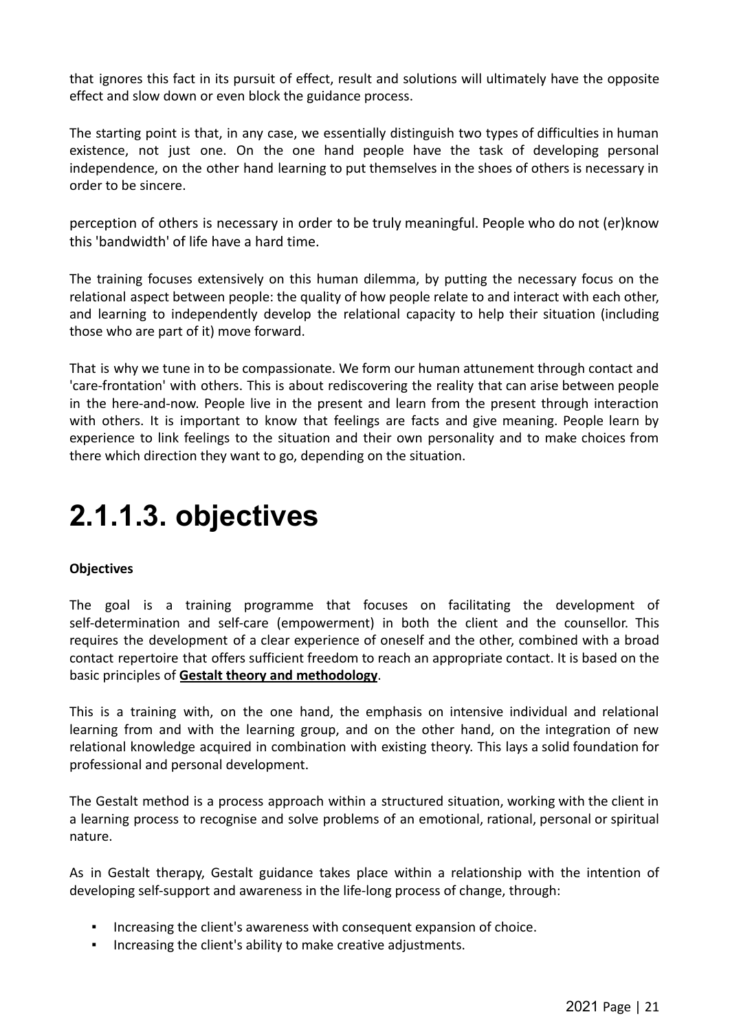that ignores this fact in its pursuit of effect, result and solutions will ultimately have the opposite effect and slow down or even block the guidance process.

The starting point is that, in any case, we essentially distinguish two types of difficulties in human existence, not just one. On the one hand people have the task of developing personal independence, on the other hand learning to put themselves in the shoes of others is necessary in order to be sincere.

perception of others is necessary in order to be truly meaningful. People who do not (er)know this 'bandwidth' of life have a hard time.

The training focuses extensively on this human dilemma, by putting the necessary focus on the relational aspect between people: the quality of how people relate to and interact with each other, and learning to independently develop the relational capacity to help their situation (including those who are part of it) move forward.

That is why we tune in to be compassionate. We form our human attunement through contact and 'care-frontation' with others. This is about rediscovering the reality that can arise between people in the here-and-now. People live in the present and learn from the present through interaction with others. It is important to know that feelings are facts and give meaning. People learn by experience to link feelings to the situation and their own personality and to make choices from there which direction they want to go, depending on the situation.

# 2.1.1.3. objectives

**Objectives**

The goal is a training programme that focuses on facilitating the development of self-determination and self-care (empowerment) in both the client and the counsellor. This requires the development of a clear experience of oneself and the other, combined with a broad contact repertoire that offers sufficient freedom to reach an appropriate contact. It is based on the basic principles of **Gestalt theory and methodology**.

This is a training with, on the one hand, the emphasis on intensive individual and relational learning from and with the learning group, and on the other hand, on the integration of new relational knowledge acquired in combination with existing theory. This lays a solid foundation for professional and personal development.

The Gestalt method is a process approach within a structured situation, working with the client in a learning process to recognise and solve problems of an emotional, rational, personal or spiritual nature.

As in Gestalt therapy, Gestalt guidance takes place within a relationship with the intention of developing self-support and awareness in the life-long process of change, through:

- Increasing the client's awareness with consequent expansion of choice.
- Increasing the client's ability to make creative adjustments.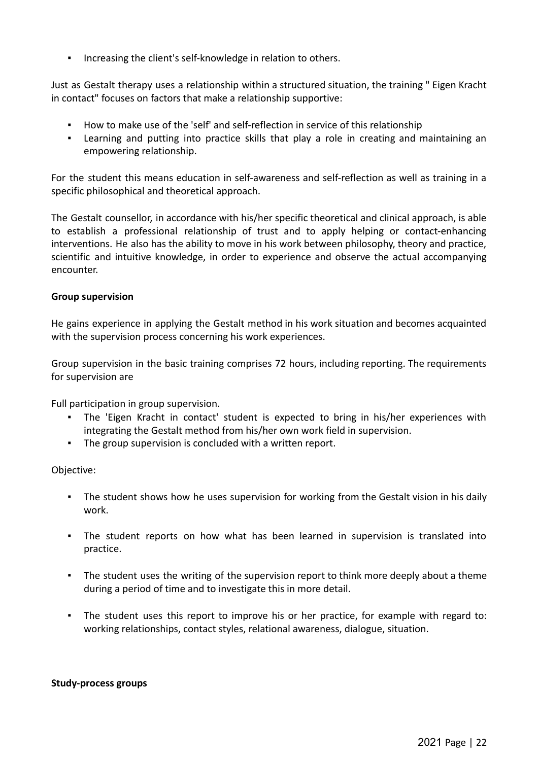- Increasing the client's self-knowledge in relation to others.

Just as Gestalt therapy uses a relationship within a structured situation, the training " Eigen Kracht in contact" focuses on factors that make a relationship supportive:

- How to make use of the 'self' and self-reflection in service of this relationship
- Learning and putting into practice skills that play a role in creating and maintaining an empowering relationship.

For the student this means education in self-awareness and self-reflection as well as training in a specific philosophical and theoretical approach.

The Gestalt counsellor, in accordance with his/her specific theoretical and clinical approach, is able to establish a professional relationship of trust and to apply helping or contact-enhancing interventions. He also has the ability to move in his work between philosophy, theory and practice, scientific and intuitive knowledge, in order to experience and observe the actual accompanying encounter.

**Group supervision**

He gains experience in applying the Gestalt method in his work situation and becomes acquainted with the supervision process concerning his work experiences.

Group supervision in the basic training comprises 72 hours, including reporting. The requirements for supervision are

Full participation in group supervision.

- The 'Eigen Kracht in contact' student is expected to bring in his/her experiences with integrating the Gestalt method from his/her own work field in supervision.
- The group supervision is concluded with a written report.

Objective:

- The student shows how he uses supervision for working from the Gestalt vision in his daily work.
- The student reports on how what has been learned in supervision is translated into practice.
- The student uses the writing of the supervision report to think more deeply about a theme during a period of time and to investigate this in more detail.
- The student uses this report to improve his or her practice, for example with regard to: working relationships, contact styles, relational awareness, dialogue, situation.

**Study-process groups**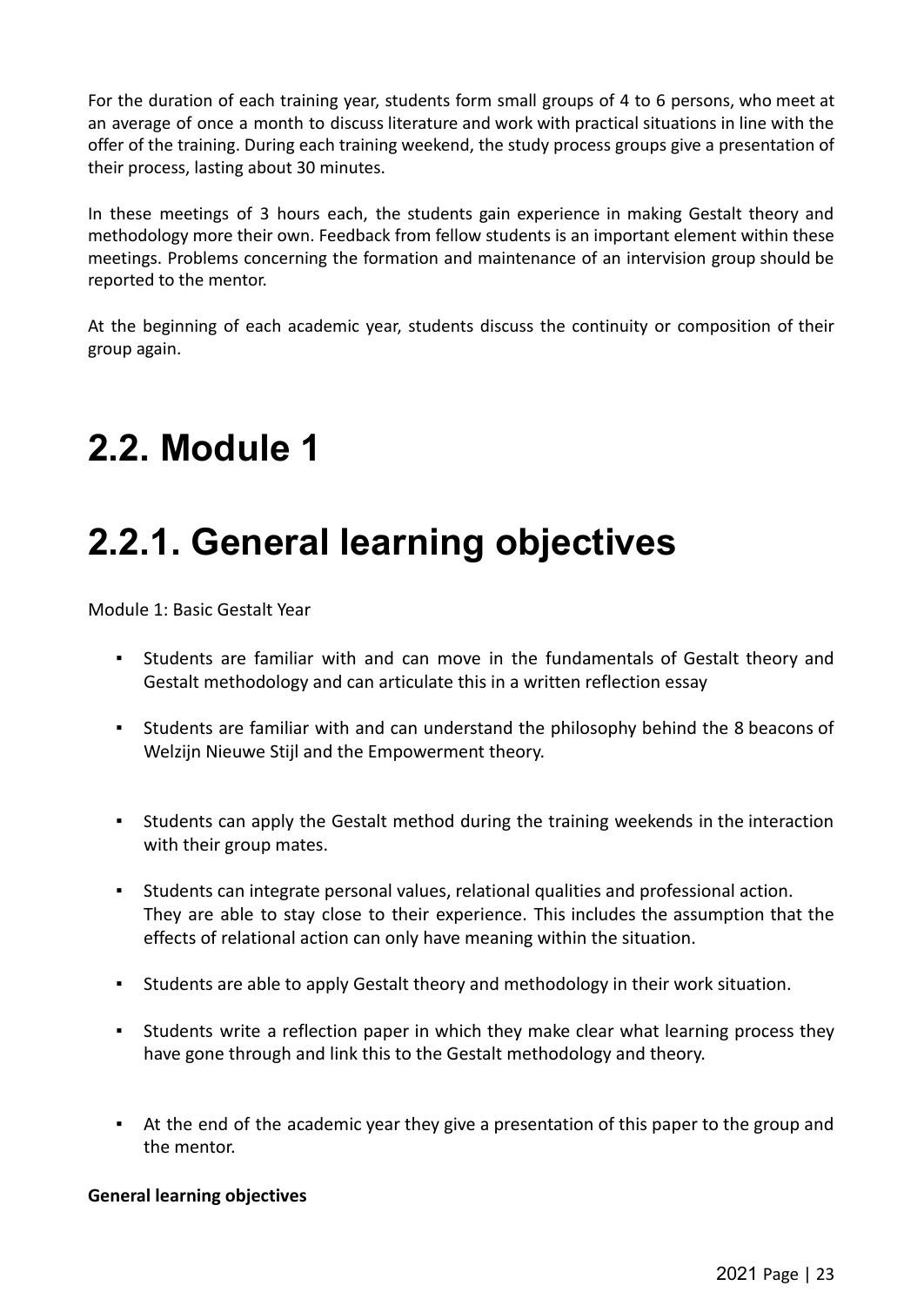For the duration of each training year, students form small groups of 4 to 6 persons, who meet at an average of once a month to discuss literature and work with practical situations in line with the offer of the training. During each training weekend, the study process groups give a presentation of their process, lasting about 30 minutes.

In these meetings of 3 hours each, the students gain experience in making Gestalt theory and methodology more their own. Feedback from fellow students is an important element within these meetings. Problems concerning the formation and maintenance of an intervision group should be reported to the mentor.

At the beginning of each academic year, students discuss the continuity or composition of their group again.

# 2.2. Module 1

# 2.2.1. General learning objectives

Module 1: Basic Gestalt Year

- Students are familiar with and can move in the fundamentals of Gestalt theory and Gestalt methodology and can articulate this in a written reflection essay
- Students are familiar with and can understand the philosophy behind the 8 beacons of Welzijn Nieuwe Stijl and the Empowerment theory.
- Students can apply the Gestalt method during the training weekends in the interaction with their group mates.
- Students can integrate personal values, relational qualities and professional action. They are able to stay close to their experience. This includes the assumption that the effects of relational action can only have meaning within the situation.
- Students are able to apply Gestalt theory and methodology in their work situation.
- Students write a reflection paper in which they make clear what learning process they have gone through and link this to the Gestalt methodology and theory.
- At the end of the academic year they give a presentation of this paper to the group and the mentor.

**General learning objectives**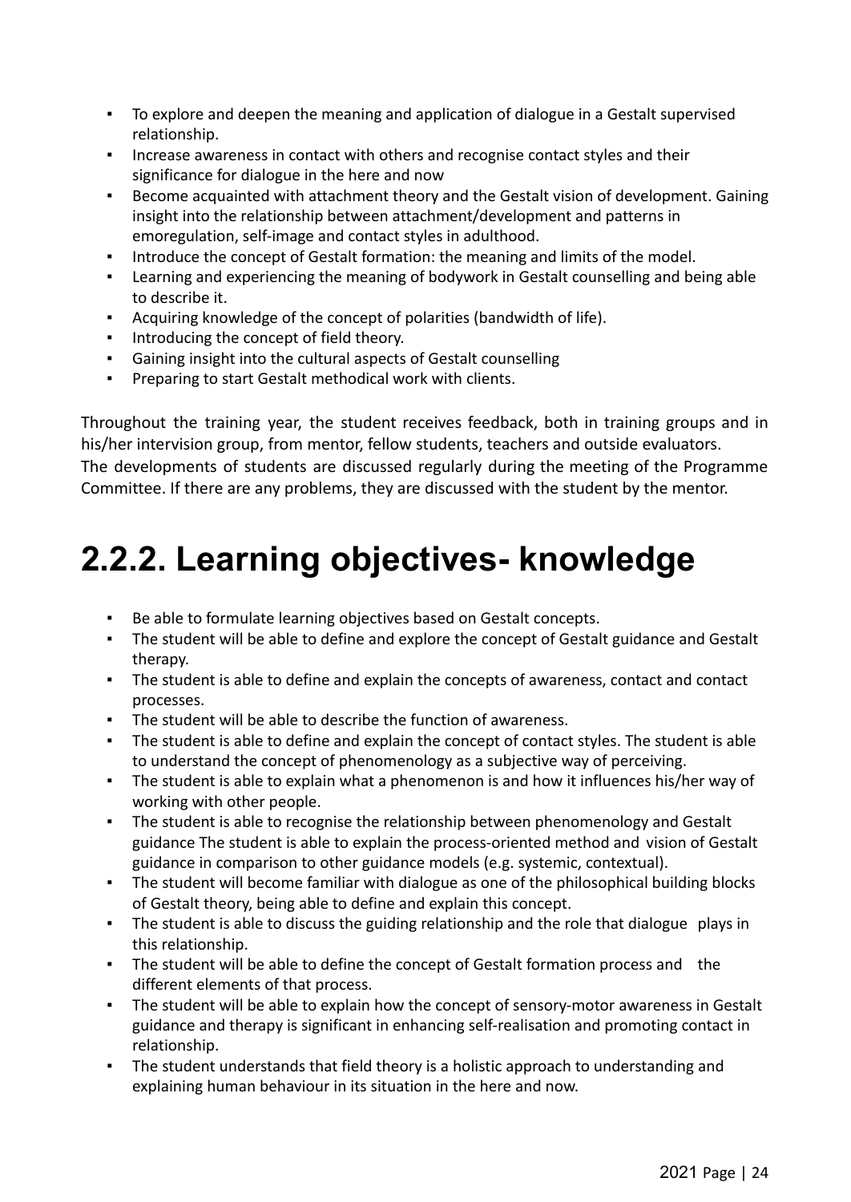- To explore and deepen the meaning and application of dialogue in a Gestalt supervised relationship.
- Increase awareness in contact with others and recognise contact styles and their significance for dialogue in the here and now
- Become acquainted with attachment theory and the Gestalt vision of development. Gaining insight into the relationship between attachment/development and patterns in emoregulation, self-image and contact styles in adulthood.
- Introduce the concept of Gestalt formation: the meaning and limits of the model.
- Learning and experiencing the meaning of bodywork in Gestalt counselling and being able to describe it.
- Acquiring knowledge of the concept of polarities (bandwidth of life).
- Introducing the concept of field theory.
- Gaining insight into the cultural aspects of Gestalt counselling
- Preparing to start Gestalt methodical work with clients.

Throughout the training year, the student receives feedback, both in training groups and in his/her intervision group, from mentor, fellow students, teachers and outside evaluators. The developments of students are discussed regularly during the meeting of the Programme Committee. If there are any problems, they are discussed with the student by the mentor.

## 2.2.2. Learning objectives- knowledge

- Be able to formulate learning objectives based on Gestalt concepts.
- The student will be able to define and explore the concept of Gestalt guidance and Gestalt therapy.
- The student is able to define and explain the concepts of awareness, contact and contact processes.
- The student will be able to describe the function of awareness.
- The student is able to define and explain the concept of contact styles. The student is able to understand the concept of phenomenology as a subjective way of perceiving.
- The student is able to explain what a phenomenon is and how it influences his/her way of working with other people.
- The student is able to recognise the relationship between phenomenology and Gestalt guidance The student is able to explain the process-oriented method and vision of Gestalt guidance in comparison to other guidance models (e.g. systemic, contextual).
- The student will become familiar with dialogue as one of the philosophical building blocks of Gestalt theory, being able to define and explain this concept.
- The student is able to discuss the guiding relationship and the role that dialogue plays in this relationship.
- The student will be able to define the concept of Gestalt formation process and the different elements of that process.
- The student will be able to explain how the concept of sensory-motor awareness in Gestalt guidance and therapy is significant in enhancing self-realisation and promoting contact in relationship.
- The student understands that field theory is a holistic approach to understanding and explaining human behaviour in its situation in the here and now.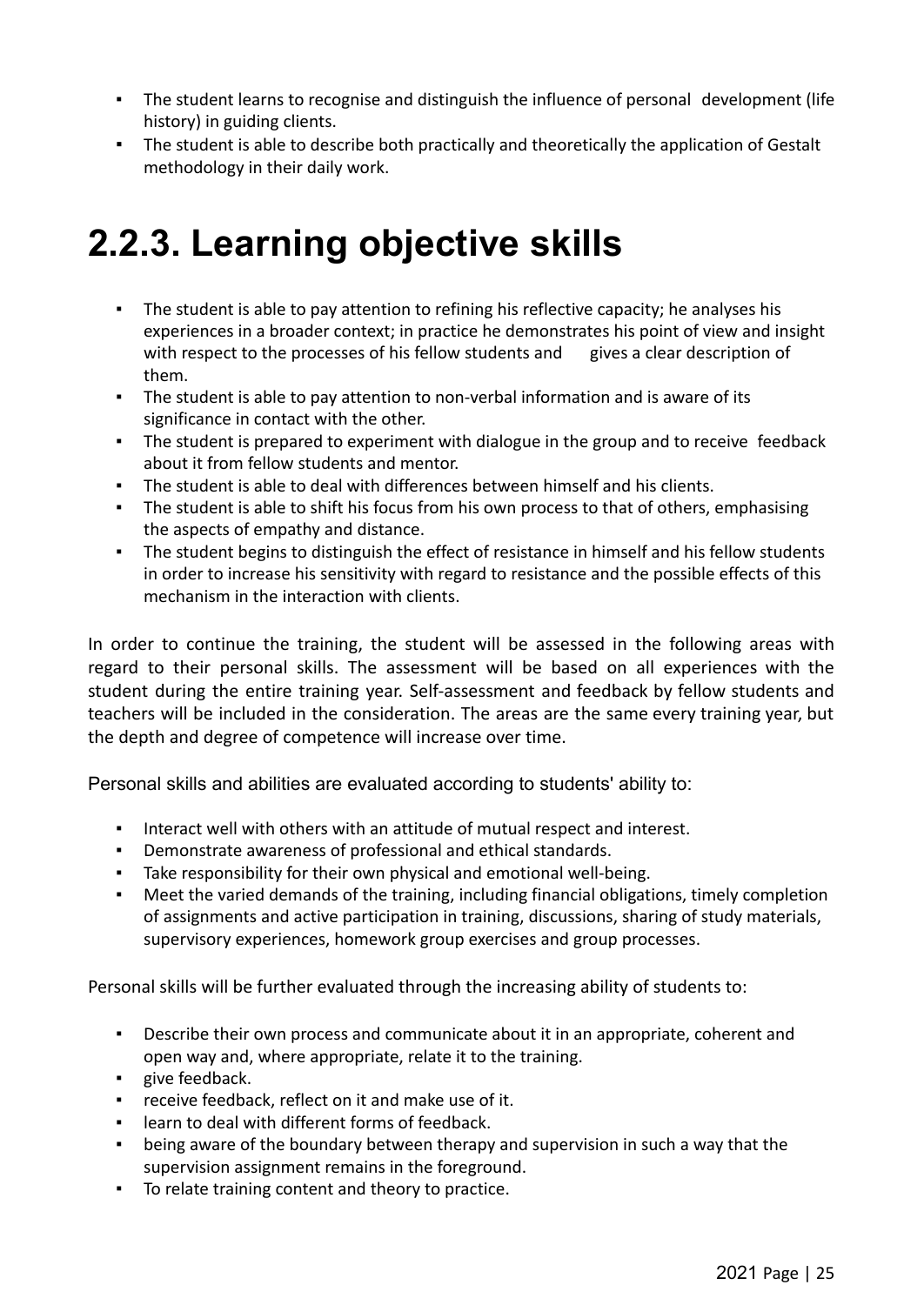- The student learns to recognise and distinguish the influence of personal development (life history) in guiding clients.
- The student is able to describe both practically and theoretically the application of Gestalt methodology in their daily work.

## 2.2.3. Learning objective skills

- The student is able to pay attention to refining his reflective capacity; he analyses his experiences in a broader context; in practice he demonstrates his point of view and insight with respect to the processes of his fellow students and gives a clear description of them.
- The student is able to pay attention to non-verbal information and is aware of its significance in contact with the other.
- The student is prepared to experiment with dialogue in the group and to receive feedback about it from fellow students and mentor.
- The student is able to deal with differences between himself and his clients.
- The student is able to shift his focus from his own process to that of others, emphasising the aspects of empathy and distance.
- The student begins to distinguish the effect of resistance in himself and his fellow students in order to increase his sensitivity with regard to resistance and the possible effects of this mechanism in the interaction with clients.

In order to continue the training, the student will be assessed in the following areas with regard to their personal skills. The assessment will be based on all experiences with the student during the entire training year. Self-assessment and feedback by fellow students and teachers will be included in the consideration. The areas are the same every training year, but the depth and degree of competence will increase over time.

Personal skills and abilities are evaluated according to students' ability to:

- Interact well with others with an attitude of mutual respect and interest.
- Demonstrate awareness of professional and ethical standards.
- Take responsibility for their own physical and emotional well-being.
- Meet the varied demands of the training, including financial obligations, timely completion of assignments and active participation in training, discussions, sharing of study materials, supervisory experiences, homework group exercises and group processes.

Personal skills will be further evaluated through the increasing ability of students to:

- Describe their own process and communicate about it in an appropriate, coherent and open way and, where appropriate, relate it to the training.
- give feedback.
- receive feedback, reflect on it and make use of it.
- learn to deal with different forms of feedback.
- being aware of the boundary between therapy and supervision in such a way that the supervision assignment remains in the foreground.
- To relate training content and theory to practice.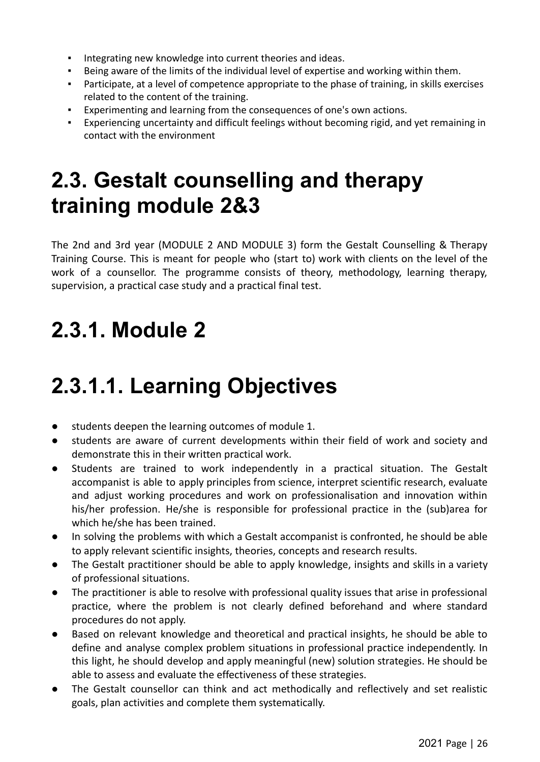- Integrating new knowledge into current theories and ideas.
- Being aware of the limits of the individual level of expertise and working within them.
- Participate, at a level of competence appropriate to the phase of training, in skills exercises related to the content of the training.
- Experimenting and learning from the consequences of one's own actions.
- Experiencing uncertainty and difficult feelings without becoming rigid, and yet remaining in contact with the environment

# 2.3. Gestalt counselling and therapy training module 2&3

The 2nd and 3rd year (MODULE 2 AND MODULE 3) form the Gestalt Counselling & Therapy Training Course. This is meant for people who (start to) work with clients on the level of the work of a counsellor. The programme consists of theory, methodology, learning therapy, supervision, a practical case study and a practical final test.

# 2.3.1. Module 2

# 2.3.1.1. Learning Objectives

- students deepen the learning outcomes of module 1.
- students are aware of current developments within their field of work and society and demonstrate this in their written practical work.
- Students are trained to work independently in a practical situation. The Gestalt accompanist is able to apply principles from science, interpret scientific research, evaluate and adjust working procedures and work on professionalisation and innovation within his/her profession. He/she is responsible for professional practice in the (sub)area for which he/she has been trained.
- In solving the problems with which a Gestalt accompanist is confronted, he should be able to apply relevant scientific insights, theories, concepts and research results.
- The Gestalt practitioner should be able to apply knowledge, insights and skills in a variety of professional situations.
- The practitioner is able to resolve with professional quality issues that arise in professional practice, where the problem is not clearly defined beforehand and where standard procedures do not apply.
- Based on relevant knowledge and theoretical and practical insights, he should be able to define and analyse complex problem situations in professional practice independently. In this light, he should develop and apply meaningful (new) solution strategies. He should be able to assess and evaluate the effectiveness of these strategies.
- The Gestalt counsellor can think and act methodically and reflectively and set realistic goals, plan activities and complete them systematically.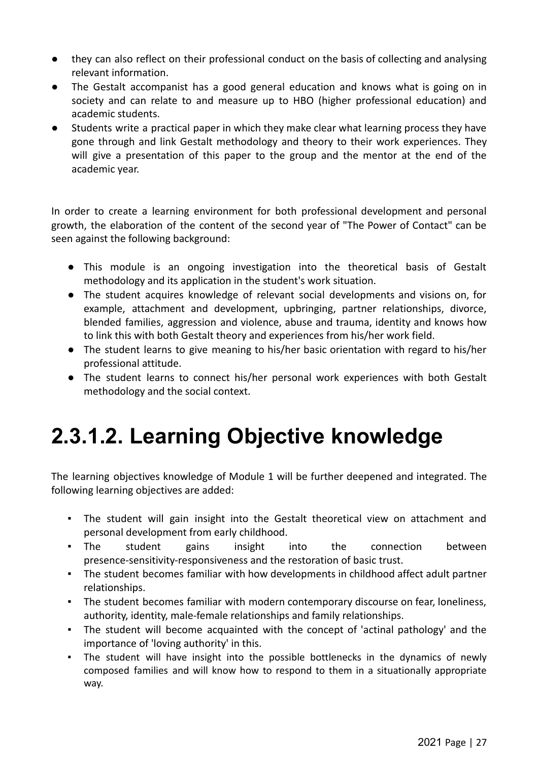- they can also reflect on their professional conduct on the basis of collecting and analysing relevant information.
- The Gestalt accompanist has a good general education and knows what is going on in society and can relate to and measure up to HBO (higher professional education) and academic students.
- Students write a practical paper in which they make clear what learning process they have gone through and link Gestalt methodology and theory to their work experiences. They will give a presentation of this paper to the group and the mentor at the end of the academic year.

In order to create a learning environment for both professional development and personal growth, the elaboration of the content of the second year of "The Power of Contact" can be seen against the following background:

- This module is an ongoing investigation into the theoretical basis of Gestalt methodology and its application in the student's work situation.
- The student acquires knowledge of relevant social developments and visions on, for example, attachment and development, upbringing, partner relationships, divorce, blended families, aggression and violence, abuse and trauma, identity and knows how to link this with both Gestalt theory and experiences from his/her work field.
- The student learns to give meaning to his/her basic orientation with regard to his/her professional attitude.
- The student learns to connect his/her personal work experiences with both Gestalt methodology and the social context.

# 2.3.1.2. Learning Objective knowledge

The learning objectives knowledge of Module 1 will be further deepened and integrated. The following learning objectives are added:

- The student will gain insight into the Gestalt theoretical view on attachment and personal development from early childhood.
- The student gains insight into the connection between presence-sensitivity-responsiveness and the restoration of basic trust.
- The student becomes familiar with how developments in childhood affect adult partner relationships.
- The student becomes familiar with modern contemporary discourse on fear, loneliness, authority, identity, male-female relationships and family relationships.
- The student will become acquainted with the concept of 'actinal pathology' and the importance of 'loving authority' in this.
- The student will have insight into the possible bottlenecks in the dynamics of newly composed families and will know how to respond to them in a situationally appropriate way.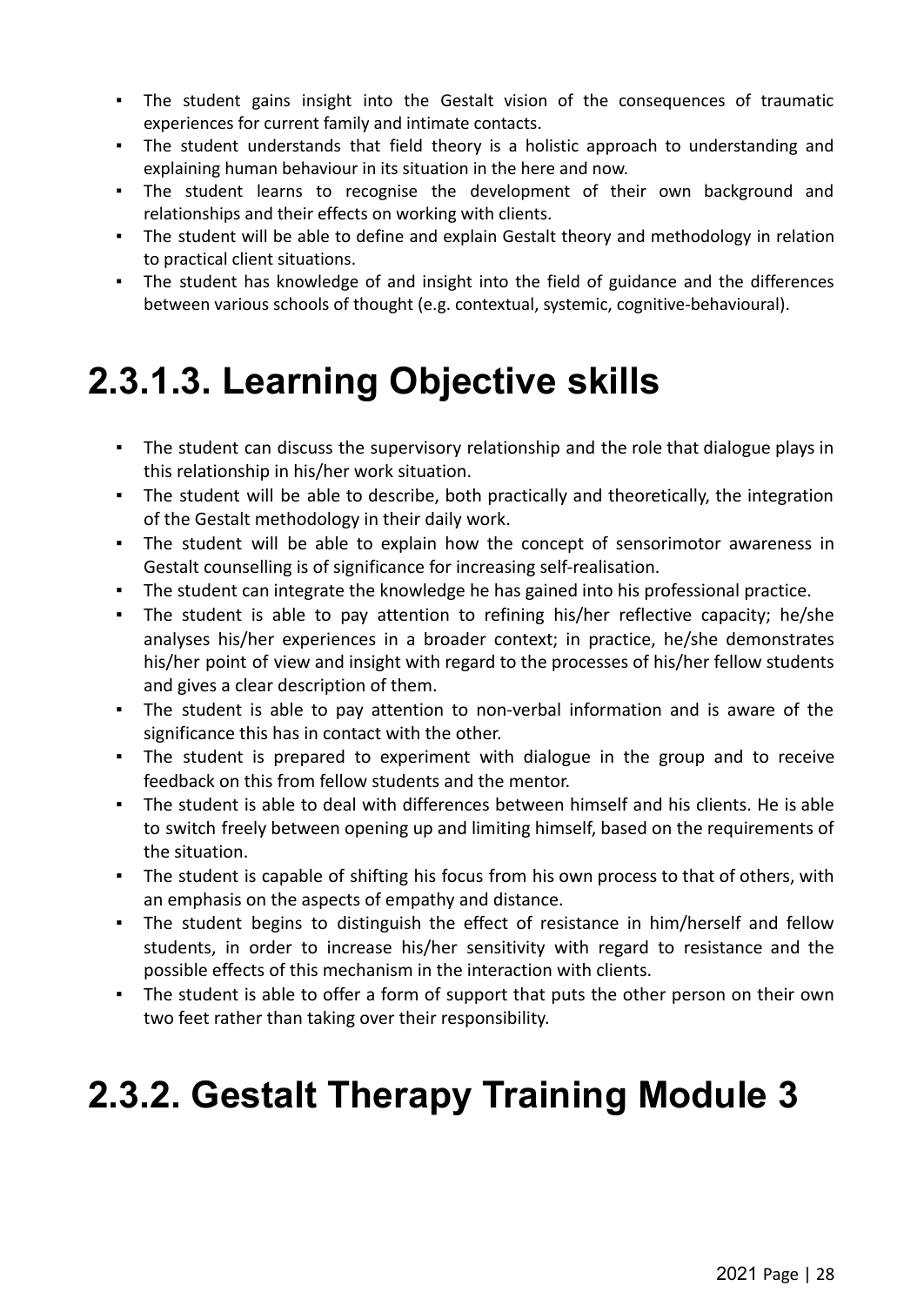- The student gains insight into the Gestalt vision of the consequences of traumatic experiences for current family and intimate contacts.
- The student understands that field theory is a holistic approach to understanding and explaining human behaviour in its situation in the here and now.
- The student learns to recognise the development of their own background and relationships and their effects on working with clients.
- The student will be able to define and explain Gestalt theory and methodology in relation to practical client situations.
- The student has knowledge of and insight into the field of guidance and the differences between various schools of thought (e.g. contextual, systemic, cognitive-behavioural).

# 2.3.1.3. Learning Objective skills

- The student can discuss the supervisory relationship and the role that dialogue plays in this relationship in his/her work situation.
- The student will be able to describe, both practically and theoretically, the integration of the Gestalt methodology in their daily work.
- The student will be able to explain how the concept of sensorimotor awareness in Gestalt counselling is of significance for increasing self-realisation.
- The student can integrate the knowledge he has gained into his professional practice.
- The student is able to pay attention to refining his/her reflective capacity; he/she analyses his/her experiences in a broader context; in practice, he/she demonstrates his/her point of view and insight with regard to the processes of his/her fellow students and gives a clear description of them.
- The student is able to pay attention to non-verbal information and is aware of the significance this has in contact with the other.
- The student is prepared to experiment with dialogue in the group and to receive feedback on this from fellow students and the mentor.
- The student is able to deal with differences between himself and his clients. He is able to switch freely between opening up and limiting himself, based on the requirements of the situation.
- The student is capable of shifting his focus from his own process to that of others, with an emphasis on the aspects of empathy and distance.
- The student begins to distinguish the effect of resistance in him/herself and fellow students, in order to increase his/her sensitivity with regard to resistance and the possible effects of this mechanism in the interaction with clients.
- The student is able to offer a form of support that puts the other person on their own two feet rather than taking over their responsibility.

# 2.3.2. Gestalt Therapy Training Module 3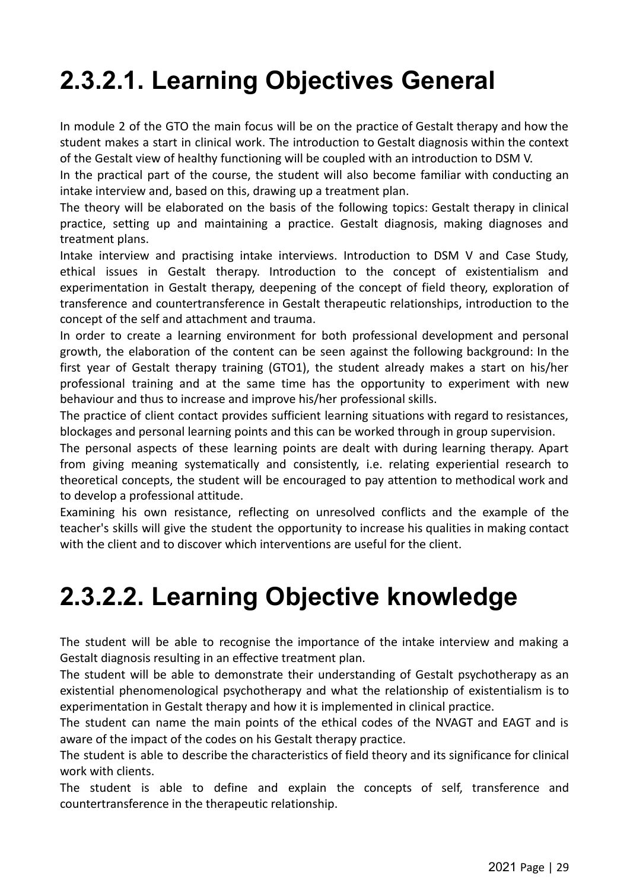# 2.3.2.1. Learning Objectives General

In module 2 of the GTO the main focus will be on the practice of Gestalt therapy and how the student makes a start in clinical work. The introduction to Gestalt diagnosis within the context of the Gestalt view of healthy functioning will be coupled with an introduction to DSM V.

In the practical part of the course, the student will also become familiar with conducting an intake interview and, based on this, drawing up a treatment plan.

The theory will be elaborated on the basis of the following topics: Gestalt therapy in clinical practice, setting up and maintaining a practice. Gestalt diagnosis, making diagnoses and treatment plans.

Intake interview and practising intake interviews. Introduction to DSM V and Case Study, ethical issues in Gestalt therapy. Introduction to the concept of existentialism and experimentation in Gestalt therapy, deepening of the concept of field theory, exploration of transference and countertransference in Gestalt therapeutic relationships, introduction to the concept of the self and attachment and trauma.

In order to create a learning environment for both professional development and personal growth, the elaboration of the content can be seen against the following background: In the first year of Gestalt therapy training (GTO1), the student already makes a start on his/her professional training and at the same time has the opportunity to experiment with new behaviour and thus to increase and improve his/her professional skills.

The practice of client contact provides sufficient learning situations with regard to resistances, blockages and personal learning points and this can be worked through in group supervision.

The personal aspects of these learning points are dealt with during learning therapy. Apart from giving meaning systematically and consistently, i.e. relating experiential research to theoretical concepts, the student will be encouraged to pay attention to methodical work and to develop a professional attitude.

Examining his own resistance, reflecting on unresolved conflicts and the example of the teacher's skills will give the student the opportunity to increase his qualities in making contact with the client and to discover which interventions are useful for the client.

# 2.3.2.2. Learning Objective knowledge

The student will be able to recognise the importance of the intake interview and making a Gestalt diagnosis resulting in an effective treatment plan.

The student will be able to demonstrate their understanding of Gestalt psychotherapy as an existential phenomenological psychotherapy and what the relationship of existentialism is to experimentation in Gestalt therapy and how it is implemented in clinical practice.

The student can name the main points of the ethical codes of the NVAGT and EAGT and is aware of the impact of the codes on his Gestalt therapy practice.

The student is able to describe the characteristics of field theory and its significance for clinical work with clients.

The student is able to define and explain the concepts of self, transference and countertransference in the therapeutic relationship.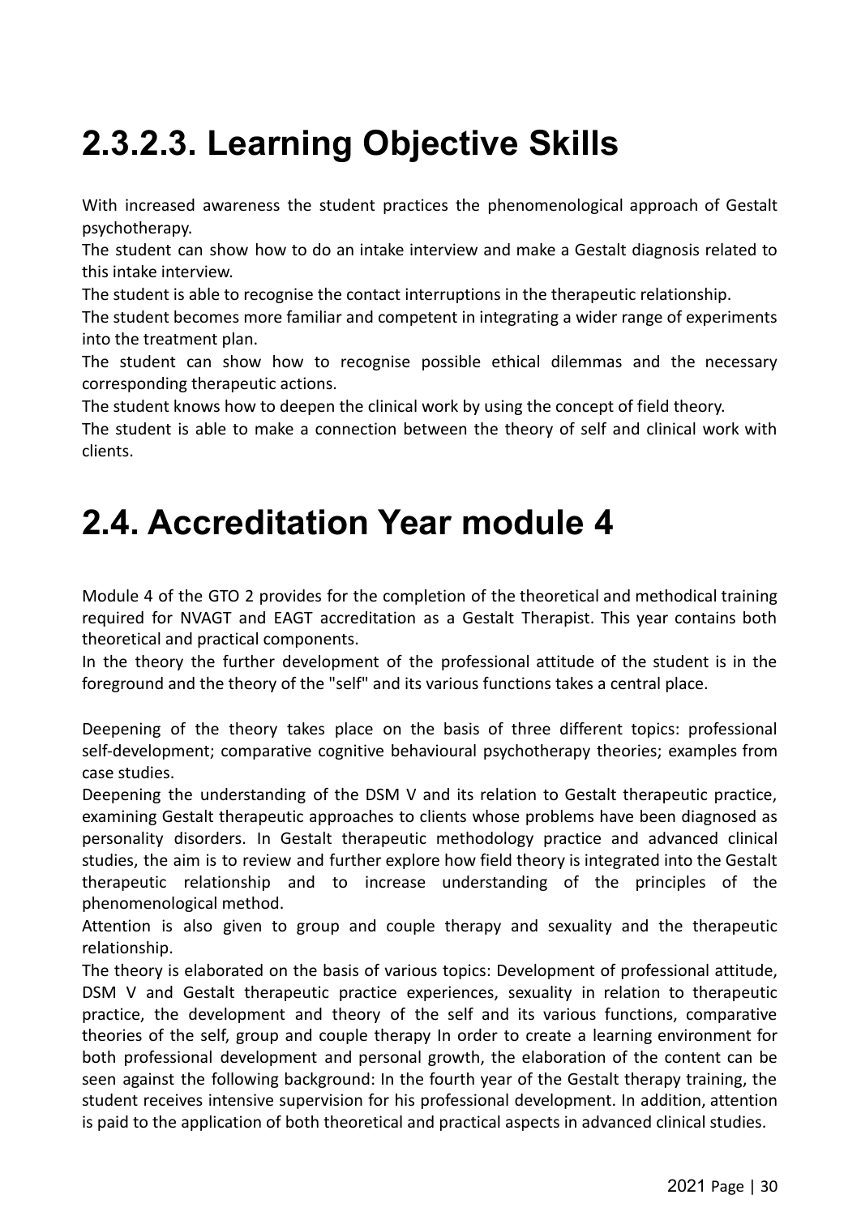## 2.3.2.3. Learning Objective Skills

With increased awareness the student practices the phenomenological approach of Gestalt psychotherapy.
The student can show how to do an intake interview and make a Gestalt diagnosis related to this intake interview.
The student is able to recognise the contact interruptions in the therapeutic relationship.
The student becomes more familiar and competent in integrating a wider range of experiments into the treatment plan.
The student can show how to recognise possible ethical dilemmas and the necessary corresponding therapeutic actions.
The student knows how to deepen the clinical work by using the concept of field theory.
The student is able to make a connection between the theory of self and clinical work with clients.

## 2.4. Accreditation Year module 4

Module 4 of the GTO 2 provides for the completion of the theoretical and methodical training required for NVAGT and EAGT accreditation as a Gestalt Therapist. This year contains both theoretical and practical components.
In the theory the further development of the professional attitude of the student is in the foreground and the theory of the "self" and its various functions takes a central place.

Deepening of the theory takes place on the basis of three different topics: professional self-development; comparative cognitive behavioural psychotherapy theories; examples from case studies.
Deepening the understanding of the DSM V and its relation to Gestalt therapeutic practice, examining Gestalt therapeutic approaches to clients whose problems have been diagnosed as personality disorders. In Gestalt therapeutic methodology practice and advanced clinical studies, the aim is to review and further explore how field theory is integrated into the Gestalt therapeutic relationship and to increase understanding of the principles of the phenomenological method.
Attention is also given to group and couple therapy and sexuality and the therapeutic relationship.
The theory is elaborated on the basis of various topics: Development of professional attitude, DSM V and Gestalt therapeutic practice experiences, sexuality in relation to therapeutic practice, the development and theory of the self and its various functions, comparative theories of the self, group and couple therapy In order to create a learning environment for both professional development and personal growth, the elaboration of the content can be seen against the following background: In the fourth year of the Gestalt therapy training, the student receives intensive supervision for his professional development. In addition, attention is paid to the application of both theoretical and practical aspects in advanced clinical studies.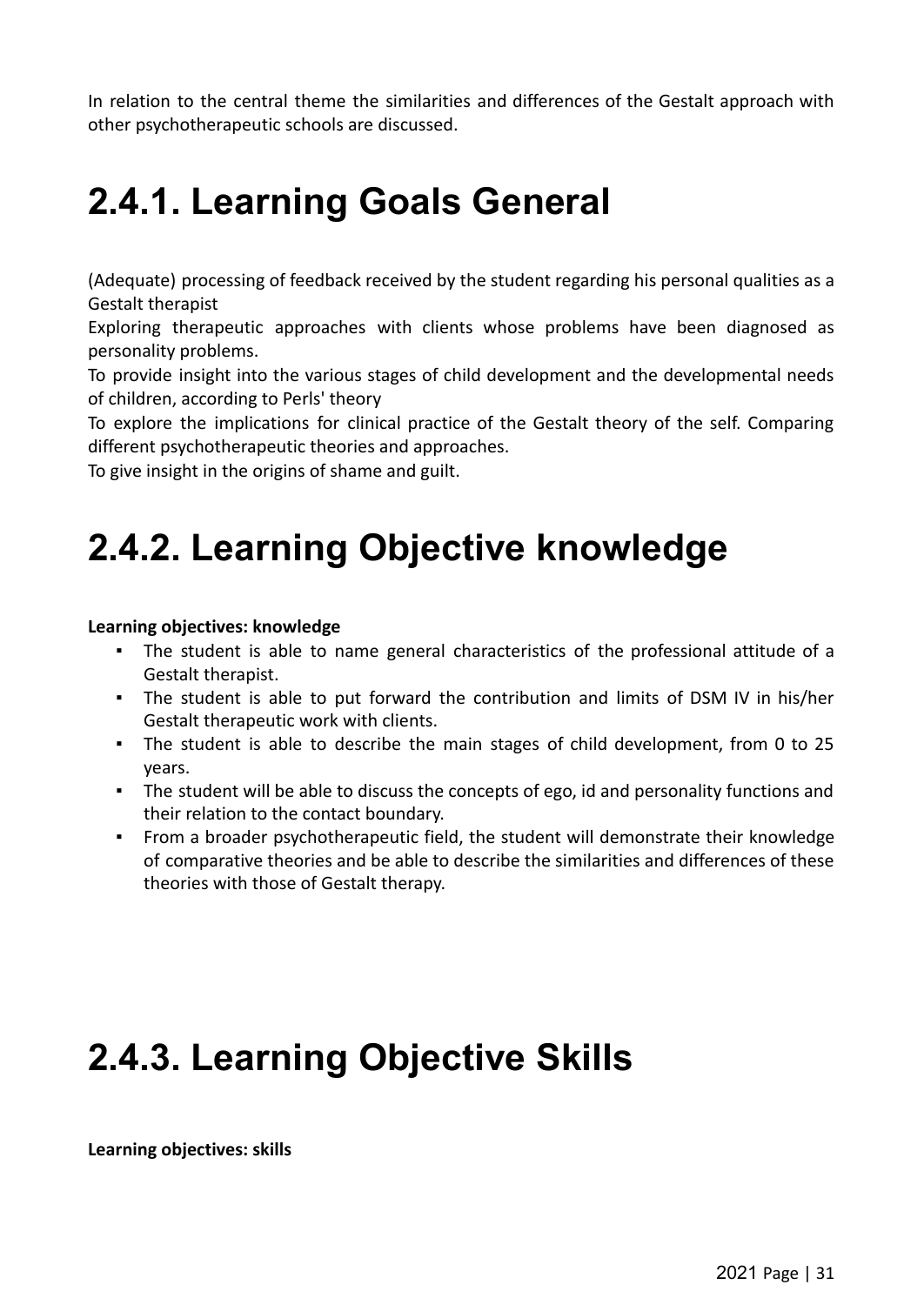In relation to the central theme the similarities and differences of the Gestalt approach with other psychotherapeutic schools are discussed.

## 2.4.1. Learning Goals General

(Adequate) processing of feedback received by the student regarding his personal qualities as a Gestalt therapist

Exploring therapeutic approaches with clients whose problems have been diagnosed as personality problems.

To provide insight into the various stages of child development and the developmental needs of children, according to Perls' theory

To explore the implications for clinical practice of the Gestalt theory of the self. Comparing different psychotherapeutic theories and approaches.

To give insight in the origins of shame and guilt.

## 2.4.2. Learning Objective knowledge

**Learning objectives: knowledge**

- The student is able to name general characteristics of the professional attitude of a Gestalt therapist.
- The student is able to put forward the contribution and limits of DSM IV in his/her Gestalt therapeutic work with clients.
- The student is able to describe the main stages of child development, from 0 to 25 years.
- The student will be able to discuss the concepts of ego, id and personality functions and their relation to the contact boundary.
- From a broader psychotherapeutic field, the student will demonstrate their knowledge of comparative theories and be able to describe the similarities and differences of these theories with those of Gestalt therapy.

## 2.4.3. Learning Objective Skills

**Learning objectives: skills**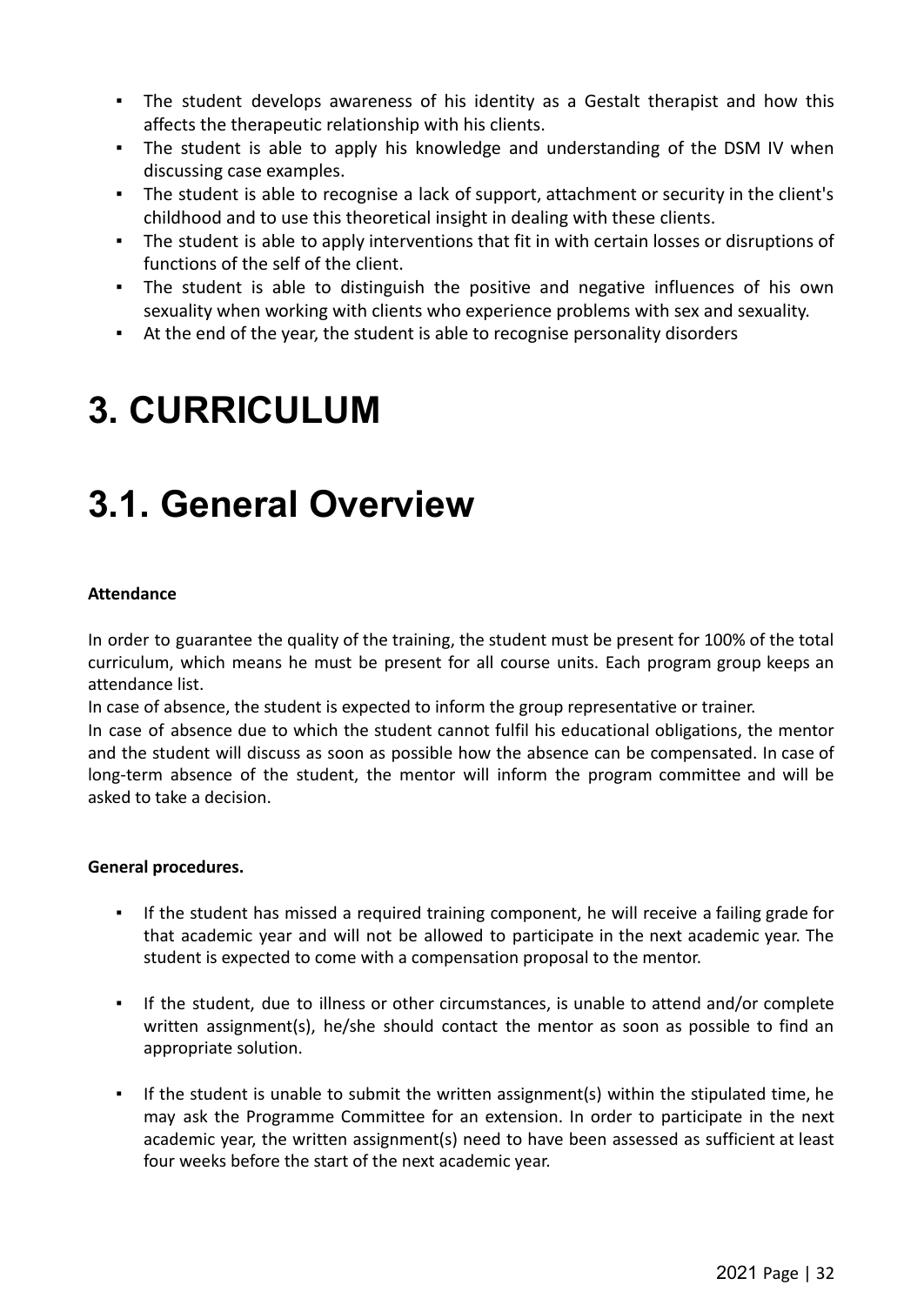- The student develops awareness of his identity as a Gestalt therapist and how this affects the therapeutic relationship with his clients.
- The student is able to apply his knowledge and understanding of the DSM IV when discussing case examples.
- The student is able to recognise a lack of support, attachment or security in the client's childhood and to use this theoretical insight in dealing with these clients.
- The student is able to apply interventions that fit in with certain losses or disruptions of functions of the self of the client.
- The student is able to distinguish the positive and negative influences of his own sexuality when working with clients who experience problems with sex and sexuality.
- At the end of the year, the student is able to recognise personality disorders

# 3. CURRICULUM

# 3.1. General Overview

**Attendance**

In order to guarantee the quality of the training, the student must be present for 100% of the total curriculum, which means he must be present for all course units. Each program group keeps an attendance list.

In case of absence, the student is expected to inform the group representative or trainer.

In case of absence due to which the student cannot fulfil his educational obligations, the mentor and the student will discuss as soon as possible how the absence can be compensated. In case of long-term absence of the student, the mentor will inform the program committee and will be asked to take a decision.

**General procedures.**

- If the student has missed a required training component, he will receive a failing grade for that academic year and will not be allowed to participate in the next academic year. The student is expected to come with a compensation proposal to the mentor.

- If the student, due to illness or other circumstances, is unable to attend and/or complete written assignment(s), he/she should contact the mentor as soon as possible to find an appropriate solution.

- If the student is unable to submit the written assignment(s) within the stipulated time, he may ask the Programme Committee for an extension. In order to participate in the next academic year, the written assignment(s) need to have been assessed as sufficient at least four weeks before the start of the next academic year.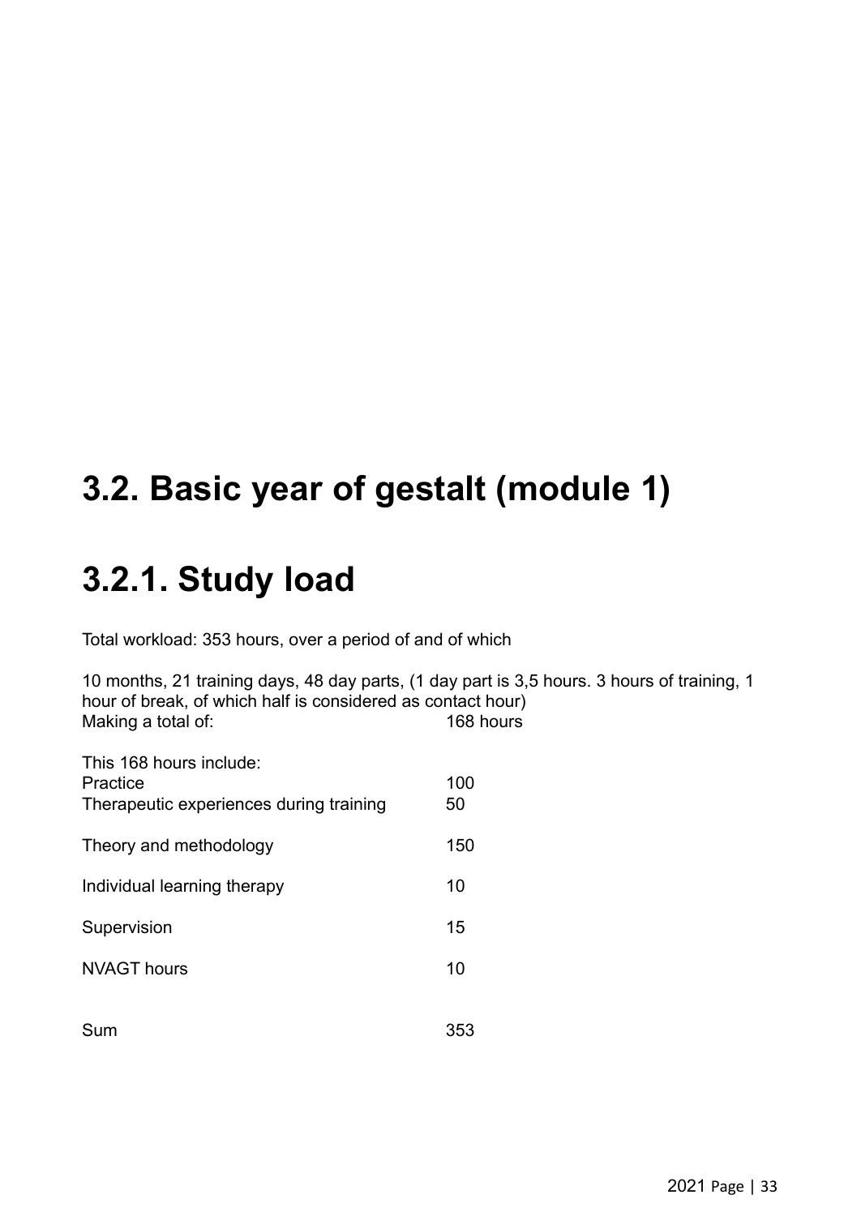# 3.2. Basic year of gestalt (module 1)

# 3.2.1. Study load

Total workload: 353 hours, over a period of and of which

10 months, 21 training days, 48 day parts, (1 day part is 3,5 hours. 3 hours of training, 1 hour of break, of which half is considered as contact hour)

| | |
|---|---|
| Making a total of: | 168 hours |
| This 168 hours include: | |
| Practice | 100 |
| Therapeutic experiences during training | 50 |
| Theory and methodology | 150 |
| Individual learning therapy | 10 |
| Supervision | 15 |
| NVAGT hours | 10 |
| Sum | 353 |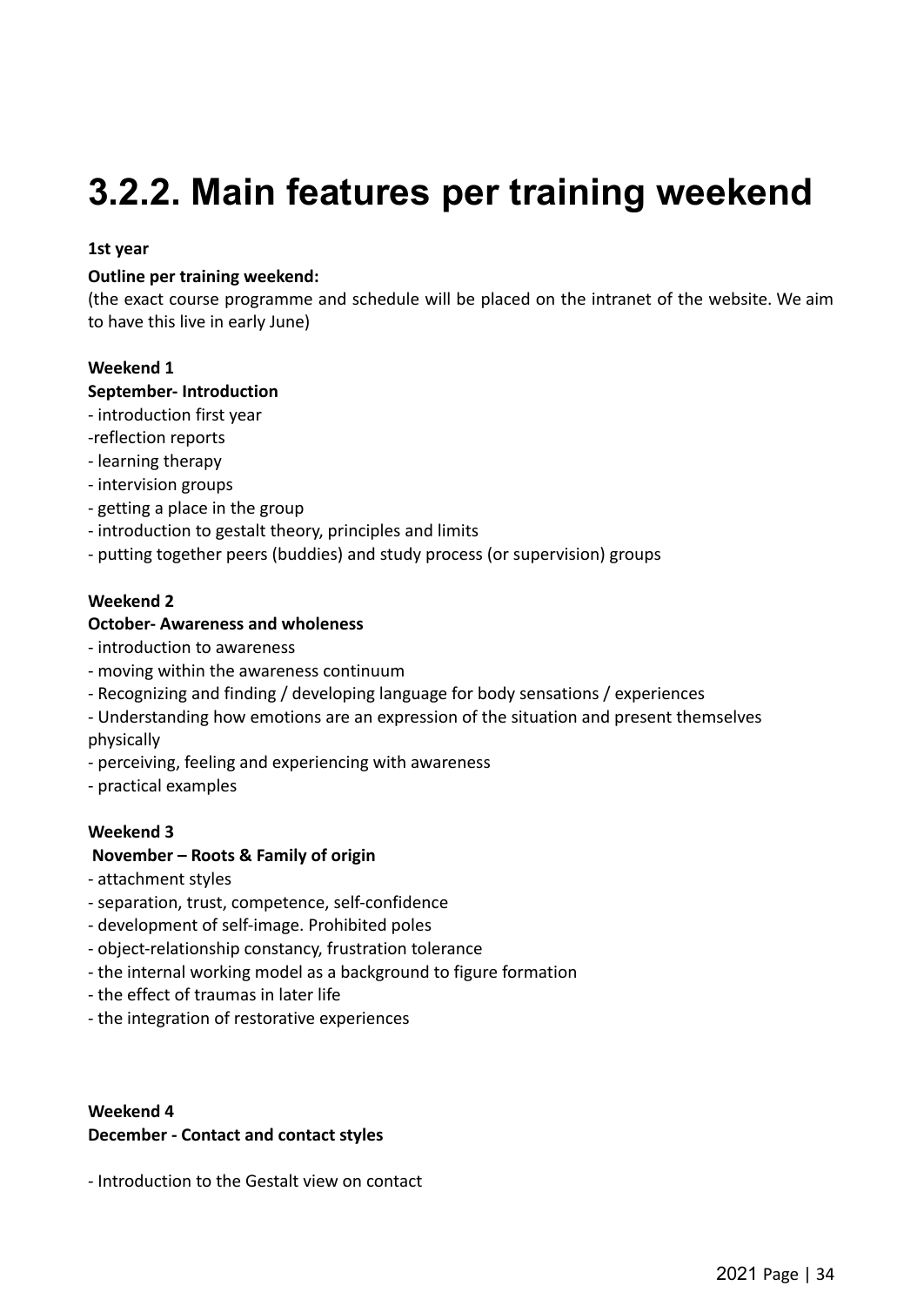# 3.2.2. Main features per training weekend

**1st year**

**Outline per training weekend:**
(the exact course programme and schedule will be placed on the intranet of the website. We aim to have this live in early June)

**Weekend 1**
**September- Introduction**

- introduction first year
- reflection reports
- learning therapy
- intervision groups
- getting a place in the group
- introduction to gestalt theory, principles and limits
- putting together peers (buddies) and study process (or supervision) groups

**Weekend 2**
**October- Awareness and wholeness**

- introduction to awareness
- moving within the awareness continuum
- Recognizing and finding / developing language for body sensations / experiences
- Understanding how emotions are an expression of the situation and present themselves physically
- perceiving, feeling and experiencing with awareness
- practical examples

**Weekend 3**
**November – Roots & Family of origin**

- attachment styles
- separation, trust, competence, self-confidence
- development of self-image. Prohibited poles
- object-relationship constancy, frustration tolerance
- the internal working model as a background to figure formation
- the effect of traumas in later life
- the integration of restorative experiences

**Weekend 4**
**December - Contact and contact styles**

- Introduction to the Gestalt view on contact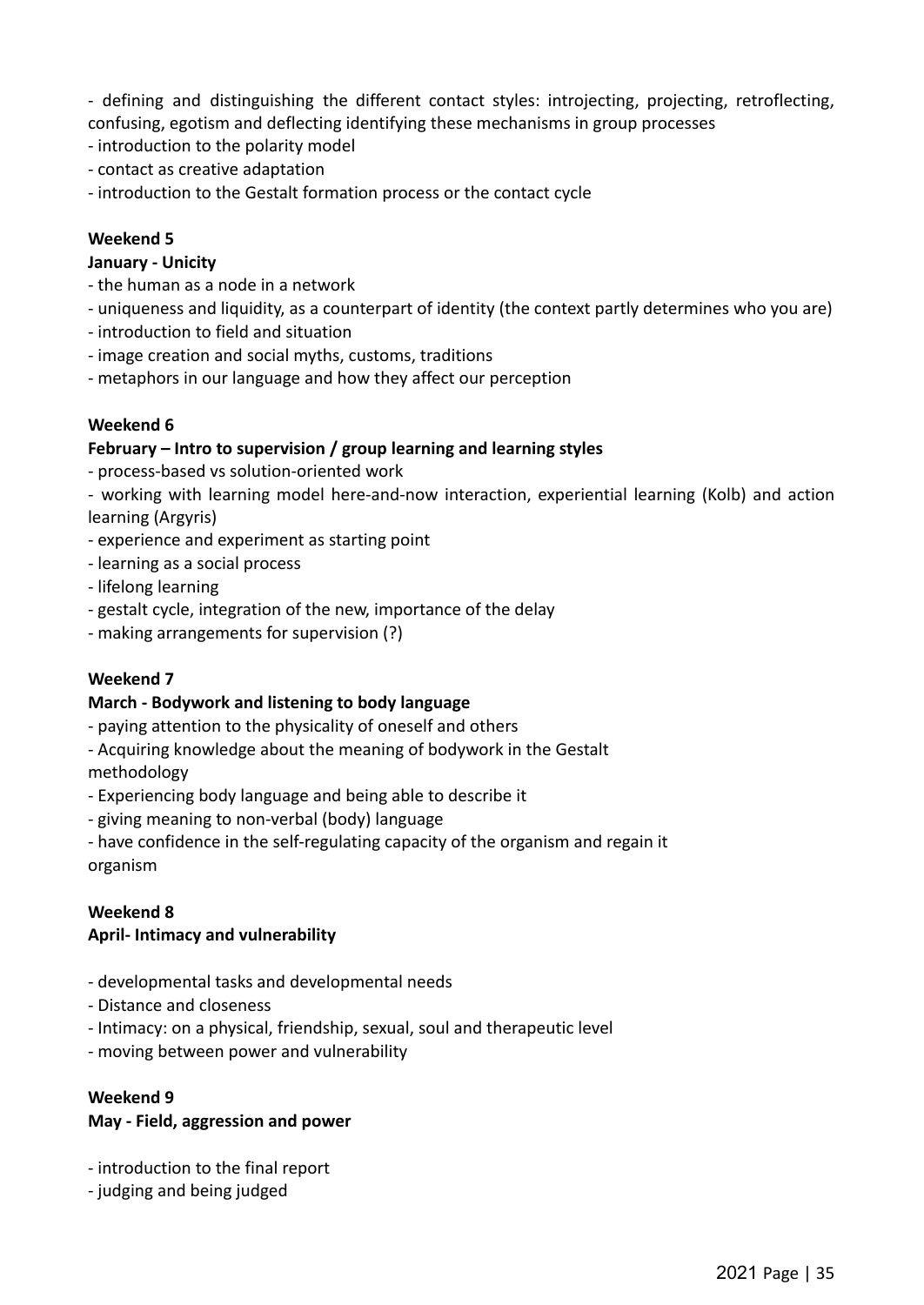- defining and distinguishing the different contact styles: introjecting, projecting, retroflecting, confusing, egotism and deflecting identifying these mechanisms in group processes
- introduction to the polarity model
- contact as creative adaptation
- introduction to the Gestalt formation process or the contact cycle

**Weekend 5**

**January - Unicity**

- the human as a node in a network
- uniqueness and liquidity, as a counterpart of identity (the context partly determines who you are)
- introduction to field and situation
- image creation and social myths, customs, traditions
- metaphors in our language and how they affect our perception

**Weekend 6**

**February – Intro to supervision / group learning and learning styles**

- process-based vs solution-oriented work
- working with learning model here-and-now interaction, experiential learning (Kolb) and action learning (Argyris)
- experience and experiment as starting point
- learning as a social process
- lifelong learning
- gestalt cycle, integration of the new, importance of the delay
- making arrangements for supervision (?)

**Weekend 7**

**March - Bodywork and listening to body language**

- paying attention to the physicality of oneself and others
- Acquiring knowledge about the meaning of bodywork in the Gestalt methodology
- Experiencing body language and being able to describe it
- giving meaning to non-verbal (body) language
- have confidence in the self-regulating capacity of the organism and regain it organism

**Weekend 8**

**April- Intimacy and vulnerability**

- developmental tasks and developmental needs
- Distance and closeness
- Intimacy: on a physical, friendship, sexual, soul and therapeutic level
- moving between power and vulnerability

**Weekend 9**

**May - Field, aggression and power**

- introduction to the final report
- judging and being judged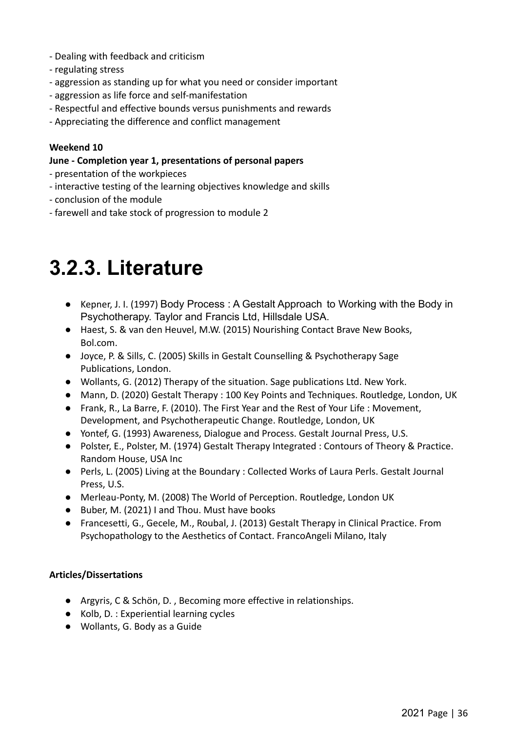- Dealing with feedback and criticism
- regulating stress
- aggression as standing up for what you need or consider important
- aggression as life force and self-manifestation
- Respectful and effective bounds versus punishments and rewards
- Appreciating the difference and conflict management

**Weekend 10**

**June - Completion year 1, presentations of personal papers**

- presentation of the workpieces
- interactive testing of the learning objectives knowledge and skills
- conclusion of the module
- farewell and take stock of progression to module 2

# 3.2.3. Literature

- Kepner, J. I. (1997) Body Process : A Gestalt Approach to Working with the Body in Psychotherapy. Taylor and Francis Ltd, Hillsdale USA.
- Haest, S. & van den Heuvel, M.W. (2015) Nourishing Contact Brave New Books, Bol.com.
- Joyce, P. & Sills, C. (2005) Skills in Gestalt Counselling & Psychotherapy Sage Publications, London.
- Wollants, G. (2012) Therapy of the situation. Sage publications Ltd. New York.
- Mann, D. (2020) Gestalt Therapy : 100 Key Points and Techniques. Routledge, London, UK
- Frank, R., La Barre, F. (2010). The First Year and the Rest of Your Life : Movement, Development, and Psychotherapeutic Change. Routledge, London, UK
- Yontef, G. (1993) Awareness, Dialogue and Process. Gestalt Journal Press, U.S.
- Polster, E., Polster, M. (1974) Gestalt Therapy Integrated : Contours of Theory & Practice. Random House, USA Inc
- Perls, L. (2005) Living at the Boundary : Collected Works of Laura Perls. Gestalt Journal Press, U.S.
- Merleau-Ponty, M. (2008) The World of Perception. Routledge, London UK
- Buber, M. (2021) I and Thou. Must have books
- Francesetti, G., Gecele, M., Roubal, J. (2013) Gestalt Therapy in Clinical Practice. From Psychopathology to the Aesthetics of Contact. FrancoAngeli Milano, Italy

**Articles/Dissertations**

- Argyris, C & Schön, D. , Becoming more effective in relationships.
- Kolb, D. : Experiential learning cycles
- Wollants, G. Body as a Guide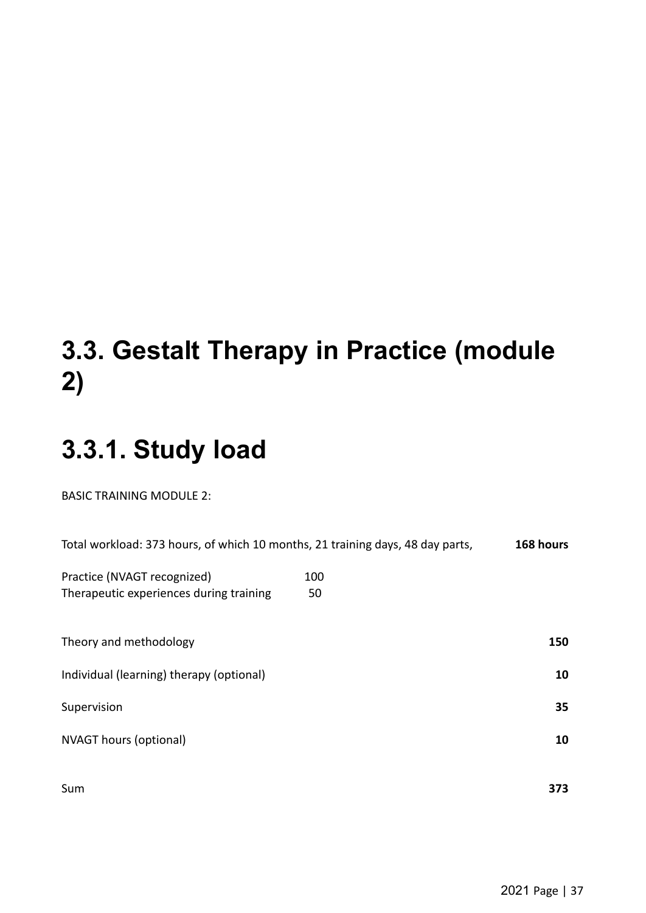# 3.3. Gestalt Therapy in Practice (module 2)

## 3.3.1. Study load

BASIC TRAINING MODULE 2:

| | | |
|---|---|---|
| Total workload: 373 hours, of which 10 months, 21 training days, 48 day parts, | | **168 hours** |
| Practice (NVAGT recognized) | 100 | |
| Therapeutic experiences during training | 50 | |
| Theory and methodology | | **150** |
| Individual (learning) therapy (optional) | | **10** |
| Supervision | | **35** |
| NVAGT hours (optional) | | **10** |
| Sum | | **373** |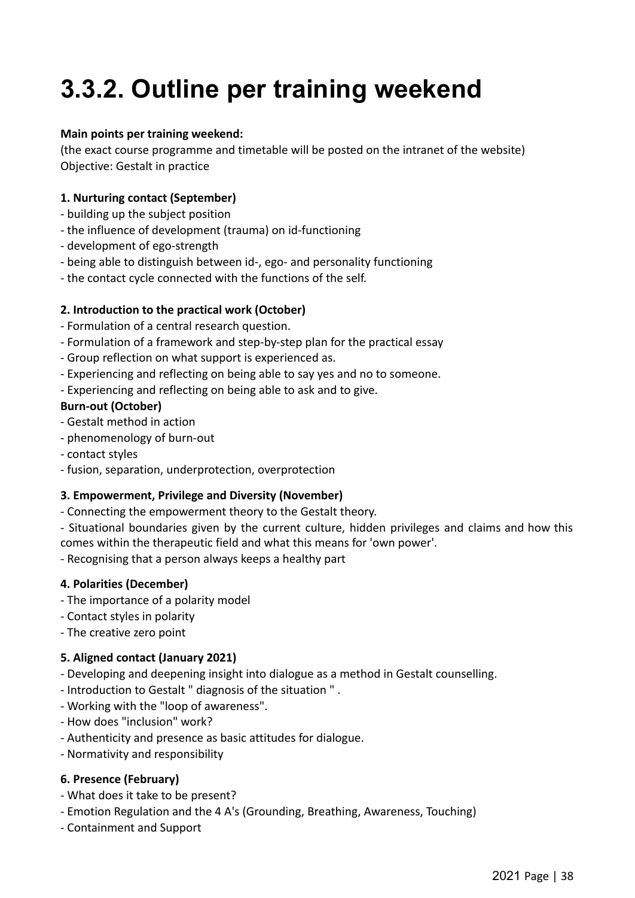# 3.3.2. Outline per training weekend

**Main points per training weekend:**

(the exact course programme and timetable will be posted on the intranet of the website)
Objective: Gestalt in practice

**1. Nurturing contact (September)**

- building up the subject position
- the influence of development (trauma) on id-functioning
- development of ego-strength
- being able to distinguish between id-, ego- and personality functioning
- the contact cycle connected with the functions of the self.

**2. Introduction to the practical work (October)**

- Formulation of a central research question.
- Formulation of a framework and step-by-step plan for the practical essay
- Group reflection on what support is experienced as.
- Experiencing and reflecting on being able to say yes and no to someone.
- Experiencing and reflecting on being able to ask and to give.

**Burn-out (October)**

- Gestalt method in action
- phenomenology of burn-out
- contact styles
- fusion, separation, underprotection, overprotection

**3. Empowerment, Privilege and Diversity (November)**

- Connecting the empowerment theory to the Gestalt theory.
- Situational boundaries given by the current culture, hidden privileges and claims and how this comes within the therapeutic field and what this means for 'own power'.
- Recognising that a person always keeps a healthy part

**4. Polarities (December)**

- The importance of a polarity model
- Contact styles in polarity
- The creative zero point

**5. Aligned contact (January 2021)**

- Developing and deepening insight into dialogue as a method in Gestalt counselling.
- Introduction to Gestalt " diagnosis of the situation " .
- Working with the "loop of awareness".
- How does "inclusion" work?
- Authenticity and presence as basic attitudes for dialogue.
- Normativity and responsibility

**6. Presence (February)**

- What does it take to be present?
- Emotion Regulation and the 4 A's (Grounding, Breathing, Awareness, Touching)
- Containment and Support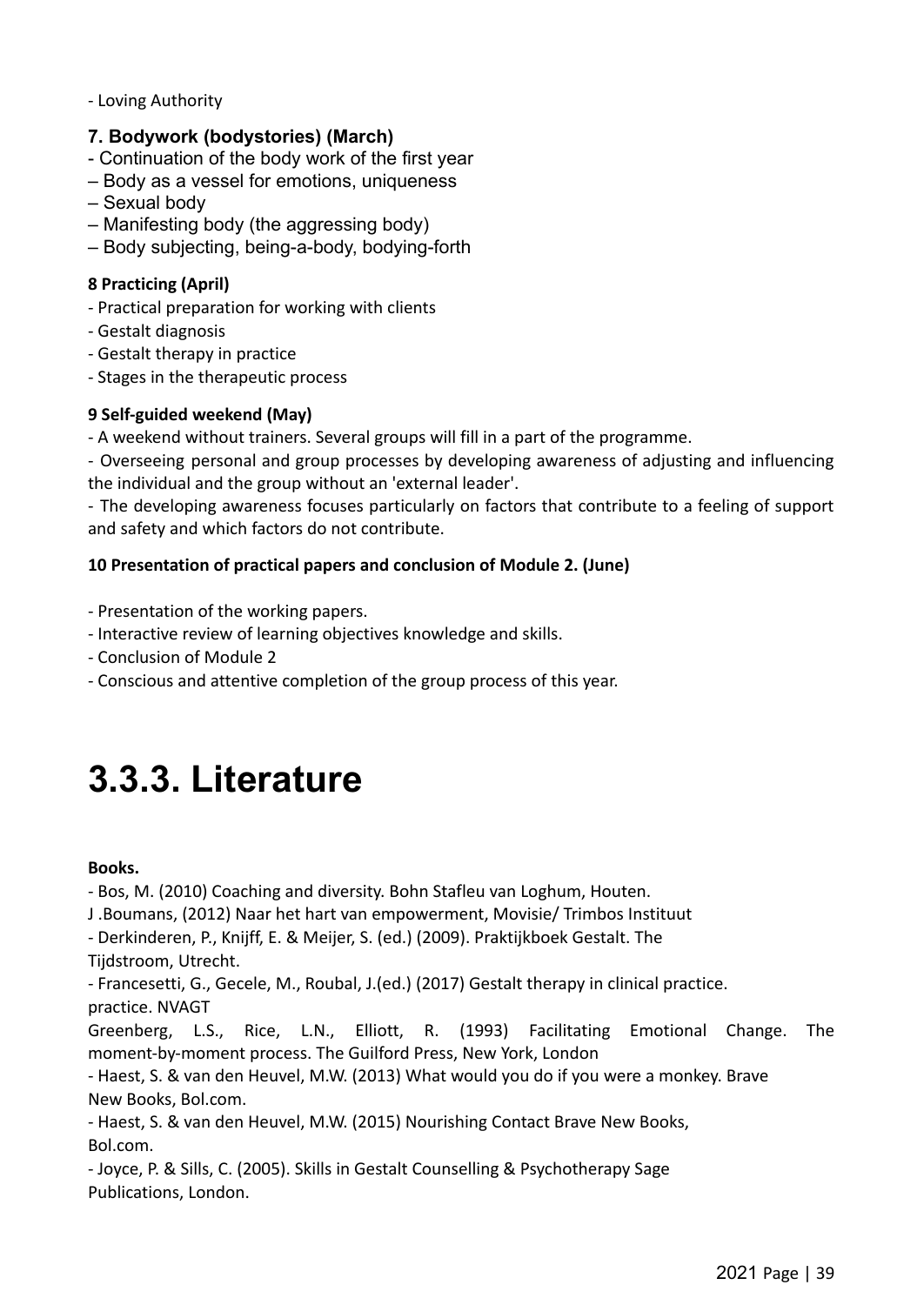- Loving Authority

### 7. Bodywork (bodystories) (March)

- Continuation of the body work of the first year
– Body as a vessel for emotions, uniqueness
– Sexual body
– Manifesting body (the aggressing body)
– Body subjecting, being-a-body, bodying-forth

**8 Practicing (April)**

- Practical preparation for working with clients
- Gestalt diagnosis
- Gestalt therapy in practice
- Stages in the therapeutic process

**9 Self-guided weekend (May)**

- A weekend without trainers. Several groups will fill in a part of the programme.
- Overseeing personal and group processes by developing awareness of adjusting and influencing the individual and the group without an 'external leader'.
- The developing awareness focuses particularly on factors that contribute to a feeling of support and safety and which factors do not contribute.

**10 Presentation of practical papers and conclusion of Module 2. (June)**

- Presentation of the working papers.
- Interactive review of learning objectives knowledge and skills.
- Conclusion of Module 2
- Conscious and attentive completion of the group process of this year.

# 3.3.3. Literature

**Books.**

- Bos, M. (2010) Coaching and diversity. Bohn Stafleu van Loghum, Houten.
J .Boumans, (2012) Naar het hart van empowerment, Movisie/ Trimbos Instituut
- Derkinderen, P., Knijff, E. & Meijer, S. (ed.) (2009). Praktijkboek Gestalt. The Tijdstroom, Utrecht.
- Francesetti, G., Gecele, M., Roubal, J.(ed.) (2017) Gestalt therapy in clinical practice. practice. NVAGT
Greenberg, L.S., Rice, L.N., Elliott, R. (1993) Facilitating Emotional Change. The moment-by-moment process. The Guilford Press, New York, London
- Haest, S. & van den Heuvel, M.W. (2013) What would you do if you were a monkey. Brave New Books, Bol.com.
- Haest, S. & van den Heuvel, M.W. (2015) Nourishing Contact Brave New Books, Bol.com.
- Joyce, P. & Sills, C. (2005). Skills in Gestalt Counselling & Psychotherapy Sage Publications, London.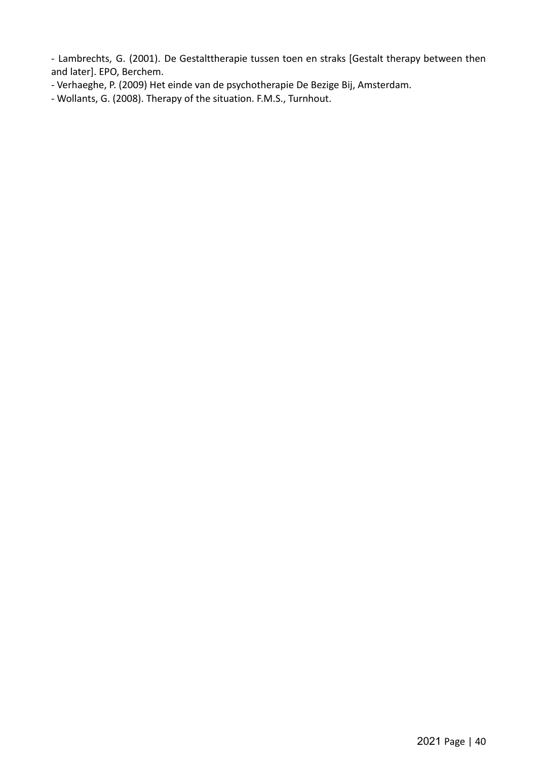- Lambrechts, G. (2001). De Gestalttherapie tussen toen en straks [Gestalt therapy between then and later]. EPO, Berchem.
- Verhaeghe, P. (2009) Het einde van de psychotherapie De Bezige Bij, Amsterdam.
- Wollants, G. (2008). Therapy of the situation. F.M.S., Turnhout.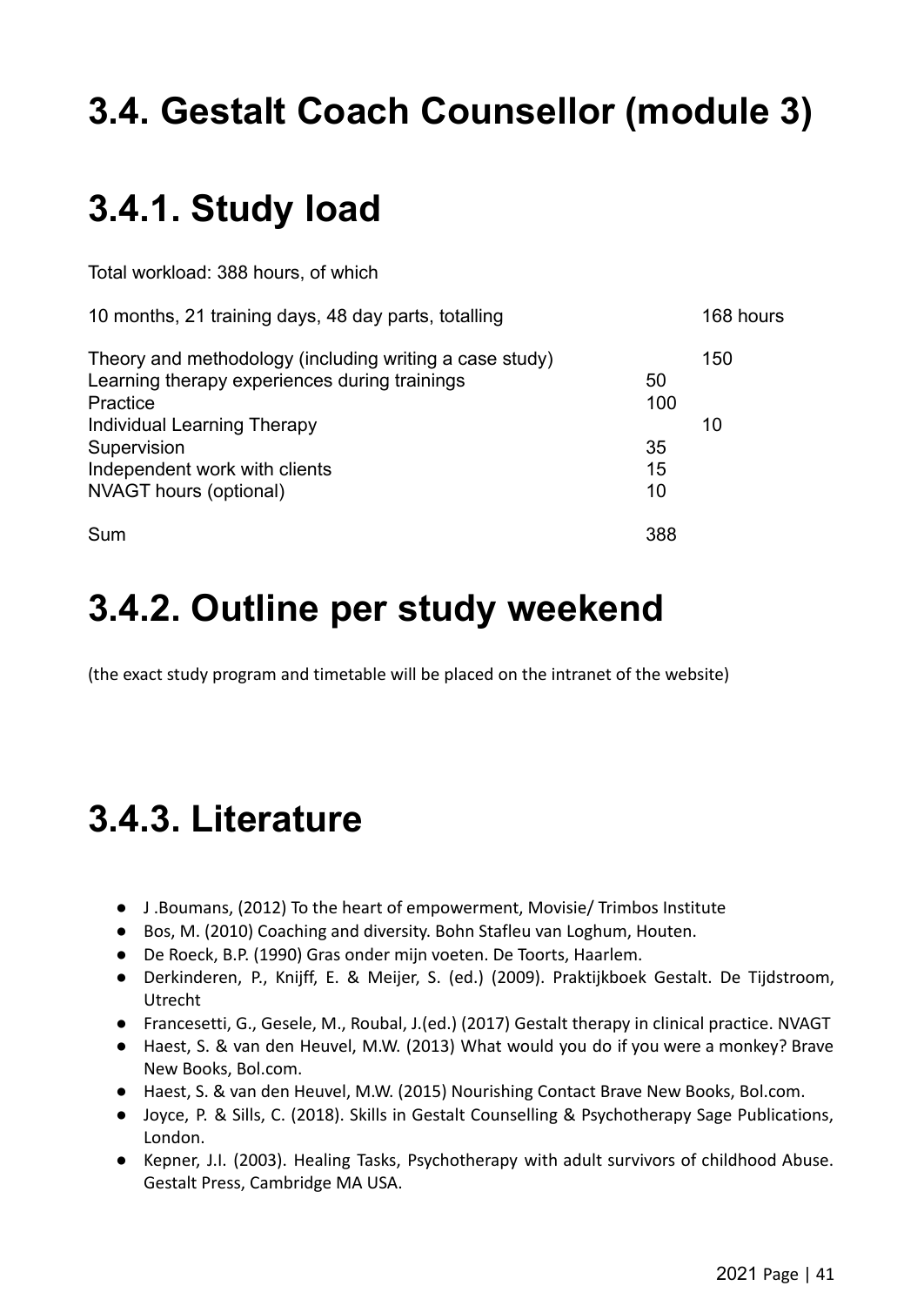# 3.4. Gestalt Coach Counsellor (module 3)

# 3.4.1. Study load

Total workload: 388 hours, of which

| | | |
|---|---|---|
| 10 months, 21 training days, 48 day parts, totalling | | 168 hours |
| Theory and methodology (including writing a case study) | | 150 |
| Learning therapy experiences during trainings | 50 | |
| Practice | 100 | |
| Individual Learning Therapy | | 10 |
| Supervision | 35 | |
| Independent work with clients | 15 | |
| NVAGT hours (optional) | 10 | |
| Sum | 388 | |

# 3.4.2. Outline per study weekend

(the exact study program and timetable will be placed on the intranet of the website)

# 3.4.3. Literature

- J .Boumans, (2012) To the heart of empowerment, Movisie/ Trimbos Institute
- Bos, M. (2010) Coaching and diversity. Bohn Stafleu van Loghum, Houten.
- De Roeck, B.P. (1990) Gras onder mijn voeten. De Toorts, Haarlem.
- Derkinderen, P., Knijff, E. & Meijer, S. (ed.) (2009). Praktijkboek Gestalt. De Tijdstroom, Utrecht
- Francesetti, G., Gesele, M., Roubal, J.(ed.) (2017) Gestalt therapy in clinical practice. NVAGT
- Haest, S. & van den Heuvel, M.W. (2013) What would you do if you were a monkey? Brave New Books, Bol.com.
- Haest, S. & van den Heuvel, M.W. (2015) Nourishing Contact Brave New Books, Bol.com.
- Joyce, P. & Sills, C. (2018). Skills in Gestalt Counselling & Psychotherapy Sage Publications, London.
- Kepner, J.I. (2003). Healing Tasks, Psychotherapy with adult survivors of childhood Abuse. Gestalt Press, Cambridge MA USA.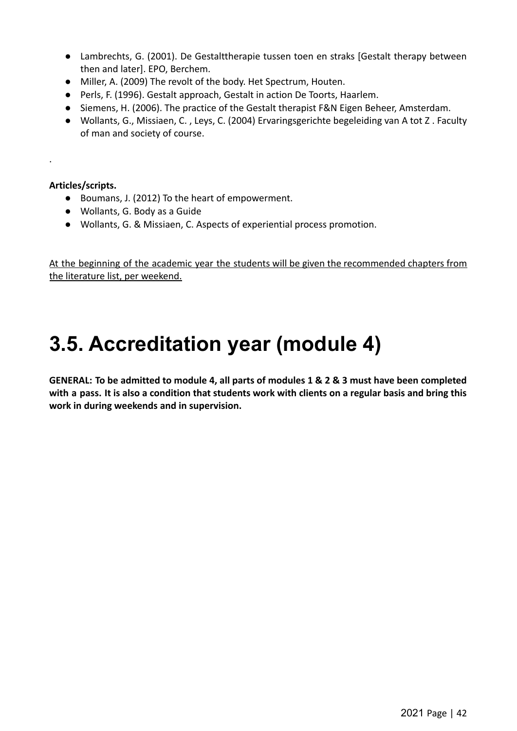- Lambrechts, G. (2001). De Gestalttherapie tussen toen en straks [Gestalt therapy between then and later]. EPO, Berchem.
- Miller, A. (2009) The revolt of the body. Het Spectrum, Houten.
- Perls, F. (1996). Gestalt approach, Gestalt in action De Toorts, Haarlem.
- Siemens, H. (2006). The practice of the Gestalt therapist F&N Eigen Beheer, Amsterdam.
- Wollants, G., Missiaen, C. , Leys, C. (2004) Ervaringsgerichte begeleiding van A tot Z . Faculty of man and society of course.

.

**Articles/scripts.**

- Boumans, J. (2012) To the heart of empowerment.
- Wollants, G. Body as a Guide
- Wollants, G. & Missiaen, C. Aspects of experiential process promotion.

At the beginning of the academic year the students will be given the recommended chapters from the literature list, per weekend.

# 3.5. Accreditation year (module 4)

**GENERAL: To be admitted to module 4, all parts of modules 1 & 2 & 3 must have been completed with a pass. It is also a condition that students work with clients on a regular basis and bring this work in during weekends and in supervision.**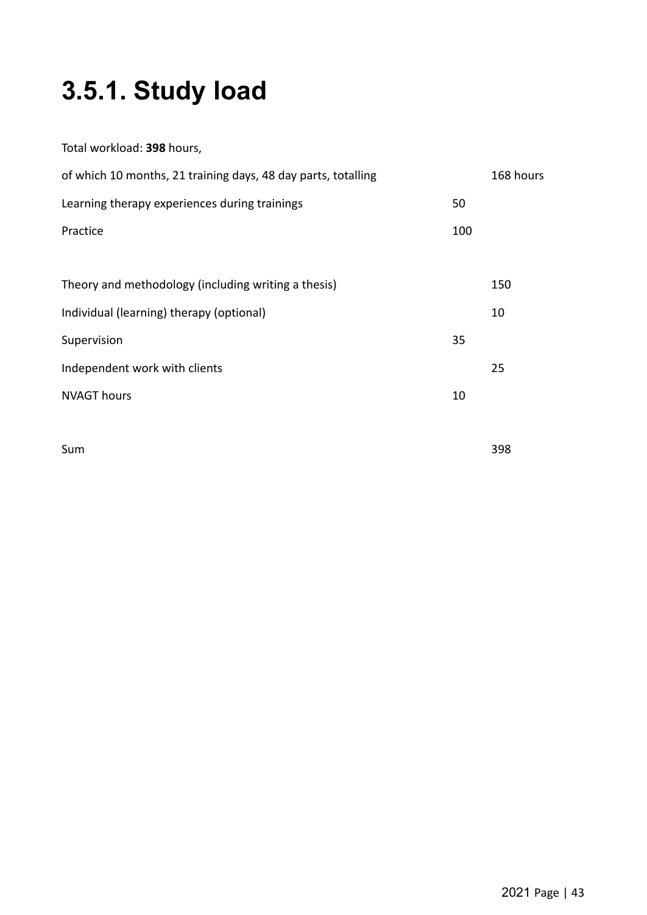# 3.5.1. Study load

Total workload: **398** hours,

| | | |
|---|---|---|
| of which 10 months, 21 training days, 48 day parts, totalling | | 168 hours |
| Learning therapy experiences during trainings | 50 | |
| Practice | 100 | |
| | | |
| Theory and methodology (including writing a thesis) | | 150 |
| Individual (learning) therapy (optional) | | 10 |
| Supervision | 35 | |
| Independent work with clients | | 25 |
| NVAGT hours | 10 | |
| | | |
| Sum | | 398 |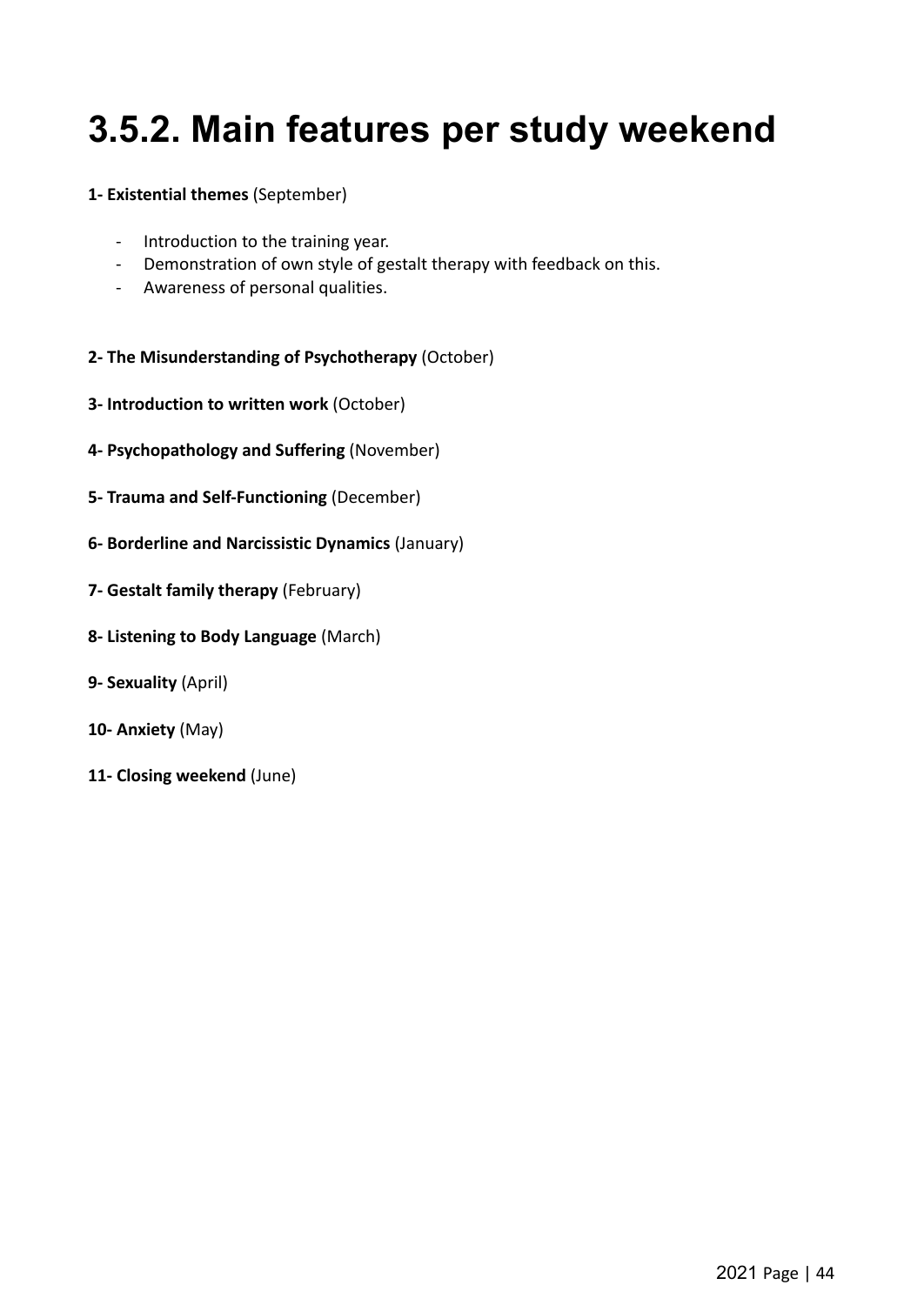# 3.5.2. Main features per study weekend

**1- Existential themes** (September)

- Introduction to the training year.
- Demonstration of own style of gestalt therapy with feedback on this.
- Awareness of personal qualities.

**2- The Misunderstanding of Psychotherapy** (October)

**3- Introduction to written work** (October)

**4- Psychopathology and Suffering** (November)

**5- Trauma and Self-Functioning** (December)

**6- Borderline and Narcissistic Dynamics** (January)

**7- Gestalt family therapy** (February)

**8- Listening to Body Language** (March)

**9- Sexuality** (April)

**10- Anxiety** (May)

**11- Closing weekend** (June)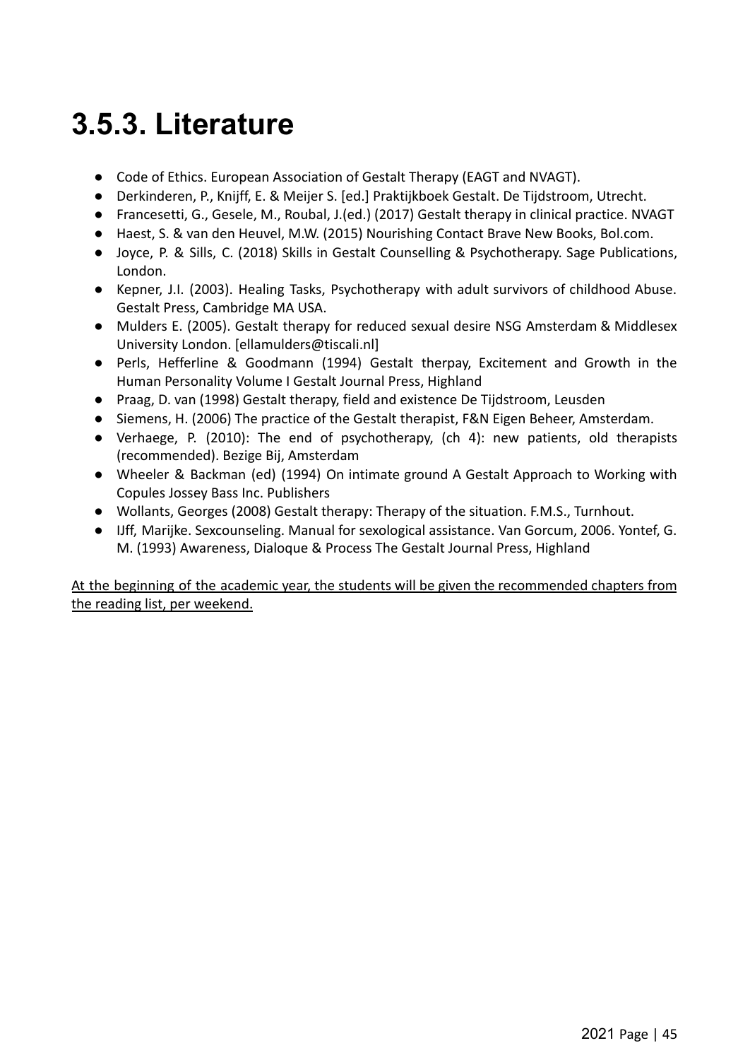## 3.5.3. Literature

- Code of Ethics. European Association of Gestalt Therapy (EAGT and NVAGT).
- Derkinderen, P., Knijff, E. & Meijer S. [ed.] Praktijkboek Gestalt. De Tijdstroom, Utrecht.
- Francesetti, G., Gesele, M., Roubal, J.(ed.) (2017) Gestalt therapy in clinical practice. NVAGT
- Haest, S. & van den Heuvel, M.W. (2015) Nourishing Contact Brave New Books, Bol.com.
- Joyce, P. & Sills, C. (2018) Skills in Gestalt Counselling & Psychotherapy. Sage Publications, London.
- Kepner, J.I. (2003). Healing Tasks, Psychotherapy with adult survivors of childhood Abuse. Gestalt Press, Cambridge MA USA.
- Mulders E. (2005). Gestalt therapy for reduced sexual desire NSG Amsterdam & Middlesex University London. [ellamulders@tiscali.nl]
- Perls, Hefferline & Goodmann (1994) Gestalt therpay, Excitement and Growth in the Human Personality Volume I Gestalt Journal Press, Highland
- Praag, D. van (1998) Gestalt therapy, field and existence De Tijdstroom, Leusden
- Siemens, H. (2006) The practice of the Gestalt therapist, F&N Eigen Beheer, Amsterdam.
- Verhaege, P. (2010): The end of psychotherapy, (ch 4): new patients, old therapists (recommended). Bezige Bij, Amsterdam
- Wheeler & Backman (ed) (1994) On intimate ground A Gestalt Approach to Working with Copules Jossey Bass Inc. Publishers
- Wollants, Georges (2008) Gestalt therapy: Therapy of the situation. F.M.S., Turnhout.
- IJff, Marijke. Sexcounseling. Manual for sexological assistance. Van Gorcum, 2006. Yontef, G. M. (1993) Awareness, Dialoque & Process The Gestalt Journal Press, Highland

<u>At the beginning of the academic year, the students will be given the recommended chapters from the reading list, per weekend.</u>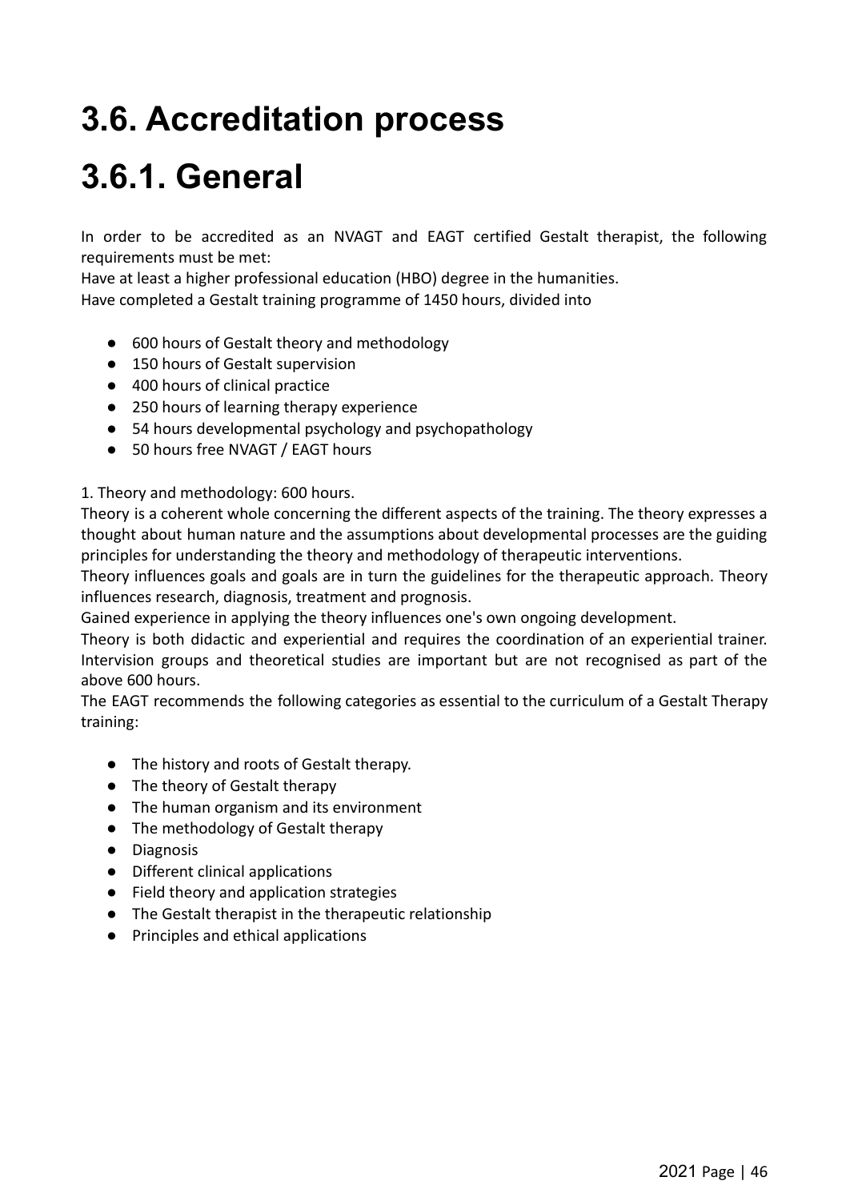# 3.6. Accreditation process

# 3.6.1. General

In order to be accredited as an NVAGT and EAGT certified Gestalt therapist, the following requirements must be met:

Have at least a higher professional education (HBO) degree in the humanities.

Have completed a Gestalt training programme of 1450 hours, divided into

- 600 hours of Gestalt theory and methodology
- 150 hours of Gestalt supervision
- 400 hours of clinical practice
- 250 hours of learning therapy experience
- 54 hours developmental psychology and psychopathology
- 50 hours free NVAGT / EAGT hours

1. Theory and methodology: 600 hours.

Theory is a coherent whole concerning the different aspects of the training. The theory expresses a thought about human nature and the assumptions about developmental processes are the guiding principles for understanding the theory and methodology of therapeutic interventions.

Theory influences goals and goals are in turn the guidelines for the therapeutic approach. Theory influences research, diagnosis, treatment and prognosis.

Gained experience in applying the theory influences one's own ongoing development.

Theory is both didactic and experiential and requires the coordination of an experiential trainer. Intervision groups and theoretical studies are important but are not recognised as part of the above 600 hours.

The EAGT recommends the following categories as essential to the curriculum of a Gestalt Therapy training:

- The history and roots of Gestalt therapy.
- The theory of Gestalt therapy
- The human organism and its environment
- The methodology of Gestalt therapy
- Diagnosis
- Different clinical applications
- Field theory and application strategies
- The Gestalt therapist in the therapeutic relationship
- Principles and ethical applications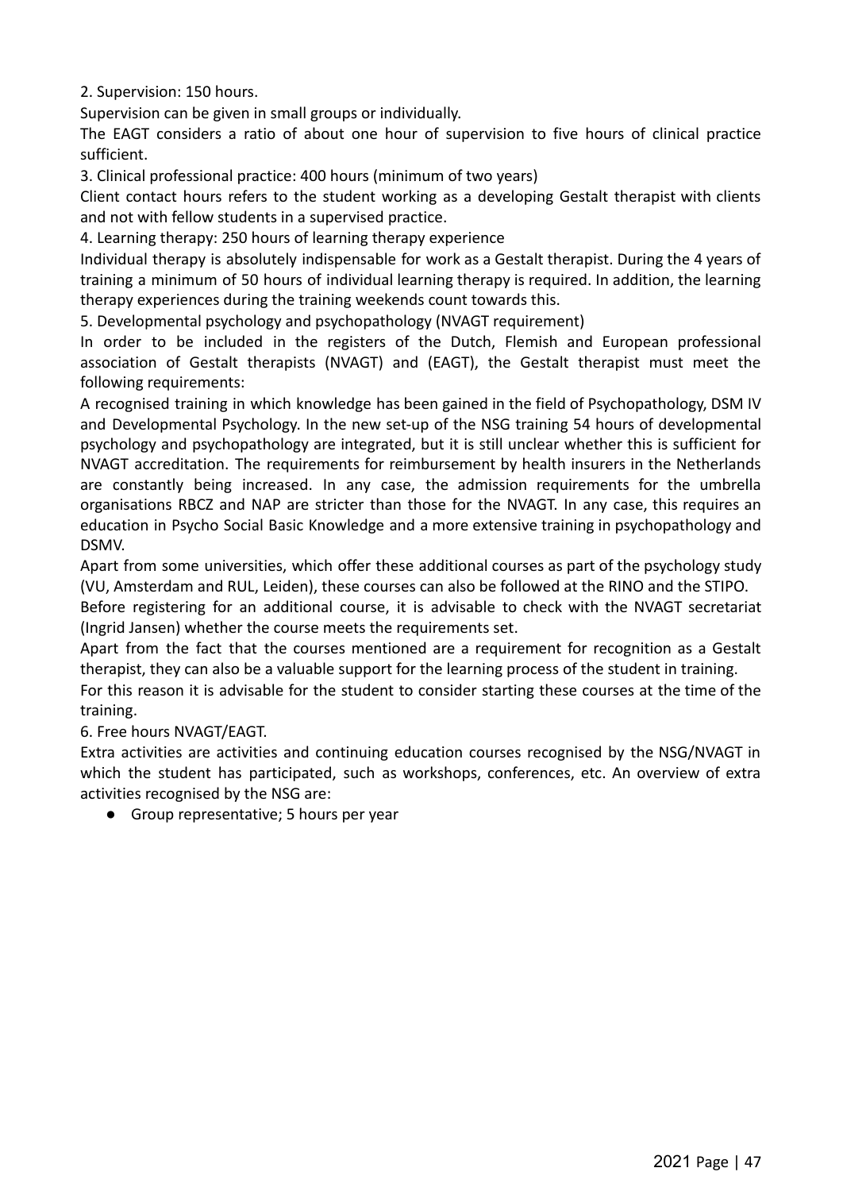2. Supervision: 150 hours.

Supervision can be given in small groups or individually.

The EAGT considers a ratio of about one hour of supervision to five hours of clinical practice sufficient.

3. Clinical professional practice: 400 hours (minimum of two years)

Client contact hours refers to the student working as a developing Gestalt therapist with clients and not with fellow students in a supervised practice.

4. Learning therapy: 250 hours of learning therapy experience

Individual therapy is absolutely indispensable for work as a Gestalt therapist. During the 4 years of training a minimum of 50 hours of individual learning therapy is required. In addition, the learning therapy experiences during the training weekends count towards this.

5. Developmental psychology and psychopathology (NVAGT requirement)

In order to be included in the registers of the Dutch, Flemish and European professional association of Gestalt therapists (NVAGT) and (EAGT), the Gestalt therapist must meet the following requirements:

A recognised training in which knowledge has been gained in the field of Psychopathology, DSM IV and Developmental Psychology. In the new set-up of the NSG training 54 hours of developmental psychology and psychopathology are integrated, but it is still unclear whether this is sufficient for NVAGT accreditation. The requirements for reimbursement by health insurers in the Netherlands are constantly being increased. In any case, the admission requirements for the umbrella organisations RBCZ and NAP are stricter than those for the NVAGT. In any case, this requires an education in Psycho Social Basic Knowledge and a more extensive training in psychopathology and DSMV.

Apart from some universities, which offer these additional courses as part of the psychology study (VU, Amsterdam and RUL, Leiden), these courses can also be followed at the RINO and the STIPO.

Before registering for an additional course, it is advisable to check with the NVAGT secretariat (Ingrid Jansen) whether the course meets the requirements set.

Apart from the fact that the courses mentioned are a requirement for recognition as a Gestalt therapist, they can also be a valuable support for the learning process of the student in training.

For this reason it is advisable for the student to consider starting these courses at the time of the training.

6. Free hours NVAGT/EAGT.

Extra activities are activities and continuing education courses recognised by the NSG/NVAGT in which the student has participated, such as workshops, conferences, etc. An overview of extra activities recognised by the NSG are:

- Group representative; 5 hours per year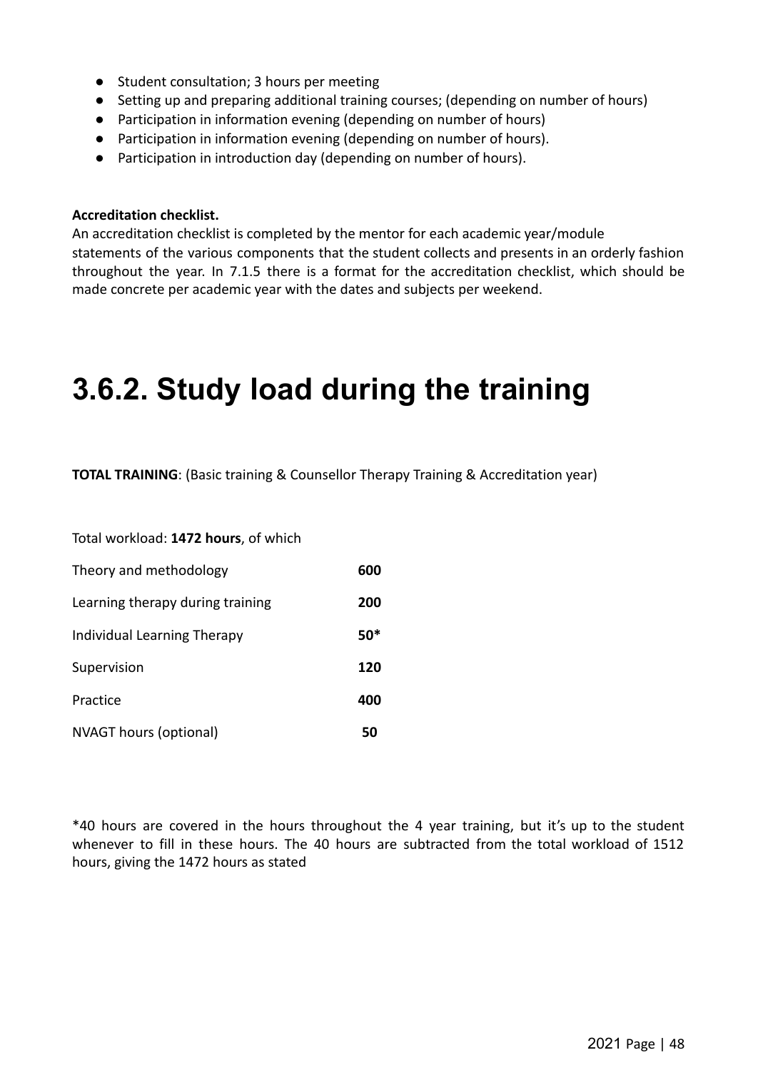- Student consultation; 3 hours per meeting
- Setting up and preparing additional training courses; (depending on number of hours)
- Participation in information evening (depending on number of hours)
- Participation in information evening (depending on number of hours).
- Participation in introduction day (depending on number of hours).

**Accreditation checklist.**

An accreditation checklist is completed by the mentor for each academic year/module statements of the various components that the student collects and presents in an orderly fashion throughout the year. In 7.1.5 there is a format for the accreditation checklist, which should be made concrete per academic year with the dates and subjects per weekend.

# 3.6.2. Study load during the training

**TOTAL TRAINING**: (Basic training & Counsellor Therapy Training & Accreditation year)

Total workload: **1472 hours**, of which

| | |
|---|---|
| Theory and methodology | **600** |
| Learning therapy during training | **200** |
| Individual Learning Therapy | **50*** |
| Supervision | **120** |
| Practice | **400** |
| NVAGT hours (optional) | **50** |

*40 hours are covered in the hours throughout the 4 year training, but it's up to the student whenever to fill in these hours. The 40 hours are subtracted from the total workload of 1512 hours, giving the 1472 hours as stated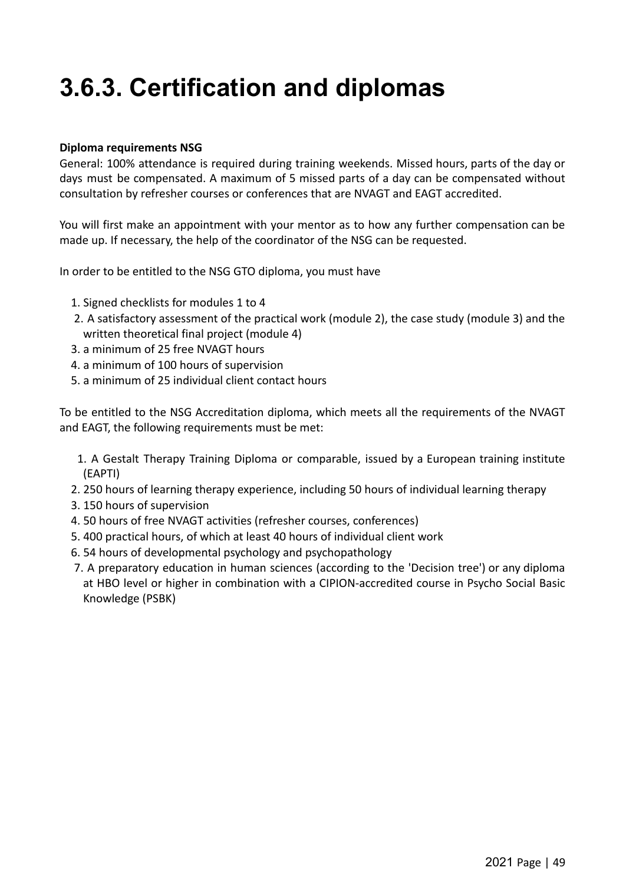# 3.6.3. Certification and diplomas

**Diploma requirements NSG**

General: 100% attendance is required during training weekends. Missed hours, parts of the day or days must be compensated. A maximum of 5 missed parts of a day can be compensated without consultation by refresher courses or conferences that are NVAGT and EAGT accredited.

You will first make an appointment with your mentor as to how any further compensation can be made up. If necessary, the help of the coordinator of the NSG can be requested.

In order to be entitled to the NSG GTO diploma, you must have

1. Signed checklists for modules 1 to 4
2. A satisfactory assessment of the practical work (module 2), the case study (module 3) and the written theoretical final project (module 4)
3. a minimum of 25 free NVAGT hours
4. a minimum of 100 hours of supervision
5. a minimum of 25 individual client contact hours

To be entitled to the NSG Accreditation diploma, which meets all the requirements of the NVAGT and EAGT, the following requirements must be met:

1. A Gestalt Therapy Training Diploma or comparable, issued by a European training institute (EAPTI)
2. 250 hours of learning therapy experience, including 50 hours of individual learning therapy
3. 150 hours of supervision
4. 50 hours of free NVAGT activities (refresher courses, conferences)
5. 400 practical hours, of which at least 40 hours of individual client work
6. 54 hours of developmental psychology and psychopathology
7. A preparatory education in human sciences (according to the 'Decision tree') or any diploma at HBO level or higher in combination with a CIPION-accredited course in Psycho Social Basic Knowledge (PSBK)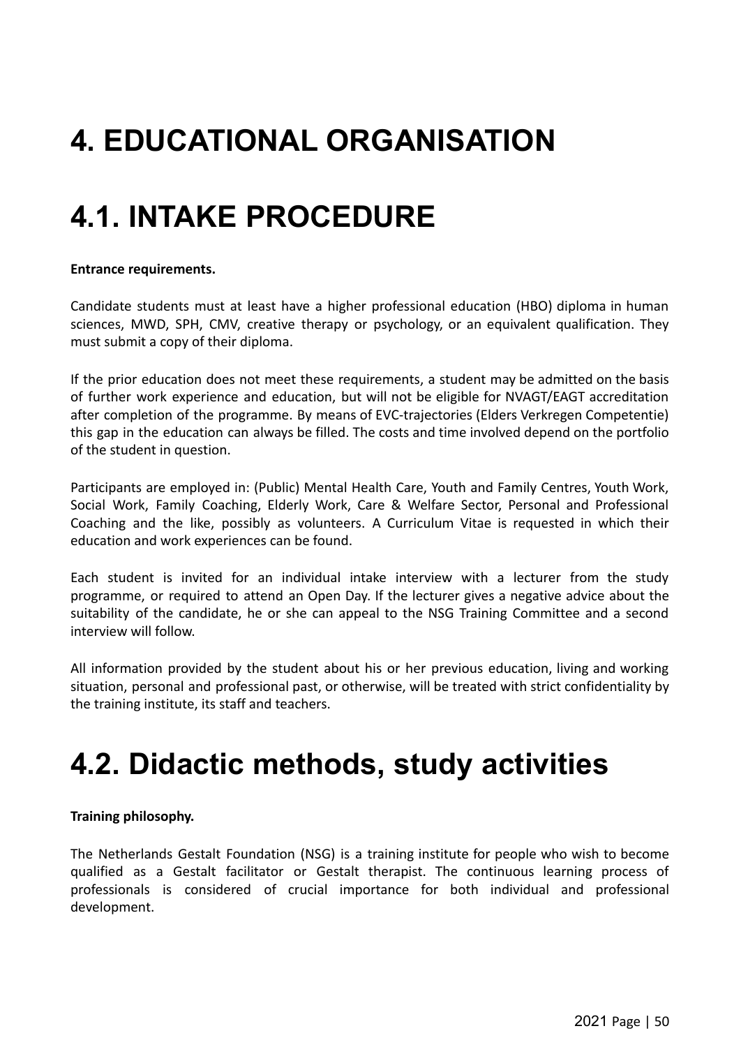# 4. EDUCATIONAL ORGANISATION

# 4.1. INTAKE PROCEDURE

**Entrance requirements.**

Candidate students must at least have a higher professional education (HBO) diploma in human sciences, MWD, SPH, CMV, creative therapy or psychology, or an equivalent qualification. They must submit a copy of their diploma.

If the prior education does not meet these requirements, a student may be admitted on the basis of further work experience and education, but will not be eligible for NVAGT/EAGT accreditation after completion of the programme. By means of EVC-trajectories (Elders Verkregen Competentie) this gap in the education can always be filled. The costs and time involved depend on the portfolio of the student in question.

Participants are employed in: (Public) Mental Health Care, Youth and Family Centres, Youth Work, Social Work, Family Coaching, Elderly Work, Care & Welfare Sector, Personal and Professional Coaching and the like, possibly as volunteers. A Curriculum Vitae is requested in which their education and work experiences can be found.

Each student is invited for an individual intake interview with a lecturer from the study programme, or required to attend an Open Day. If the lecturer gives a negative advice about the suitability of the candidate, he or she can appeal to the NSG Training Committee and a second interview will follow.

All information provided by the student about his or her previous education, living and working situation, personal and professional past, or otherwise, will be treated with strict confidentiality by the training institute, its staff and teachers.

# 4.2. Didactic methods, study activities

**Training philosophy.**

The Netherlands Gestalt Foundation (NSG) is a training institute for people who wish to become qualified as a Gestalt facilitator or Gestalt therapist. The continuous learning process of professionals is considered of crucial importance for both individual and professional development.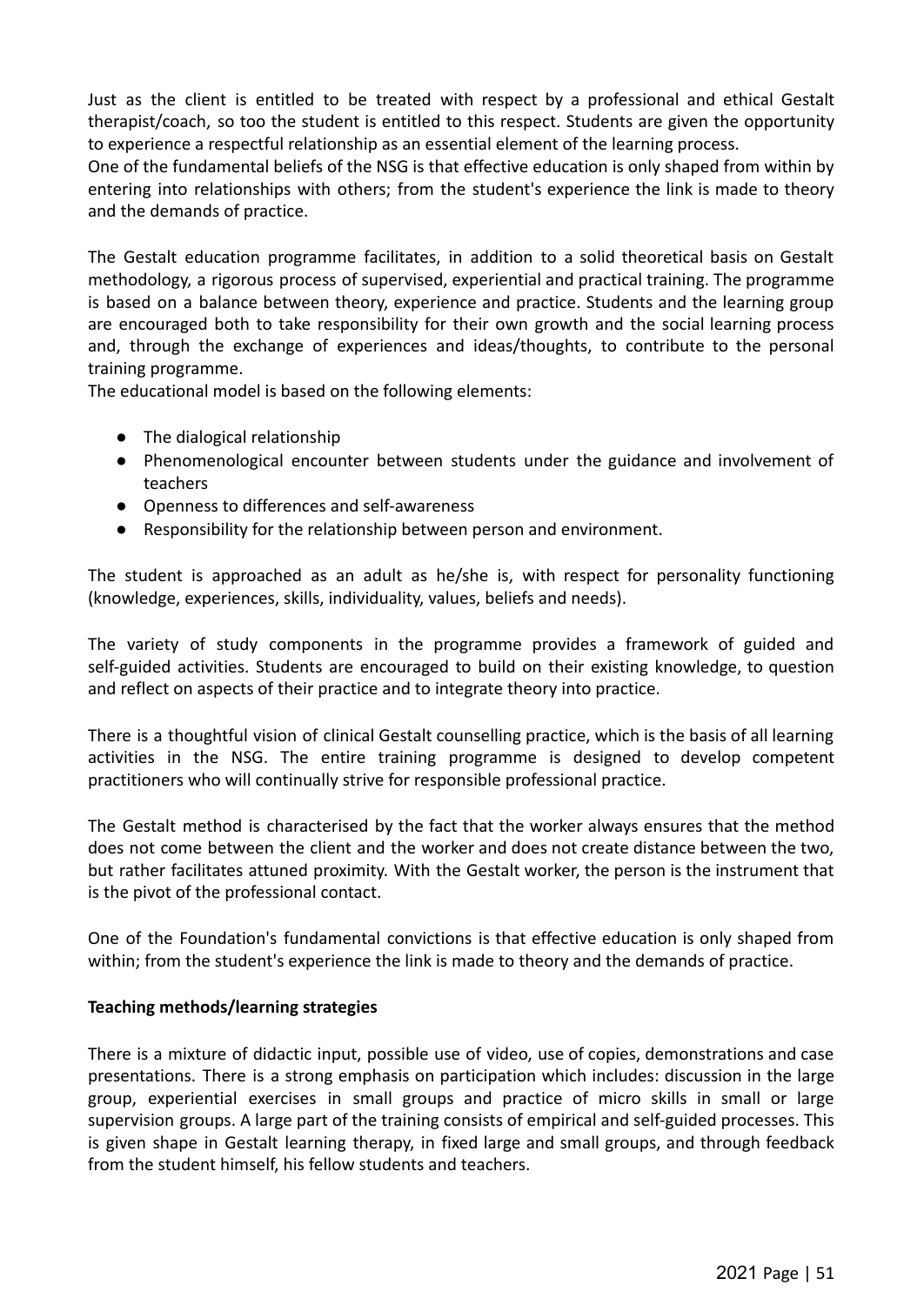Just as the client is entitled to be treated with respect by a professional and ethical Gestalt therapist/coach, so too the student is entitled to this respect. Students are given the opportunity to experience a respectful relationship as an essential element of the learning process.
One of the fundamental beliefs of the NSG is that effective education is only shaped from within by entering into relationships with others; from the student's experience the link is made to theory and the demands of practice.

The Gestalt education programme facilitates, in addition to a solid theoretical basis on Gestalt methodology, a rigorous process of supervised, experiential and practical training. The programme is based on a balance between theory, experience and practice. Students and the learning group are encouraged both to take responsibility for their own growth and the social learning process and, through the exchange of experiences and ideas/thoughts, to contribute to the personal training programme.
The educational model is based on the following elements:

- The dialogical relationship
- Phenomenological encounter between students under the guidance and involvement of teachers
- Openness to differences and self-awareness
- Responsibility for the relationship between person and environment.

The student is approached as an adult as he/she is, with respect for personality functioning (knowledge, experiences, skills, individuality, values, beliefs and needs).

The variety of study components in the programme provides a framework of guided and self-guided activities. Students are encouraged to build on their existing knowledge, to question and reflect on aspects of their practice and to integrate theory into practice.

There is a thoughtful vision of clinical Gestalt counselling practice, which is the basis of all learning activities in the NSG. The entire training programme is designed to develop competent practitioners who will continually strive for responsible professional practice.

The Gestalt method is characterised by the fact that the worker always ensures that the method does not come between the client and the worker and does not create distance between the two, but rather facilitates attuned proximity. With the Gestalt worker, the person is the instrument that is the pivot of the professional contact.

One of the Foundation's fundamental convictions is that effective education is only shaped from within; from the student's experience the link is made to theory and the demands of practice.

**Teaching methods/learning strategies**

There is a mixture of didactic input, possible use of video, use of copies, demonstrations and case presentations. There is a strong emphasis on participation which includes: discussion in the large group, experiential exercises in small groups and practice of micro skills in small or large supervision groups. A large part of the training consists of empirical and self-guided processes. This is given shape in Gestalt learning therapy, in fixed large and small groups, and through feedback from the student himself, his fellow students and teachers.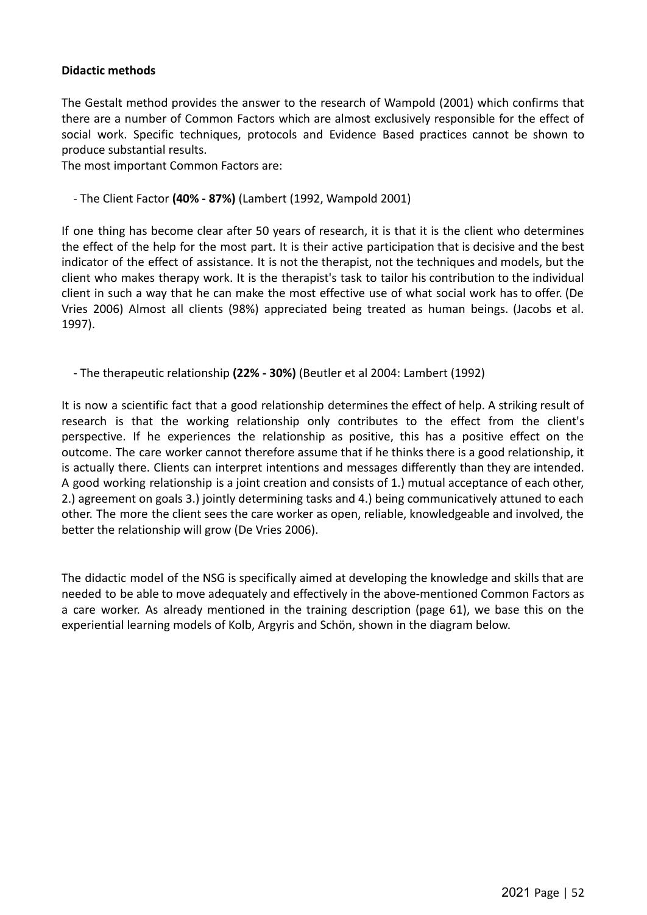**Didactic methods**

The Gestalt method provides the answer to the research of Wampold (2001) which confirms that there are a number of Common Factors which are almost exclusively responsible for the effect of social work. Specific techniques, protocols and Evidence Based practices cannot be shown to produce substantial results.
The most important Common Factors are:

- The Client Factor **(40% - 87%)** (Lambert (1992, Wampold 2001)

If one thing has become clear after 50 years of research, it is that it is the client who determines the effect of the help for the most part. It is their active participation that is decisive and the best indicator of the effect of assistance. It is not the therapist, not the techniques and models, but the client who makes therapy work. It is the therapist's task to tailor his contribution to the individual client in such a way that he can make the most effective use of what social work has to offer. (De Vries 2006) Almost all clients (98%) appreciated being treated as human beings. (Jacobs et al. 1997).

- The therapeutic relationship **(22% - 30%)** (Beutler et al 2004: Lambert (1992)

It is now a scientific fact that a good relationship determines the effect of help. A striking result of research is that the working relationship only contributes to the effect from the client's perspective. If he experiences the relationship as positive, this has a positive effect on the outcome. The care worker cannot therefore assume that if he thinks there is a good relationship, it is actually there. Clients can interpret intentions and messages differently than they are intended. A good working relationship is a joint creation and consists of 1.) mutual acceptance of each other, 2.) agreement on goals 3.) jointly determining tasks and 4.) being communicatively attuned to each other. The more the client sees the care worker as open, reliable, knowledgeable and involved, the better the relationship will grow (De Vries 2006).

The didactic model of the NSG is specifically aimed at developing the knowledge and skills that are needed to be able to move adequately and effectively in the above-mentioned Common Factors as a care worker. As already mentioned in the training description (page 61), we base this on the experiential learning models of Kolb, Argyris and Schön, shown in the diagram below.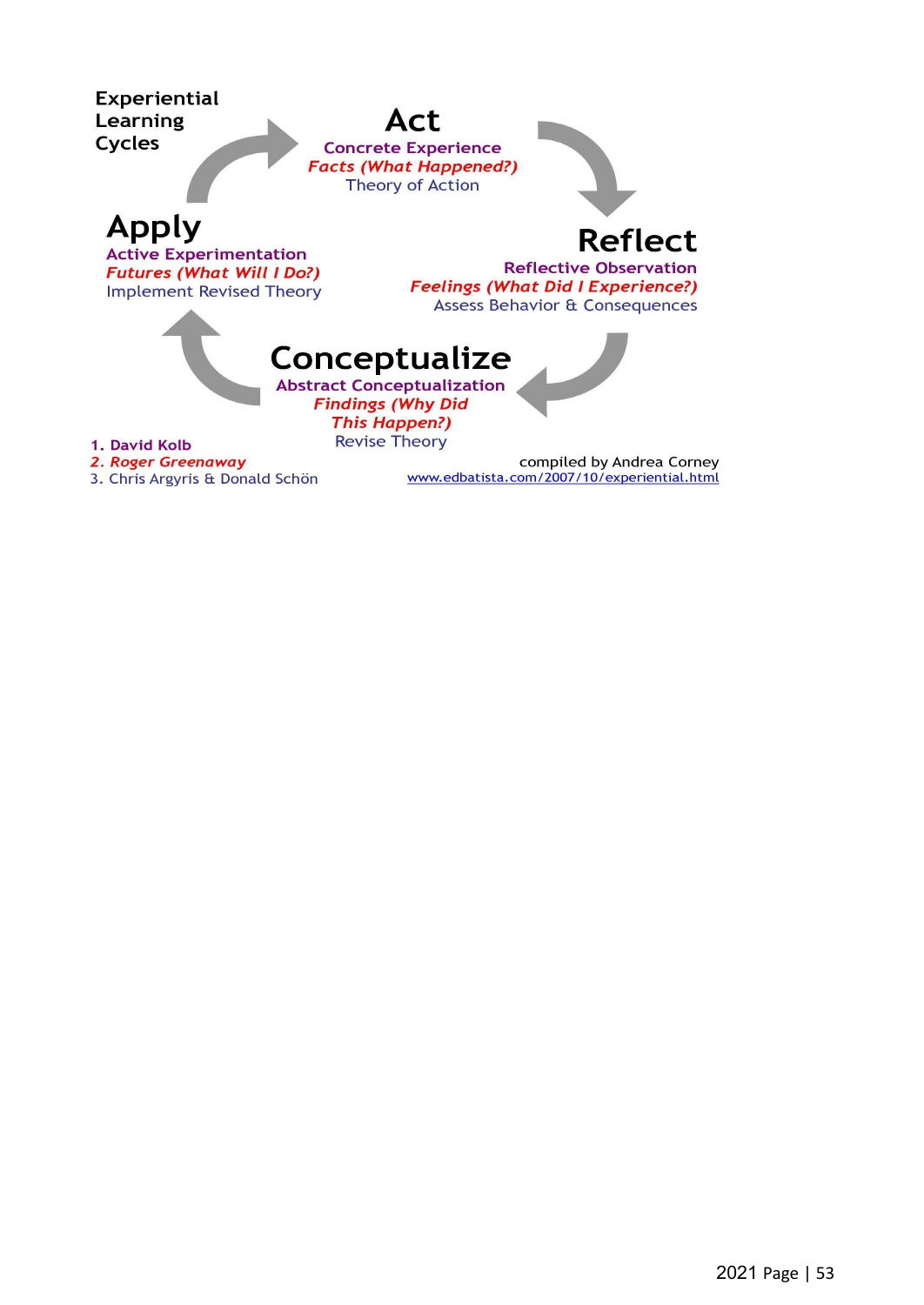**Experiential Learning Cycles**

## Act

**Concrete Experience**
***Facts (What Happened?)***
Theory of Action

## Reflect

**Reflective Observation**
***Feelings (What Did I Experience?)***
Assess Behavior & Consequences

## Conceptualize

**Abstract Conceptualization**
***Findings (Why Did This Happen?)***
Revise Theory

## Apply

**Active Experimentation**
***Futures (What Will I Do?)***
Implement Revised Theory

1. **David Kolb**
2. ***Roger Greenaway***
3. Chris Argyris & Donald Schön

compiled by Andrea Corney
www.edbatista.com/2007/10/experiential.html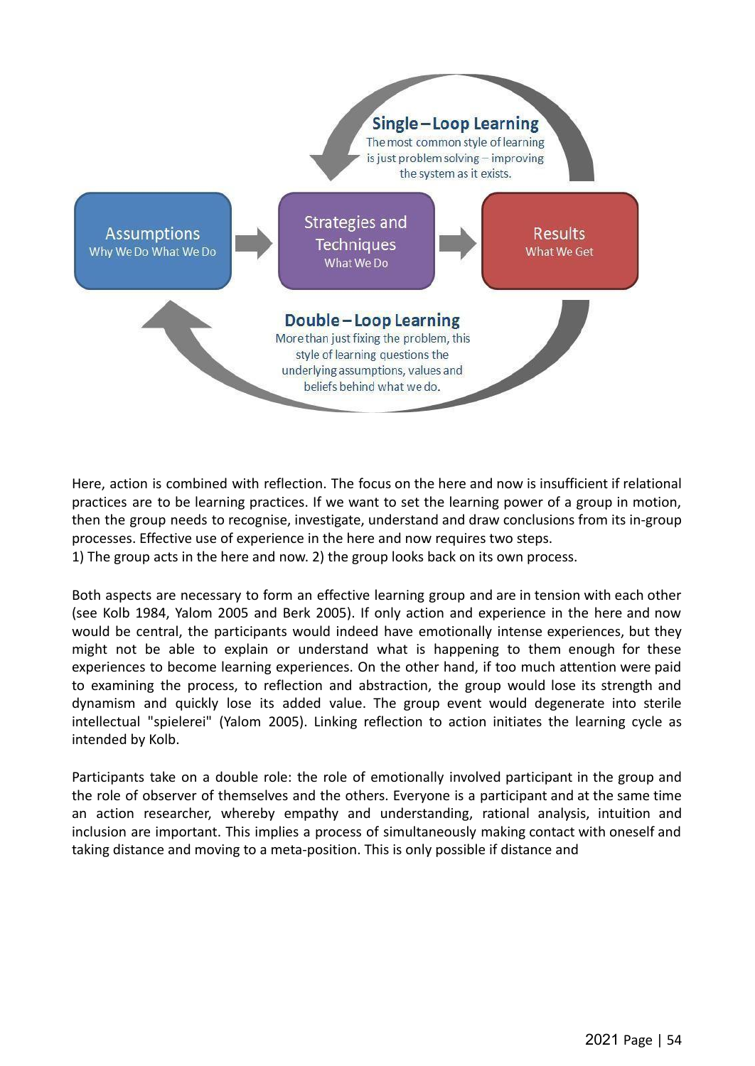**Single – Loop Learning**
The most common style of learning is just problem solving – improving the system as it exists.

**Assumptions**
Why We Do What We Do

**Strategies and Techniques**
What We Do

**Results**
What We Get

**Double – Loop Learning**
More than just fixing the problem, this style of learning questions the underlying assumptions, values and beliefs behind what we do.

Here, action is combined with reflection. The focus on the here and now is insufficient if relational practices are to be learning practices. If we want to set the learning power of a group in motion, then the group needs to recognise, investigate, understand and draw conclusions from its in-group processes. Effective use of experience in the here and now requires two steps.
1) The group acts in the here and now. 2) the group looks back on its own process.

Both aspects are necessary to form an effective learning group and are in tension with each other (see Kolb 1984, Yalom 2005 and Berk 2005). If only action and experience in the here and now would be central, the participants would indeed have emotionally intense experiences, but they might not be able to explain or understand what is happening to them enough for these experiences to become learning experiences. On the other hand, if too much attention were paid to examining the process, to reflection and abstraction, the group would lose its strength and dynamism and quickly lose its added value. The group event would degenerate into sterile intellectual "spielerei" (Yalom 2005). Linking reflection to action initiates the learning cycle as intended by Kolb.

Participants take on a double role: the role of emotionally involved participant in the group and the role of observer of themselves and the others. Everyone is a participant and at the same time an action researcher, whereby empathy and understanding, rational analysis, intuition and inclusion are important. This implies a process of simultaneously making contact with oneself and taking distance and moving to a meta-position. This is only possible if distance and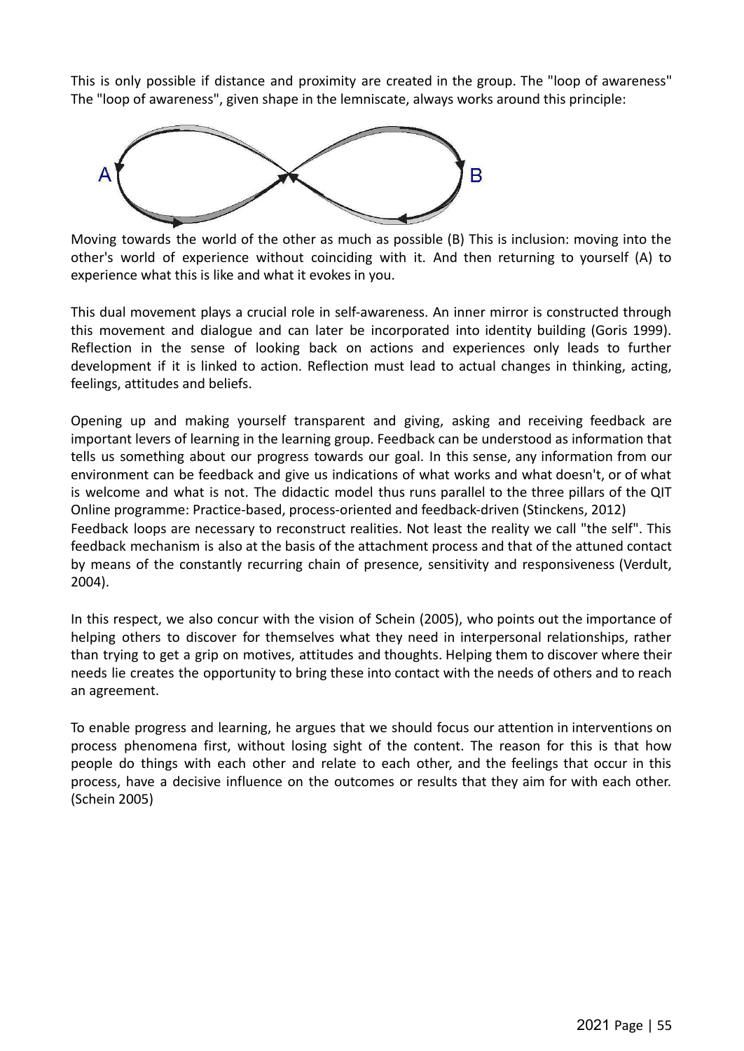This is only possible if distance and proximity are created in the group. The "loop of awareness" The "loop of awareness", given shape in the lemniscate, always works around this principle:

Moving towards the world of the other as much as possible (B) This is inclusion: moving into the other's world of experience without coinciding with it. And then returning to yourself (A) to experience what this is like and what it evokes in you.

This dual movement plays a crucial role in self-awareness. An inner mirror is constructed through this movement and dialogue and can later be incorporated into identity building (Goris 1999). Reflection in the sense of looking back on actions and experiences only leads to further development if it is linked to action. Reflection must lead to actual changes in thinking, acting, feelings, attitudes and beliefs.

Opening up and making yourself transparent and giving, asking and receiving feedback are important levers of learning in the learning group. Feedback can be understood as information that tells us something about our progress towards our goal. In this sense, any information from our environment can be feedback and give us indications of what works and what doesn't, or of what is welcome and what is not. The didactic model thus runs parallel to the three pillars of the QIT Online programme: Practice-based, process-oriented and feedback-driven (Stinckens, 2012)
Feedback loops are necessary to reconstruct realities. Not least the reality we call "the self". This feedback mechanism is also at the basis of the attachment process and that of the attuned contact by means of the constantly recurring chain of presence, sensitivity and responsiveness (Verdult, 2004).

In this respect, we also concur with the vision of Schein (2005), who points out the importance of helping others to discover for themselves what they need in interpersonal relationships, rather than trying to get a grip on motives, attitudes and thoughts. Helping them to discover where their needs lie creates the opportunity to bring these into contact with the needs of others and to reach an agreement.

To enable progress and learning, he argues that we should focus our attention in interventions on process phenomena first, without losing sight of the content. The reason for this is that how people do things with each other and relate to each other, and the feelings that occur in this process, have a decisive influence on the outcomes or results that they aim for with each other. (Schein 2005)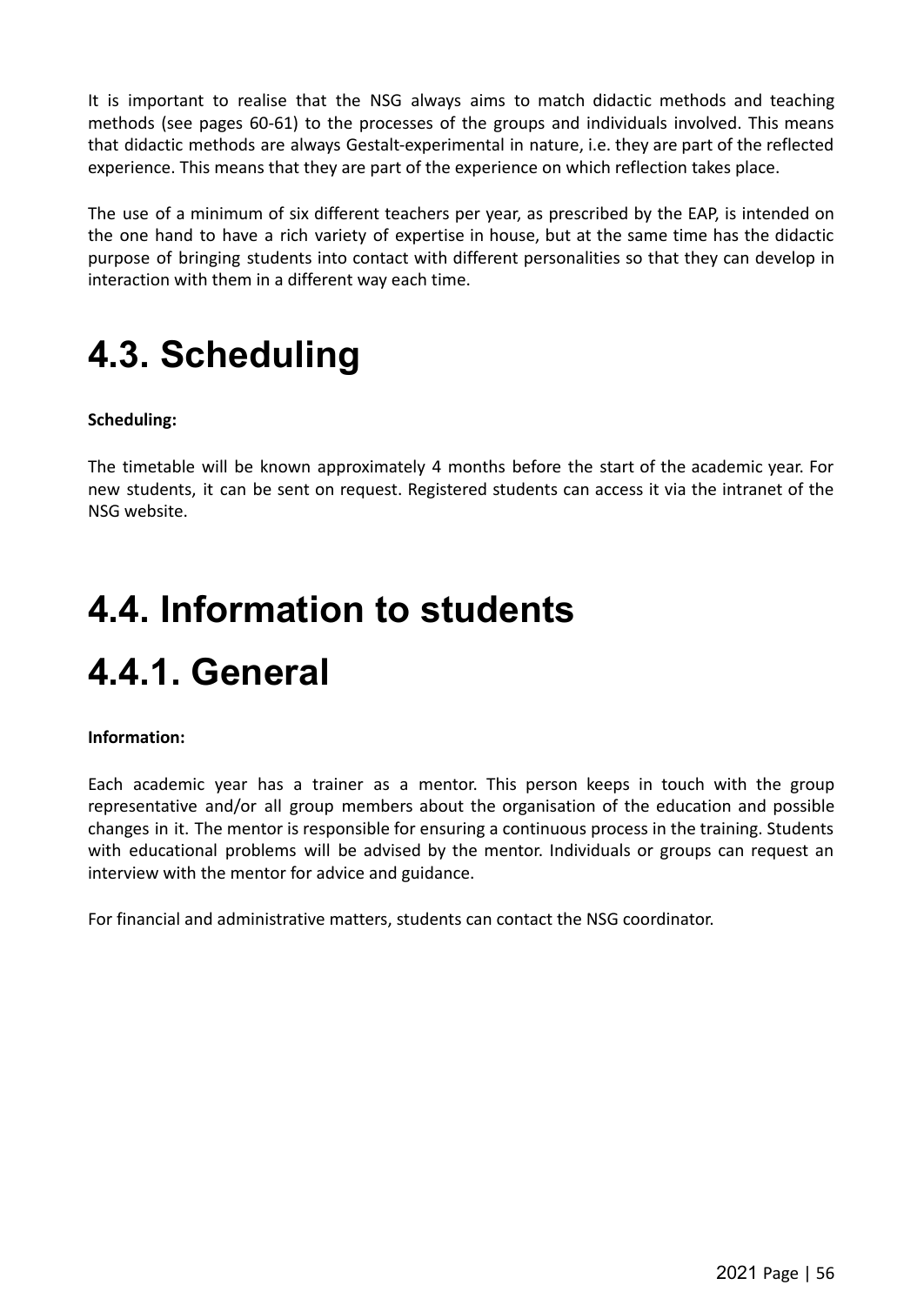It is important to realise that the NSG always aims to match didactic methods and teaching methods (see pages 60-61) to the processes of the groups and individuals involved. This means that didactic methods are always Gestalt-experimental in nature, i.e. they are part of the reflected experience. This means that they are part of the experience on which reflection takes place.

The use of a minimum of six different teachers per year, as prescribed by the EAP, is intended on the one hand to have a rich variety of expertise in house, but at the same time has the didactic purpose of bringing students into contact with different personalities so that they can develop in interaction with them in a different way each time.

# 4.3. Scheduling

**Scheduling:**

The timetable will be known approximately 4 months before the start of the academic year. For new students, it can be sent on request. Registered students can access it via the intranet of the NSG website.

# 4.4. Information to students

# 4.4.1. General

**Information:**

Each academic year has a trainer as a mentor. This person keeps in touch with the group representative and/or all group members about the organisation of the education and possible changes in it. The mentor is responsible for ensuring a continuous process in the training. Students with educational problems will be advised by the mentor. Individuals or groups can request an interview with the mentor for advice and guidance.

For financial and administrative matters, students can contact the NSG coordinator.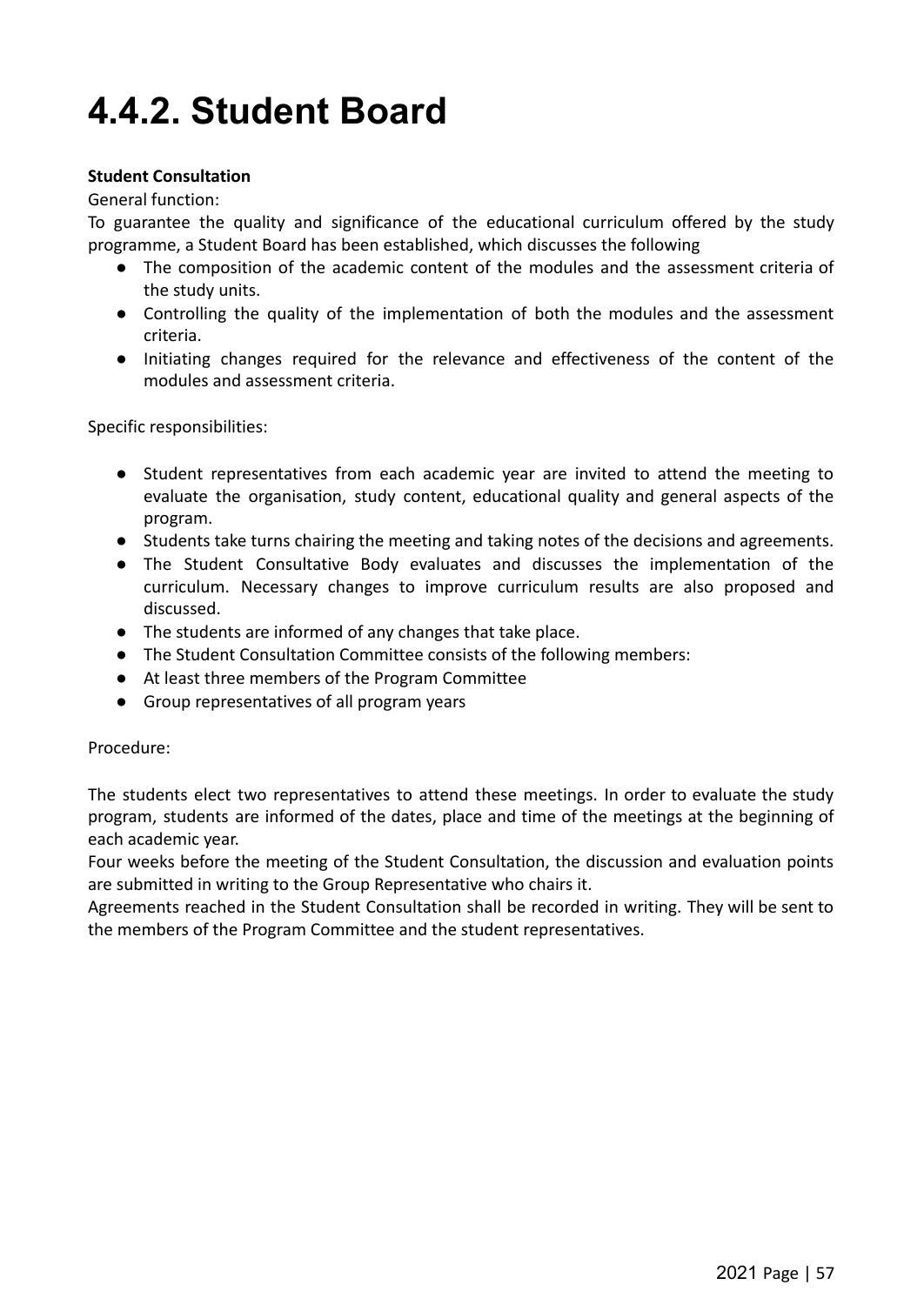# 4.4.2. Student Board

**Student Consultation**

General function:

To guarantee the quality and significance of the educational curriculum offered by the study programme, a Student Board has been established, which discusses the following

- The composition of the academic content of the modules and the assessment criteria of the study units.
- Controlling the quality of the implementation of both the modules and the assessment criteria.
- Initiating changes required for the relevance and effectiveness of the content of the modules and assessment criteria.

Specific responsibilities:

- Student representatives from each academic year are invited to attend the meeting to evaluate the organisation, study content, educational quality and general aspects of the program.
- Students take turns chairing the meeting and taking notes of the decisions and agreements.
- The Student Consultative Body evaluates and discusses the implementation of the curriculum. Necessary changes to improve curriculum results are also proposed and discussed.
- The students are informed of any changes that take place.
- The Student Consultation Committee consists of the following members:
- At least three members of the Program Committee
- Group representatives of all program years

Procedure:

The students elect two representatives to attend these meetings. In order to evaluate the study program, students are informed of the dates, place and time of the meetings at the beginning of each academic year.

Four weeks before the meeting of the Student Consultation, the discussion and evaluation points are submitted in writing to the Group Representative who chairs it.

Agreements reached in the Student Consultation shall be recorded in writing. They will be sent to the members of the Program Committee and the student representatives.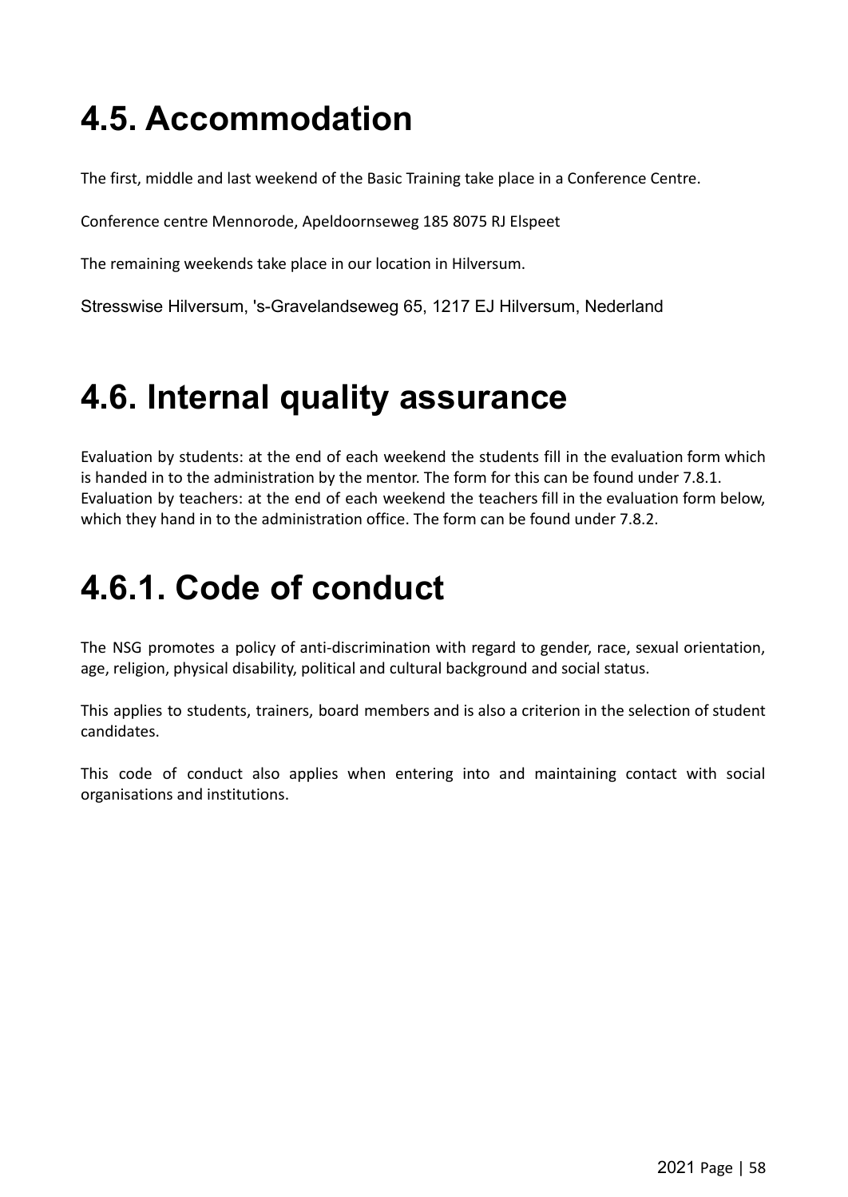## 4.5. Accommodation

The first, middle and last weekend of the Basic Training take place in a Conference Centre.

Conference centre Mennorode, Apeldoornseweg 185 8075 RJ Elspeet

The remaining weekends take place in our location in Hilversum.

Stresswise Hilversum, 's-Gravelandseweg 65, 1217 EJ Hilversum, Nederland

## 4.6. Internal quality assurance

Evaluation by students: at the end of each weekend the students fill in the evaluation form which is handed in to the administration by the mentor. The form for this can be found under 7.8.1.
Evaluation by teachers: at the end of each weekend the teachers fill in the evaluation form below, which they hand in to the administration office. The form can be found under 7.8.2.

## 4.6.1. Code of conduct

The NSG promotes a policy of anti-discrimination with regard to gender, race, sexual orientation, age, religion, physical disability, political and cultural background and social status.

This applies to students, trainers, board members and is also a criterion in the selection of student candidates.

This code of conduct also applies when entering into and maintaining contact with social organisations and institutions.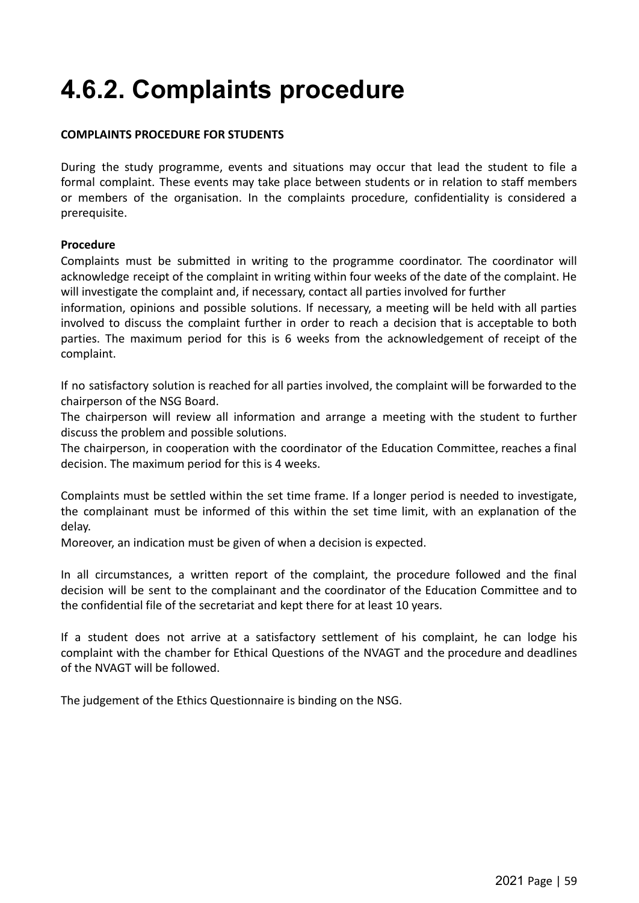# 4.6.2. Complaints procedure

**COMPLAINTS PROCEDURE FOR STUDENTS**

During the study programme, events and situations may occur that lead the student to file a formal complaint. These events may take place between students or in relation to staff members or members of the organisation. In the complaints procedure, confidentiality is considered a prerequisite.

**Procedure**

Complaints must be submitted in writing to the programme coordinator. The coordinator will acknowledge receipt of the complaint in writing within four weeks of the date of the complaint. He will investigate the complaint and, if necessary, contact all parties involved for further information, opinions and possible solutions. If necessary, a meeting will be held with all parties involved to discuss the complaint further in order to reach a decision that is acceptable to both parties. The maximum period for this is 6 weeks from the acknowledgement of receipt of the complaint.

If no satisfactory solution is reached for all parties involved, the complaint will be forwarded to the chairperson of the NSG Board.
The chairperson will review all information and arrange a meeting with the student to further discuss the problem and possible solutions.
The chairperson, in cooperation with the coordinator of the Education Committee, reaches a final decision. The maximum period for this is 4 weeks.

Complaints must be settled within the set time frame. If a longer period is needed to investigate, the complainant must be informed of this within the set time limit, with an explanation of the delay.
Moreover, an indication must be given of when a decision is expected.

In all circumstances, a written report of the complaint, the procedure followed and the final decision will be sent to the complainant and the coordinator of the Education Committee and to the confidential file of the secretariat and kept there for at least 10 years.

If a student does not arrive at a satisfactory settlement of his complaint, he can lodge his complaint with the chamber for Ethical Questions of the NVAGT and the procedure and deadlines of the NVAGT will be followed.

The judgement of the Ethics Questionnaire is binding on the NSG.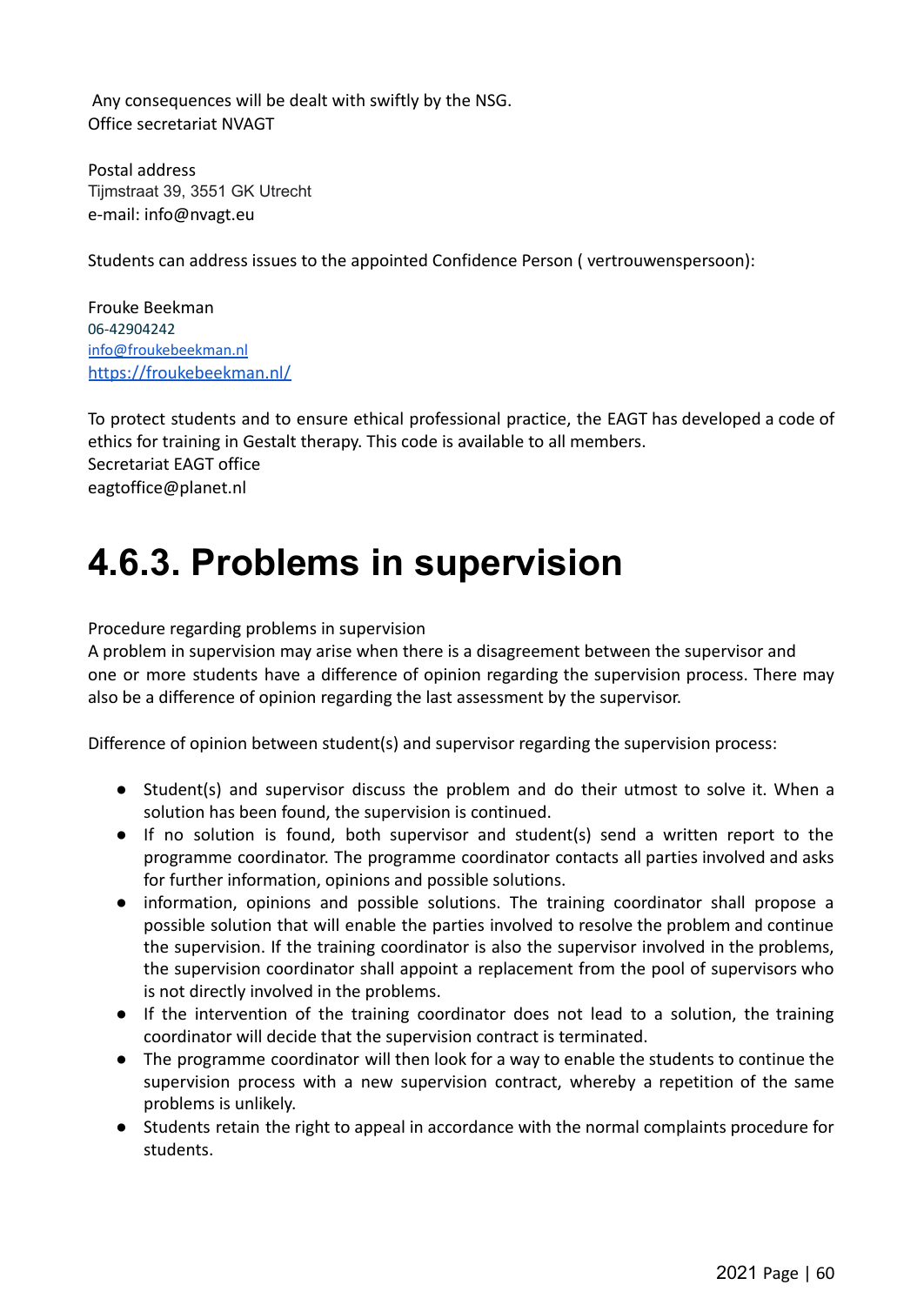Any consequences will be dealt with swiftly by the NSG.
Office secretariat NVAGT

Postal address
Tijmstraat 39, 3551 GK Utrecht
e-mail: info@nvagt.eu

Students can address issues to the appointed Confidence Person ( vertrouwenspersoon):

Frouke Beekman
06-42904242
info@froukebeekman.nl
https://froukebeekman.nl/

To protect students and to ensure ethical professional practice, the EAGT has developed a code of ethics for training in Gestalt therapy. This code is available to all members.
Secretariat EAGT office
eagtoffice@planet.nl

# 4.6.3. Problems in supervision

Procedure regarding problems in supervision
A problem in supervision may arise when there is a disagreement between the supervisor and one or more students have a difference of opinion regarding the supervision process. There may also be a difference of opinion regarding the last assessment by the supervisor.

Difference of opinion between student(s) and supervisor regarding the supervision process:

- Student(s) and supervisor discuss the problem and do their utmost to solve it. When a solution has been found, the supervision is continued.
- If no solution is found, both supervisor and student(s) send a written report to the programme coordinator. The programme coordinator contacts all parties involved and asks for further information, opinions and possible solutions.
- information, opinions and possible solutions. The training coordinator shall propose a possible solution that will enable the parties involved to resolve the problem and continue the supervision. If the training coordinator is also the supervisor involved in the problems, the supervision coordinator shall appoint a replacement from the pool of supervisors who is not directly involved in the problems.
- If the intervention of the training coordinator does not lead to a solution, the training coordinator will decide that the supervision contract is terminated.
- The programme coordinator will then look for a way to enable the students to continue the supervision process with a new supervision contract, whereby a repetition of the same problems is unlikely.
- Students retain the right to appeal in accordance with the normal complaints procedure for students.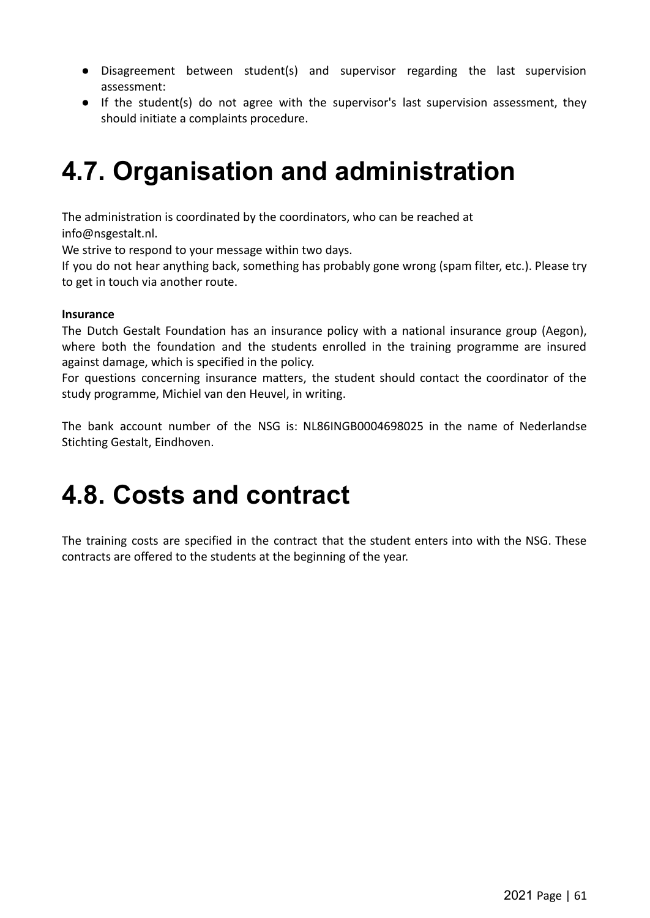- Disagreement between student(s) and supervisor regarding the last supervision assessment:
- If the student(s) do not agree with the supervisor's last supervision assessment, they should initiate a complaints procedure.

# 4.7. Organisation and administration

The administration is coordinated by the coordinators, who can be reached at info@nsgestalt.nl.
We strive to respond to your message within two days.
If you do not hear anything back, something has probably gone wrong (spam filter, etc.). Please try to get in touch via another route.

**Insurance**
The Dutch Gestalt Foundation has an insurance policy with a national insurance group (Aegon), where both the foundation and the students enrolled in the training programme are insured against damage, which is specified in the policy.
For questions concerning insurance matters, the student should contact the coordinator of the study programme, Michiel van den Heuvel, in writing.

The bank account number of the NSG is: NL86INGB0004698025 in the name of Nederlandse Stichting Gestalt, Eindhoven.

# 4.8. Costs and contract

The training costs are specified in the contract that the student enters into with the NSG. These contracts are offered to the students at the beginning of the year.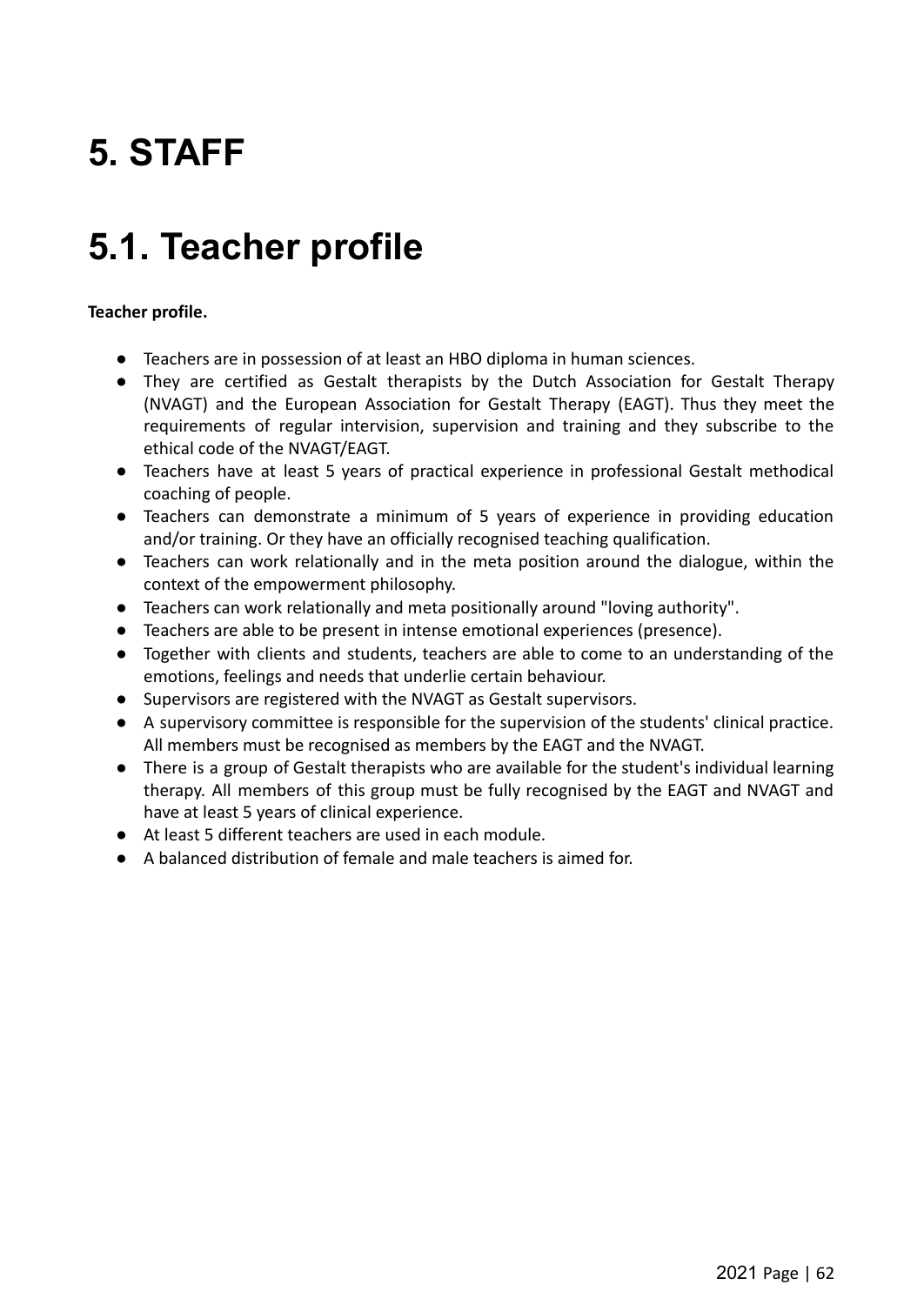# 5. STAFF

# 5.1. Teacher profile

**Teacher profile.**

- Teachers are in possession of at least an HBO diploma in human sciences.
- They are certified as Gestalt therapists by the Dutch Association for Gestalt Therapy (NVAGT) and the European Association for Gestalt Therapy (EAGT). Thus they meet the requirements of regular intervision, supervision and training and they subscribe to the ethical code of the NVAGT/EAGT.
- Teachers have at least 5 years of practical experience in professional Gestalt methodical coaching of people.
- Teachers can demonstrate a minimum of 5 years of experience in providing education and/or training. Or they have an officially recognised teaching qualification.
- Teachers can work relationally and in the meta position around the dialogue, within the context of the empowerment philosophy.
- Teachers can work relationally and meta positionally around "loving authority".
- Teachers are able to be present in intense emotional experiences (presence).
- Together with clients and students, teachers are able to come to an understanding of the emotions, feelings and needs that underlie certain behaviour.
- Supervisors are registered with the NVAGT as Gestalt supervisors.
- A supervisory committee is responsible for the supervision of the students' clinical practice. All members must be recognised as members by the EAGT and the NVAGT.
- There is a group of Gestalt therapists who are available for the student's individual learning therapy. All members of this group must be fully recognised by the EAGT and NVAGT and have at least 5 years of clinical experience.
- At least 5 different teachers are used in each module.
- A balanced distribution of female and male teachers is aimed for.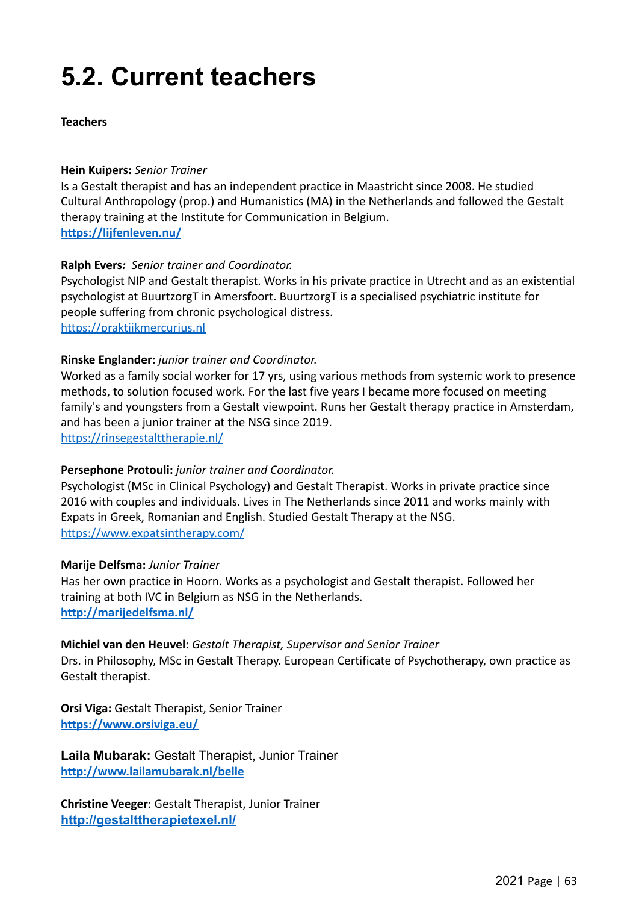# 5.2. Current teachers

**Teachers**

**Hein Kuipers:** *Senior Trainer*
Is a Gestalt therapist and has an independent practice in Maastricht since 2008. He studied Cultural Anthropology (prop.) and Humanistics (MA) in the Netherlands and followed the Gestalt therapy training at the Institute for Communication in Belgium.
**https://lijfenleven.nu/**

**Ralph Evers***: Senior trainer and Coordinator.*
Psychologist NIP and Gestalt therapist. Works in his private practice in Utrecht and as an existential psychologist at BuurtzorgT in Amersfoort. BuurtzorgT is a specialised psychiatric institute for people suffering from chronic psychological distress.
https://praktijkmercurius.nl

**Rinske Englander:** *junior trainer and Coordinator.*
Worked as a family social worker for 17 yrs, using various methods from systemic work to presence methods, to solution focused work. For the last five years I became more focused on meeting family's and youngsters from a Gestalt viewpoint. Runs her Gestalt therapy practice in Amsterdam, and has been a junior trainer at the NSG since 2019.
https://rinsegestalttherapie.nl/

**Persephone Protouli:** *junior trainer and Coordinator.*
Psychologist (MSc in Clinical Psychology) and Gestalt Therapist. Works in private practice since 2016 with couples and individuals. Lives in The Netherlands since 2011 and works mainly with Expats in Greek, Romanian and English. Studied Gestalt Therapy at the NSG.
https://www.expatsintherapy.com/

**Marije Delfsma:** *Junior Trainer*
Has her own practice in Hoorn. Works as a psychologist and Gestalt therapist. Followed her training at both IVC in Belgium as NSG in the Netherlands.
**http://marijedelfsma.nl/**

**Michiel van den Heuvel:** *Gestalt Therapist, Supervisor and Senior Trainer*
Drs. in Philosophy, MSc in Gestalt Therapy. European Certificate of Psychotherapy, own practice as Gestalt therapist.

**Orsi Viga:** Gestalt Therapist, Senior Trainer
**https://www.orsiviga.eu/**

**Laila Mubarak:** Gestalt Therapist, Junior Trainer
**http://www.lailamubarak.nl/belle**

**Christine Veeger**: Gestalt Therapist, Junior Trainer
**http://gestalttherapietexel.nl/**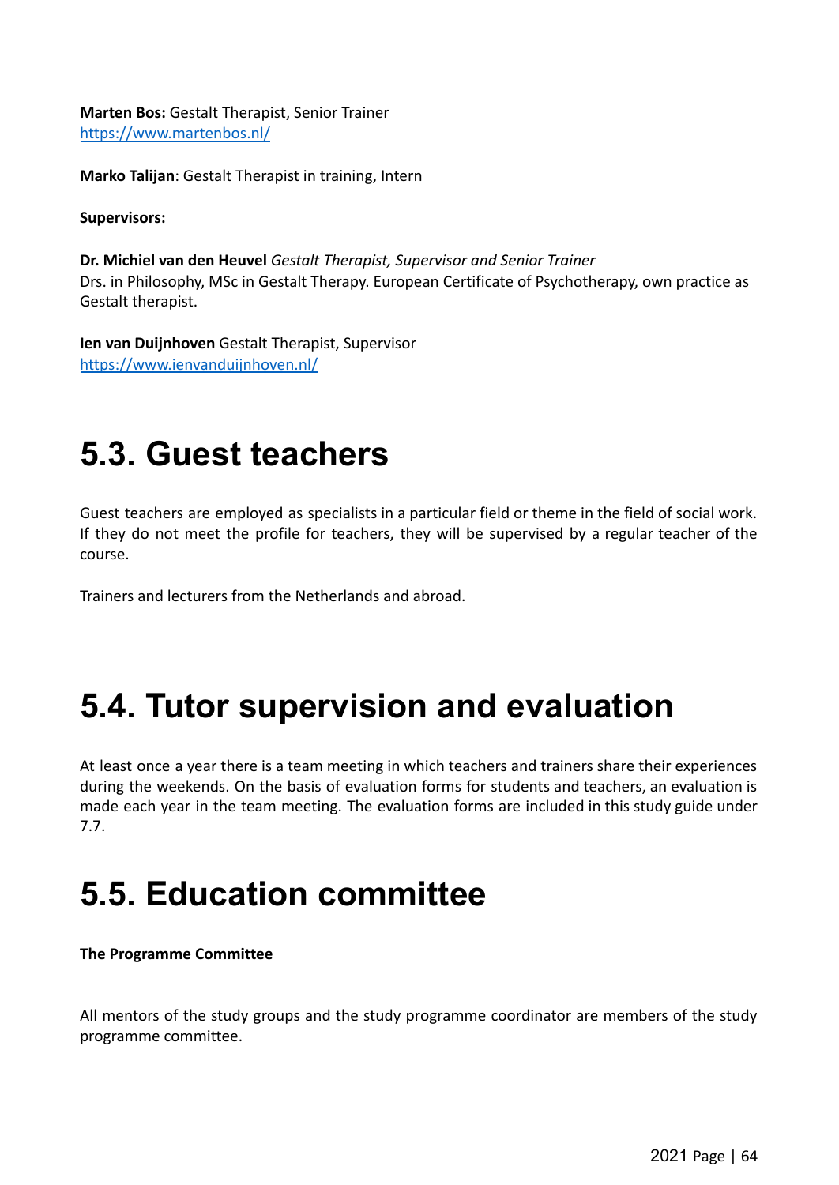**Marten Bos:** Gestalt Therapist, Senior Trainer
https://www.martenbos.nl/

**Marko Talijan**: Gestalt Therapist in training, Intern

**Supervisors:**

**Dr. Michiel van den Heuvel** *Gestalt Therapist, Supervisor and Senior Trainer*
Drs. in Philosophy, MSc in Gestalt Therapy. European Certificate of Psychotherapy, own practice as Gestalt therapist.

**Ien van Duijnhoven** Gestalt Therapist, Supervisor
https://www.ienvanduijnhoven.nl/

# 5.3. Guest teachers

Guest teachers are employed as specialists in a particular field or theme in the field of social work. If they do not meet the profile for teachers, they will be supervised by a regular teacher of the course.

Trainers and lecturers from the Netherlands and abroad.

# 5.4. Tutor supervision and evaluation

At least once a year there is a team meeting in which teachers and trainers share their experiences during the weekends. On the basis of evaluation forms for students and teachers, an evaluation is made each year in the team meeting. The evaluation forms are included in this study guide under 7.7.

# 5.5. Education committee

**The Programme Committee**

All mentors of the study groups and the study programme coordinator are members of the study programme committee.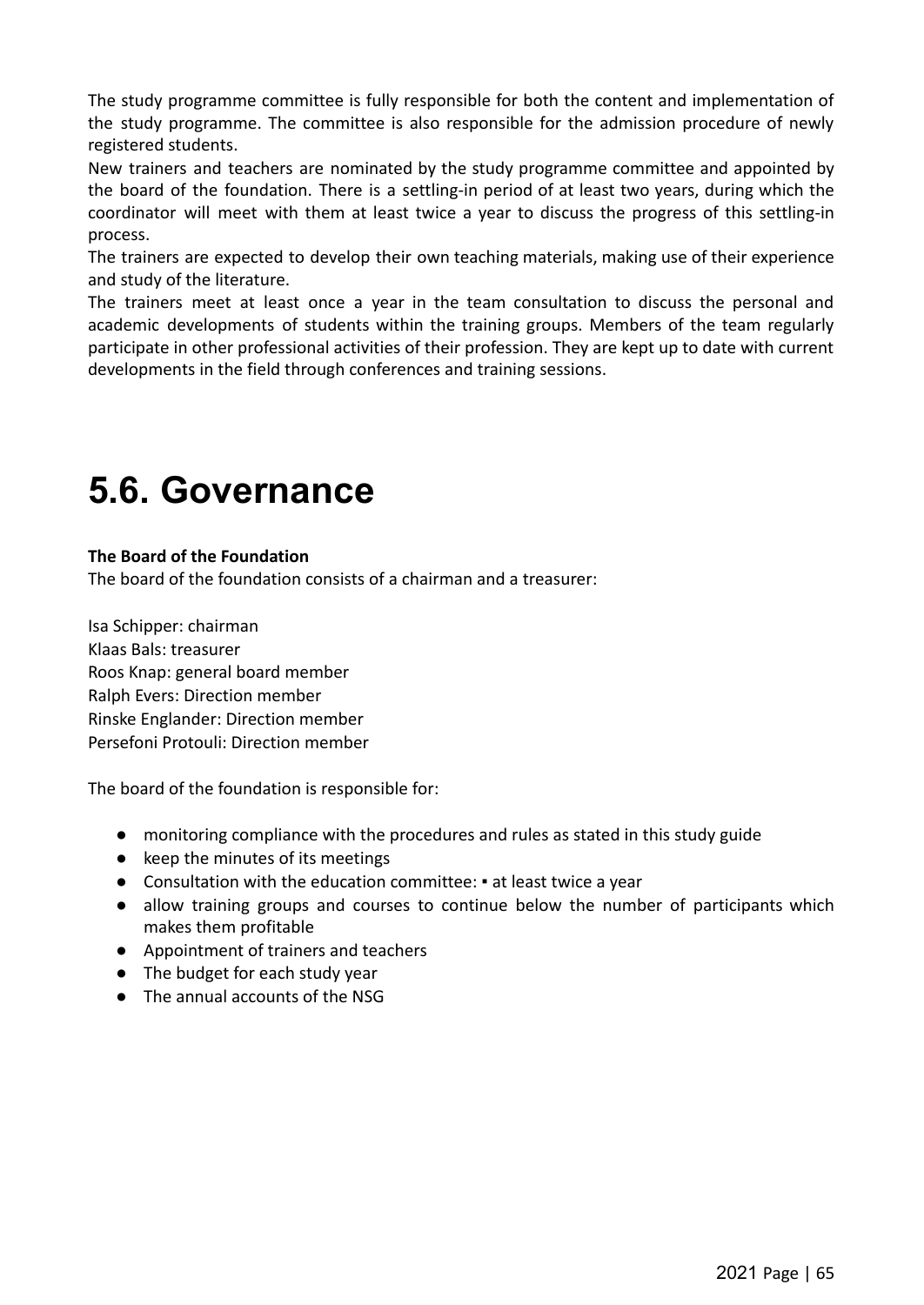The study programme committee is fully responsible for both the content and implementation of the study programme. The committee is also responsible for the admission procedure of newly registered students.

New trainers and teachers are nominated by the study programme committee and appointed by the board of the foundation. There is a settling-in period of at least two years, during which the coordinator will meet with them at least twice a year to discuss the progress of this settling-in process.

The trainers are expected to develop their own teaching materials, making use of their experience and study of the literature.

The trainers meet at least once a year in the team consultation to discuss the personal and academic developments of students within the training groups. Members of the team regularly participate in other professional activities of their profession. They are kept up to date with current developments in the field through conferences and training sessions.

# 5.6. Governance

**The Board of the Foundation**

The board of the foundation consists of a chairman and a treasurer:

Isa Schipper: chairman
Klaas Bals: treasurer
Roos Knap: general board member
Ralph Evers: Direction member
Rinske Englander: Direction member
Persefoni Protouli: Direction member

The board of the foundation is responsible for:

- monitoring compliance with the procedures and rules as stated in this study guide
- keep the minutes of its meetings
- Consultation with the education committee: ▪ at least twice a year
- allow training groups and courses to continue below the number of participants which makes them profitable
- Appointment of trainers and teachers
- The budget for each study year
- The annual accounts of the NSG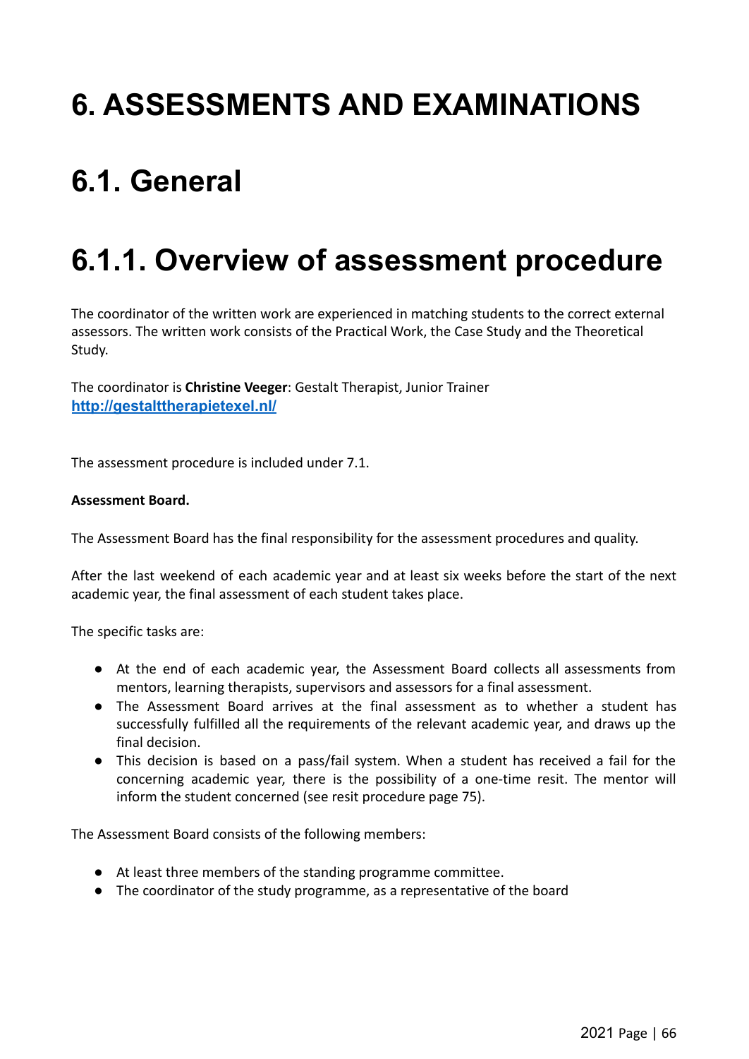# 6. ASSESSMENTS AND EXAMINATIONS

# 6.1. General

# 6.1.1. Overview of assessment procedure

The coordinator of the written work are experienced in matching students to the correct external assessors. The written work consists of the Practical Work, the Case Study and the Theoretical Study.

The coordinator is **Christine Veeger**: Gestalt Therapist, Junior Trainer
[http://gestalttherapietexel.nl/](http://gestalttherapietexel.nl/)

The assessment procedure is included under 7.1.

**Assessment Board.**

The Assessment Board has the final responsibility for the assessment procedures and quality.

After the last weekend of each academic year and at least six weeks before the start of the next academic year, the final assessment of each student takes place.

The specific tasks are:

- At the end of each academic year, the Assessment Board collects all assessments from mentors, learning therapists, supervisors and assessors for a final assessment.
- The Assessment Board arrives at the final assessment as to whether a student has successfully fulfilled all the requirements of the relevant academic year, and draws up the final decision.
- This decision is based on a pass/fail system. When a student has received a fail for the concerning academic year, there is the possibility of a one-time resit. The mentor will inform the student concerned (see resit procedure page 75).

The Assessment Board consists of the following members:

- At least three members of the standing programme committee.
- The coordinator of the study programme, as a representative of the board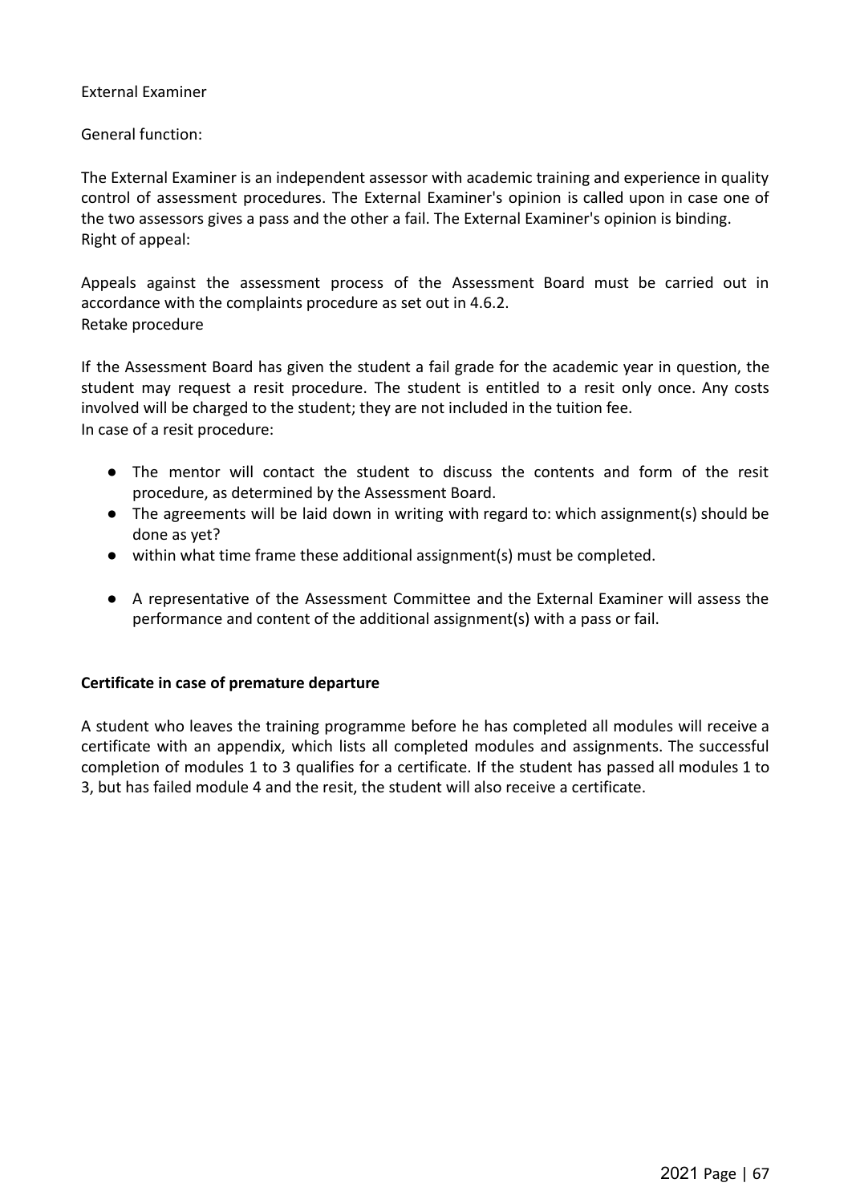External Examiner

General function:

The External Examiner is an independent assessor with academic training and experience in quality control of assessment procedures. The External Examiner's opinion is called upon in case one of the two assessors gives a pass and the other a fail. The External Examiner's opinion is binding.
Right of appeal:

Appeals against the assessment process of the Assessment Board must be carried out in accordance with the complaints procedure as set out in 4.6.2.
Retake procedure

If the Assessment Board has given the student a fail grade for the academic year in question, the student may request a resit procedure. The student is entitled to a resit only once. Any costs involved will be charged to the student; they are not included in the tuition fee.
In case of a resit procedure:

- The mentor will contact the student to discuss the contents and form of the resit procedure, as determined by the Assessment Board.
- The agreements will be laid down in writing with regard to: which assignment(s) should be done as yet?
- within what time frame these additional assignment(s) must be completed.

- A representative of the Assessment Committee and the External Examiner will assess the performance and content of the additional assignment(s) with a pass or fail.

**Certificate in case of premature departure**

A student who leaves the training programme before he has completed all modules will receive a certificate with an appendix, which lists all completed modules and assignments. The successful completion of modules 1 to 3 qualifies for a certificate. If the student has passed all modules 1 to 3, but has failed module 4 and the resit, the student will also receive a certificate.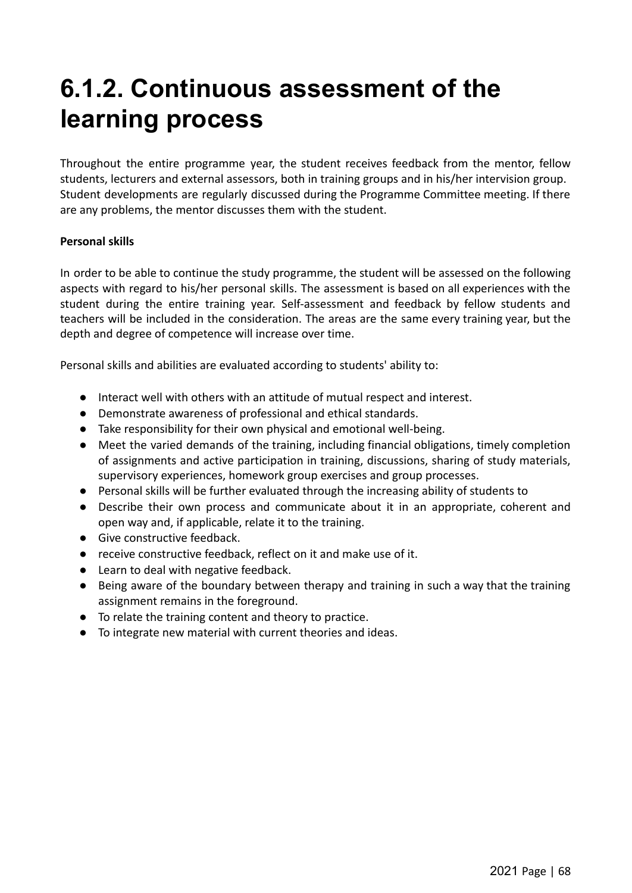# 6.1.2. Continuous assessment of the learning process

Throughout the entire programme year, the student receives feedback from the mentor, fellow students, lecturers and external assessors, both in training groups and in his/her intervision group. Student developments are regularly discussed during the Programme Committee meeting. If there are any problems, the mentor discusses them with the student.

**Personal skills**

In order to be able to continue the study programme, the student will be assessed on the following aspects with regard to his/her personal skills. The assessment is based on all experiences with the student during the entire training year. Self-assessment and feedback by fellow students and teachers will be included in the consideration. The areas are the same every training year, but the depth and degree of competence will increase over time.

Personal skills and abilities are evaluated according to students' ability to:

- Interact well with others with an attitude of mutual respect and interest.
- Demonstrate awareness of professional and ethical standards.
- Take responsibility for their own physical and emotional well-being.
- Meet the varied demands of the training, including financial obligations, timely completion of assignments and active participation in training, discussions, sharing of study materials, supervisory experiences, homework group exercises and group processes.
- Personal skills will be further evaluated through the increasing ability of students to
- Describe their own process and communicate about it in an appropriate, coherent and open way and, if applicable, relate it to the training.
- Give constructive feedback.
- receive constructive feedback, reflect on it and make use of it.
- Learn to deal with negative feedback.
- Being aware of the boundary between therapy and training in such a way that the training assignment remains in the foreground.
- To relate the training content and theory to practice.
- To integrate new material with current theories and ideas.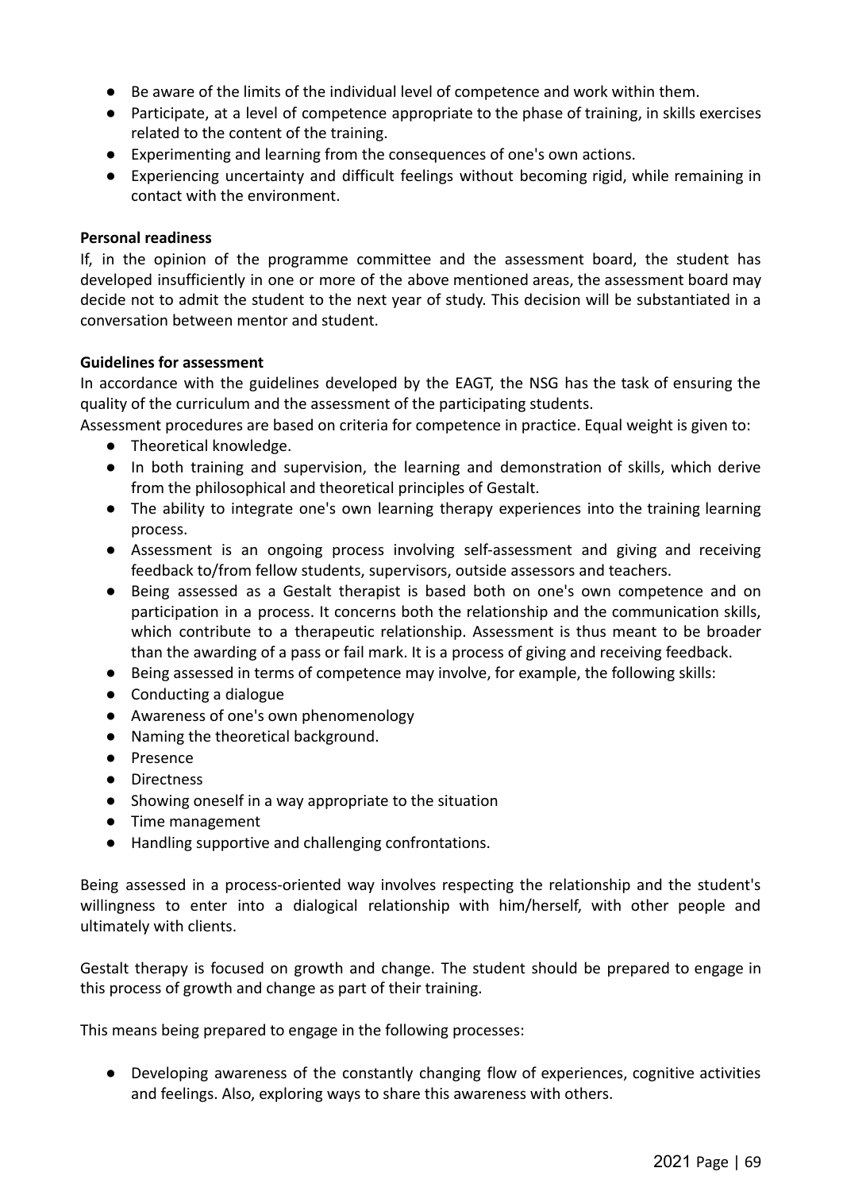- Be aware of the limits of the individual level of competence and work within them.
- Participate, at a level of competence appropriate to the phase of training, in skills exercises related to the content of the training.
- Experimenting and learning from the consequences of one's own actions.
- Experiencing uncertainty and difficult feelings without becoming rigid, while remaining in contact with the environment.

**Personal readiness**

If, in the opinion of the programme committee and the assessment board, the student has developed insufficiently in one or more of the above mentioned areas, the assessment board may decide not to admit the student to the next year of study. This decision will be substantiated in a conversation between mentor and student.

**Guidelines for assessment**

In accordance with the guidelines developed by the EAGT, the NSG has the task of ensuring the quality of the curriculum and the assessment of the participating students.

Assessment procedures are based on criteria for competence in practice. Equal weight is given to:

- Theoretical knowledge.
- In both training and supervision, the learning and demonstration of skills, which derive from the philosophical and theoretical principles of Gestalt.
- The ability to integrate one's own learning therapy experiences into the training learning process.
- Assessment is an ongoing process involving self-assessment and giving and receiving feedback to/from fellow students, supervisors, outside assessors and teachers.
- Being assessed as a Gestalt therapist is based both on one's own competence and on participation in a process. It concerns both the relationship and the communication skills, which contribute to a therapeutic relationship. Assessment is thus meant to be broader than the awarding of a pass or fail mark. It is a process of giving and receiving feedback.
- Being assessed in terms of competence may involve, for example, the following skills:
- Conducting a dialogue
- Awareness of one's own phenomenology
- Naming the theoretical background.
- Presence
- Directness
- Showing oneself in a way appropriate to the situation
- Time management
- Handling supportive and challenging confrontations.

Being assessed in a process-oriented way involves respecting the relationship and the student's willingness to enter into a dialogical relationship with him/herself, with other people and ultimately with clients.

Gestalt therapy is focused on growth and change. The student should be prepared to engage in this process of growth and change as part of their training.

This means being prepared to engage in the following processes:

- Developing awareness of the constantly changing flow of experiences, cognitive activities and feelings. Also, exploring ways to share this awareness with others.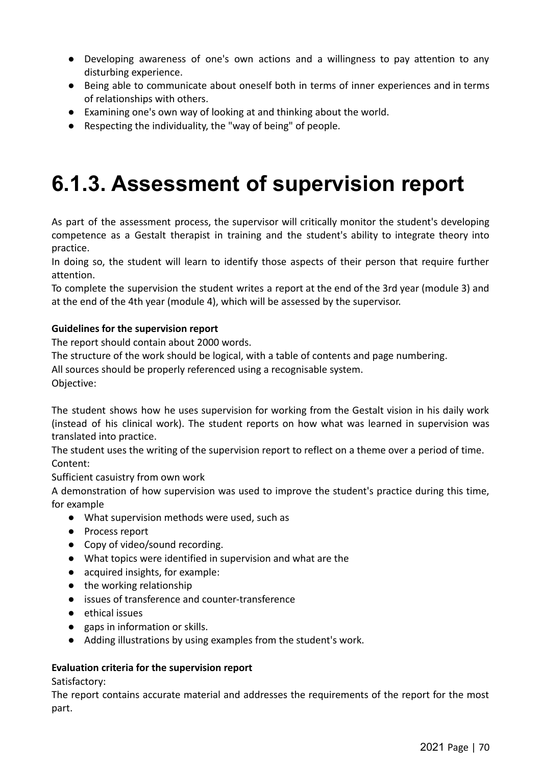- Developing awareness of one's own actions and a willingness to pay attention to any disturbing experience.
- Being able to communicate about oneself both in terms of inner experiences and in terms of relationships with others.
- Examining one's own way of looking at and thinking about the world.
- Respecting the individuality, the "way of being" of people.

# 6.1.3. Assessment of supervision report

As part of the assessment process, the supervisor will critically monitor the student's developing competence as a Gestalt therapist in training and the student's ability to integrate theory into practice.

In doing so, the student will learn to identify those aspects of their person that require further attention.

To complete the supervision the student writes a report at the end of the 3rd year (module 3) and at the end of the 4th year (module 4), which will be assessed by the supervisor.

**Guidelines for the supervision report**

The report should contain about 2000 words.

The structure of the work should be logical, with a table of contents and page numbering.

All sources should be properly referenced using a recognisable system.

Objective:

The student shows how he uses supervision for working from the Gestalt vision in his daily work (instead of his clinical work). The student reports on how what was learned in supervision was translated into practice.

The student uses the writing of the supervision report to reflect on a theme over a period of time.

Content:

Sufficient casuistry from own work

A demonstration of how supervision was used to improve the student's practice during this time, for example

- What supervision methods were used, such as
- Process report
- Copy of video/sound recording.
- What topics were identified in supervision and what are the
- acquired insights, for example:
- the working relationship
- issues of transference and counter-transference
- ethical issues
- gaps in information or skills.
- Adding illustrations by using examples from the student's work.

**Evaluation criteria for the supervision report**

Satisfactory:

The report contains accurate material and addresses the requirements of the report for the most part.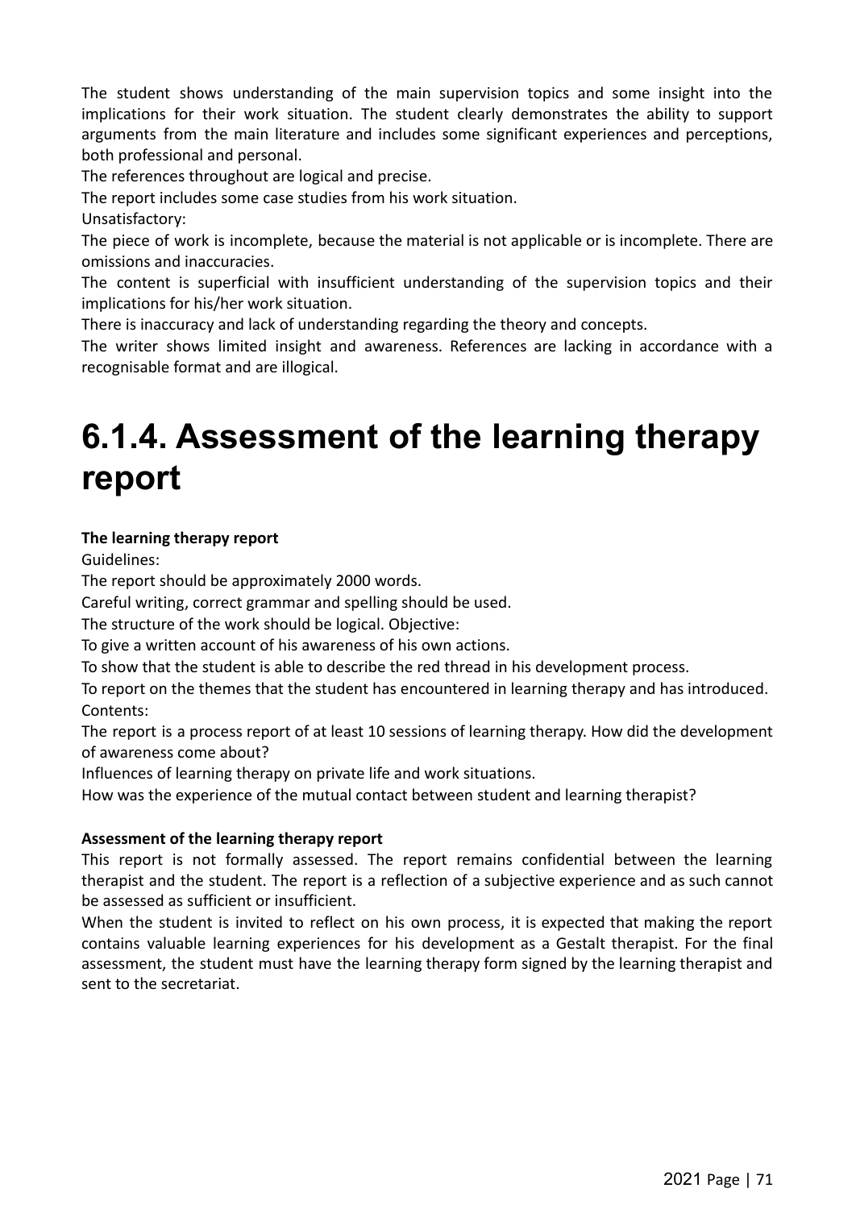The student shows understanding of the main supervision topics and some insight into the implications for their work situation. The student clearly demonstrates the ability to support arguments from the main literature and includes some significant experiences and perceptions, both professional and personal.

The references throughout are logical and precise.

The report includes some case studies from his work situation.

Unsatisfactory:

The piece of work is incomplete, because the material is not applicable or is incomplete. There are omissions and inaccuracies.

The content is superficial with insufficient understanding of the supervision topics and their implications for his/her work situation.

There is inaccuracy and lack of understanding regarding the theory and concepts.

The writer shows limited insight and awareness. References are lacking in accordance with a recognisable format and are illogical.

# 6.1.4. Assessment of the learning therapy report

**The learning therapy report**

Guidelines:

The report should be approximately 2000 words.

Careful writing, correct grammar and spelling should be used.

The structure of the work should be logical. Objective:

To give a written account of his awareness of his own actions.

To show that the student is able to describe the red thread in his development process.

To report on the themes that the student has encountered in learning therapy and has introduced.

Contents:

The report is a process report of at least 10 sessions of learning therapy. How did the development of awareness come about?

Influences of learning therapy on private life and work situations.

How was the experience of the mutual contact between student and learning therapist?

**Assessment of the learning therapy report**

This report is not formally assessed. The report remains confidential between the learning therapist and the student. The report is a reflection of a subjective experience and as such cannot be assessed as sufficient or insufficient.

When the student is invited to reflect on his own process, it is expected that making the report contains valuable learning experiences for his development as a Gestalt therapist. For the final assessment, the student must have the learning therapy form signed by the learning therapist and sent to the secretariat.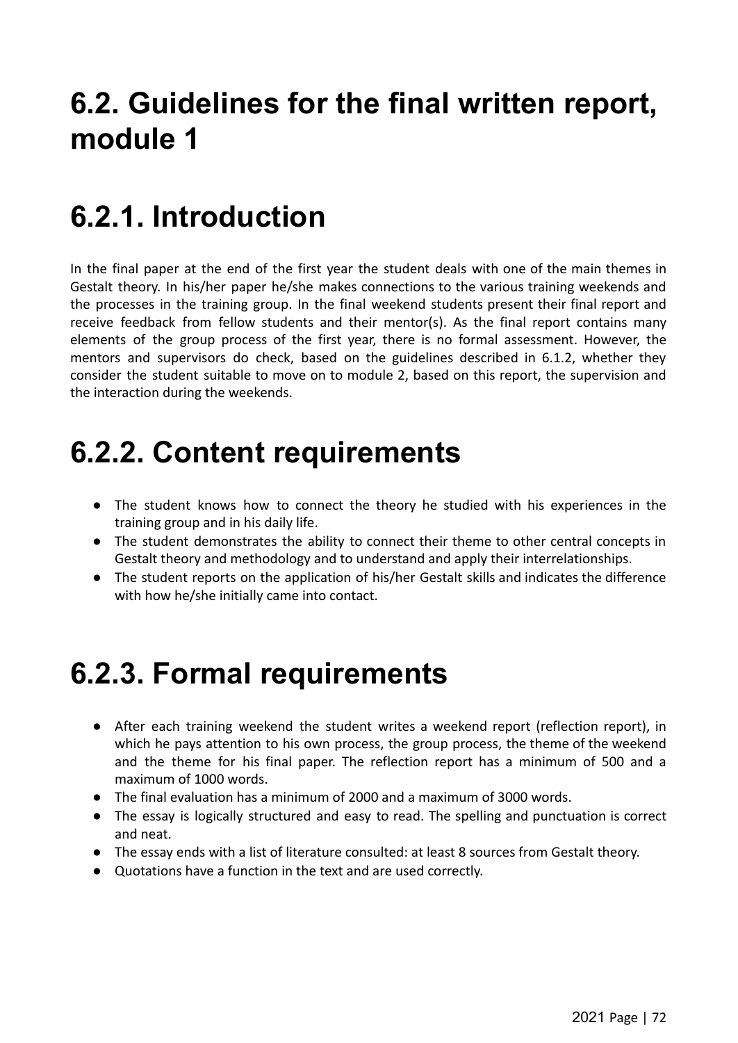# 6.2. Guidelines for the final written report, module 1

# 6.2.1. Introduction

In the final paper at the end of the first year the student deals with one of the main themes in Gestalt theory. In his/her paper he/she makes connections to the various training weekends and the processes in the training group. In the final weekend students present their final report and receive feedback from fellow students and their mentor(s). As the final report contains many elements of the group process of the first year, there is no formal assessment. However, the mentors and supervisors do check, based on the guidelines described in 6.1.2, whether they consider the student suitable to move on to module 2, based on this report, the supervision and the interaction during the weekends.

# 6.2.2. Content requirements

- The student knows how to connect the theory he studied with his experiences in the training group and in his daily life.
- The student demonstrates the ability to connect their theme to other central concepts in Gestalt theory and methodology and to understand and apply their interrelationships.
- The student reports on the application of his/her Gestalt skills and indicates the difference with how he/she initially came into contact.

# 6.2.3. Formal requirements

- After each training weekend the student writes a weekend report (reflection report), in which he pays attention to his own process, the group process, the theme of the weekend and the theme for his final paper. The reflection report has a minimum of 500 and a maximum of 1000 words.
- The final evaluation has a minimum of 2000 and a maximum of 3000 words.
- The essay is logically structured and easy to read. The spelling and punctuation is correct and neat.
- The essay ends with a list of literature consulted: at least 8 sources from Gestalt theory.
- Quotations have a function in the text and are used correctly.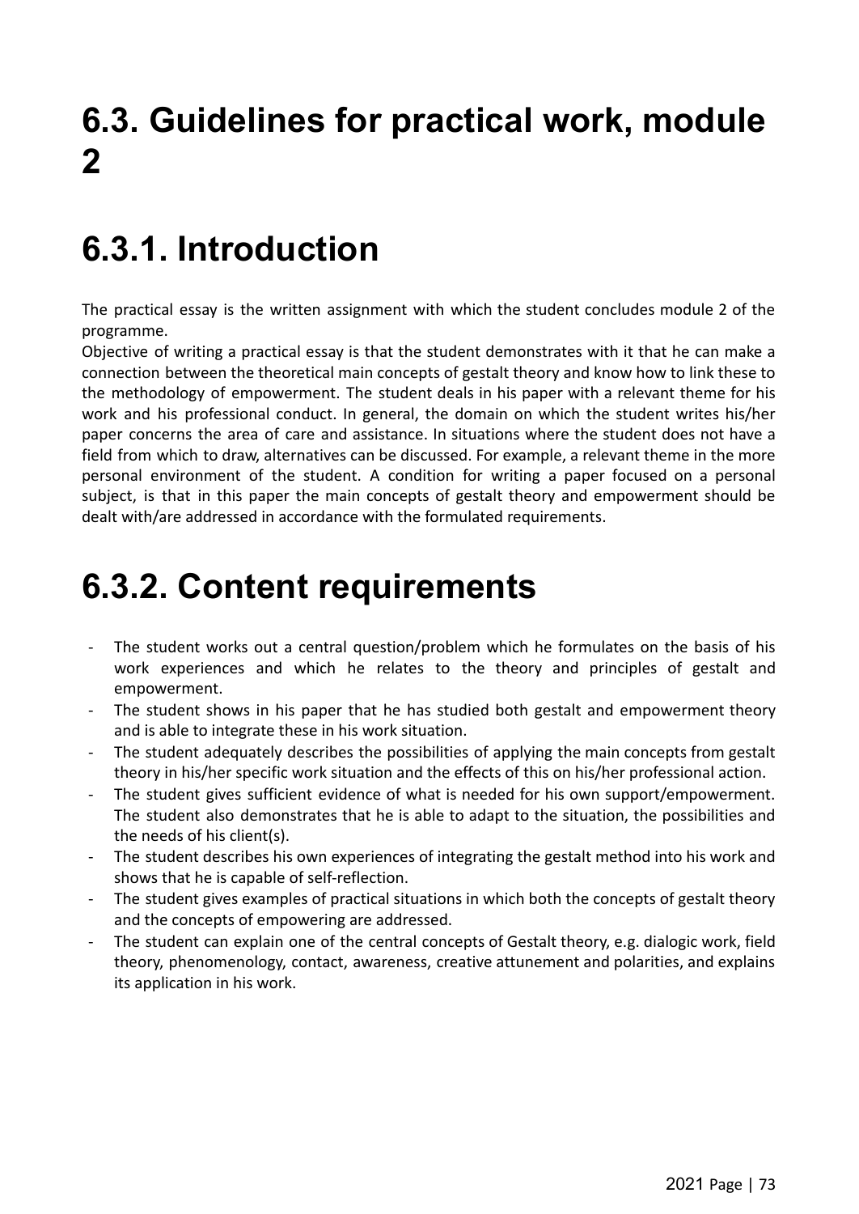# 6.3. Guidelines for practical work, module 2

# 6.3.1. Introduction

The practical essay is the written assignment with which the student concludes module 2 of the programme.

Objective of writing a practical essay is that the student demonstrates with it that he can make a connection between the theoretical main concepts of gestalt theory and know how to link these to the methodology of empowerment. The student deals in his paper with a relevant theme for his work and his professional conduct. In general, the domain on which the student writes his/her paper concerns the area of care and assistance. In situations where the student does not have a field from which to draw, alternatives can be discussed. For example, a relevant theme in the more personal environment of the student. A condition for writing a paper focused on a personal subject, is that in this paper the main concepts of gestalt theory and empowerment should be dealt with/are addressed in accordance with the formulated requirements.

# 6.3.2. Content requirements

- The student works out a central question/problem which he formulates on the basis of his work experiences and which he relates to the theory and principles of gestalt and empowerment.
- The student shows in his paper that he has studied both gestalt and empowerment theory and is able to integrate these in his work situation.
- The student adequately describes the possibilities of applying the main concepts from gestalt theory in his/her specific work situation and the effects of this on his/her professional action.
- The student gives sufficient evidence of what is needed for his own support/empowerment. The student also demonstrates that he is able to adapt to the situation, the possibilities and the needs of his client(s).
- The student describes his own experiences of integrating the gestalt method into his work and shows that he is capable of self-reflection.
- The student gives examples of practical situations in which both the concepts of gestalt theory and the concepts of empowering are addressed.
- The student can explain one of the central concepts of Gestalt theory, e.g. dialogic work, field theory, phenomenology, contact, awareness, creative attunement and polarities, and explains its application in his work.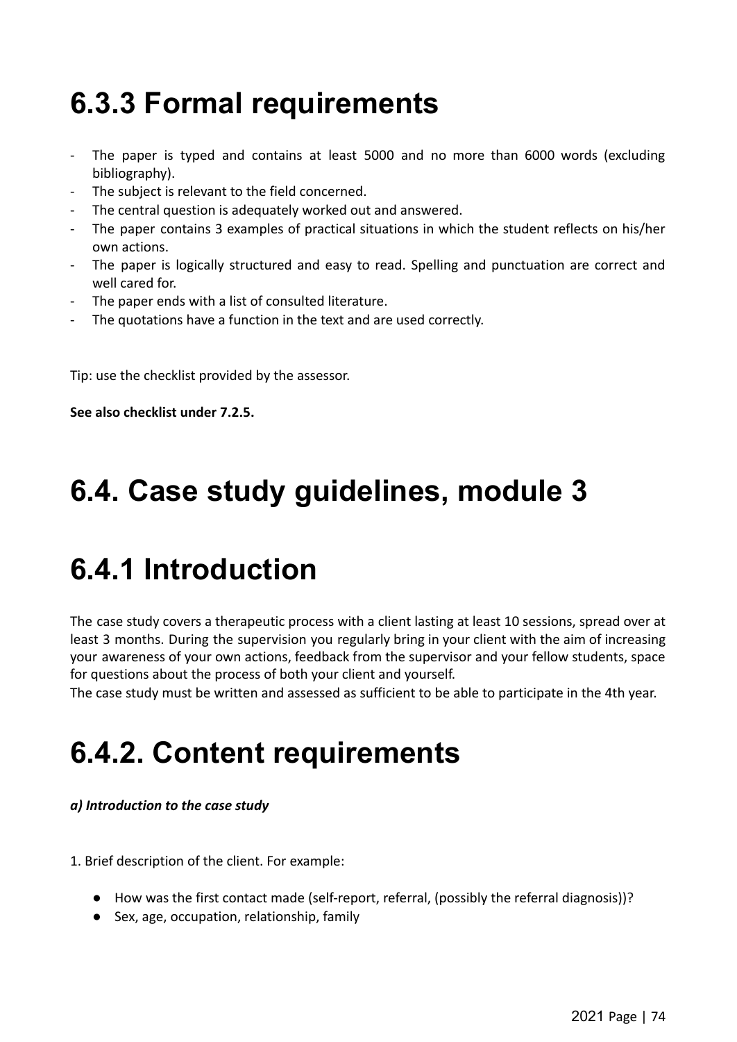## 6.3.3 Formal requirements

- The paper is typed and contains at least 5000 and no more than 6000 words (excluding bibliography).
- The subject is relevant to the field concerned.
- The central question is adequately worked out and answered.
- The paper contains 3 examples of practical situations in which the student reflects on his/her own actions.
- The paper is logically structured and easy to read. Spelling and punctuation are correct and well cared for.
- The paper ends with a list of consulted literature.
- The quotations have a function in the text and are used correctly.

Tip: use the checklist provided by the assessor.

**See also checklist under 7.2.5.**

## 6.4. Case study guidelines, module 3

## 6.4.1 Introduction

The case study covers a therapeutic process with a client lasting at least 10 sessions, spread over at least 3 months. During the supervision you regularly bring in your client with the aim of increasing your awareness of your own actions, feedback from the supervisor and your fellow students, space for questions about the process of both your client and yourself.
The case study must be written and assessed as sufficient to be able to participate in the 4th year.

## 6.4.2. Content requirements

***a) Introduction to the case study***

1. Brief description of the client. For example:

- How was the first contact made (self-report, referral, (possibly the referral diagnosis))?
- Sex, age, occupation, relationship, family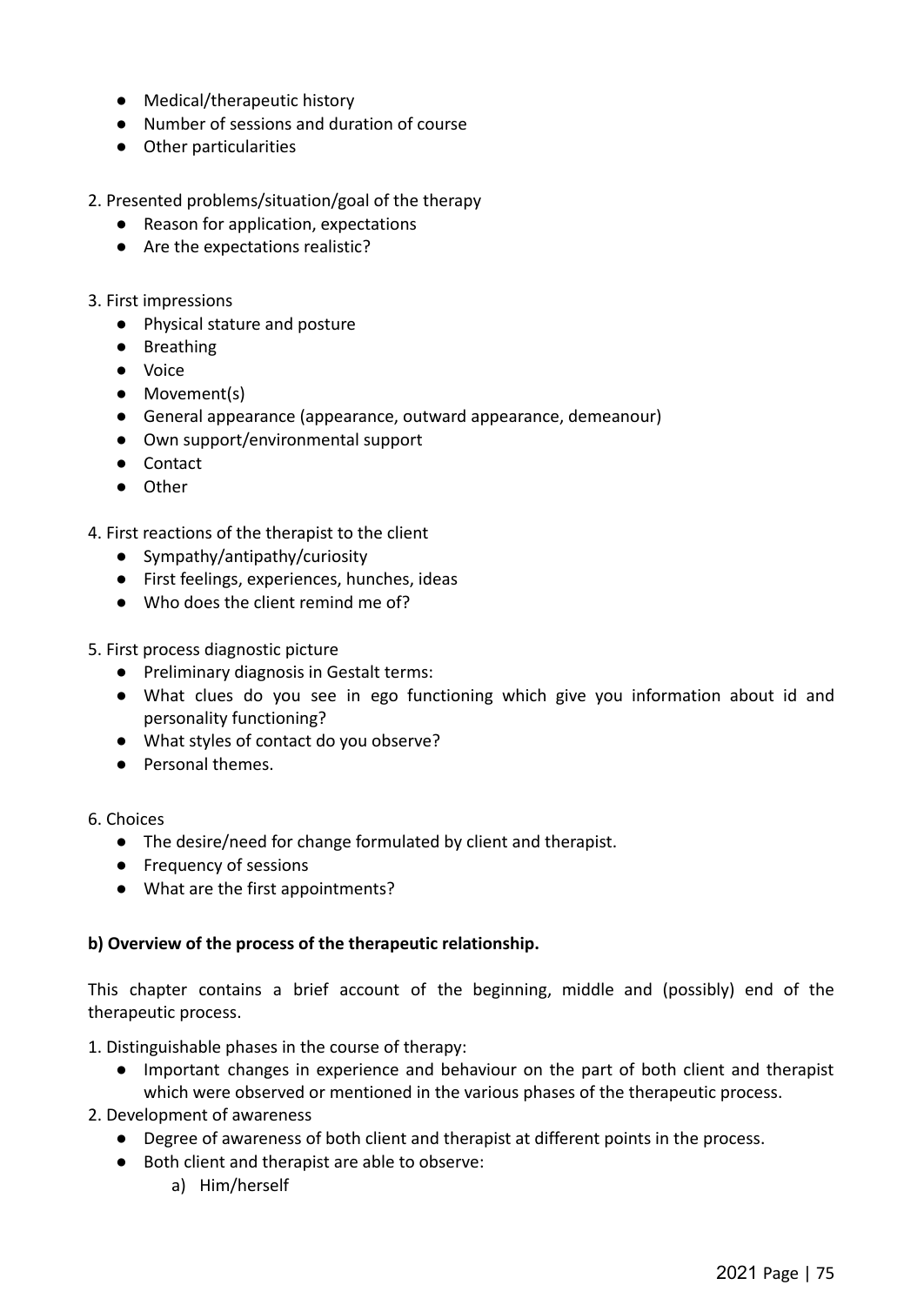- Medical/therapeutic history
- Number of sessions and duration of course
- Other particularities

2. Presented problems/situation/goal of the therapy
   - Reason for application, expectations
   - Are the expectations realistic?

3. First impressions
   - Physical stature and posture
   - Breathing
   - Voice
   - Movement(s)
   - General appearance (appearance, outward appearance, demeanour)
   - Own support/environmental support
   - Contact
   - Other

4. First reactions of the therapist to the client
   - Sympathy/antipathy/curiosity
   - First feelings, experiences, hunches, ideas
   - Who does the client remind me of?

5. First process diagnostic picture
   - Preliminary diagnosis in Gestalt terms:
   - What clues do you see in ego functioning which give you information about id and personality functioning?
   - What styles of contact do you observe?
   - Personal themes.

6. Choices
   - The desire/need for change formulated by client and therapist.
   - Frequency of sessions
   - What are the first appointments?

**b) Overview of the process of the therapeutic relationship.**

This chapter contains a brief account of the beginning, middle and (possibly) end of the therapeutic process.

1. Distinguishable phases in the course of therapy:
   - Important changes in experience and behaviour on the part of both client and therapist which were observed or mentioned in the various phases of the therapeutic process.
2. Development of awareness
   - Degree of awareness of both client and therapist at different points in the process.
   - Both client and therapist are able to observe:
     a) Him/herself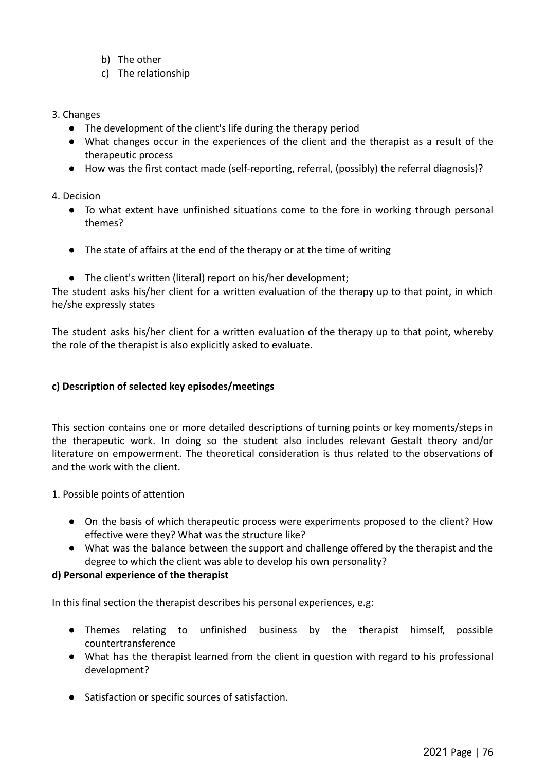b) The other
c) The relationship

3. Changes

- The development of the client's life during the therapy period
- What changes occur in the experiences of the client and the therapist as a result of the therapeutic process
- How was the first contact made (self-reporting, referral, (possibly) the referral diagnosis)?

4. Decision

- To what extent have unfinished situations come to the fore in working through personal themes?
- The state of affairs at the end of the therapy or at the time of writing
- The client's written (literal) report on his/her development;

The student asks his/her client for a written evaluation of the therapy up to that point, in which he/she expressly states

The student asks his/her client for a written evaluation of the therapy up to that point, whereby the role of the therapist is also explicitly asked to evaluate.

**c) Description of selected key episodes/meetings**

This section contains one or more detailed descriptions of turning points or key moments/steps in the therapeutic work. In doing so the student also includes relevant Gestalt theory and/or literature on empowerment. The theoretical consideration is thus related to the observations of and the work with the client.

1. Possible points of attention

- On the basis of which therapeutic process were experiments proposed to the client? How effective were they? What was the structure like?
- What was the balance between the support and challenge offered by the therapist and the degree to which the client was able to develop his own personality?

**d) Personal experience of the therapist**

In this final section the therapist describes his personal experiences, e.g:

- Themes relating to unfinished business by the therapist himself, possible countertransference
- What has the therapist learned from the client in question with regard to his professional development?
- Satisfaction or specific sources of satisfaction.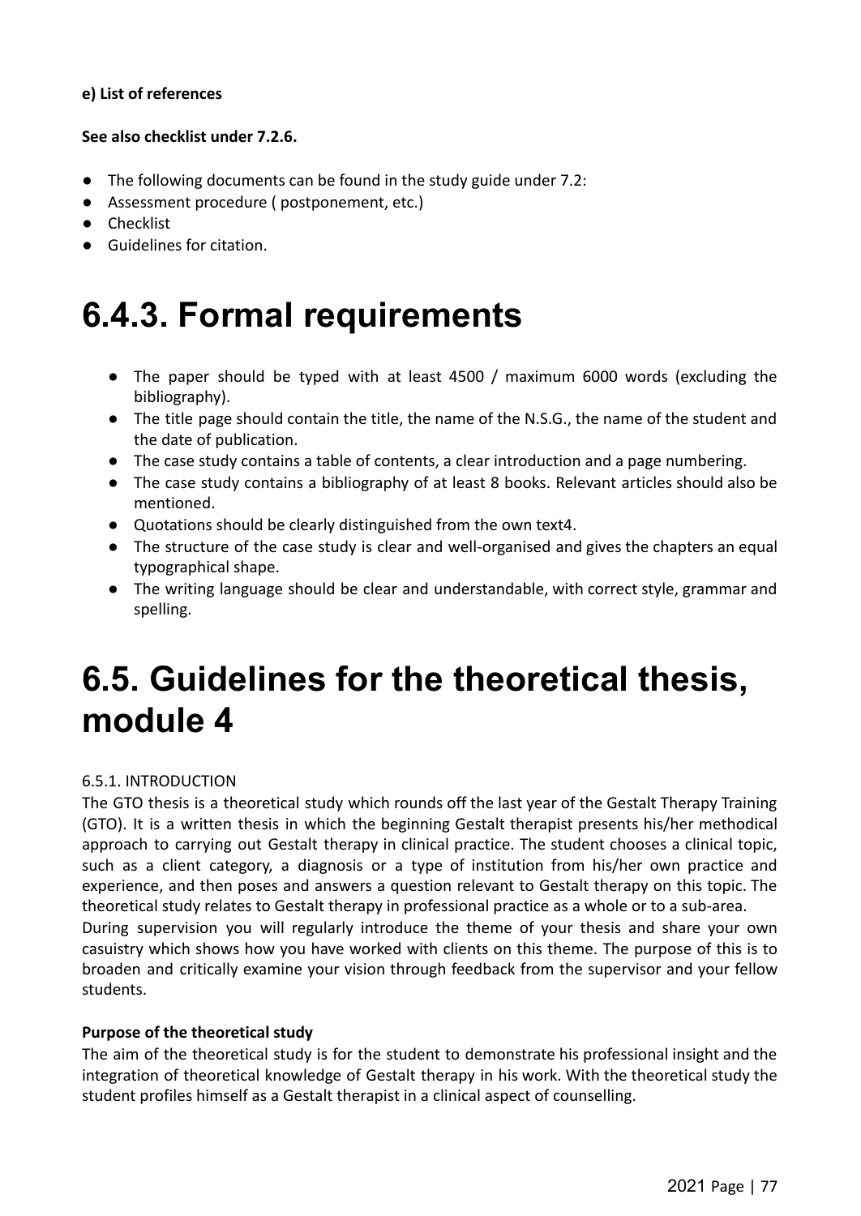**e) List of references**

**See also checklist under 7.2.6.**

- The following documents can be found in the study guide under 7.2:
- Assessment procedure ( postponement, etc.)
- Checklist
- Guidelines for citation.

# 6.4.3. Formal requirements

- The paper should be typed with at least 4500 / maximum 6000 words (excluding the bibliography).
- The title page should contain the title, the name of the N.S.G., the name of the student and the date of publication.
- The case study contains a table of contents, a clear introduction and a page numbering.
- The case study contains a bibliography of at least 8 books. Relevant articles should also be mentioned.
- Quotations should be clearly distinguished from the own text4.
- The structure of the case study is clear and well-organised and gives the chapters an equal typographical shape.
- The writing language should be clear and understandable, with correct style, grammar and spelling.

# 6.5. Guidelines for the theoretical thesis, module 4

6.5.1. INTRODUCTION

The GTO thesis is a theoretical study which rounds off the last year of the Gestalt Therapy Training (GTO). It is a written thesis in which the beginning Gestalt therapist presents his/her methodical approach to carrying out Gestalt therapy in clinical practice. The student chooses a clinical topic, such as a client category, a diagnosis or a type of institution from his/her own practice and experience, and then poses and answers a question relevant to Gestalt therapy on this topic. The theoretical study relates to Gestalt therapy in professional practice as a whole or to a sub-area.

During supervision you will regularly introduce the theme of your thesis and share your own casuistry which shows how you have worked with clients on this theme. The purpose of this is to broaden and critically examine your vision through feedback from the supervisor and your fellow students.

**Purpose of the theoretical study**

The aim of the theoretical study is for the student to demonstrate his professional insight and the integration of theoretical knowledge of Gestalt therapy in his work. With the theoretical study the student profiles himself as a Gestalt therapist in a clinical aspect of counselling.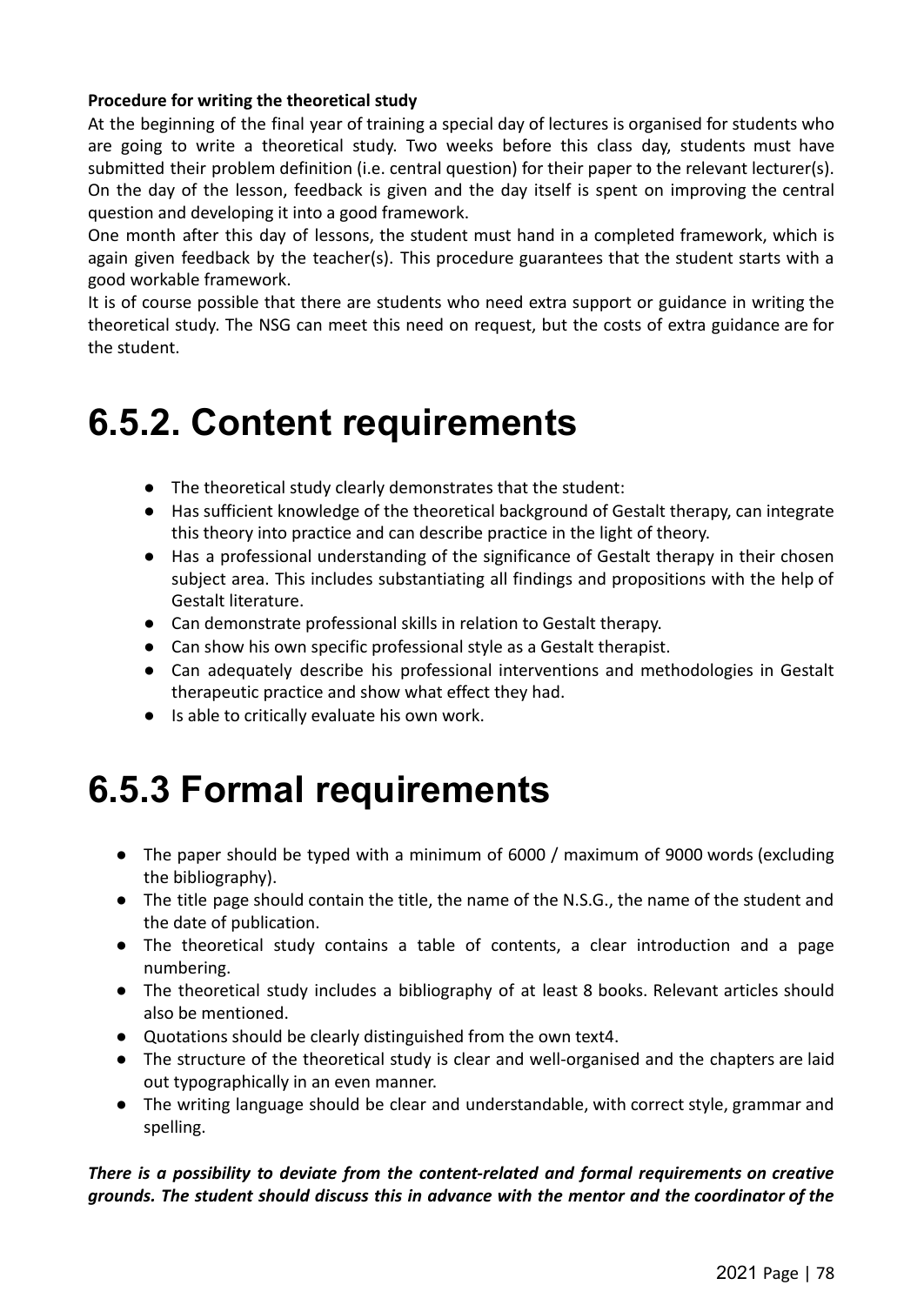**Procedure for writing the theoretical study**

At the beginning of the final year of training a special day of lectures is organised for students who are going to write a theoretical study. Two weeks before this class day, students must have submitted their problem definition (i.e. central question) for their paper to the relevant lecturer(s). On the day of the lesson, feedback is given and the day itself is spent on improving the central question and developing it into a good framework.

One month after this day of lessons, the student must hand in a completed framework, which is again given feedback by the teacher(s). This procedure guarantees that the student starts with a good workable framework.

It is of course possible that there are students who need extra support or guidance in writing the theoretical study. The NSG can meet this need on request, but the costs of extra guidance are for the student.

# 6.5.2. Content requirements

- The theoretical study clearly demonstrates that the student:
- Has sufficient knowledge of the theoretical background of Gestalt therapy, can integrate this theory into practice and can describe practice in the light of theory.
- Has a professional understanding of the significance of Gestalt therapy in their chosen subject area. This includes substantiating all findings and propositions with the help of Gestalt literature.
- Can demonstrate professional skills in relation to Gestalt therapy.
- Can show his own specific professional style as a Gestalt therapist.
- Can adequately describe his professional interventions and methodologies in Gestalt therapeutic practice and show what effect they had.
- Is able to critically evaluate his own work.

# 6.5.3 Formal requirements

- The paper should be typed with a minimum of 6000 / maximum of 9000 words (excluding the bibliography).
- The title page should contain the title, the name of the N.S.G., the name of the student and the date of publication.
- The theoretical study contains a table of contents, a clear introduction and a page numbering.
- The theoretical study includes a bibliography of at least 8 books. Relevant articles should also be mentioned.
- Quotations should be clearly distinguished from the own text4.
- The structure of the theoretical study is clear and well-organised and the chapters are laid out typographically in an even manner.
- The writing language should be clear and understandable, with correct style, grammar and spelling.

***There is a possibility to deviate from the content-related and formal requirements on creative grounds. The student should discuss this in advance with the mentor and the coordinator of the***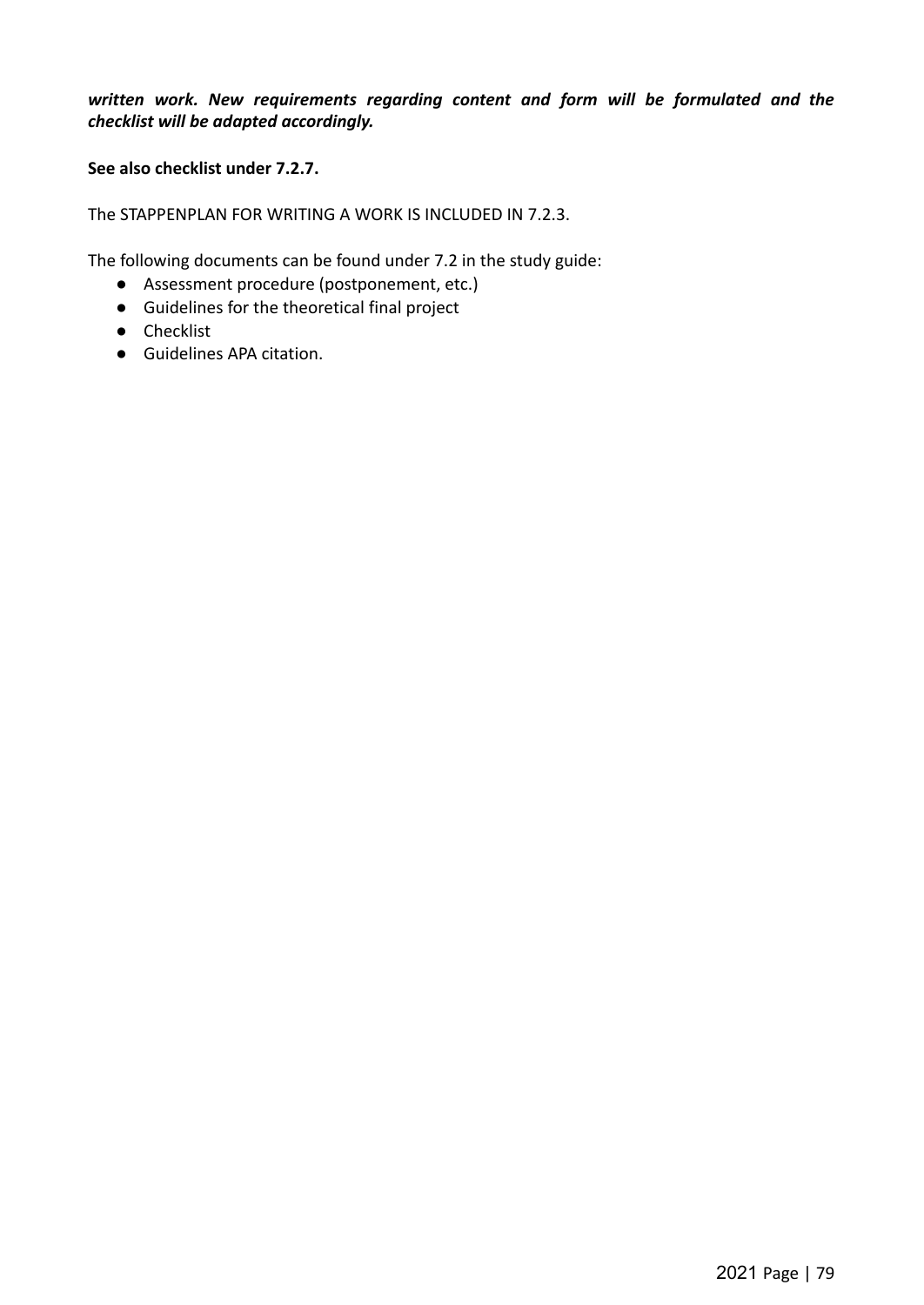***written work. New requirements regarding content and form will be formulated and the checklist will be adapted accordingly.***

**See also checklist under 7.2.7.**

The STAPPENPLAN FOR WRITING A WORK IS INCLUDED IN 7.2.3.

The following documents can be found under 7.2 in the study guide:

- Assessment procedure (postponement, etc.)
- Guidelines for the theoretical final project
- Checklist
- Guidelines APA citation.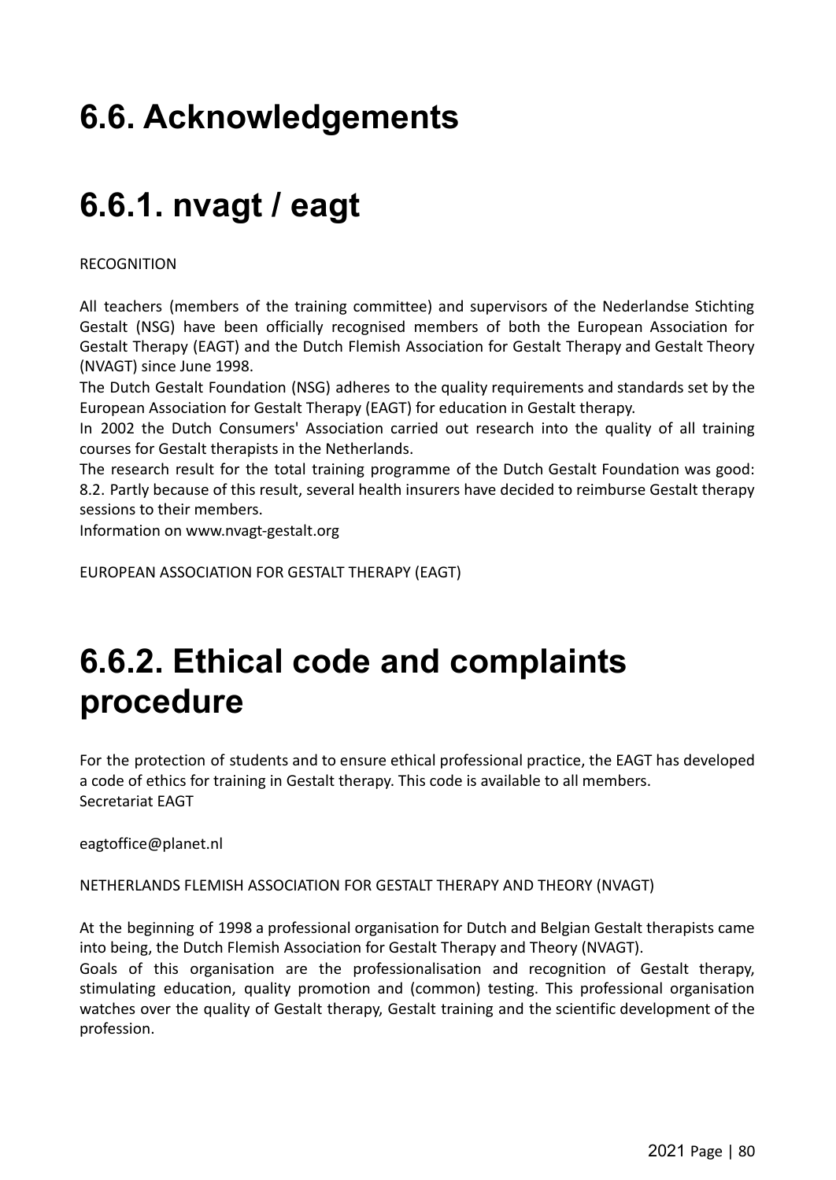# 6.6. Acknowledgements

# 6.6.1. nvagt / eagt

RECOGNITION

All teachers (members of the training committee) and supervisors of the Nederlandse Stichting Gestalt (NSG) have been officially recognised members of both the European Association for Gestalt Therapy (EAGT) and the Dutch Flemish Association for Gestalt Therapy and Gestalt Theory (NVAGT) since June 1998.

The Dutch Gestalt Foundation (NSG) adheres to the quality requirements and standards set by the European Association for Gestalt Therapy (EAGT) for education in Gestalt therapy.

In 2002 the Dutch Consumers' Association carried out research into the quality of all training courses for Gestalt therapists in the Netherlands.

The research result for the total training programme of the Dutch Gestalt Foundation was good: 8.2. Partly because of this result, several health insurers have decided to reimburse Gestalt therapy sessions to their members.

Information on www.nvagt-gestalt.org

EUROPEAN ASSOCIATION FOR GESTALT THERAPY (EAGT)

# 6.6.2. Ethical code and complaints procedure

For the protection of students and to ensure ethical professional practice, the EAGT has developed a code of ethics for training in Gestalt therapy. This code is available to all members.
Secretariat EAGT

eagtoffice@planet.nl

NETHERLANDS FLEMISH ASSOCIATION FOR GESTALT THERAPY AND THEORY (NVAGT)

At the beginning of 1998 a professional organisation for Dutch and Belgian Gestalt therapists came into being, the Dutch Flemish Association for Gestalt Therapy and Theory (NVAGT).

Goals of this organisation are the professionalisation and recognition of Gestalt therapy, stimulating education, quality promotion and (common) testing. This professional organisation watches over the quality of Gestalt therapy, Gestalt training and the scientific development of the profession.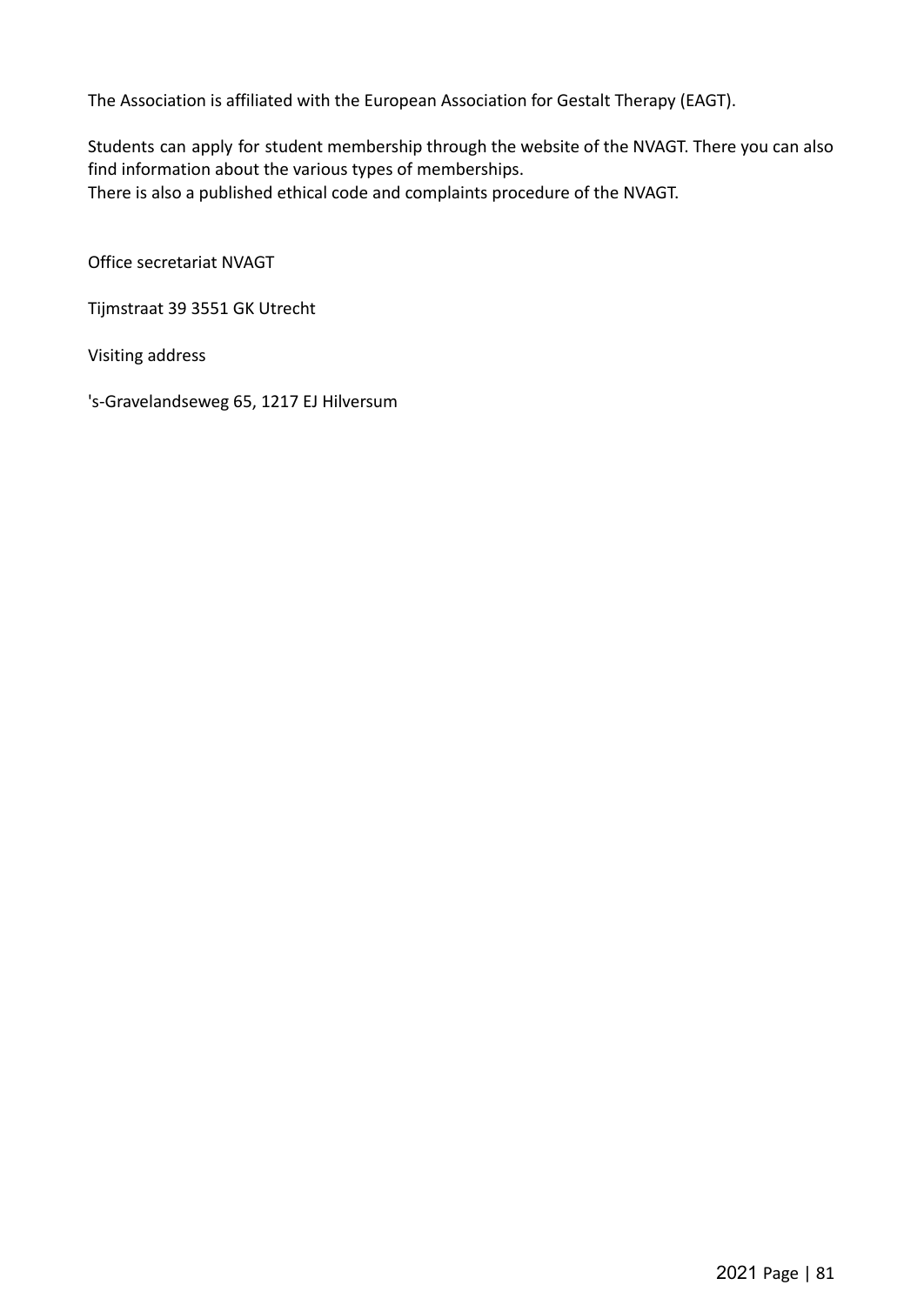The Association is affiliated with the European Association for Gestalt Therapy (EAGT).

Students can apply for student membership through the website of the NVAGT. There you can also find information about the various types of memberships.
There is also a published ethical code and complaints procedure of the NVAGT.

Office secretariat NVAGT

Tijmstraat 39 3551 GK Utrecht

Visiting address

's-Gravelandseweg 65, 1217 EJ Hilversum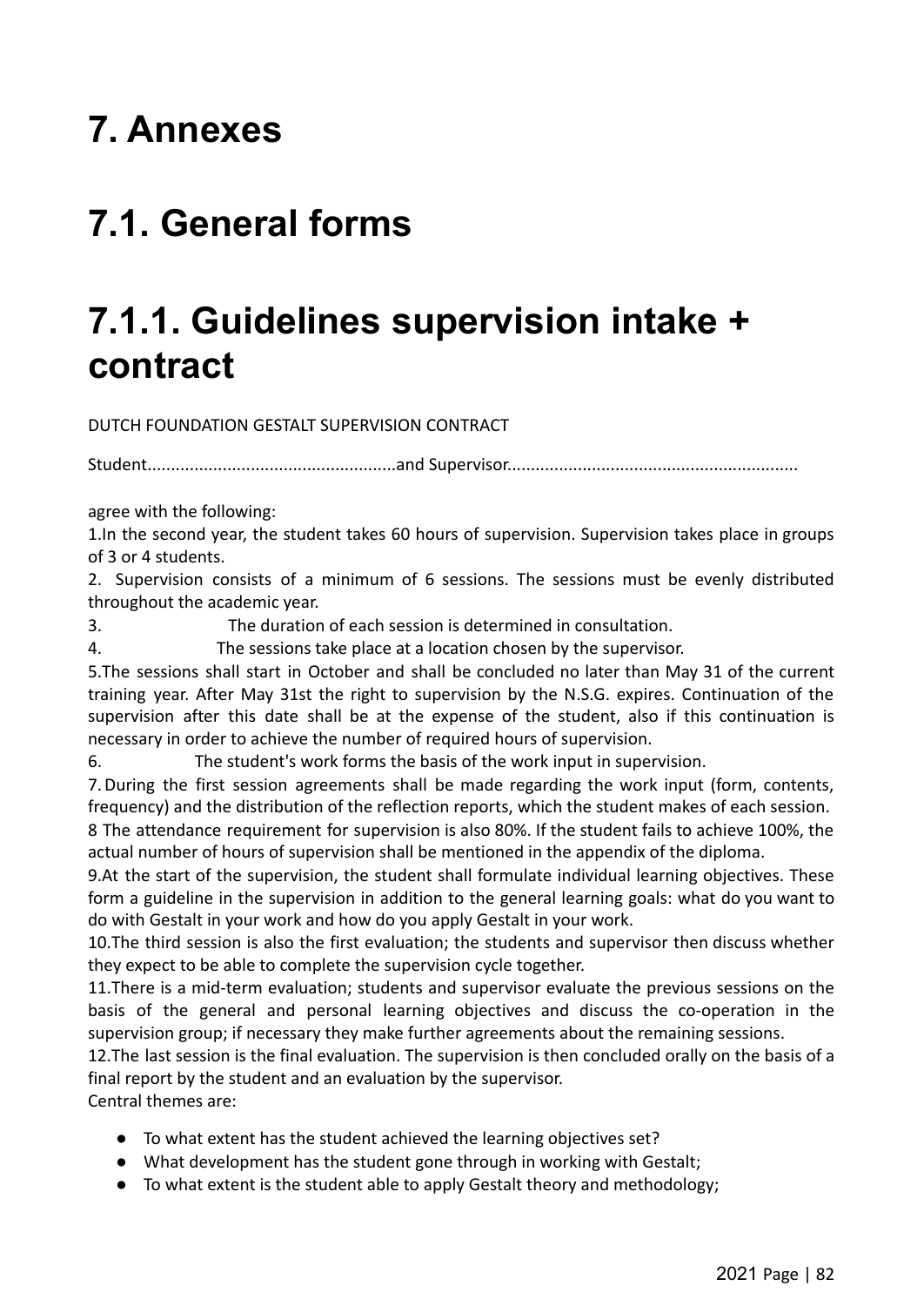# 7. Annexes

# 7.1. General forms

# 7.1.1. Guidelines supervision intake + contract

DUTCH FOUNDATION GESTALT SUPERVISION CONTRACT

Student.....................................................and Supervisor.............................................................

agree with the following:

1.In the second year, the student takes 60 hours of supervision. Supervision takes place in groups of 3 or 4 students.

2. Supervision consists of a minimum of 6 sessions. The sessions must be evenly distributed throughout the academic year.

3. The duration of each session is determined in consultation.

4. The sessions take place at a location chosen by the supervisor.

5.The sessions shall start in October and shall be concluded no later than May 31 of the current training year. After May 31st the right to supervision by the N.S.G. expires. Continuation of the supervision after this date shall be at the expense of the student, also if this continuation is necessary in order to achieve the number of required hours of supervision.

6. The student's work forms the basis of the work input in supervision.

7. During the first session agreements shall be made regarding the work input (form, contents, frequency) and the distribution of the reflection reports, which the student makes of each session.

8 The attendance requirement for supervision is also 80%. If the student fails to achieve 100%, the actual number of hours of supervision shall be mentioned in the appendix of the diploma.

9.At the start of the supervision, the student shall formulate individual learning objectives. These form a guideline in the supervision in addition to the general learning goals: what do you want to do with Gestalt in your work and how do you apply Gestalt in your work.

10.The third session is also the first evaluation; the students and supervisor then discuss whether they expect to be able to complete the supervision cycle together.

11.There is a mid-term evaluation; students and supervisor evaluate the previous sessions on the basis of the general and personal learning objectives and discuss the co-operation in the supervision group; if necessary they make further agreements about the remaining sessions.

12.The last session is the final evaluation. The supervision is then concluded orally on the basis of a final report by the student and an evaluation by the supervisor.

Central themes are:

- To what extent has the student achieved the learning objectives set?
- What development has the student gone through in working with Gestalt;
- To what extent is the student able to apply Gestalt theory and methodology;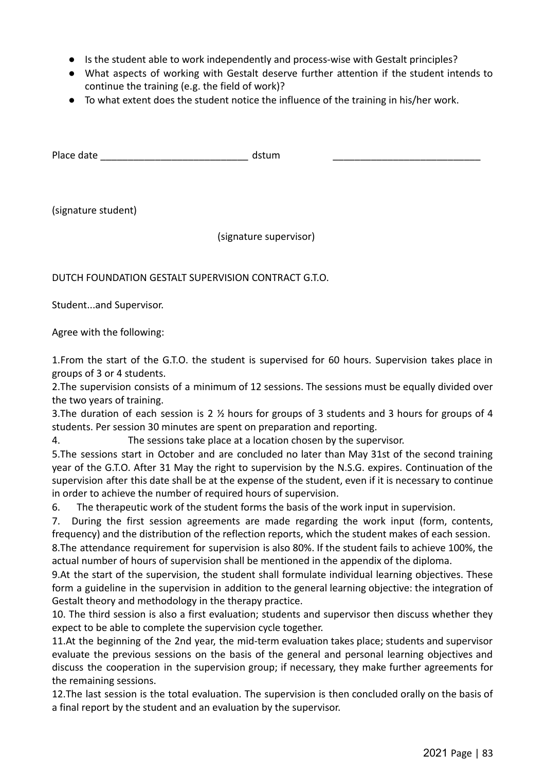- Is the student able to work independently and process-wise with Gestalt principles?
- What aspects of working with Gestalt deserve further attention if the student intends to continue the training (e.g. the field of work)?
- To what extent does the student notice the influence of the training in his/her work.

Place date ___________________________ dstum ___________________________

(signature student)

(signature supervisor)

DUTCH FOUNDATION GESTALT SUPERVISION CONTRACT G.T.O.

Student...and Supervisor.

Agree with the following:

1.From the start of the G.T.O. the student is supervised for 60 hours. Supervision takes place in groups of 3 or 4 students.

2.The supervision consists of a minimum of 12 sessions. The sessions must be equally divided over the two years of training.

3.The duration of each session is 2 ½ hours for groups of 3 students and 3 hours for groups of 4 students. Per session 30 minutes are spent on preparation and reporting.

4. The sessions take place at a location chosen by the supervisor.

5.The sessions start in October and are concluded no later than May 31st of the second training year of the G.T.O. After 31 May the right to supervision by the N.S.G. expires. Continuation of the supervision after this date shall be at the expense of the student, even if it is necessary to continue in order to achieve the number of required hours of supervision.

6. The therapeutic work of the student forms the basis of the work input in supervision.

7. During the first session agreements are made regarding the work input (form, contents, frequency) and the distribution of the reflection reports, which the student makes of each session.

8.The attendance requirement for supervision is also 80%. If the student fails to achieve 100%, the actual number of hours of supervision shall be mentioned in the appendix of the diploma.

9.At the start of the supervision, the student shall formulate individual learning objectives. These form a guideline in the supervision in addition to the general learning objective: the integration of Gestalt theory and methodology in the therapy practice.

10. The third session is also a first evaluation; students and supervisor then discuss whether they expect to be able to complete the supervision cycle together.

11.At the beginning of the 2nd year, the mid-term evaluation takes place; students and supervisor evaluate the previous sessions on the basis of the general and personal learning objectives and discuss the cooperation in the supervision group; if necessary, they make further agreements for the remaining sessions.

12.The last session is the total evaluation. The supervision is then concluded orally on the basis of a final report by the student and an evaluation by the supervisor.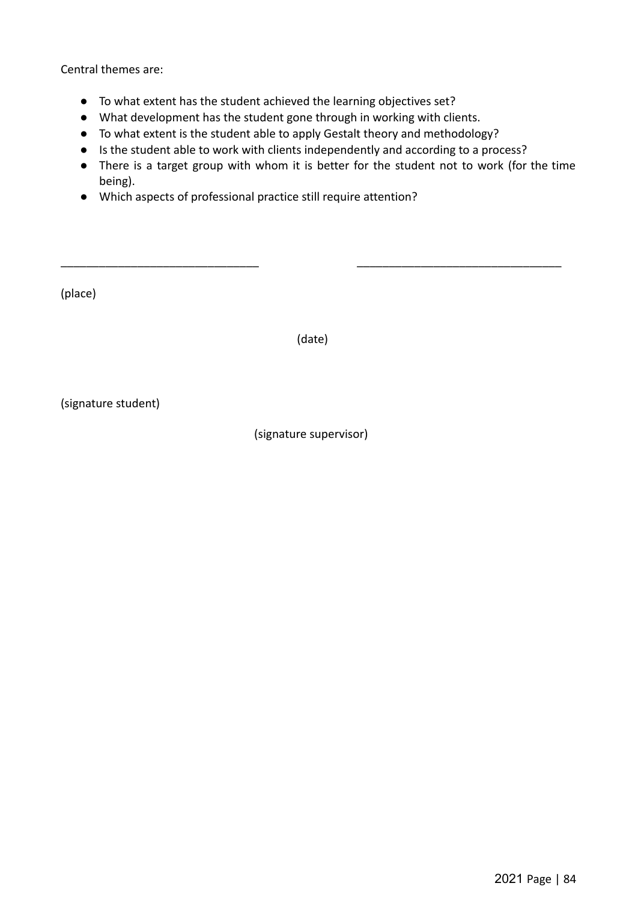Central themes are:

- To what extent has the student achieved the learning objectives set?
- What development has the student gone through in working with clients.
- To what extent is the student able to apply Gestalt theory and methodology?
- Is the student able to work with clients independently and according to a process?
- There is a target group with whom it is better for the student not to work (for the time being).
- Which aspects of professional practice still require attention?

\_\_\_\_\_\_\_\_\_\_\_\_\_\_\_\_\_\_\_\_\_\_\_\_\_\_\_\_\_\_ \_\_\_\_\_\_\_\_\_\_\_\_\_\_\_\_\_\_\_\_\_\_\_\_\_\_\_\_\_\_

(place)

(date)

(signature student)

(signature supervisor)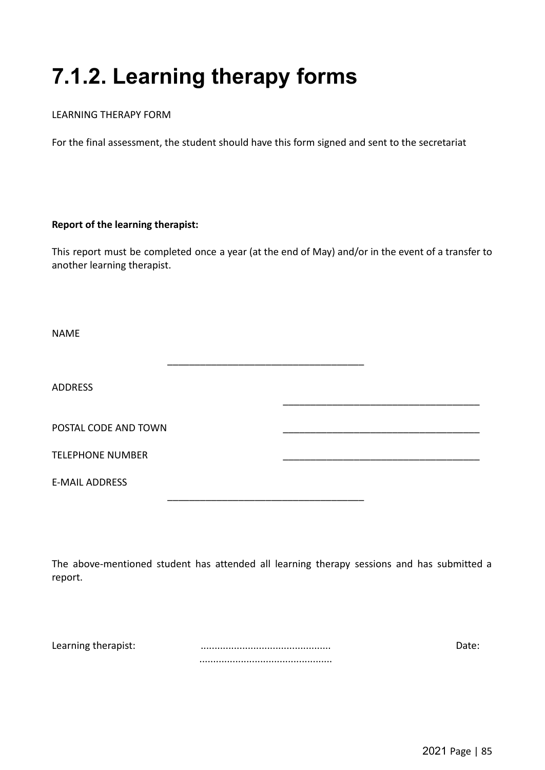# 7.1.2. Learning therapy forms

LEARNING THERAPY FORM

For the final assessment, the student should have this form signed and sent to the secretariat

**Report of the learning therapist:**

This report must be completed once a year (at the end of May) and/or in the event of a transfer to another learning therapist.

NAME

____________________________________

ADDRESS ____________________________________

POSTAL CODE AND TOWN ____________________________________

TELEPHONE NUMBER ____________________________________

E-MAIL ADDRESS

____________________________________

The above-mentioned student has attended all learning therapy sessions and has submitted a report.

Learning therapist: .............................................. Date: ..............................................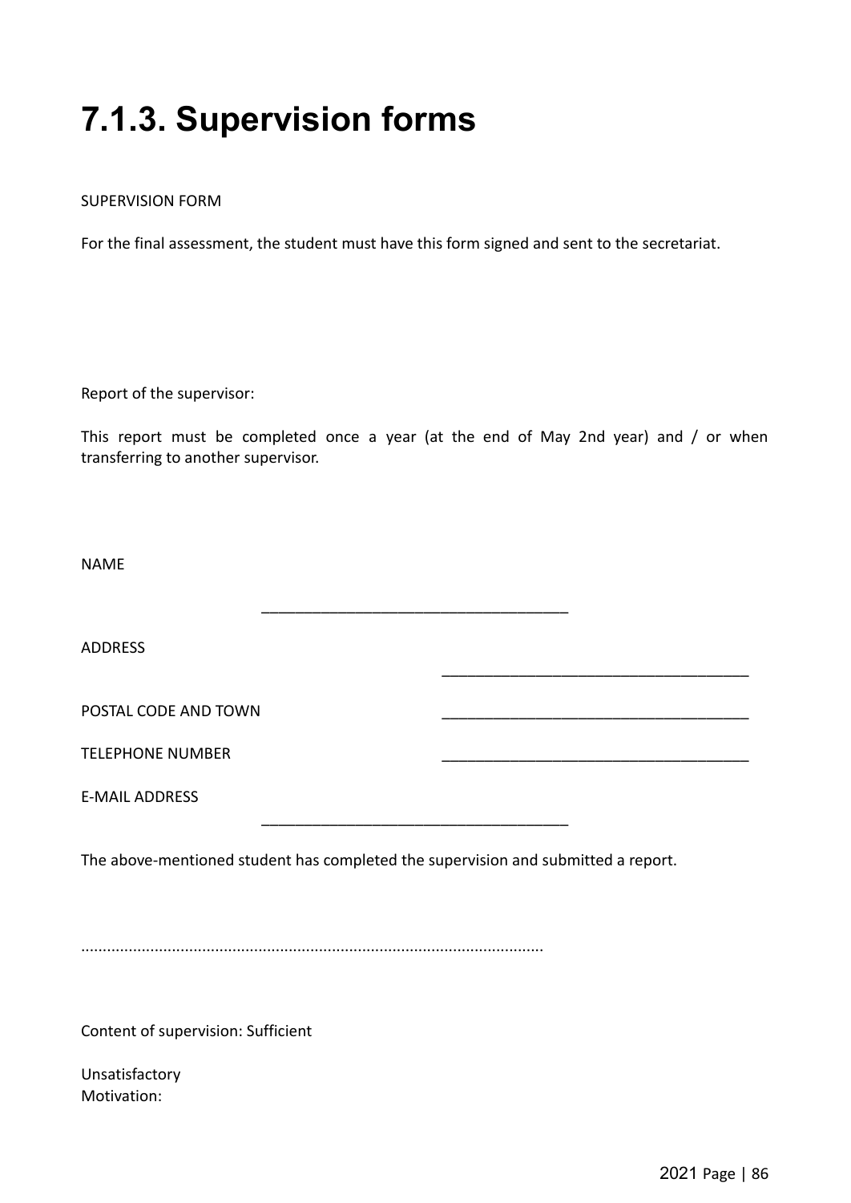# 7.1.3. Supervision forms

SUPERVISION FORM

For the final assessment, the student must have this form signed and sent to the secretariat.

Report of the supervisor:

This report must be completed once a year (at the end of May 2nd year) and / or when transferring to another supervisor.

NAME

____________________________________

ADDRESS

____________________________________

POSTAL CODE AND TOWN ____________________________________

TELEPHONE NUMBER ____________________________________

E-MAIL ADDRESS

____________________________________

The above-mentioned student has completed the supervision and submitted a report.

..........................................................................................................

Content of supervision: Sufficient

Unsatisfactory
Motivation: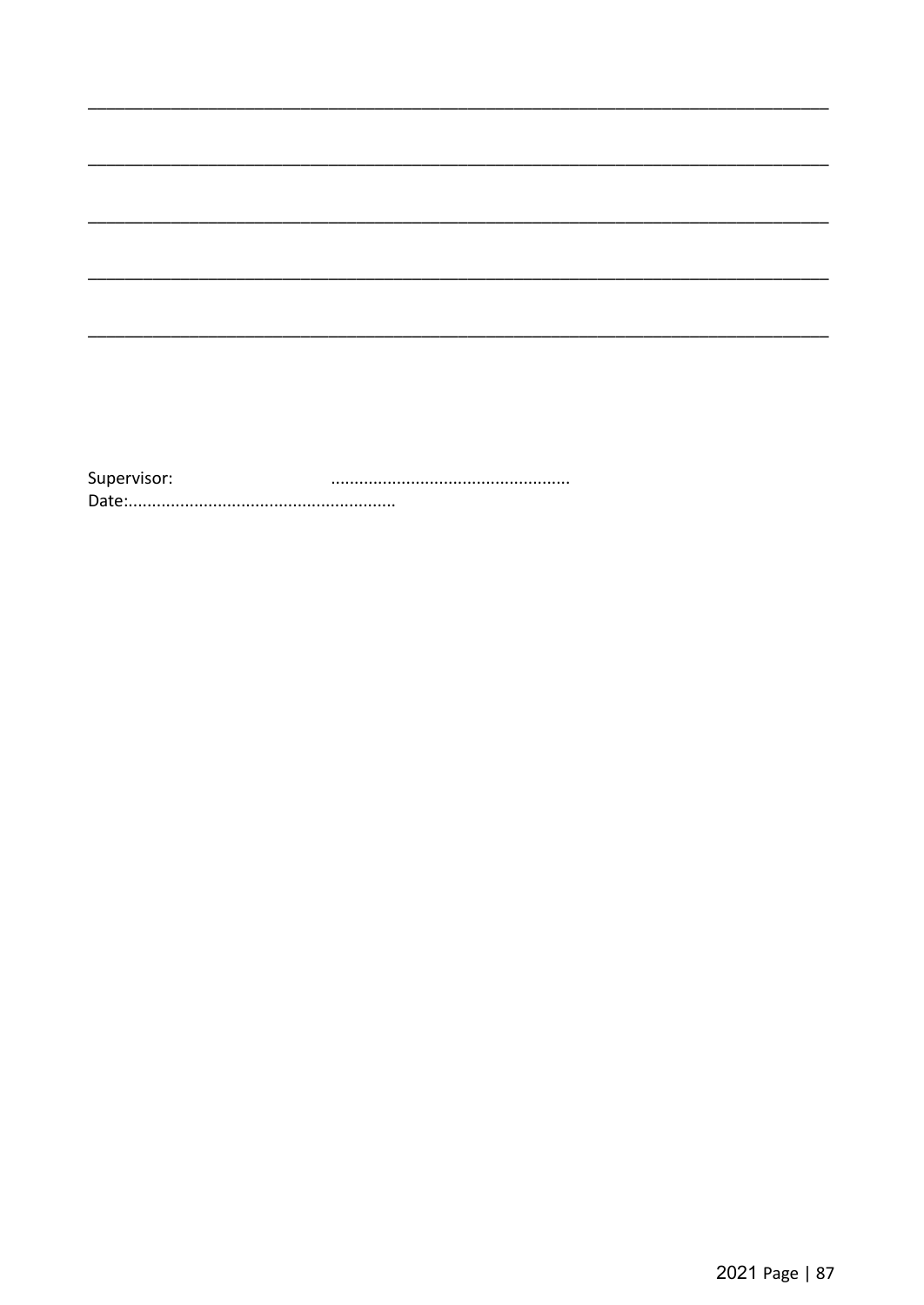\_\_\_\_\_\_\_\_\_\_\_\_\_\_\_\_\_\_\_\_\_\_\_\_\_\_\_\_\_\_\_\_\_\_\_\_\_\_\_\_\_\_\_\_\_\_\_\_\_\_\_\_\_\_\_\_\_\_\_\_\_\_\_\_\_\_\_\_\_\_\_\_\_\_\_\_\_\_

\_\_\_\_\_\_\_\_\_\_\_\_\_\_\_\_\_\_\_\_\_\_\_\_\_\_\_\_\_\_\_\_\_\_\_\_\_\_\_\_\_\_\_\_\_\_\_\_\_\_\_\_\_\_\_\_\_\_\_\_\_\_\_\_\_\_\_\_\_\_\_\_\_\_\_\_\_\_

\_\_\_\_\_\_\_\_\_\_\_\_\_\_\_\_\_\_\_\_\_\_\_\_\_\_\_\_\_\_\_\_\_\_\_\_\_\_\_\_\_\_\_\_\_\_\_\_\_\_\_\_\_\_\_\_\_\_\_\_\_\_\_\_\_\_\_\_\_\_\_\_\_\_\_\_\_\_

\_\_\_\_\_\_\_\_\_\_\_\_\_\_\_\_\_\_\_\_\_\_\_\_\_\_\_\_\_\_\_\_\_\_\_\_\_\_\_\_\_\_\_\_\_\_\_\_\_\_\_\_\_\_\_\_\_\_\_\_\_\_\_\_\_\_\_\_\_\_\_\_\_\_\_\_\_\_

\_\_\_\_\_\_\_\_\_\_\_\_\_\_\_\_\_\_\_\_\_\_\_\_\_\_\_\_\_\_\_\_\_\_\_\_\_\_\_\_\_\_\_\_\_\_\_\_\_\_\_\_\_\_\_\_\_\_\_\_\_\_\_\_\_\_\_\_\_\_\_\_\_\_\_\_\_\_

Supervisor: ..................................................

Date:........................................................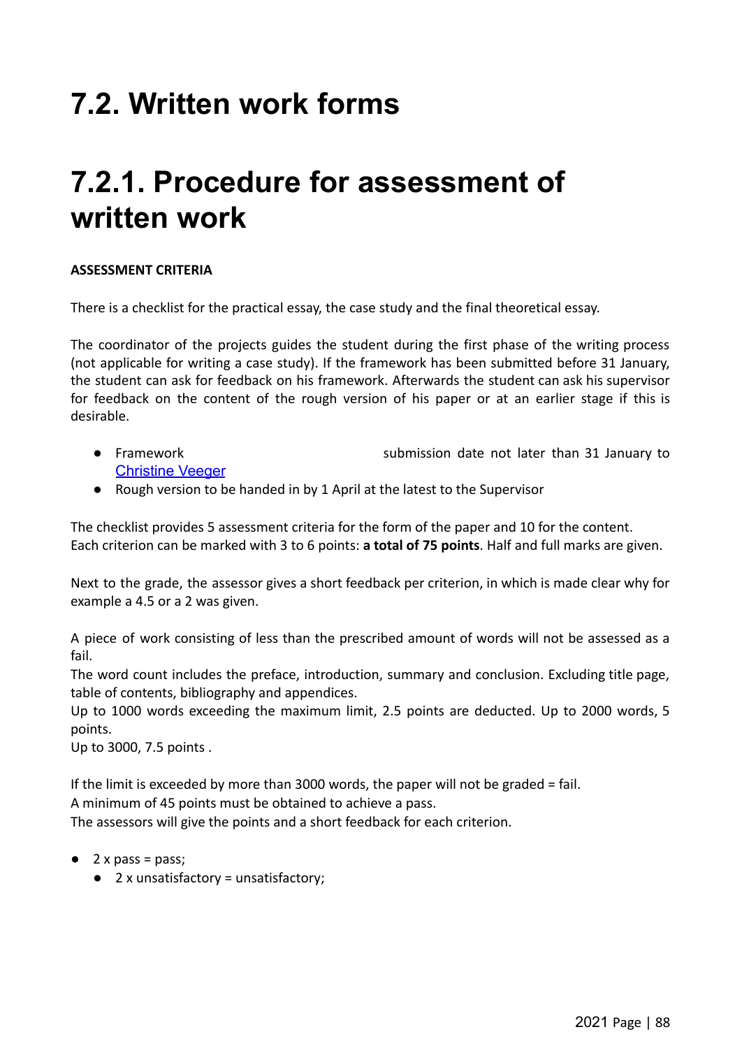# 7.2. Written work forms

# 7.2.1. Procedure for assessment of written work

**ASSESSMENT CRITERIA**

There is a checklist for the practical essay, the case study and the final theoretical essay.

The coordinator of the projects guides the student during the first phase of the writing process (not applicable for writing a case study). If the framework has been submitted before 31 January, the student can ask for feedback on his framework. Afterwards the student can ask his supervisor for feedback on the content of the rough version of his paper or at an earlier stage if this is desirable.

- Framework submission date not later than 31 January to Christine Veeger
- Rough version to be handed in by 1 April at the latest to the Supervisor

The checklist provides 5 assessment criteria for the form of the paper and 10 for the content.
Each criterion can be marked with 3 to 6 points: **a total of 75 points**. Half and full marks are given.

Next to the grade, the assessor gives a short feedback per criterion, in which is made clear why for example a 4.5 or a 2 was given.

A piece of work consisting of less than the prescribed amount of words will not be assessed as a fail.
The word count includes the preface, introduction, summary and conclusion. Excluding title page, table of contents, bibliography and appendices.
Up to 1000 words exceeding the maximum limit, 2.5 points are deducted. Up to 2000 words, 5 points.
Up to 3000, 7.5 points .

If the limit is exceeded by more than 3000 words, the paper will not be graded = fail.
A minimum of 45 points must be obtained to achieve a pass.
The assessors will give the points and a short feedback for each criterion.

- 2 x pass = pass;
  - 2 x unsatisfactory = unsatisfactory;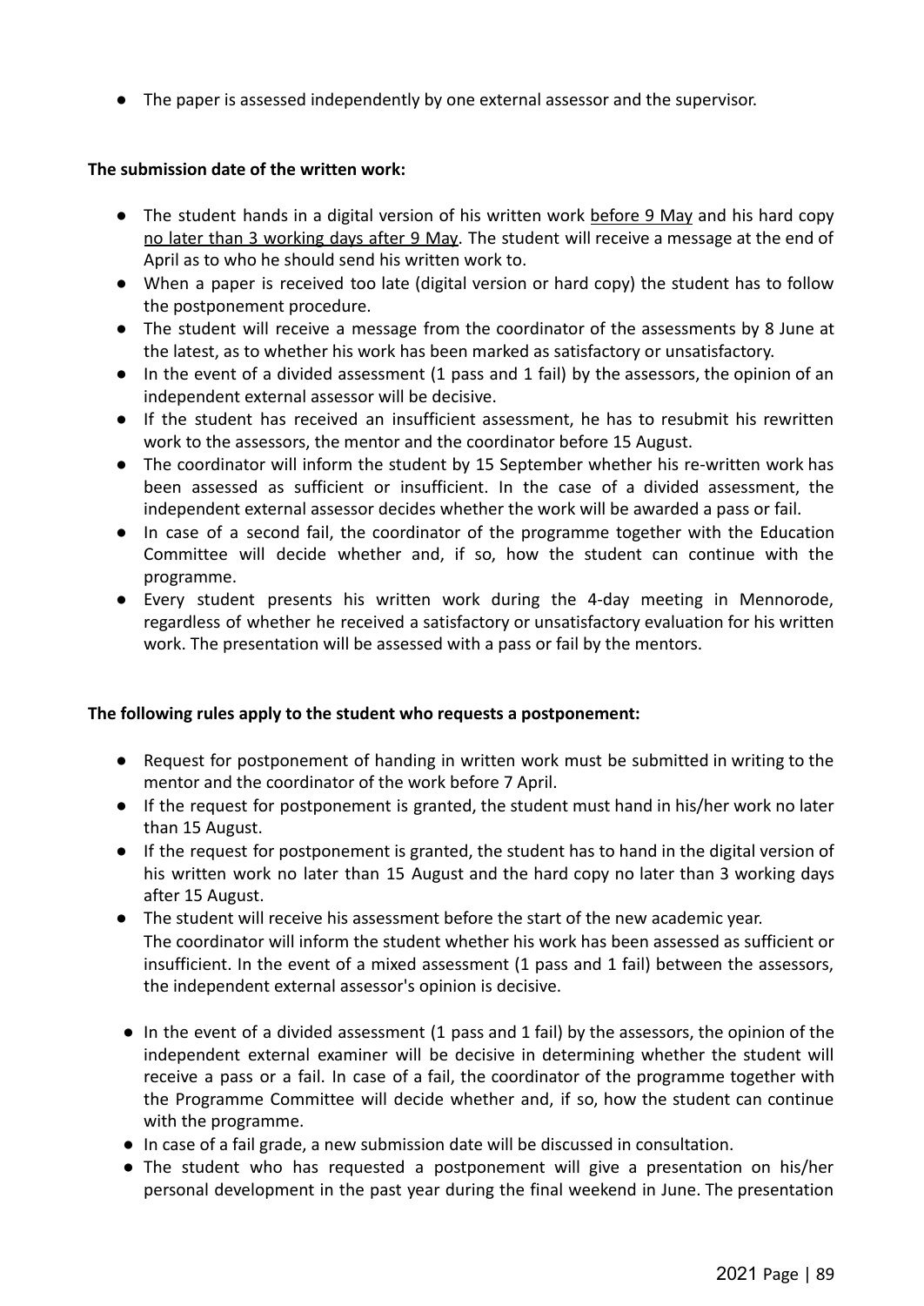- The paper is assessed independently by one external assessor and the supervisor.

**The submission date of the written work:**

- The student hands in a digital version of his written work before 9 May and his hard copy no later than 3 working days after 9 May. The student will receive a message at the end of April as to who he should send his written work to.
- When a paper is received too late (digital version or hard copy) the student has to follow the postponement procedure.
- The student will receive a message from the coordinator of the assessments by 8 June at the latest, as to whether his work has been marked as satisfactory or unsatisfactory.
- In the event of a divided assessment (1 pass and 1 fail) by the assessors, the opinion of an independent external assessor will be decisive.
- If the student has received an insufficient assessment, he has to resubmit his rewritten work to the assessors, the mentor and the coordinator before 15 August.
- The coordinator will inform the student by 15 September whether his re-written work has been assessed as sufficient or insufficient. In the case of a divided assessment, the independent external assessor decides whether the work will be awarded a pass or fail.
- In case of a second fail, the coordinator of the programme together with the Education Committee will decide whether and, if so, how the student can continue with the programme.
- Every student presents his written work during the 4-day meeting in Mennorode, regardless of whether he received a satisfactory or unsatisfactory evaluation for his written work. The presentation will be assessed with a pass or fail by the mentors.

**The following rules apply to the student who requests a postponement:**

- Request for postponement of handing in written work must be submitted in writing to the mentor and the coordinator of the work before 7 April.
- If the request for postponement is granted, the student must hand in his/her work no later than 15 August.
- If the request for postponement is granted, the student has to hand in the digital version of his written work no later than 15 August and the hard copy no later than 3 working days after 15 August.
- The student will receive his assessment before the start of the new academic year. The coordinator will inform the student whether his work has been assessed as sufficient or insufficient. In the event of a mixed assessment (1 pass and 1 fail) between the assessors, the independent external assessor's opinion is decisive.
- In the event of a divided assessment (1 pass and 1 fail) by the assessors, the opinion of the independent external examiner will be decisive in determining whether the student will receive a pass or a fail. In case of a fail, the coordinator of the programme together with the Programme Committee will decide whether and, if so, how the student can continue with the programme.
- In case of a fail grade, a new submission date will be discussed in consultation.
- The student who has requested a postponement will give a presentation on his/her personal development in the past year during the final weekend in June. The presentation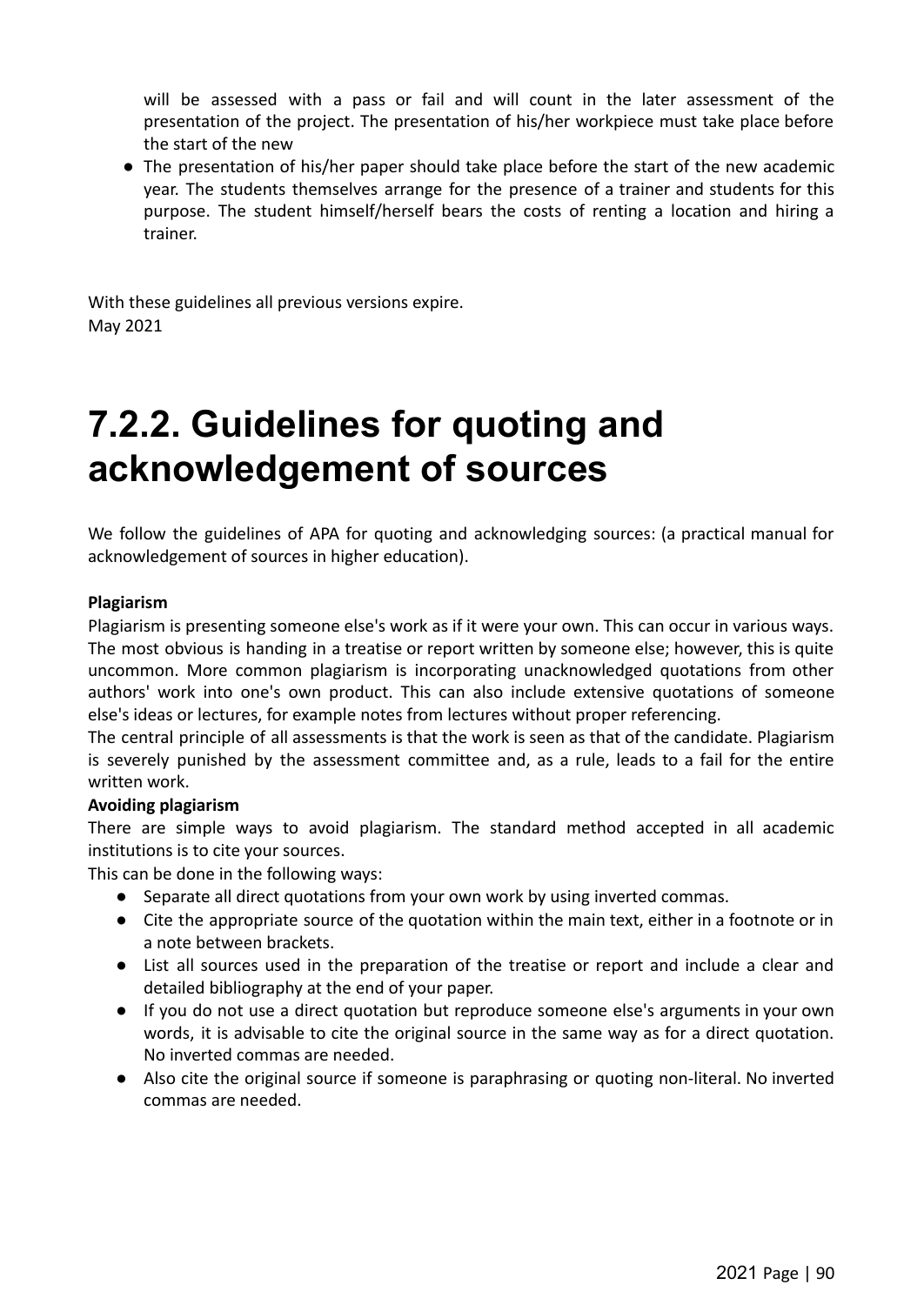will be assessed with a pass or fail and will count in the later assessment of the presentation of the project. The presentation of his/her workpiece must take place before the start of the new

- The presentation of his/her paper should take place before the start of the new academic year. The students themselves arrange for the presence of a trainer and students for this purpose. The student himself/herself bears the costs of renting a location and hiring a trainer.

With these guidelines all previous versions expire.
May 2021

# 7.2.2. Guidelines for quoting and acknowledgement of sources

We follow the guidelines of APA for quoting and acknowledging sources: (a practical manual for acknowledgement of sources in higher education).

**Plagiarism**
Plagiarism is presenting someone else's work as if it were your own. This can occur in various ways. The most obvious is handing in a treatise or report written by someone else; however, this is quite uncommon. More common plagiarism is incorporating unacknowledged quotations from other authors' work into one's own product. This can also include extensive quotations of someone else's ideas or lectures, for example notes from lectures without proper referencing.
The central principle of all assessments is that the work is seen as that of the candidate. Plagiarism is severely punished by the assessment committee and, as a rule, leads to a fail for the entire written work.

**Avoiding plagiarism**
There are simple ways to avoid plagiarism. The standard method accepted in all academic institutions is to cite your sources.
This can be done in the following ways:

- Separate all direct quotations from your own work by using inverted commas.
- Cite the appropriate source of the quotation within the main text, either in a footnote or in a note between brackets.
- List all sources used in the preparation of the treatise or report and include a clear and detailed bibliography at the end of your paper.
- If you do not use a direct quotation but reproduce someone else's arguments in your own words, it is advisable to cite the original source in the same way as for a direct quotation. No inverted commas are needed.
- Also cite the original source if someone is paraphrasing or quoting non-literal. No inverted commas are needed.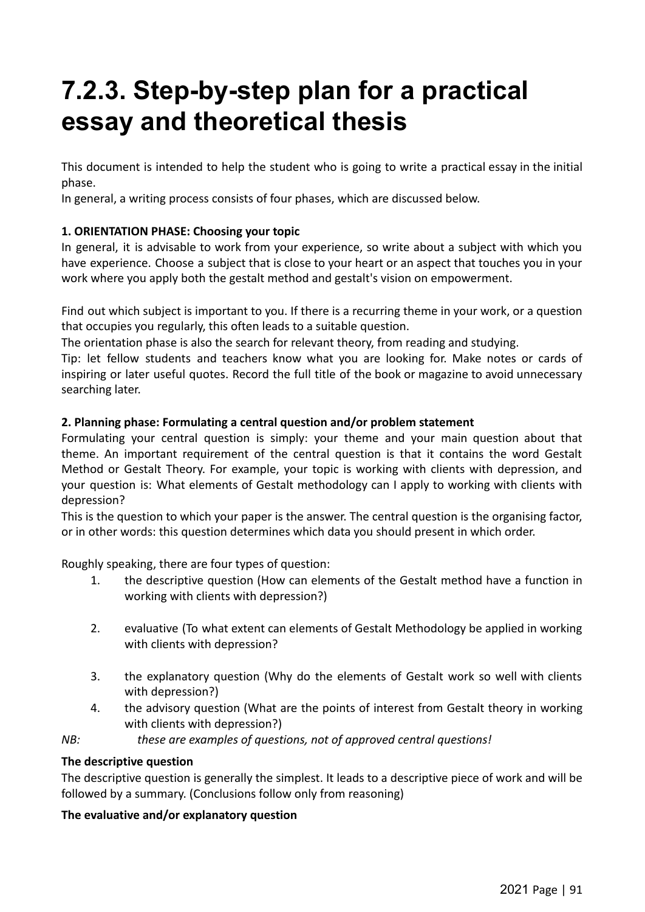# 7.2.3. Step-by-step plan for a practical essay and theoretical thesis

This document is intended to help the student who is going to write a practical essay in the initial phase.
In general, a writing process consists of four phases, which are discussed below.

**1. ORIENTATION PHASE: Choosing your topic**
In general, it is advisable to work from your experience, so write about a subject with which you have experience. Choose a subject that is close to your heart or an aspect that touches you in your work where you apply both the gestalt method and gestalt's vision on empowerment.

Find out which subject is important to you. If there is a recurring theme in your work, or a question that occupies you regularly, this often leads to a suitable question.
The orientation phase is also the search for relevant theory, from reading and studying.
Tip: let fellow students and teachers know what you are looking for. Make notes or cards of inspiring or later useful quotes. Record the full title of the book or magazine to avoid unnecessary searching later.

**2. Planning phase: Formulating a central question and/or problem statement**
Formulating your central question is simply: your theme and your main question about that theme. An important requirement of the central question is that it contains the word Gestalt Method or Gestalt Theory. For example, your topic is working with clients with depression, and your question is: What elements of Gestalt methodology can I apply to working with clients with depression?
This is the question to which your paper is the answer. The central question is the organising factor, or in other words: this question determines which data you should present in which order.

Roughly speaking, there are four types of question:

1. the descriptive question (How can elements of the Gestalt method have a function in working with clients with depression?)
2. evaluative (To what extent can elements of Gestalt Methodology be applied in working with clients with depression?
3. the explanatory question (Why do the elements of Gestalt work so well with clients with depression?)
4. the advisory question (What are the points of interest from Gestalt theory in working with clients with depression?)

*NB: these are examples of questions, not of approved central questions!*

**The descriptive question**
The descriptive question is generally the simplest. It leads to a descriptive piece of work and will be followed by a summary. (Conclusions follow only from reasoning)

**The evaluative and/or explanatory question**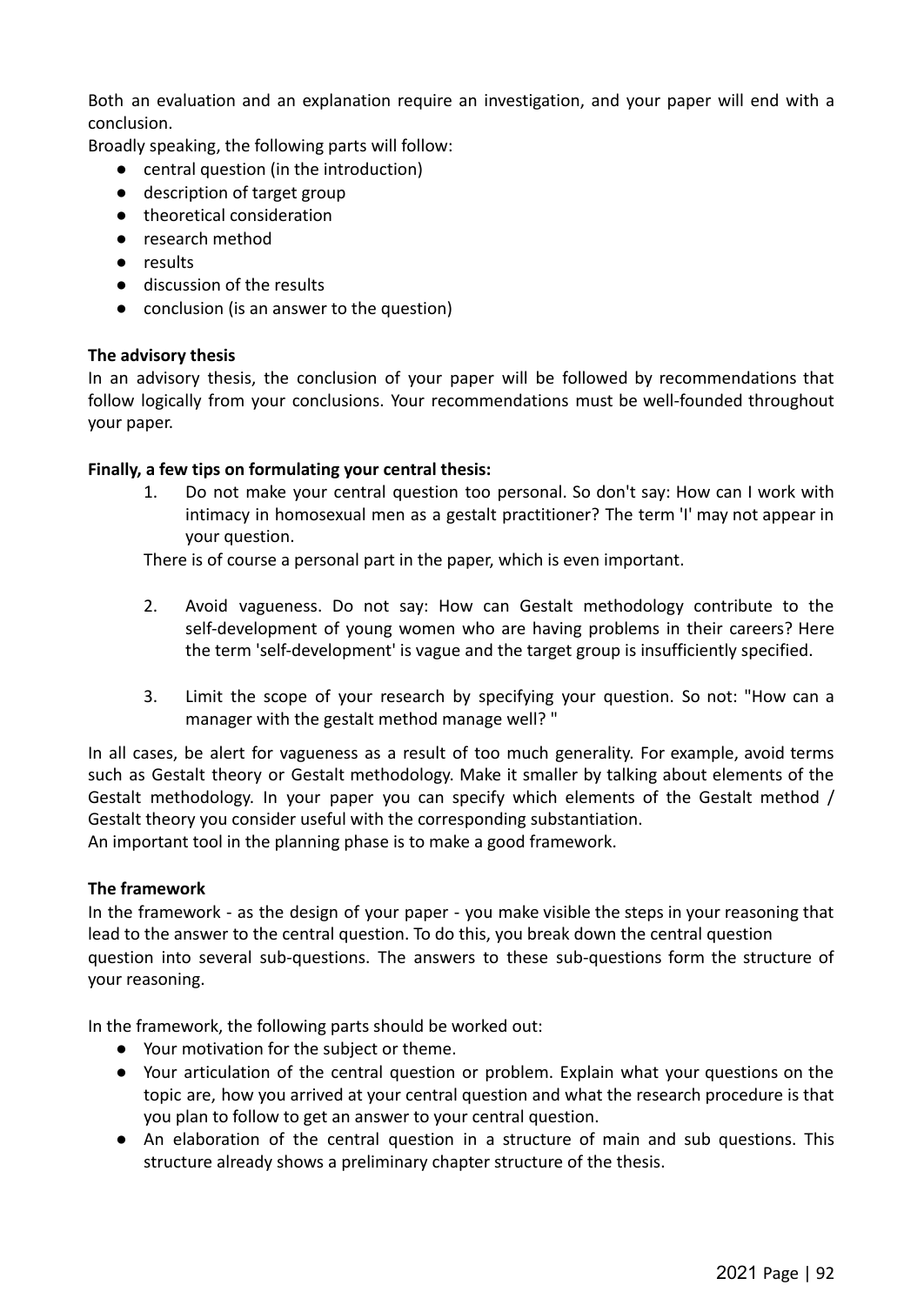Both an evaluation and an explanation require an investigation, and your paper will end with a conclusion.
Broadly speaking, the following parts will follow:

- central question (in the introduction)
- description of target group
- theoretical consideration
- research method
- results
- discussion of the results
- conclusion (is an answer to the question)

**The advisory thesis**
In an advisory thesis, the conclusion of your paper will be followed by recommendations that follow logically from your conclusions. Your recommendations must be well-founded throughout your paper.

**Finally, a few tips on formulating your central thesis:**

1. Do not make your central question too personal. So don't say: How can I work with intimacy in homosexual men as a gestalt practitioner? The term 'I' may not appear in your question.

There is of course a personal part in the paper, which is even important.

2. Avoid vagueness. Do not say: How can Gestalt methodology contribute to the self-development of young women who are having problems in their careers? Here the term 'self-development' is vague and the target group is insufficiently specified.

3. Limit the scope of your research by specifying your question. So not: "How can a manager with the gestalt method manage well? "

In all cases, be alert for vagueness as a result of too much generality. For example, avoid terms such as Gestalt theory or Gestalt methodology. Make it smaller by talking about elements of the Gestalt methodology. In your paper you can specify which elements of the Gestalt method / Gestalt theory you consider useful with the corresponding substantiation.
An important tool in the planning phase is to make a good framework.

**The framework**
In the framework - as the design of your paper - you make visible the steps in your reasoning that lead to the answer to the central question. To do this, you break down the central question question into several sub-questions. The answers to these sub-questions form the structure of your reasoning.

In the framework, the following parts should be worked out:

- Your motivation for the subject or theme.
- Your articulation of the central question or problem. Explain what your questions on the topic are, how you arrived at your central question and what the research procedure is that you plan to follow to get an answer to your central question.
- An elaboration of the central question in a structure of main and sub questions. This structure already shows a preliminary chapter structure of the thesis.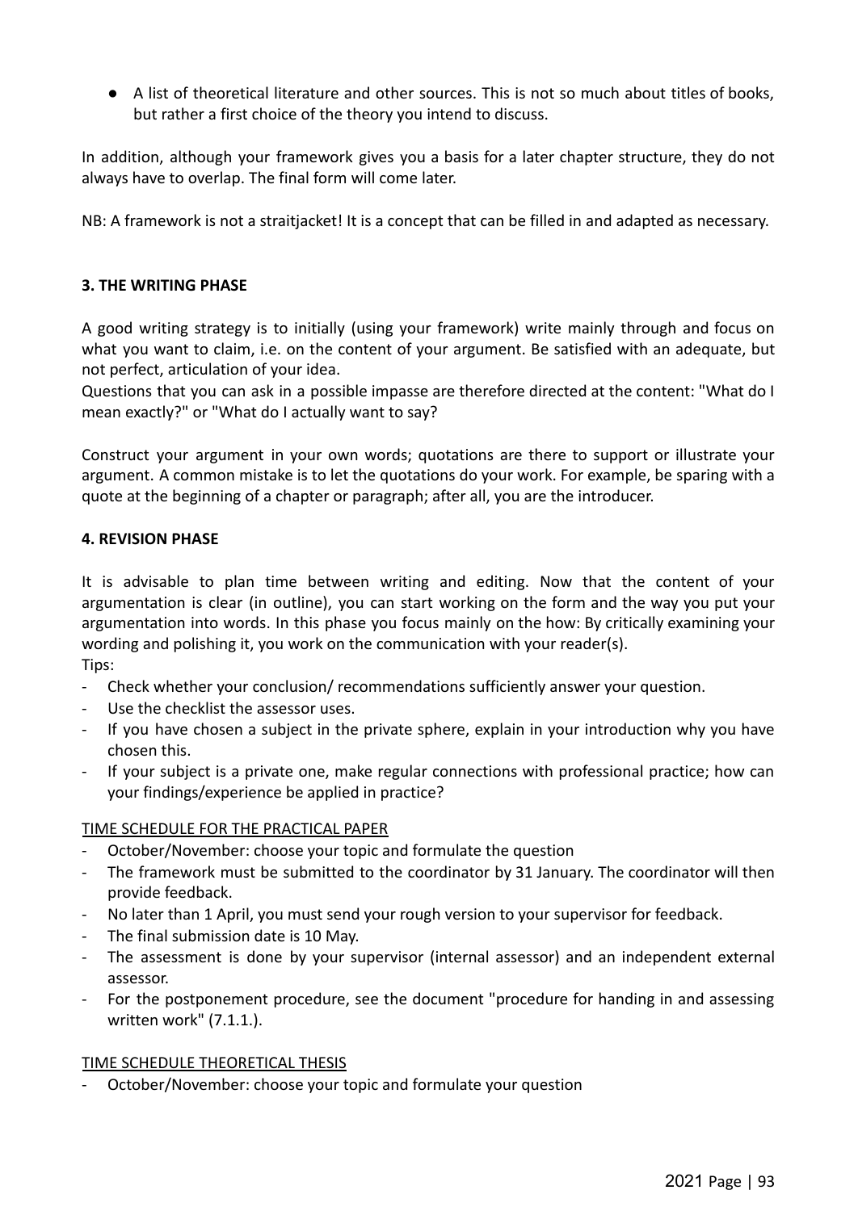- A list of theoretical literature and other sources. This is not so much about titles of books, but rather a first choice of the theory you intend to discuss.

In addition, although your framework gives you a basis for a later chapter structure, they do not always have to overlap. The final form will come later.

NB: A framework is not a straitjacket! It is a concept that can be filled in and adapted as necessary.

### 3. THE WRITING PHASE

A good writing strategy is to initially (using your framework) write mainly through and focus on what you want to claim, i.e. on the content of your argument. Be satisfied with an adequate, but not perfect, articulation of your idea.
Questions that you can ask in a possible impasse are therefore directed at the content: "What do I mean exactly?" or "What do I actually want to say?

Construct your argument in your own words; quotations are there to support or illustrate your argument. A common mistake is to let the quotations do your work. For example, be sparing with a quote at the beginning of a chapter or paragraph; after all, you are the introducer.

### 4. REVISION PHASE

It is advisable to plan time between writing and editing. Now that the content of your argumentation is clear (in outline), you can start working on the form and the way you put your argumentation into words. In this phase you focus mainly on the how: By critically examining your wording and polishing it, you work on the communication with your reader(s).
Tips:

- Check whether your conclusion/ recommendations sufficiently answer your question.
- Use the checklist the assessor uses.
- If you have chosen a subject in the private sphere, explain in your introduction why you have chosen this.
- If your subject is a private one, make regular connections with professional practice; how can your findings/experience be applied in practice?

<u>TIME SCHEDULE FOR THE PRACTICAL PAPER</u>

- October/November: choose your topic and formulate the question
- The framework must be submitted to the coordinator by 31 January. The coordinator will then provide feedback.
- No later than 1 April, you must send your rough version to your supervisor for feedback.
- The final submission date is 10 May.
- The assessment is done by your supervisor (internal assessor) and an independent external assessor.
- For the postponement procedure, see the document "procedure for handing in and assessing written work" (7.1.1.).

<u>TIME SCHEDULE THEORETICAL THESIS</u>

- October/November: choose your topic and formulate your question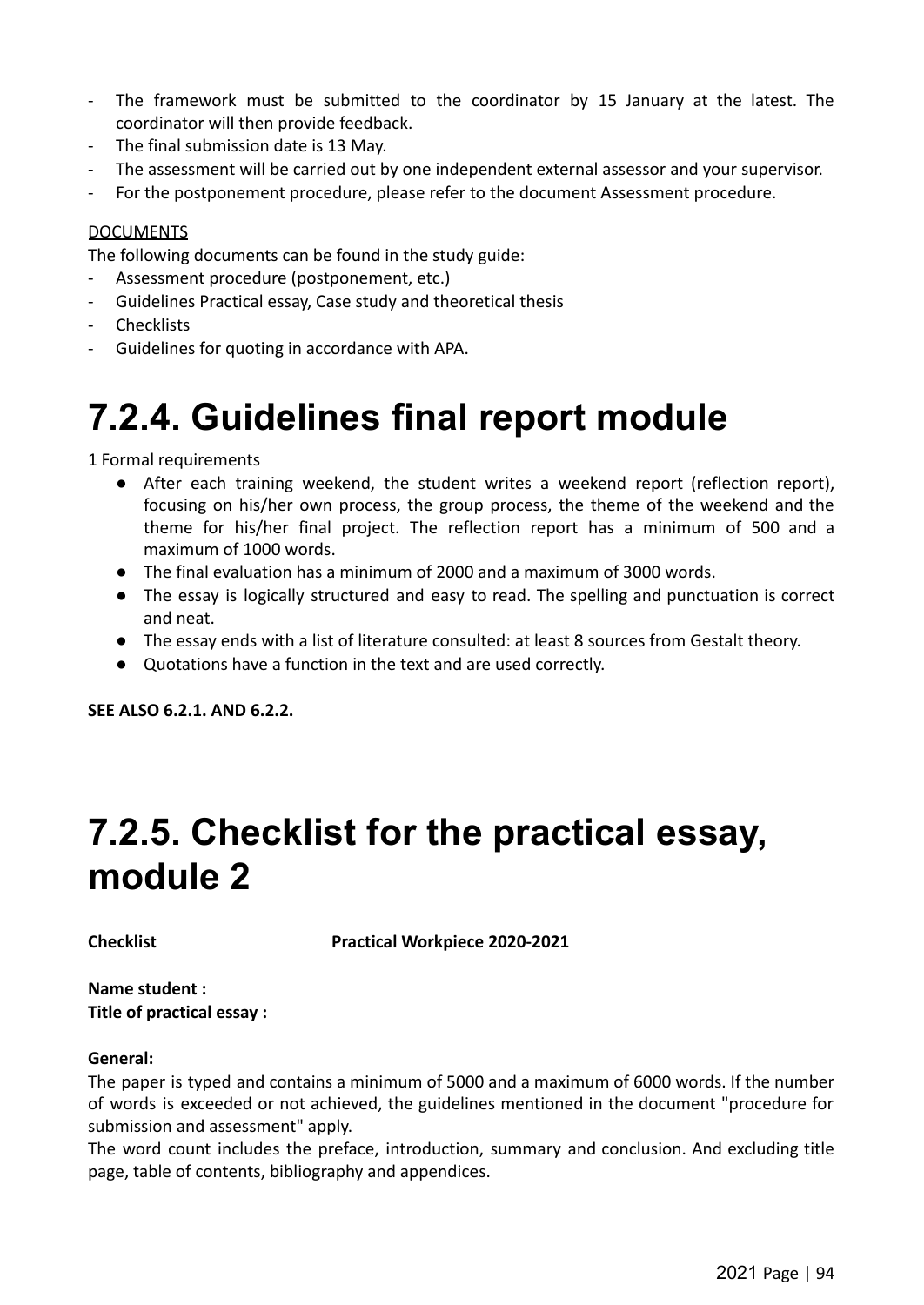- The framework must be submitted to the coordinator by 15 January at the latest. The coordinator will then provide feedback.
- The final submission date is 13 May.
- The assessment will be carried out by one independent external assessor and your supervisor.
- For the postponement procedure, please refer to the document Assessment procedure.

DOCUMENTS

The following documents can be found in the study guide:

- Assessment procedure (postponement, etc.)
- Guidelines Practical essay, Case study and theoretical thesis
- Checklists
- Guidelines for quoting in accordance with APA.

# 7.2.4. Guidelines final report module

1 Formal requirements

- After each training weekend, the student writes a weekend report (reflection report), focusing on his/her own process, the group process, the theme of the weekend and the theme for his/her final project. The reflection report has a minimum of 500 and a maximum of 1000 words.
- The final evaluation has a minimum of 2000 and a maximum of 3000 words.
- The essay is logically structured and easy to read. The spelling and punctuation is correct and neat.
- The essay ends with a list of literature consulted: at least 8 sources from Gestalt theory.
- Quotations have a function in the text and are used correctly.

**SEE ALSO 6.2.1. AND 6.2.2.**

# 7.2.5. Checklist for the practical essay, module 2

**Checklist** **Practical Workpiece 2020-2021**

**Name student :**
**Title of practical essay :**

**General:**

The paper is typed and contains a minimum of 5000 and a maximum of 6000 words. If the number of words is exceeded or not achieved, the guidelines mentioned in the document "procedure for submission and assessment" apply.

The word count includes the preface, introduction, summary and conclusion. And excluding title page, table of contents, bibliography and appendices.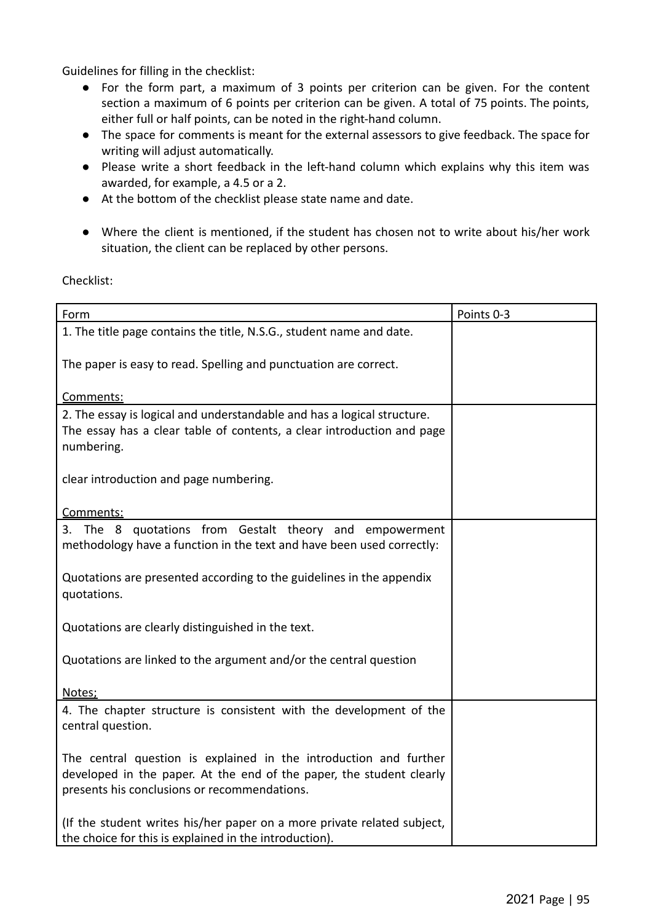Guidelines for filling in the checklist:

- For the form part, a maximum of 3 points per criterion can be given. For the content section a maximum of 6 points per criterion can be given. A total of 75 points. The points, either full or half points, can be noted in the right-hand column.
- The space for comments is meant for the external assessors to give feedback. The space for writing will adjust automatically.
- Please write a short feedback in the left-hand column which explains why this item was awarded, for example, a 4.5 or a 2.
- At the bottom of the checklist please state name and date.
- Where the client is mentioned, if the student has chosen not to write about his/her work situation, the client can be replaced by other persons.

Checklist:

| Form | Points 0-3 |
| --- | --- |
| 1. The title page contains the title, N.S.G., student name and date.<br><br>The paper is easy to read. Spelling and punctuation are correct.<br><br><u>Comments:</u> | |
| 2. The essay is logical and understandable and has a logical structure. The essay has a clear table of contents, a clear introduction and page numbering.<br><br>clear introduction and page numbering.<br><br><u>Comments:</u> | |
| 3. The 8 quotations from Gestalt theory and empowerment methodology have a function in the text and have been used correctly:<br><br>Quotations are presented according to the guidelines in the appendix quotations.<br><br>Quotations are clearly distinguished in the text.<br><br>Quotations are linked to the argument and/or the central question<br><br><u>Notes;</u> | |
| 4. The chapter structure is consistent with the development of the central question.<br><br>The central question is explained in the introduction and further developed in the paper. At the end of the paper, the student clearly presents his conclusions or recommendations.<br><br>(If the student writes his/her paper on a more private related subject, the choice for this is explained in the introduction). | |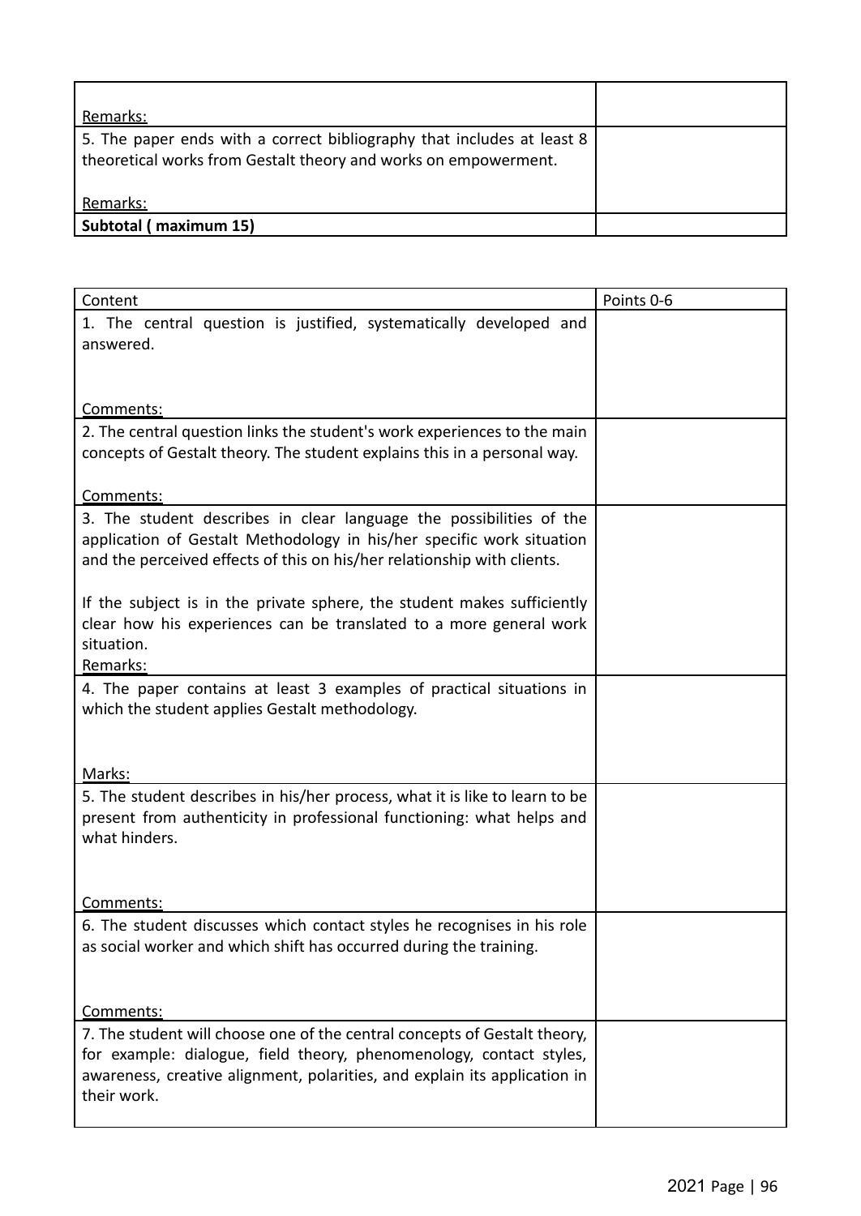| | |
|---|---|
| Remarks: | |
| 5. The paper ends with a correct bibliography that includes at least 8 theoretical works from Gestalt theory and works on empowerment.<br><br>Remarks: | |
| **Subtotal ( maximum 15)** | |

| Content | Points 0-6 |
|---|---|
| 1. The central question is justified, systematically developed and answered.<br><br>Comments: | |
| 2. The central question links the student's work experiences to the main concepts of Gestalt theory. The student explains this in a personal way.<br><br>Comments: | |
| 3. The student describes in clear language the possibilities of the application of Gestalt Methodology in his/her specific work situation and the perceived effects of this on his/her relationship with clients.<br><br>If the subject is in the private sphere, the student makes sufficiently clear how his experiences can be translated to a more general work situation.<br>Remarks: | |
| 4. The paper contains at least 3 examples of practical situations in which the student applies Gestalt methodology.<br><br>Marks: | |
| 5. The student describes in his/her process, what it is like to learn to be present from authenticity in professional functioning: what helps and what hinders.<br><br>Comments: | |
| 6. The student discusses which contact styles he recognises in his role as social worker and which shift has occurred during the training.<br><br>Comments: | |
| 7. The student will choose one of the central concepts of Gestalt theory, for example: dialogue, field theory, phenomenology, contact styles, awareness, creative alignment, polarities, and explain its application in their work. | |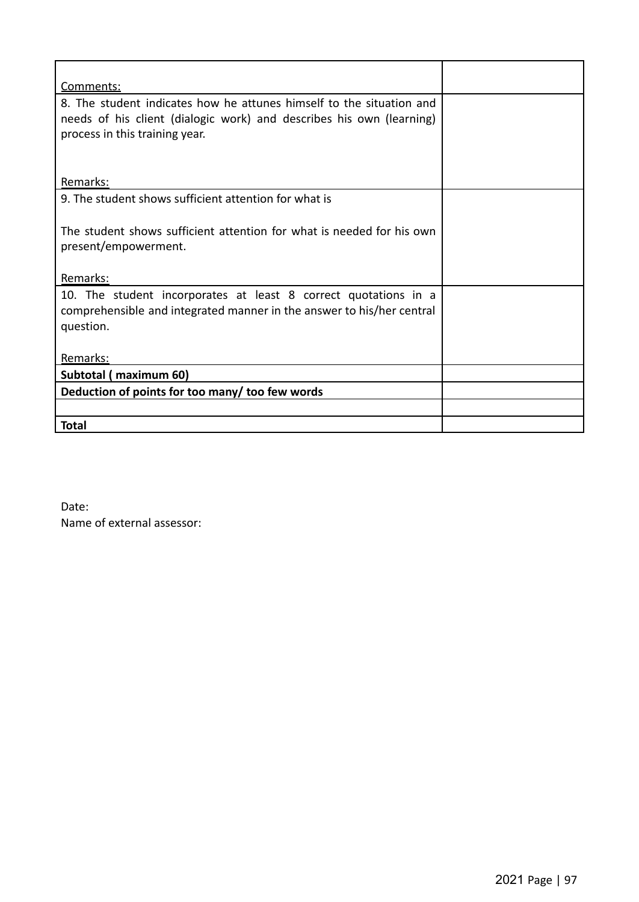| | |
|---|---|
| Comments: | |
| 8. The student indicates how he attunes himself to the situation and needs of his client (dialogic work) and describes his own (learning) process in this training year.<br><br>Remarks: | |
| 9. The student shows sufficient attention for what is<br><br>The student shows sufficient attention for what is needed for his own present/empowerment.<br><br>Remarks: | |
| 10. The student incorporates at least 8 correct quotations in a comprehensible and integrated manner in the answer to his/her central question.<br><br>Remarks: | |
| **Subtotal ( maximum 60)** | |
| **Deduction of points for too many/ too few words** | |
| | |
| **Total** | |

Date:
Name of external assessor: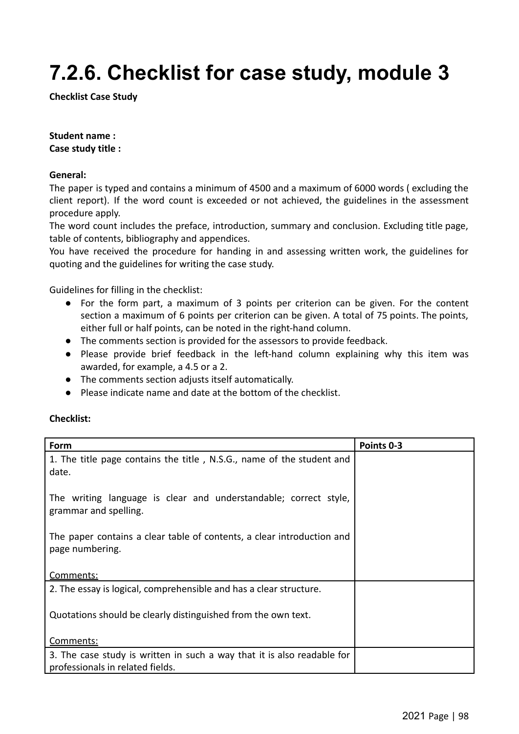# 7.2.6. Checklist for case study, module 3

**Checklist Case Study**

**Student name :**
**Case study title :**

**General:**
The paper is typed and contains a minimum of 4500 and a maximum of 6000 words ( excluding the client report). If the word count is exceeded or not achieved, the guidelines in the assessment procedure apply.
The word count includes the preface, introduction, summary and conclusion. Excluding title page, table of contents, bibliography and appendices.
You have received the procedure for handing in and assessing written work, the guidelines for quoting and the guidelines for writing the case study.

Guidelines for filling in the checklist:

- For the form part, a maximum of 3 points per criterion can be given. For the content section a maximum of 6 points per criterion can be given. A total of 75 points. The points, either full or half points, can be noted in the right-hand column.
- The comments section is provided for the assessors to provide feedback.
- Please provide brief feedback in the left-hand column explaining why this item was awarded, for example, a 4.5 or a 2.
- The comments section adjusts itself automatically.
- Please indicate name and date at the bottom of the checklist.

**Checklist:**

| Form | Points 0-3 |
|---|---|
| 1. The title page contains the title , N.S.G., name of the student and date.<br><br>The writing language is clear and understandable; correct style, grammar and spelling.<br><br>The paper contains a clear table of contents, a clear introduction and page numbering.<br><br><u>Comments:</u> | |
| 2. The essay is logical, comprehensible and has a clear structure.<br><br>Quotations should be clearly distinguished from the own text.<br><br><u>Comments:</u> | |
| 3. The case study is written in such a way that it is also readable for professionals in related fields. | |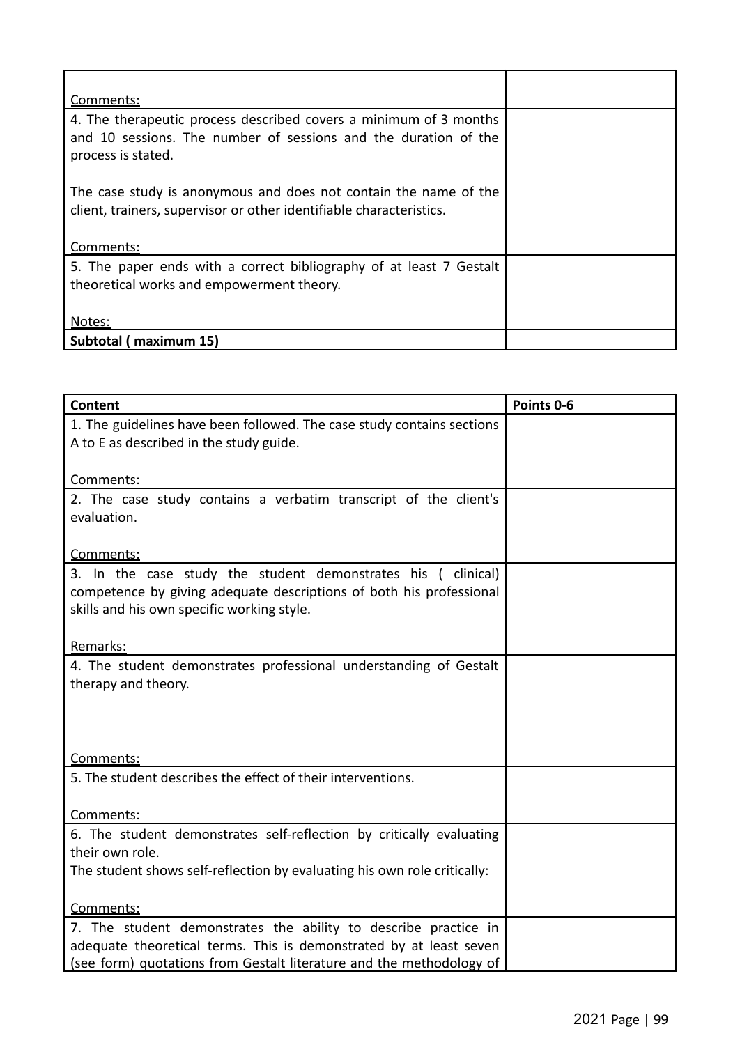| | |
|---|---|
| Comments: | |
| 4. The therapeutic process described covers a minimum of 3 months and 10 sessions. The number of sessions and the duration of the process is stated.<br><br>The case study is anonymous and does not contain the name of the client, trainers, supervisor or other identifiable characteristics.<br><br>Comments: | |
| 5. The paper ends with a correct bibliography of at least 7 Gestalt theoretical works and empowerment theory.<br><br>Notes: | |
| **Subtotal ( maximum 15)** | |

| **Content** | **Points 0-6** |
|---|---|
| 1. The guidelines have been followed. The case study contains sections A to E as described in the study guide.<br><br>Comments: | |
| 2. The case study contains a verbatim transcript of the client's evaluation.<br><br>Comments: | |
| 3. In the case study the student demonstrates his ( clinical) competence by giving adequate descriptions of both his professional skills and his own specific working style.<br><br>Remarks: | |
| 4. The student demonstrates professional understanding of Gestalt therapy and theory.<br><br>Comments: | |
| 5. The student describes the effect of their interventions.<br><br>Comments: | |
| 6. The student demonstrates self-reflection by critically evaluating their own role.<br>The student shows self-reflection by evaluating his own role critically:<br><br>Comments: | |
| 7. The student demonstrates the ability to describe practice in adequate theoretical terms. This is demonstrated by at least seven (see form) quotations from Gestalt literature and the methodology of | |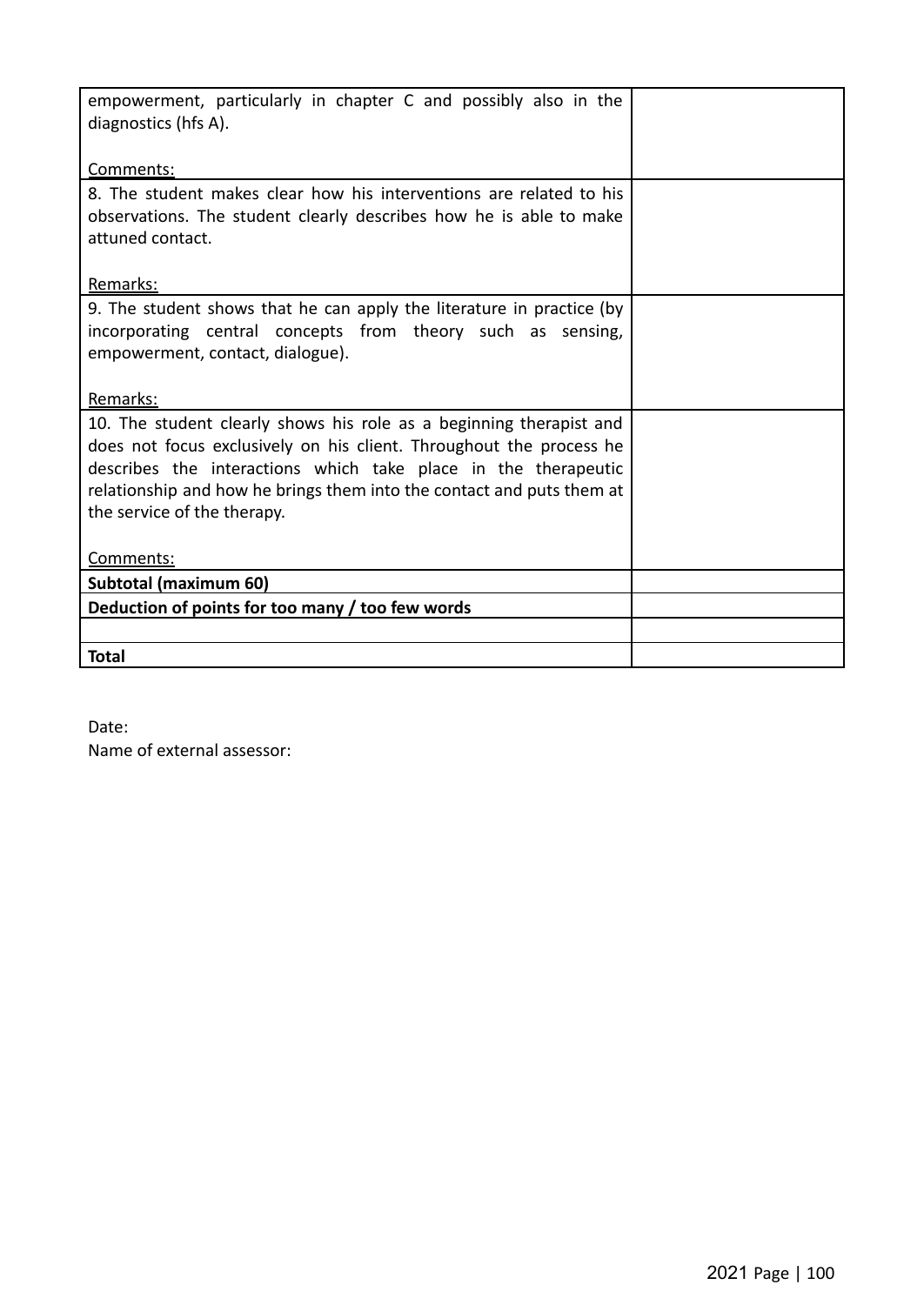| | |
|---|---|
| empowerment, particularly in chapter C and possibly also in the diagnostics (hfs A).<br><br><u>Comments:</u> | |
| 8. The student makes clear how his interventions are related to his observations. The student clearly describes how he is able to make attuned contact.<br><br><u>Remarks:</u> | |
| 9. The student shows that he can apply the literature in practice (by incorporating central concepts from theory such as sensing, empowerment, contact, dialogue).<br><br><u>Remarks:</u> | |
| 10. The student clearly shows his role as a beginning therapist and does not focus exclusively on his client. Throughout the process he describes the interactions which take place in the therapeutic relationship and how he brings them into the contact and puts them at the service of the therapy.<br><br><u>Comments:</u> | |
| **Subtotal (maximum 60)** | |
| **Deduction of points for too many / too few words** | |
| | |
| **Total** | |

Date:
Name of external assessor: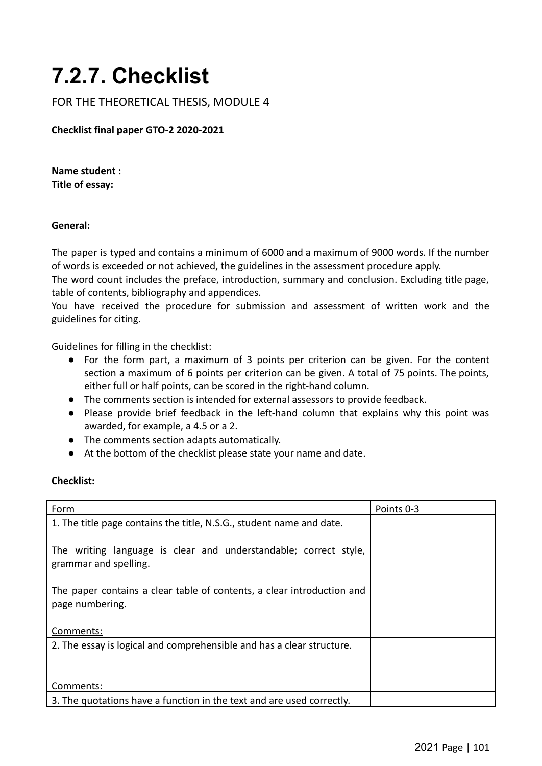# 7.2.7. Checklist

FOR THE THEORETICAL THESIS, MODULE 4

**Checklist final paper GTO-2 2020-2021**

**Name student :**
**Title of essay:**

**General:**

The paper is typed and contains a minimum of 6000 and a maximum of 9000 words. If the number of words is exceeded or not achieved, the guidelines in the assessment procedure apply.
The word count includes the preface, introduction, summary and conclusion. Excluding title page, table of contents, bibliography and appendices.
You have received the procedure for submission and assessment of written work and the guidelines for citing.

Guidelines for filling in the checklist:

- For the form part, a maximum of 3 points per criterion can be given. For the content section a maximum of 6 points per criterion can be given. A total of 75 points. The points, either full or half points, can be scored in the right-hand column.
- The comments section is intended for external assessors to provide feedback.
- Please provide brief feedback in the left-hand column that explains why this point was awarded, for example, a 4.5 or a 2.
- The comments section adapts automatically.
- At the bottom of the checklist please state your name and date.

**Checklist:**

| Form | Points 0-3 |
|---|---|
| 1. The title page contains the title, N.S.G., student name and date.<br><br>The writing language is clear and understandable; correct style, grammar and spelling.<br><br>The paper contains a clear table of contents, a clear introduction and page numbering.<br><br>Comments: | |
| 2. The essay is logical and comprehensible and has a clear structure.<br><br>Comments: | |
| 3. The quotations have a function in the text and are used correctly. | |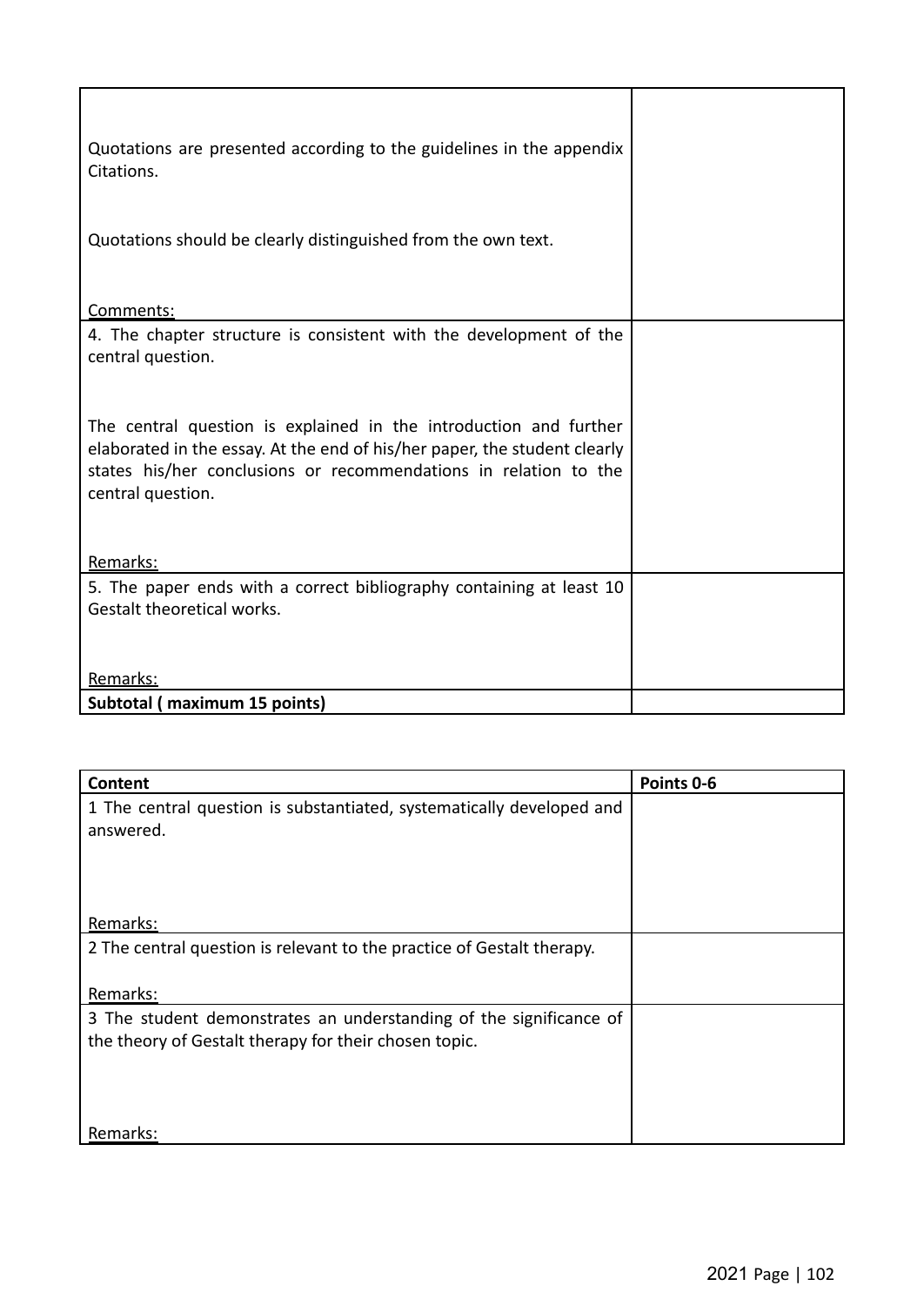| | |
|---|---|
| Quotations are presented according to the guidelines in the appendix Citations.<br><br>Quotations should be clearly distinguished from the own text.<br><br><u>Comments:</u> | |
| 4. The chapter structure is consistent with the development of the central question.<br><br>The central question is explained in the introduction and further elaborated in the essay. At the end of his/her paper, the student clearly states his/her conclusions or recommendations in relation to the central question.<br><br><u>Remarks:</u> | |
| 5. The paper ends with a correct bibliography containing at least 10 Gestalt theoretical works.<br><br><u>Remarks:</u> | |
| **Subtotal ( maximum 15 points)** | |

| **Content** | **Points 0-6** |
|---|---|
| 1 The central question is substantiated, systematically developed and answered.<br><br><u>Remarks:</u> | |
| 2 The central question is relevant to the practice of Gestalt therapy.<br><br><u>Remarks:</u> | |
| 3 The student demonstrates an understanding of the significance of the theory of Gestalt therapy for their chosen topic.<br><br><u>Remarks:</u> | |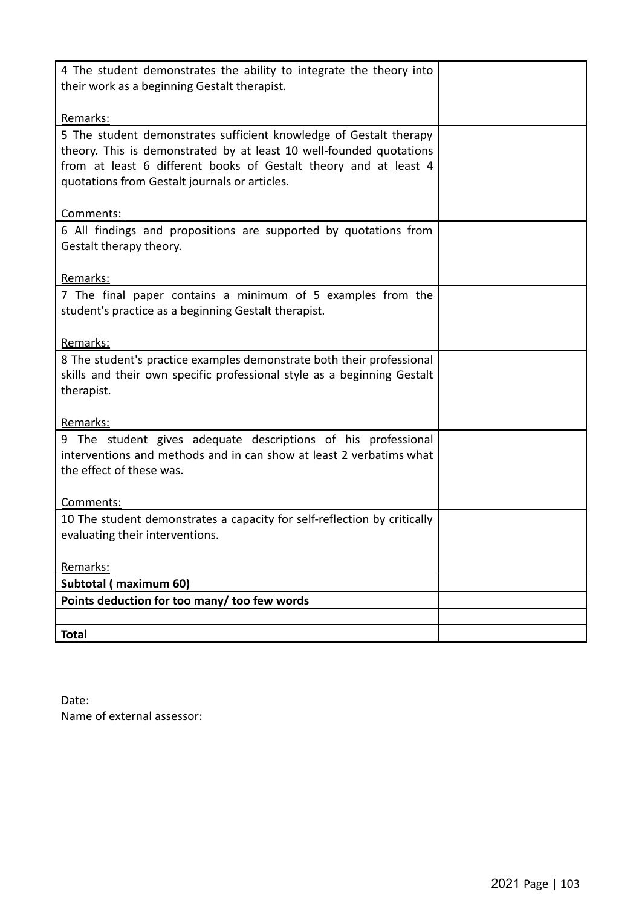| | |
|---|---|
| 4 The student demonstrates the ability to integrate the theory into their work as a beginning Gestalt therapist.<br><br>Remarks: | |
| 5 The student demonstrates sufficient knowledge of Gestalt therapy theory. This is demonstrated by at least 10 well-founded quotations from at least 6 different books of Gestalt theory and at least 4 quotations from Gestalt journals or articles.<br><br>Comments: | |
| 6 All findings and propositions are supported by quotations from Gestalt therapy theory.<br><br>Remarks: | |
| 7 The final paper contains a minimum of 5 examples from the student's practice as a beginning Gestalt therapist.<br><br>Remarks: | |
| 8 The student's practice examples demonstrate both their professional skills and their own specific professional style as a beginning Gestalt therapist.<br><br>Remarks: | |
| 9 The student gives adequate descriptions of his professional interventions and methods and in can show at least 2 verbatims what the effect of these was.<br><br>Comments: | |
| 10 The student demonstrates a capacity for self-reflection by critically evaluating their interventions.<br><br>Remarks: | |
| **Subtotal ( maximum 60)** | |
| **Points deduction for too many/ too few words** | |
| | |
| **Total** | |

Date:
Name of external assessor: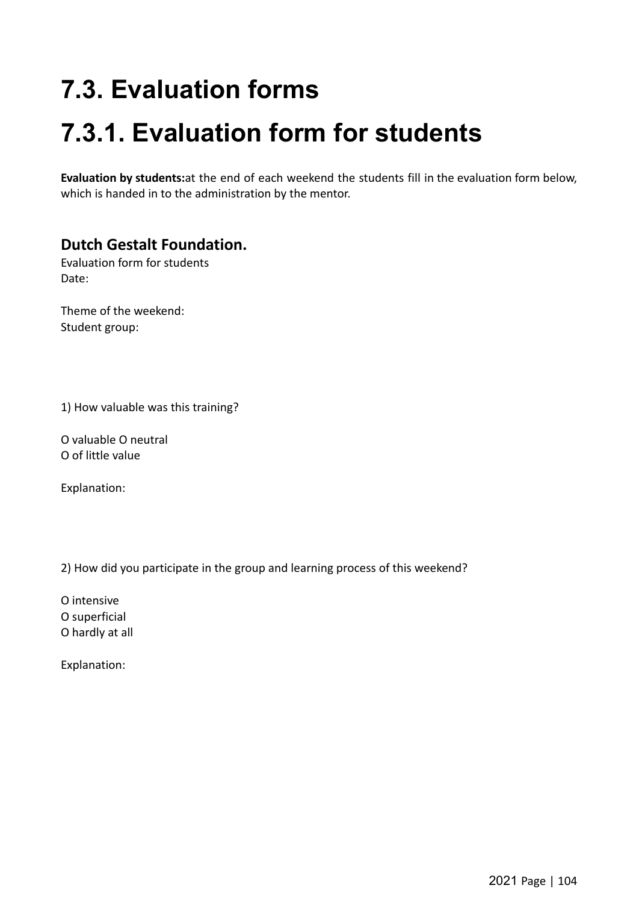# 7.3. Evaluation forms

# 7.3.1. Evaluation form for students

**Evaluation by students:**at the end of each weekend the students fill in the evaluation form below, which is handed in to the administration by the mentor.

### Dutch Gestalt Foundation.

Evaluation form for students
Date:

Theme of the weekend:
Student group:

1) How valuable was this training?

O valuable O neutral
O of little value

Explanation:

2) How did you participate in the group and learning process of this weekend?

O intensive
O superficial
O hardly at all

Explanation: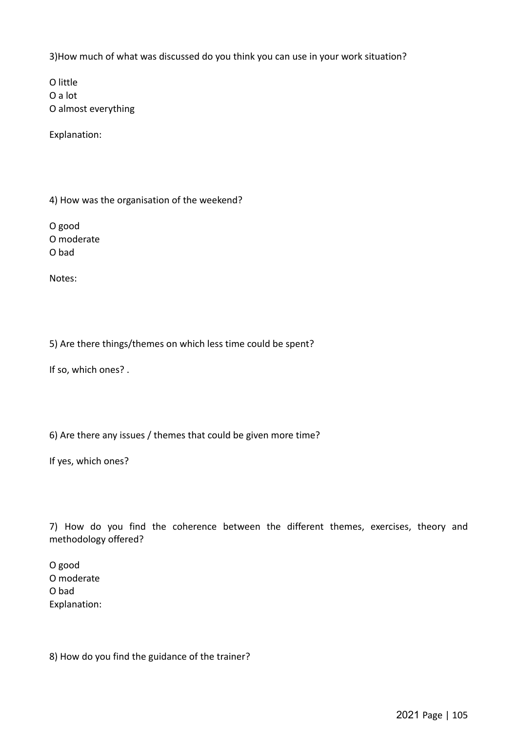3)How much of what was discussed do you think you can use in your work situation?

O little
O a lot
O almost everything

Explanation:

4) How was the organisation of the weekend?

O good
O moderate
O bad

Notes:

5) Are there things/themes on which less time could be spent?

If so, which ones? .

6) Are there any issues / themes that could be given more time?

If yes, which ones?

7) How do you find the coherence between the different themes, exercises, theory and methodology offered?

O good
O moderate
O bad
Explanation:

8) How do you find the guidance of the trainer?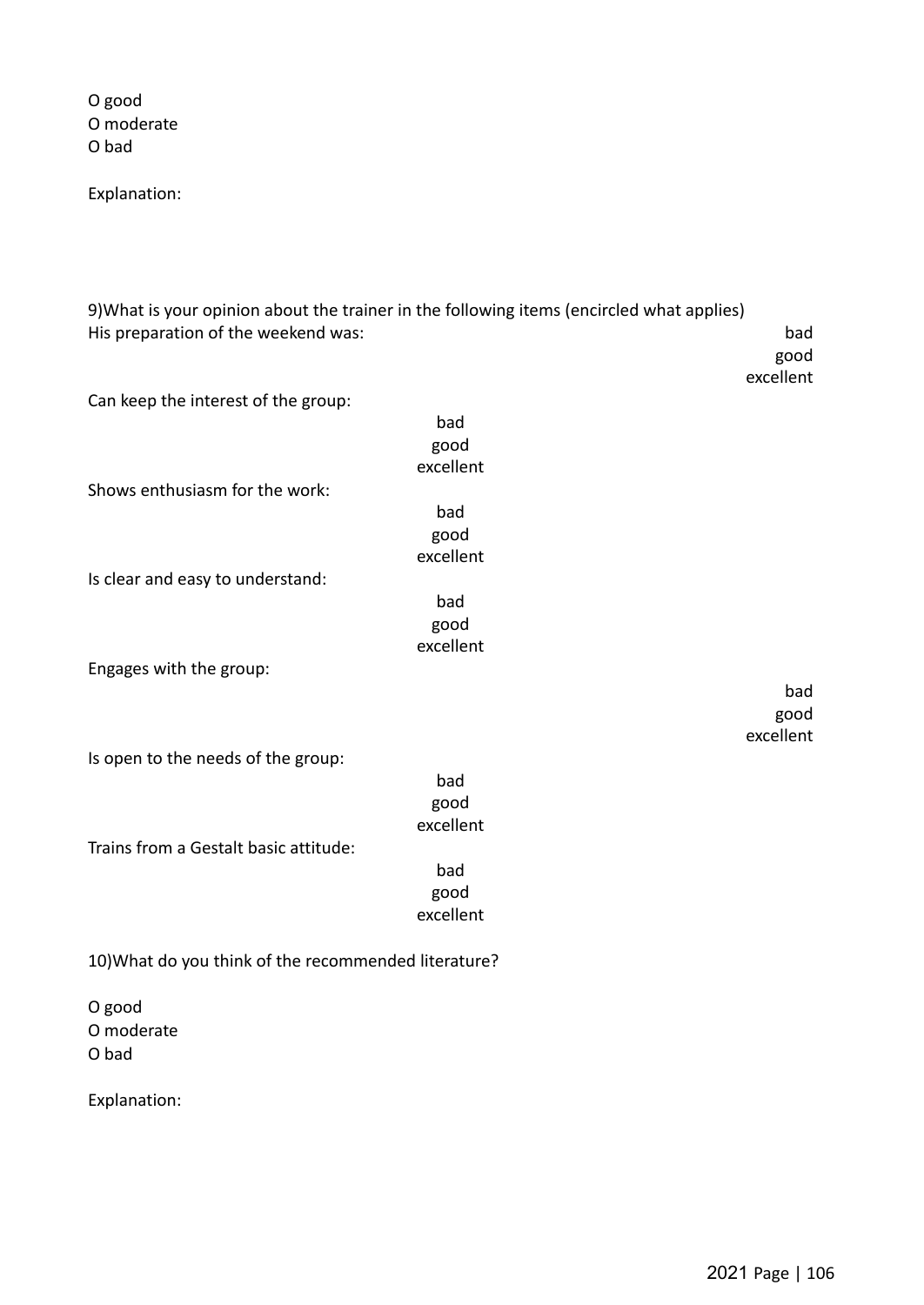O good
O moderate
O bad

Explanation:

9)What is your opinion about the trainer in the following items (encircled what applies)

His preparation of the weekend was:
bad
good
excellent

Can keep the interest of the group:
bad
good
excellent

Shows enthusiasm for the work:
bad
good
excellent

Is clear and easy to understand:
bad
good
excellent

Engages with the group:
bad
good
excellent

Is open to the needs of the group:
bad
good
excellent

Trains from a Gestalt basic attitude:
bad
good
excellent

10)What do you think of the recommended literature?

O good
O moderate
O bad

Explanation: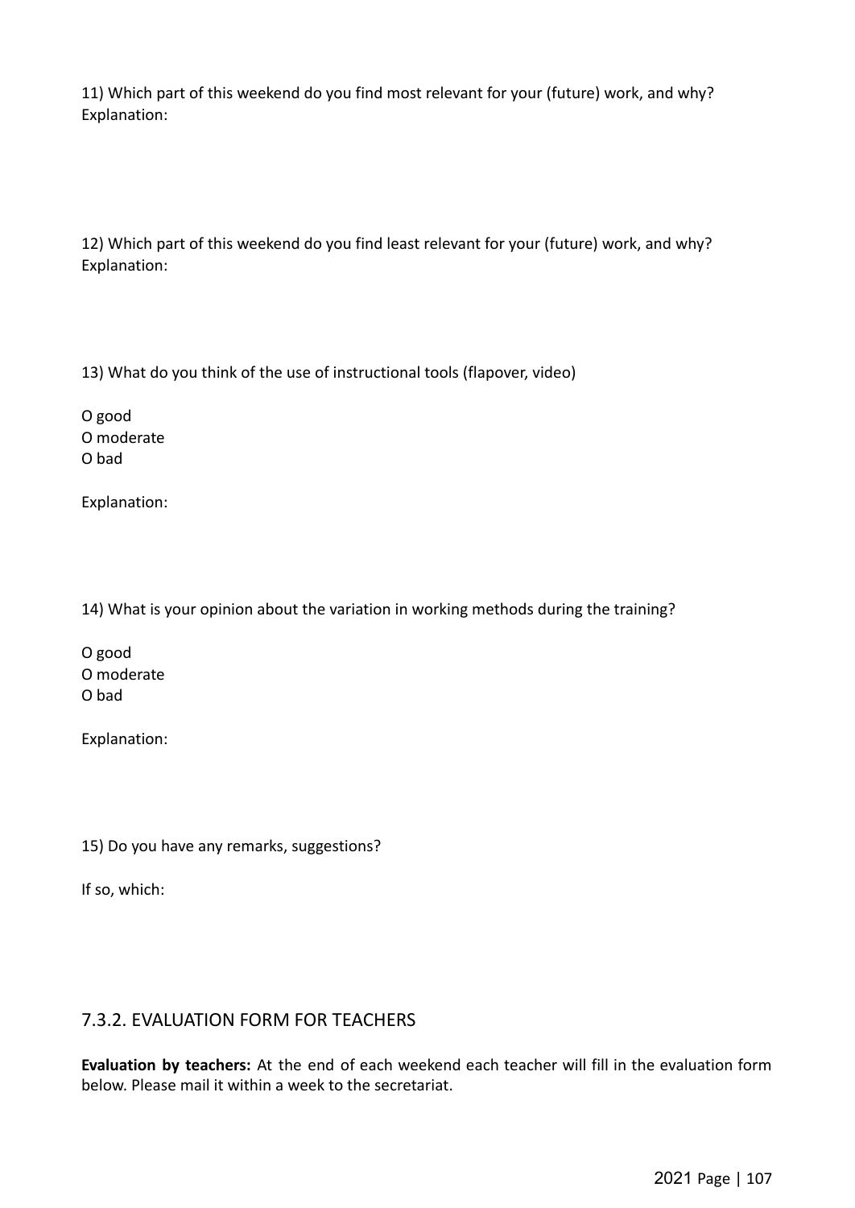11) Which part of this weekend do you find most relevant for your (future) work, and why?
Explanation:

12) Which part of this weekend do you find least relevant for your (future) work, and why?
Explanation:

13) What do you think of the use of instructional tools (flapover, video)

O good
O moderate
O bad

Explanation:

14) What is your opinion about the variation in working methods during the training?

O good
O moderate
O bad

Explanation:

15) Do you have any remarks, suggestions?

If so, which:

## 7.3.2. EVALUATION FORM FOR TEACHERS

**Evaluation by teachers:** At the end of each weekend each teacher will fill in the evaluation form below. Please mail it within a week to the secretariat.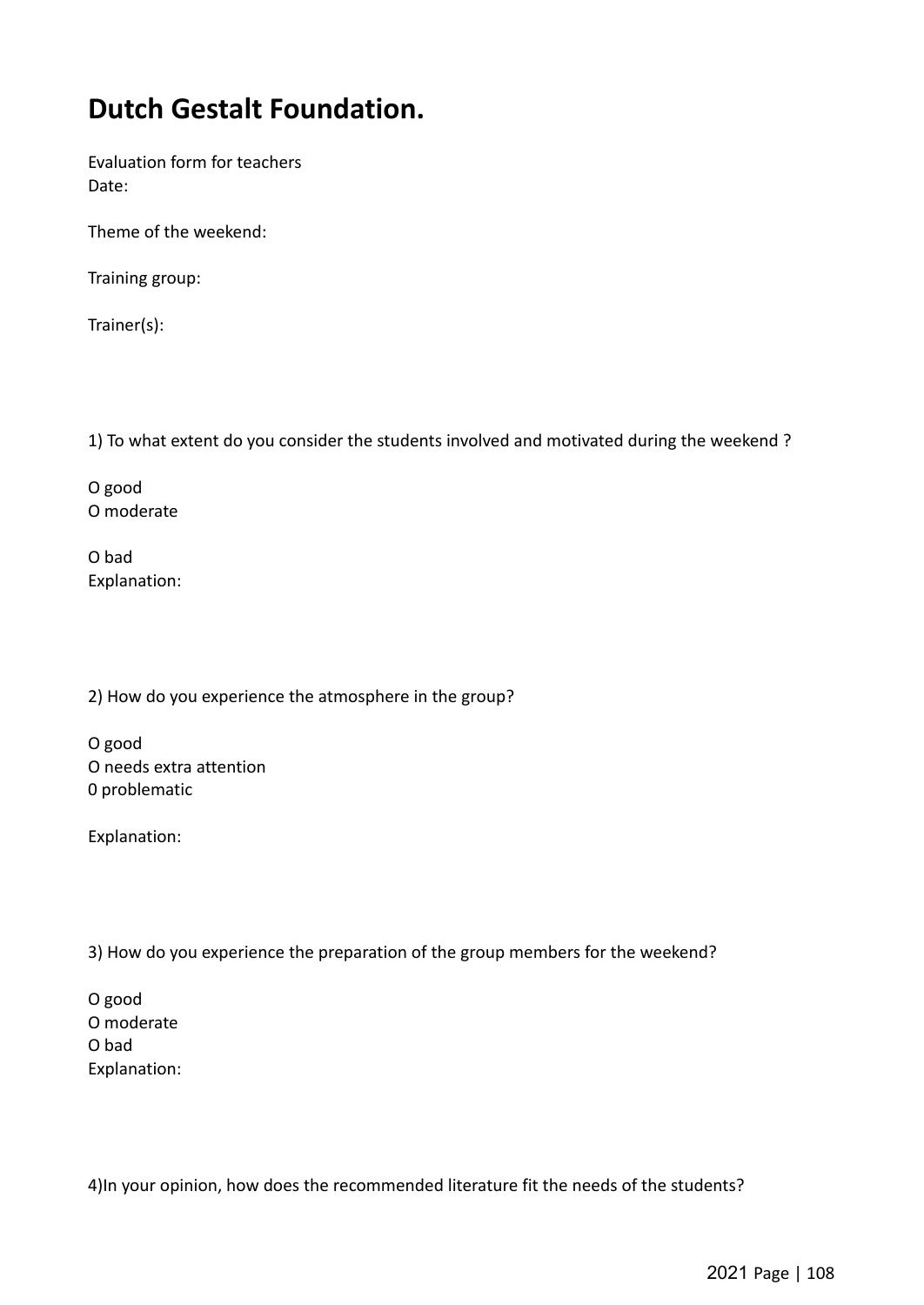# Dutch Gestalt Foundation.

Evaluation form for teachers
Date:

Theme of the weekend:

Training group:

Trainer(s):

1) To what extent do you consider the students involved and motivated during the weekend ?

O good
O moderate

O bad
Explanation:

2) How do you experience the atmosphere in the group?

O good
O needs extra attention
0 problematic

Explanation:

3) How do you experience the preparation of the group members for the weekend?

O good
O moderate
O bad
Explanation:

4)In your opinion, how does the recommended literature fit the needs of the students?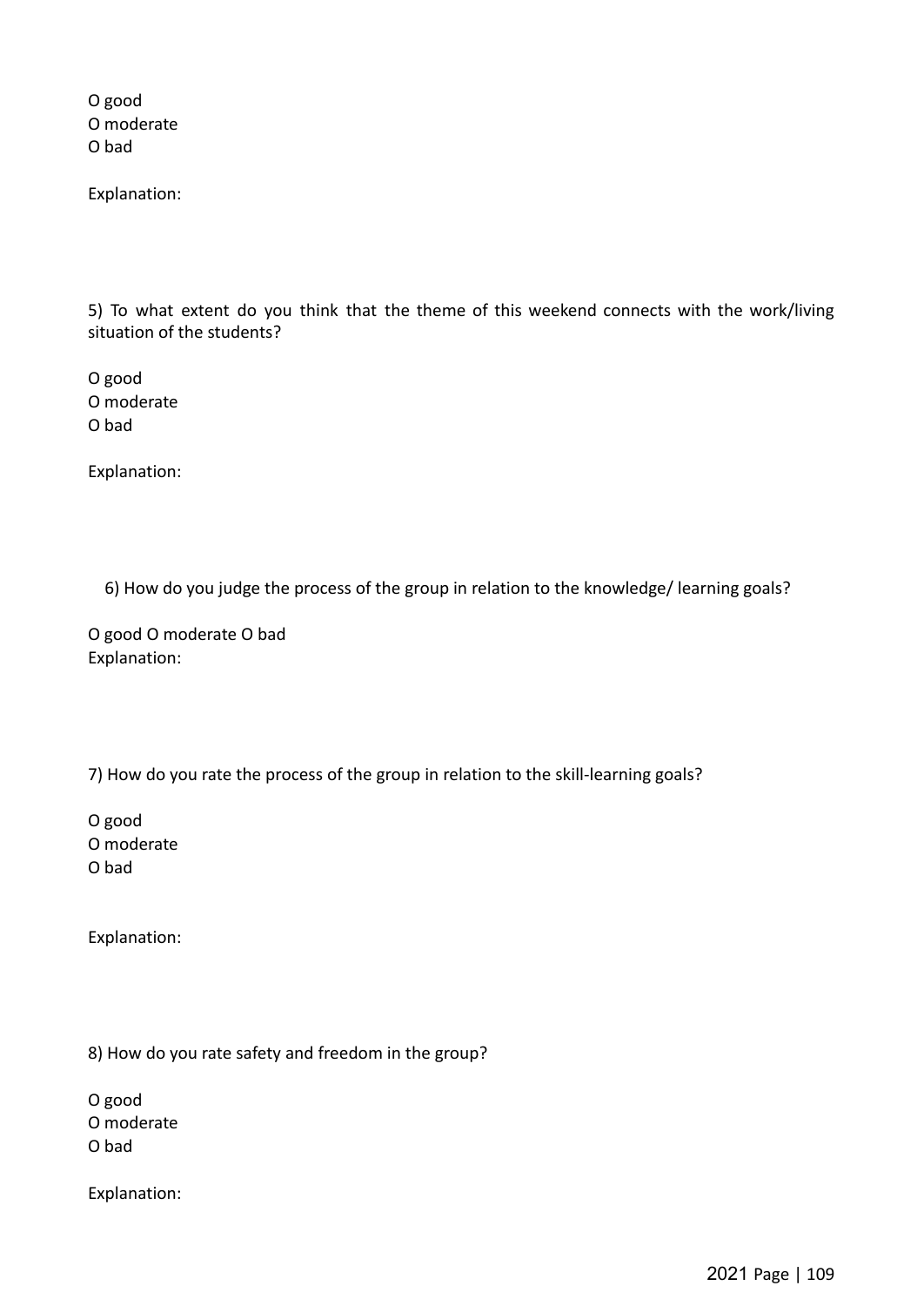O good
O moderate
O bad

Explanation:

5) To what extent do you think that the theme of this weekend connects with the work/living situation of the students?

O good
O moderate
O bad

Explanation:

6) How do you judge the process of the group in relation to the knowledge/ learning goals?

O good O moderate O bad
Explanation:

7) How do you rate the process of the group in relation to the skill-learning goals?

O good
O moderate
O bad

Explanation:

8) How do you rate safety and freedom in the group?

O good
O moderate
O bad

Explanation: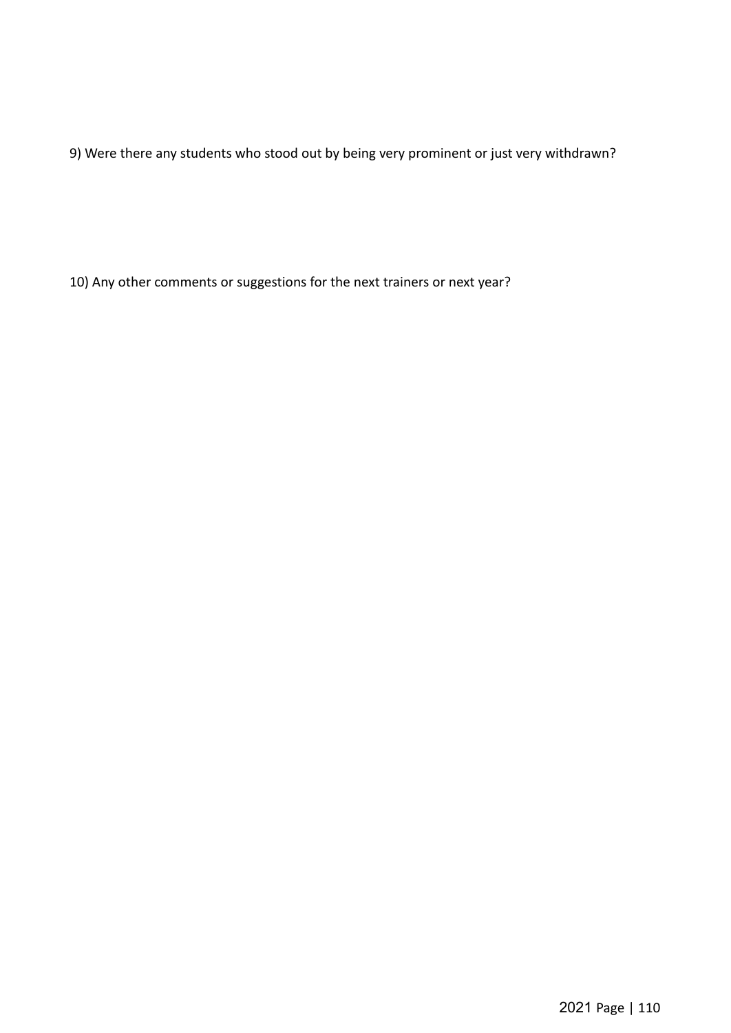9) Were there any students who stood out by being very prominent or just very withdrawn?

10) Any other comments or suggestions for the next trainers or next year?